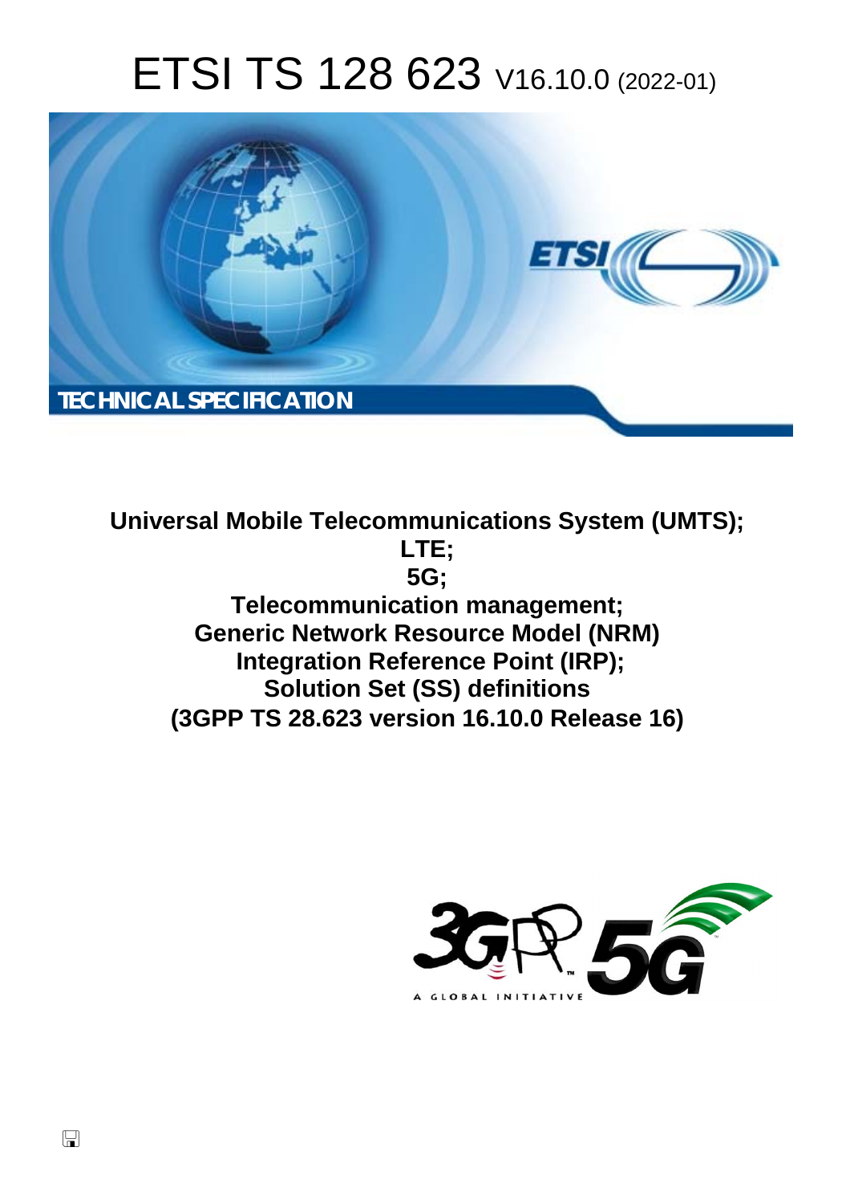# ETSI TS 128 623 V16.10.0 (2022-01)

TECHNICAL SPECIFICATION

**Universal Mobile Telecommunications System (UMTS);**
**LTE;**
**5G;**
**Telecommunication management;**
**Generic Network Resource Model (NRM)**
**Integration Reference Point (IRP);**
**Solution Set (SS) definitions**
**(3GPP TS 28.623 version 16.10.0 Release 16)**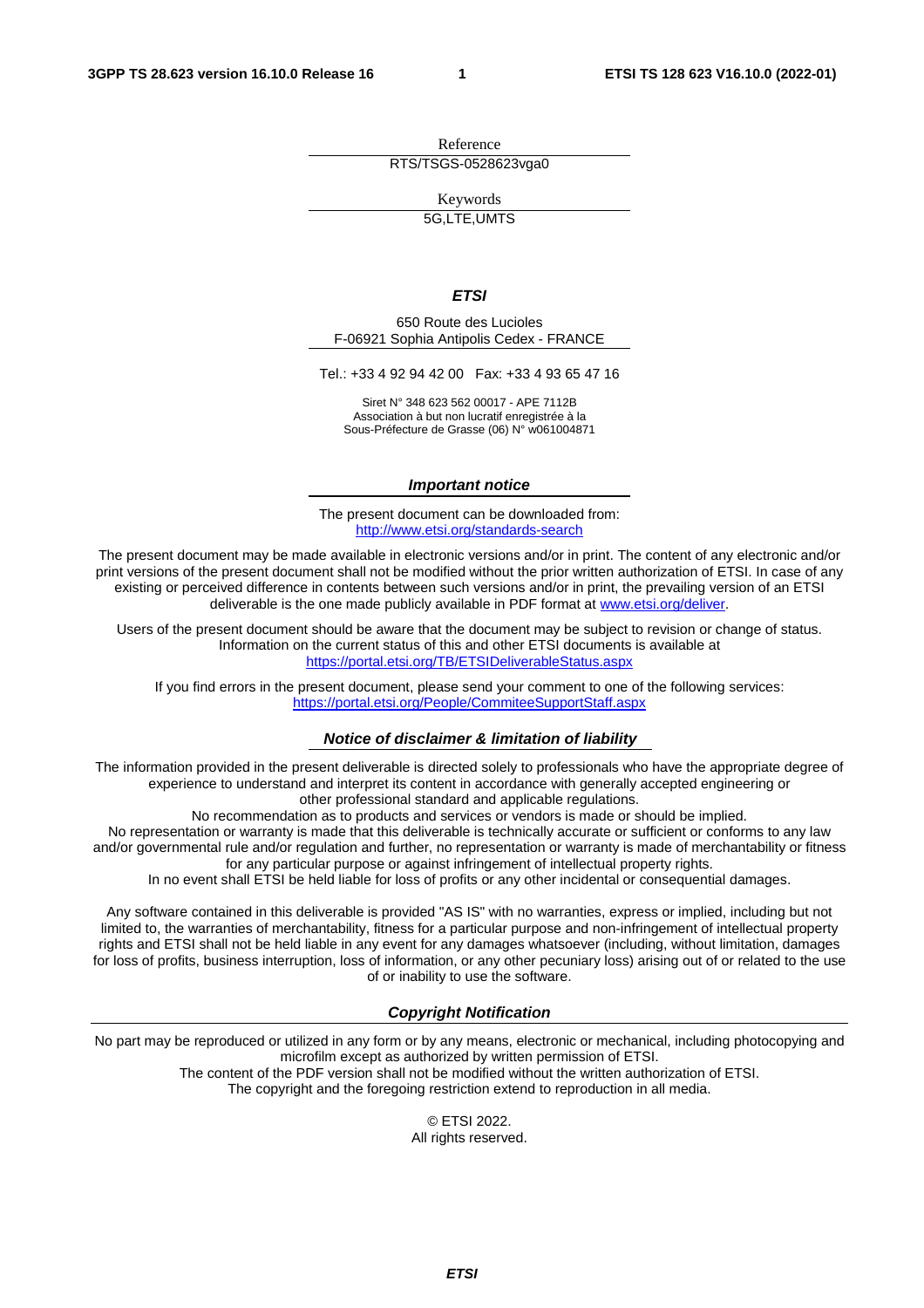Reference

RTS/TSGS-0528623vga0

Keywords

5G,LTE,UMTS

***ETSI***

650 Route des Lucioles
F-06921 Sophia Antipolis Cedex - FRANCE

Tel.: +33 4 92 94 42 00   Fax: +33 4 93 65 47 16

Siret N° 348 623 562 00017 - APE 7112B
Association à but non lucratif enregistrée à la
Sous-Préfecture de Grasse (06) N° w061004871

***Important notice***

The present document can be downloaded from:
http://www.etsi.org/standards-search

The present document may be made available in electronic versions and/or in print. The content of any electronic and/or print versions of the present document shall not be modified without the prior written authorization of ETSI. In case of any existing or perceived difference in contents between such versions and/or in print, the prevailing version of an ETSI deliverable is the one made publicly available in PDF format at www.etsi.org/deliver.

Users of the present document should be aware that the document may be subject to revision or change of status. Information on the current status of this and other ETSI documents is available at
https://portal.etsi.org/TB/ETSIDeliverableStatus.aspx

If you find errors in the present document, please send your comment to one of the following services:
https://portal.etsi.org/People/CommiteeSupportStaff.aspx

***Notice of disclaimer & limitation of liability***

The information provided in the present deliverable is directed solely to professionals who have the appropriate degree of experience to understand and interpret its content in accordance with generally accepted engineering or other professional standard and applicable regulations.
No recommendation as to products and services or vendors is made or should be implied.
No representation or warranty is made that this deliverable is technically accurate or sufficient or conforms to any law and/or governmental rule and/or regulation and further, no representation or warranty is made of merchantability or fitness for any particular purpose or against infringement of intellectual property rights.
In no event shall ETSI be held liable for loss of profits or any other incidental or consequential damages.

Any software contained in this deliverable is provided "AS IS" with no warranties, express or implied, including but not limited to, the warranties of merchantability, fitness for a particular purpose and non-infringement of intellectual property rights and ETSI shall not be held liable in any event for any damages whatsoever (including, without limitation, damages for loss of profits, business interruption, loss of information, or any other pecuniary loss) arising out of or related to the use of or inability to use the software.

***Copyright Notification***

No part may be reproduced or utilized in any form or by any means, electronic or mechanical, including photocopying and microfilm except as authorized by written permission of ETSI.
The content of the PDF version shall not be modified without the written authorization of ETSI.
The copyright and the foregoing restriction extend to reproduction in all media.

© ETSI 2022.
All rights reserved.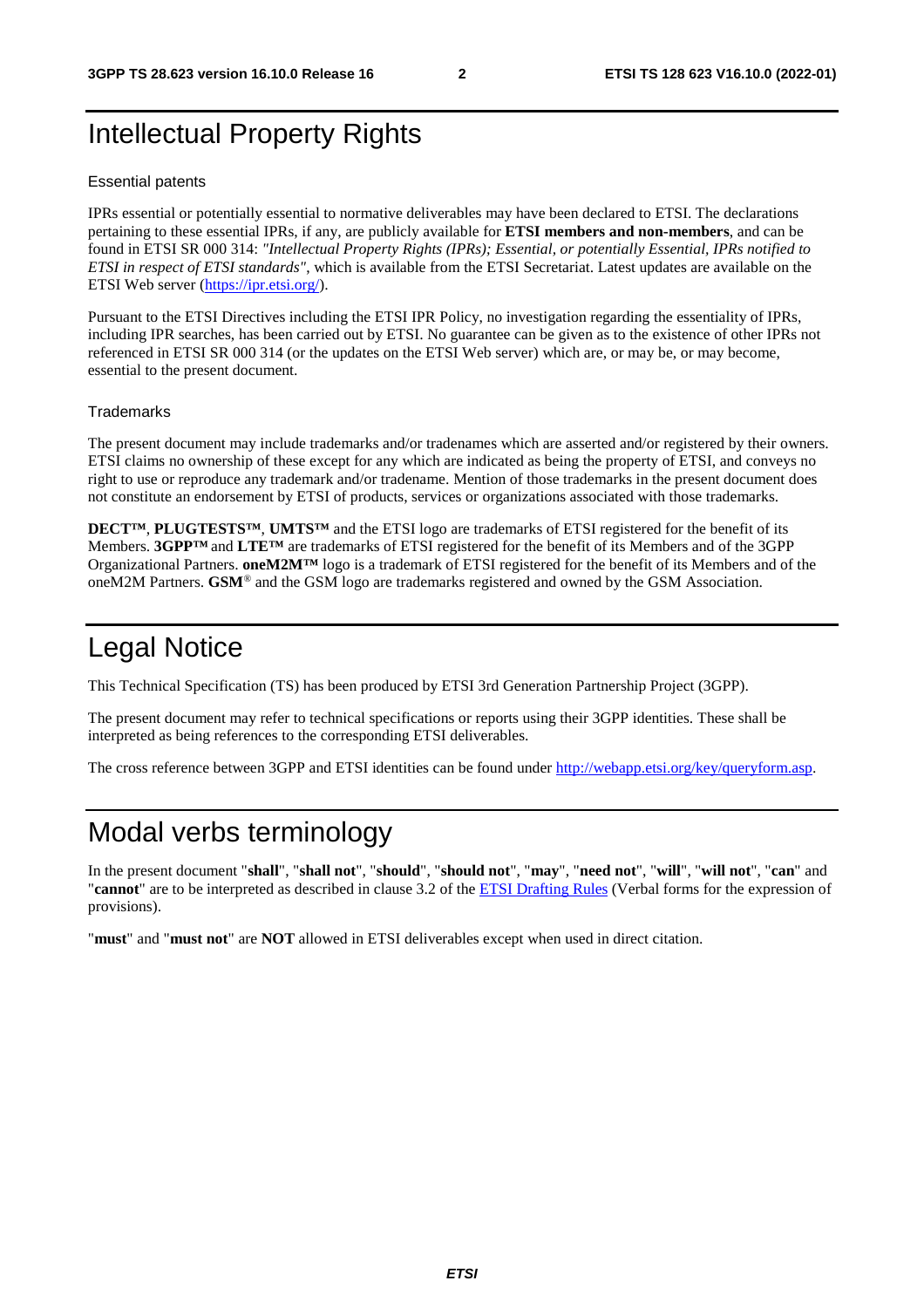# Intellectual Property Rights

### Essential patents

IPRs essential or potentially essential to normative deliverables may have been declared to ETSI. The declarations pertaining to these essential IPRs, if any, are publicly available for **ETSI members and non-members**, and can be found in ETSI SR 000 314: *"Intellectual Property Rights (IPRs); Essential, or potentially Essential, IPRs notified to ETSI in respect of ETSI standards"*, which is available from the ETSI Secretariat. Latest updates are available on the ETSI Web server (https://ipr.etsi.org/).

Pursuant to the ETSI Directives including the ETSI IPR Policy, no investigation regarding the essentiality of IPRs, including IPR searches, has been carried out by ETSI. No guarantee can be given as to the existence of other IPRs not referenced in ETSI SR 000 314 (or the updates on the ETSI Web server) which are, or may be, or may become, essential to the present document.

### Trademarks

The present document may include trademarks and/or tradenames which are asserted and/or registered by their owners. ETSI claims no ownership of these except for any which are indicated as being the property of ETSI, and conveys no right to use or reproduce any trademark and/or tradename. Mention of those trademarks in the present document does not constitute an endorsement by ETSI of products, services or organizations associated with those trademarks.

**DECT™**, **PLUGTESTS™**, **UMTS™** and the ETSI logo are trademarks of ETSI registered for the benefit of its Members. **3GPP™** and **LTE™** are trademarks of ETSI registered for the benefit of its Members and of the 3GPP Organizational Partners. **oneM2M™** logo is a trademark of ETSI registered for the benefit of its Members and of the oneM2M Partners. **GSM**® and the GSM logo are trademarks registered and owned by the GSM Association.

# Legal Notice

This Technical Specification (TS) has been produced by ETSI 3rd Generation Partnership Project (3GPP).

The present document may refer to technical specifications or reports using their 3GPP identities. These shall be interpreted as being references to the corresponding ETSI deliverables.

The cross reference between 3GPP and ETSI identities can be found under http://webapp.etsi.org/key/queryform.asp.

# Modal verbs terminology

In the present document "**shall**", "**shall not**", "**should**", "**should not**", "**may**", "**need not**", "**will**", "**will not**", "**can**" and "**cannot**" are to be interpreted as described in clause 3.2 of the ETSI Drafting Rules (Verbal forms for the expression of provisions).

"**must**" and "**must not**" are **NOT** allowed in ETSI deliverables except when used in direct citation.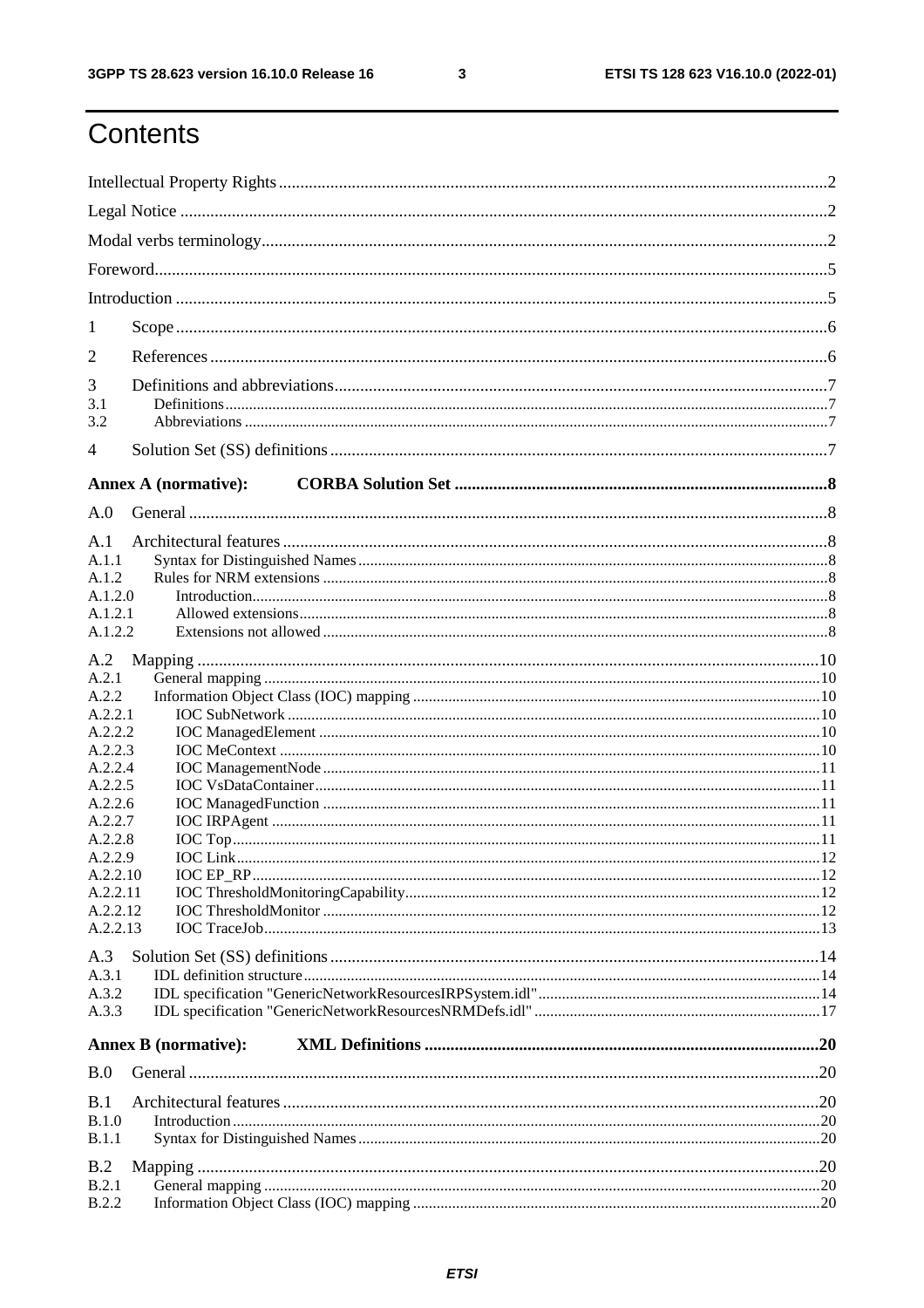# Contents

Intellectual Property Rights ....................................................................................................................2

Legal Notice ............................................................................................................................................2

Modal verbs terminology.........................................................................................................................2

Foreword...................................................................................................................................................5

Introduction ..............................................................................................................................................5

1 Scope ....................................................................................................................................................6

2 References .............................................................................................................................................6

3 Definitions and abbreviations...................................................................................................................7

3.1 Definitions.............................................................................................................................................7

3.2 Abbreviations ........................................................................................................................................7

4 Solution Set (SS) definitions ....................................................................................................................7

**Annex A (normative): CORBA Solution Set ........................................................................................8**

A.0 General ...............................................................................................................................................8

A.1 Architectural features ...........................................................................................................................8

A.1.1 Syntax for Distinguished Names ........................................................................................................8

A.1.2 Rules for NRM extensions .................................................................................................................8

A.1.2.0 Introduction.....................................................................................................................................8

A.1.2.1 Allowed extensions..........................................................................................................................8

A.1.2.2 Extensions not allowed ....................................................................................................................8

A.2 Mapping ..............................................................................................................................................10

A.2.1 General mapping ..............................................................................................................................10

A.2.2 Information Object Class (IOC) mapping ..........................................................................................10

A.2.2.1 IOC SubNetwork ...........................................................................................................................10

A.2.2.2 IOC ManagedElement ....................................................................................................................10

A.2.2.3 IOC MeContext .............................................................................................................................10

A.2.2.4 IOC ManagementNode ..................................................................................................................11

A.2.2.5 IOC VsDataContainer .....................................................................................................................11

A.2.2.6 IOC ManagedFunction ...................................................................................................................11

A.2.2.7 IOC IRPAgent ...............................................................................................................................11

A.2.2.8 IOC Top.........................................................................................................................................11

A.2.2.9 IOC Link........................................................................................................................................12

A.2.2.10 IOC EP_RP....................................................................................................................................12

A.2.2.11 IOC ThresholdMonitoringCapability................................................................................................12

A.2.2.12 IOC ThresholdMonitor ....................................................................................................................12

A.2.2.13 IOC TraceJob..................................................................................................................................13

A.3 Solution Set (SS) definitions .................................................................................................................14

A.3.1 IDL definition structure ....................................................................................................................14

A.3.2 IDL specification "GenericNetworkResourcesIRPSystem.idl" ...............................................................14

A.3.3 IDL specification "GenericNetworkResourcesNRMDefs.idl" ................................................................17

**Annex B (normative): XML Definitions ..............................................................................................20**

B.0 General ...............................................................................................................................................20

B.1 Architectural features ...........................................................................................................................20

B.1.0 Introduction .....................................................................................................................................20

B.1.1 Syntax for Distinguished Names .......................................................................................................20

B.2 Mapping ..............................................................................................................................................20

B.2.1 General mapping ..............................................................................................................................20

B.2.2 Information Object Class (IOC) mapping ..........................................................................................20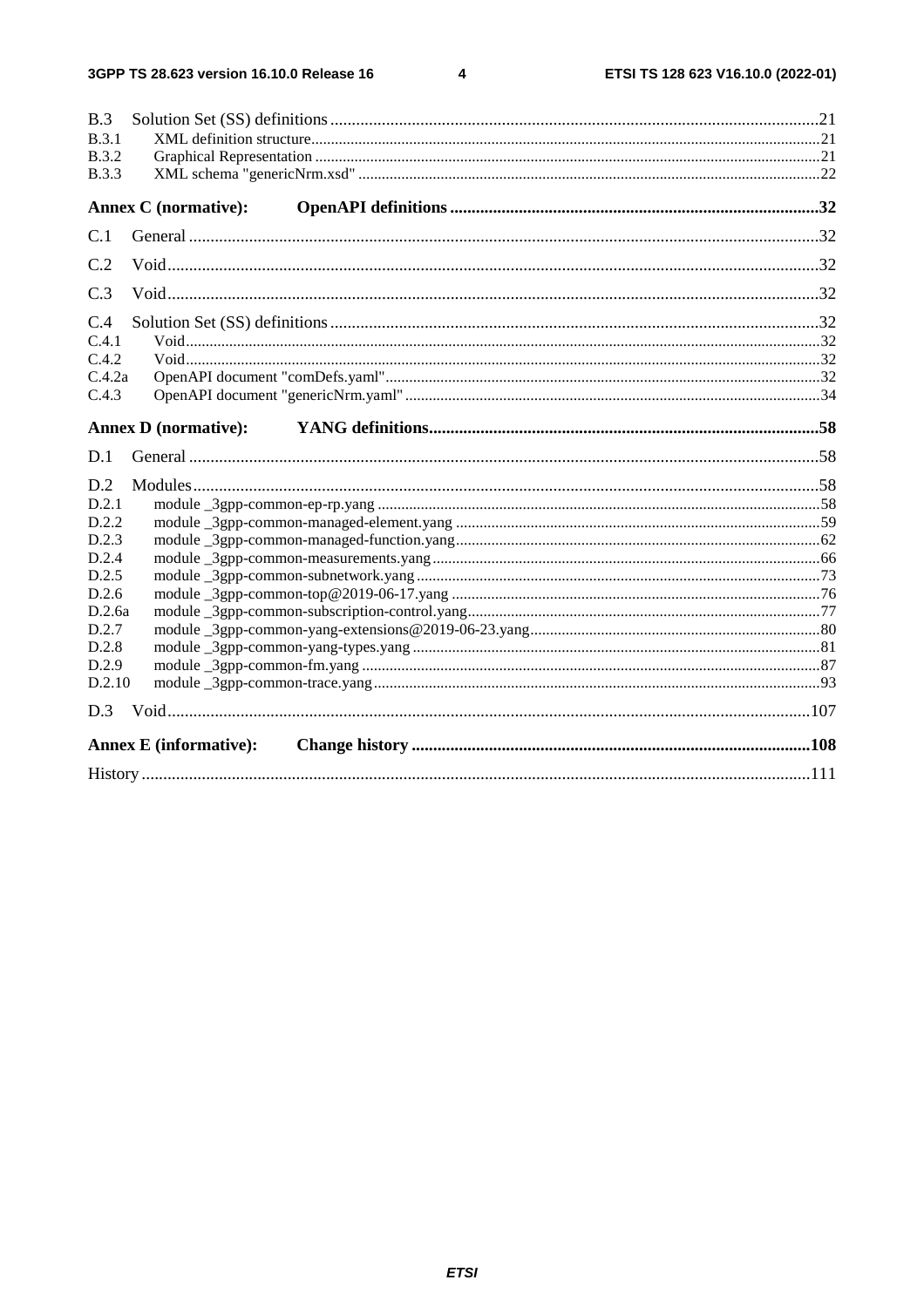B.3 Solution Set (SS) definitions ....21
B.3.1 XML definition structure ....21
B.3.2 Graphical Representation ....21
B.3.3 XML schema "genericNrm.xsd" ....22

**Annex C (normative): OpenAPI definitions ....32**

C.1 General ....32

C.2 Void ....32

C.3 Void ....32

C.4 Solution Set (SS) definitions ....32
C.4.1 Void ....32
C.4.2 Void ....32
C.4.2a OpenAPI document "comDefs.yaml" ....32
C.4.3 OpenAPI document "genericNrm.yaml" ....34

**Annex D (normative): YANG definitions ....58**

D.1 General ....58

D.2 Modules ....58
D.2.1 module _3gpp-common-ep-rp.yang ....58
D.2.2 module _3gpp-common-managed-element.yang ....59
D.2.3 module _3gpp-common-managed-function.yang ....62
D.2.4 module _3gpp-common-measurements.yang ....66
D.2.5 module _3gpp-common-subnetwork.yang ....73
D.2.6 module _3gpp-common-top@2019-06-17.yang ....76
D.2.6a module _3gpp-common-subscription-control.yang ....77
D.2.7 module _3gpp-common-yang-extensions@2019-06-23.yang ....80
D.2.8 module _3gpp-common-yang-types.yang ....81
D.2.9 module _3gpp-common-fm.yang ....87
D.2.10 module _3gpp-common-trace.yang ....93

D.3 Void ....107

**Annex E (informative): Change history ....108**

History ....111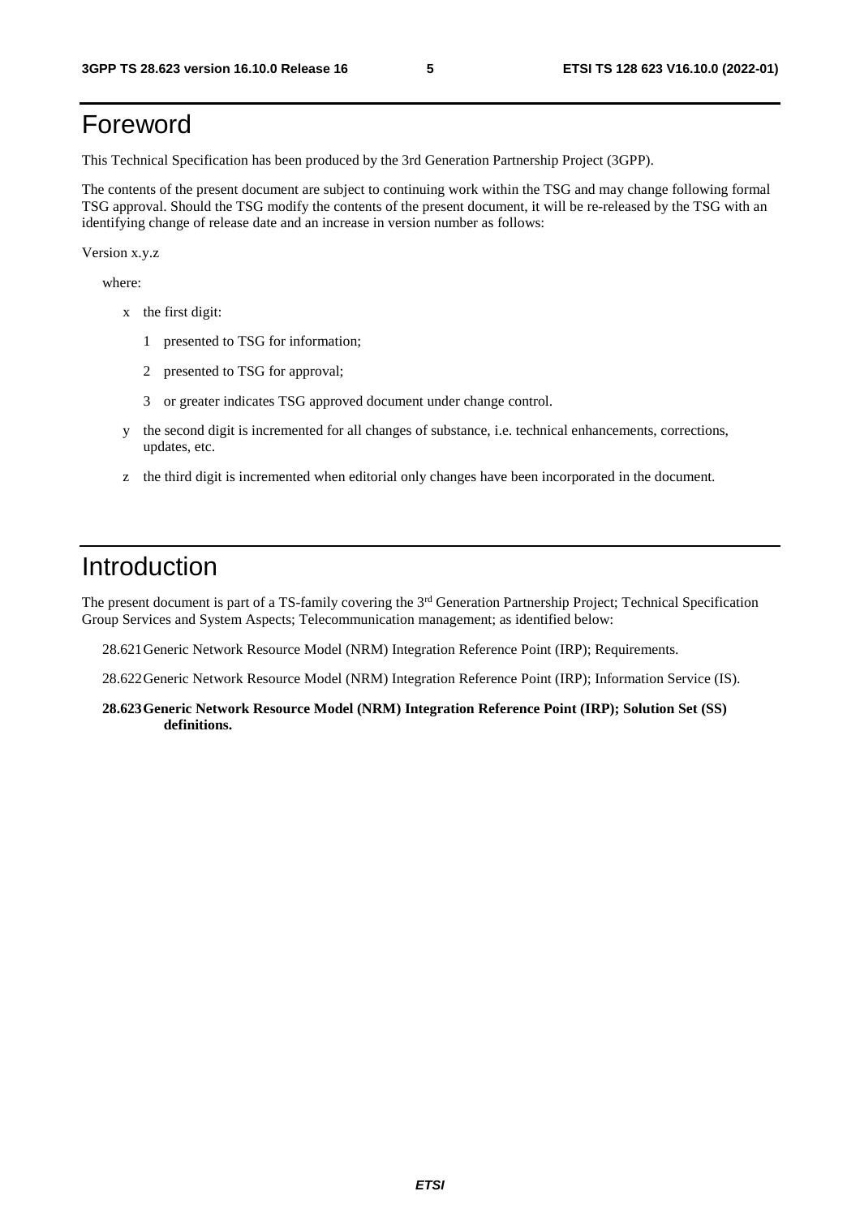# Foreword

This Technical Specification has been produced by the 3rd Generation Partnership Project (3GPP).

The contents of the present document are subject to continuing work within the TSG and may change following formal TSG approval. Should the TSG modify the contents of the present document, it will be re-released by the TSG with an identifying change of release date and an increase in version number as follows:

Version x.y.z

where:

- x the first digit:
  - 1 presented to TSG for information;
  - 2 presented to TSG for approval;
  - 3 or greater indicates TSG approved document under change control.
- y the second digit is incremented for all changes of substance, i.e. technical enhancements, corrections, updates, etc.
- z the third digit is incremented when editorial only changes have been incorporated in the document.

# Introduction

The present document is part of a TS-family covering the 3rd Generation Partnership Project; Technical Specification Group Services and System Aspects; Telecommunication management; as identified below:

28.621 Generic Network Resource Model (NRM) Integration Reference Point (IRP); Requirements.

28.622 Generic Network Resource Model (NRM) Integration Reference Point (IRP); Information Service (IS).

**28.623 Generic Network Resource Model (NRM) Integration Reference Point (IRP); Solution Set (SS) definitions.**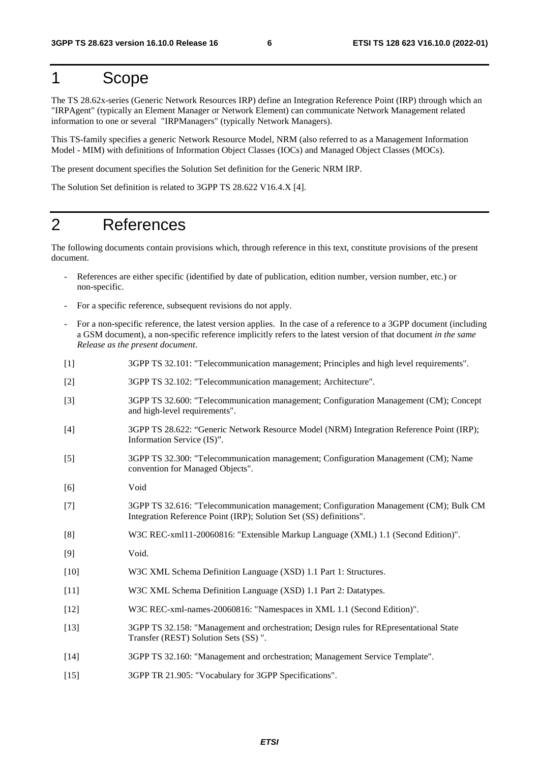# 1 Scope

The TS 28.62x-series (Generic Network Resources IRP) define an Integration Reference Point (IRP) through which an "IRPAgent" (typically an Element Manager or Network Element) can communicate Network Management related information to one or several "IRPManagers" (typically Network Managers).

This TS-family specifies a generic Network Resource Model, NRM (also referred to as a Management Information Model - MIM) with definitions of Information Object Classes (IOCs) and Managed Object Classes (MOCs).

The present document specifies the Solution Set definition for the Generic NRM IRP.

The Solution Set definition is related to 3GPP TS 28.622 V16.4.X [4].

# 2 References

The following documents contain provisions which, through reference in this text, constitute provisions of the present document.

- References are either specific (identified by date of publication, edition number, version number, etc.) or non-specific.
- For a specific reference, subsequent revisions do not apply.
- For a non-specific reference, the latest version applies. In the case of a reference to a 3GPP document (including a GSM document), a non-specific reference implicitly refers to the latest version of that document *in the same Release as the present document*.

[1] 3GPP TS 32.101: "Telecommunication management; Principles and high level requirements".

[2] 3GPP TS 32.102: "Telecommunication management; Architecture".

[3] 3GPP TS 32.600: "Telecommunication management; Configuration Management (CM); Concept and high-level requirements".

[4] 3GPP TS 28.622: "Generic Network Resource Model (NRM) Integration Reference Point (IRP); Information Service (IS)".

[5] 3GPP TS 32.300: "Telecommunication management; Configuration Management (CM); Name convention for Managed Objects".

[6] Void

[7] 3GPP TS 32.616: "Telecommunication management; Configuration Management (CM); Bulk CM Integration Reference Point (IRP); Solution Set (SS) definitions".

[8] W3C REC-xml11-20060816: "Extensible Markup Language (XML) 1.1 (Second Edition)".

[9] Void.

[10] W3C XML Schema Definition Language (XSD) 1.1 Part 1: Structures.

[11] W3C XML Schema Definition Language (XSD) 1.1 Part 2: Datatypes.

[12] W3C REC-xml-names-20060816: "Namespaces in XML 1.1 (Second Edition)".

[13] 3GPP TS 32.158: "Management and orchestration; Design rules for REpresentational State Transfer (REST) Solution Sets (SS) ".

[14] 3GPP TS 32.160: "Management and orchestration; Management Service Template".

[15] 3GPP TR 21.905: "Vocabulary for 3GPP Specifications".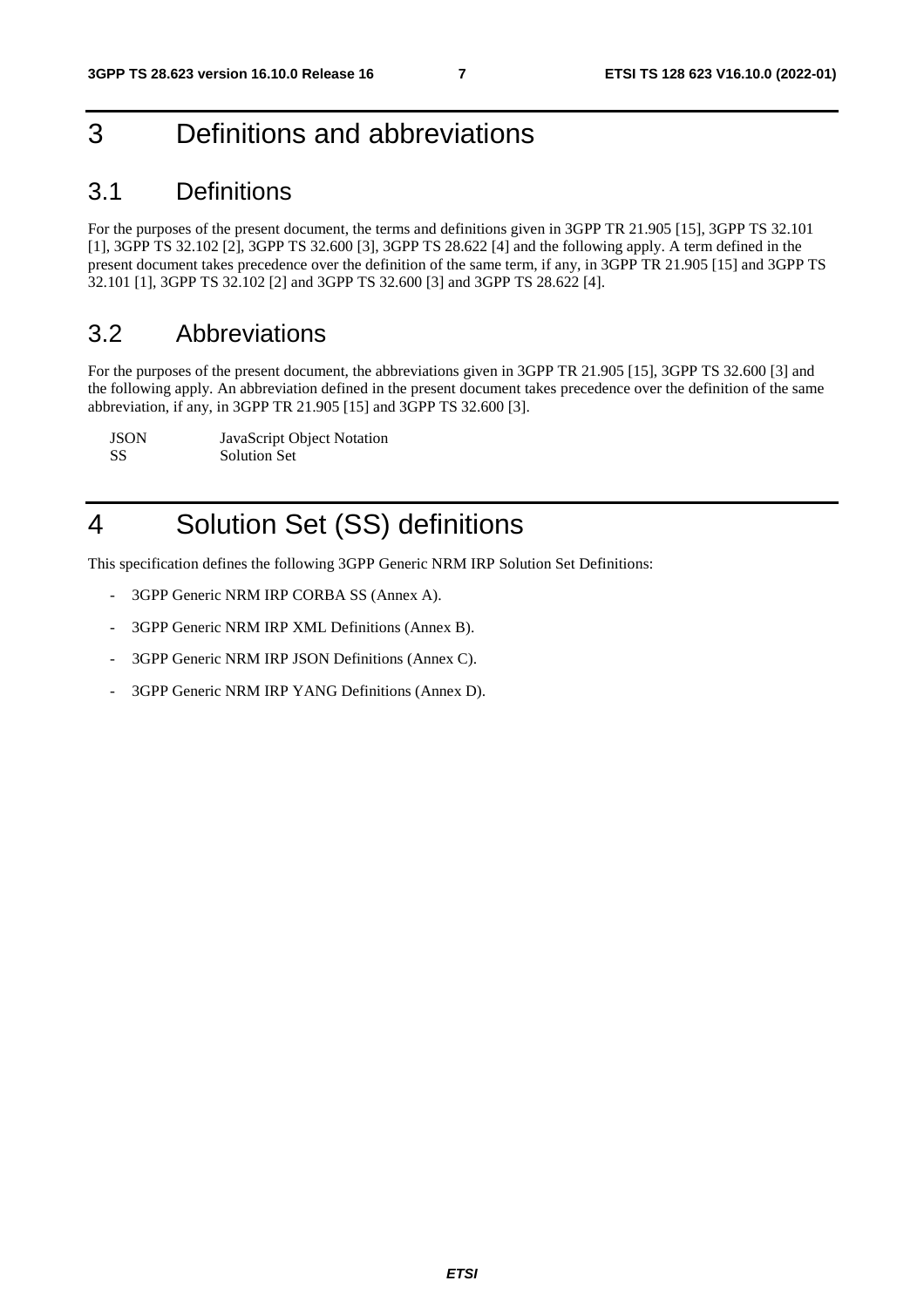# 3 Definitions and abbreviations

## 3.1 Definitions

For the purposes of the present document, the terms and definitions given in 3GPP TR 21.905 [15], 3GPP TS 32.101 [1], 3GPP TS 32.102 [2], 3GPP TS 32.600 [3], 3GPP TS 28.622 [4] and the following apply. A term defined in the present document takes precedence over the definition of the same term, if any, in 3GPP TR 21.905 [15] and 3GPP TS 32.101 [1], 3GPP TS 32.102 [2] and 3GPP TS 32.600 [3] and 3GPP TS 28.622 [4].

## 3.2 Abbreviations

For the purposes of the present document, the abbreviations given in 3GPP TR 21.905 [15], 3GPP TS 32.600 [3] and the following apply. An abbreviation defined in the present document takes precedence over the definition of the same abbreviation, if any, in 3GPP TR 21.905 [15] and 3GPP TS 32.600 [3].

JSON JavaScript Object Notation
SS Solution Set

# 4 Solution Set (SS) definitions

This specification defines the following 3GPP Generic NRM IRP Solution Set Definitions:

- 3GPP Generic NRM IRP CORBA SS (Annex A).
- 3GPP Generic NRM IRP XML Definitions (Annex B).
- 3GPP Generic NRM IRP JSON Definitions (Annex C).
- 3GPP Generic NRM IRP YANG Definitions (Annex D).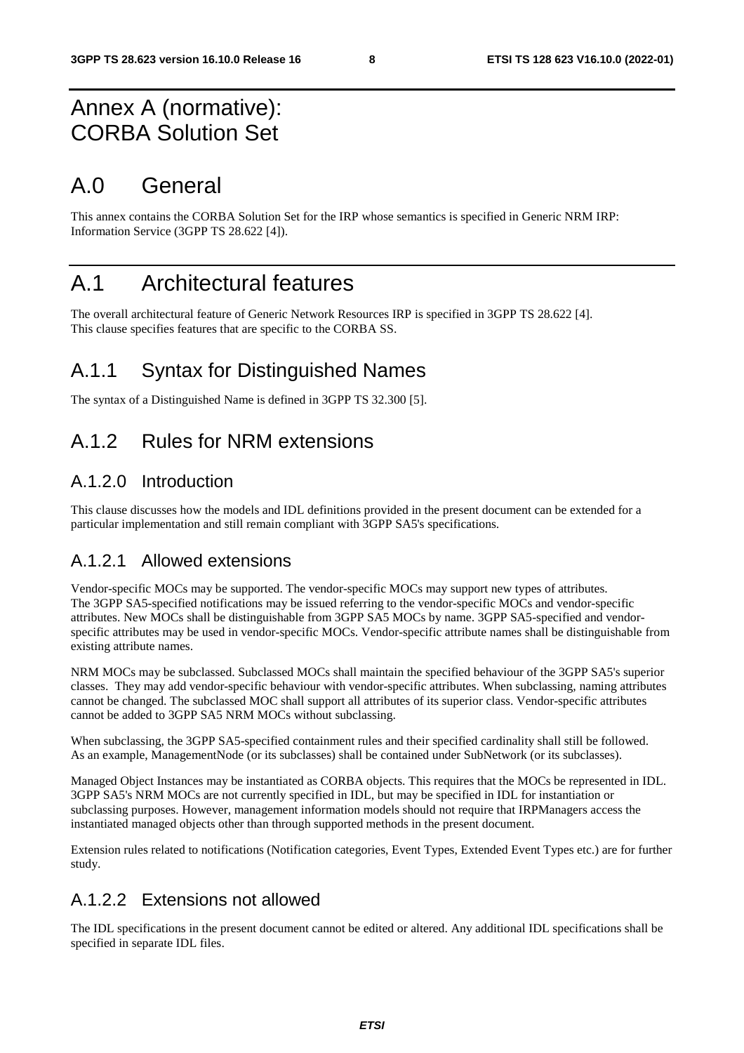# Annex A (normative): CORBA Solution Set

# A.0 General

This annex contains the CORBA Solution Set for the IRP whose semantics is specified in Generic NRM IRP: Information Service (3GPP TS 28.622 [4]).

# A.1 Architectural features

The overall architectural feature of Generic Network Resources IRP is specified in 3GPP TS 28.622 [4]. This clause specifies features that are specific to the CORBA SS.

## A.1.1 Syntax for Distinguished Names

The syntax of a Distinguished Name is defined in 3GPP TS 32.300 [5].

## A.1.2 Rules for NRM extensions

### A.1.2.0 Introduction

This clause discusses how the models and IDL definitions provided in the present document can be extended for a particular implementation and still remain compliant with 3GPP SA5's specifications.

### A.1.2.1 Allowed extensions

Vendor-specific MOCs may be supported. The vendor-specific MOCs may support new types of attributes. The 3GPP SA5-specified notifications may be issued referring to the vendor-specific MOCs and vendor-specific attributes. New MOCs shall be distinguishable from 3GPP SA5 MOCs by name. 3GPP SA5-specified and vendor-specific attributes may be used in vendor-specific MOCs. Vendor-specific attribute names shall be distinguishable from existing attribute names.

NRM MOCs may be subclassed. Subclassed MOCs shall maintain the specified behaviour of the 3GPP SA5's superior classes. They may add vendor-specific behaviour with vendor-specific attributes. When subclassing, naming attributes cannot be changed. The subclassed MOC shall support all attributes of its superior class. Vendor-specific attributes cannot be added to 3GPP SA5 NRM MOCs without subclassing.

When subclassing, the 3GPP SA5-specified containment rules and their specified cardinality shall still be followed. As an example, ManagementNode (or its subclasses) shall be contained under SubNetwork (or its subclasses).

Managed Object Instances may be instantiated as CORBA objects. This requires that the MOCs be represented in IDL. 3GPP SA5's NRM MOCs are not currently specified in IDL, but may be specified in IDL for instantiation or subclassing purposes. However, management information models should not require that IRPManagers access the instantiated managed objects other than through supported methods in the present document.

Extension rules related to notifications (Notification categories, Event Types, Extended Event Types etc.) are for further study.

### A.1.2.2 Extensions not allowed

The IDL specifications in the present document cannot be edited or altered. Any additional IDL specifications shall be specified in separate IDL files.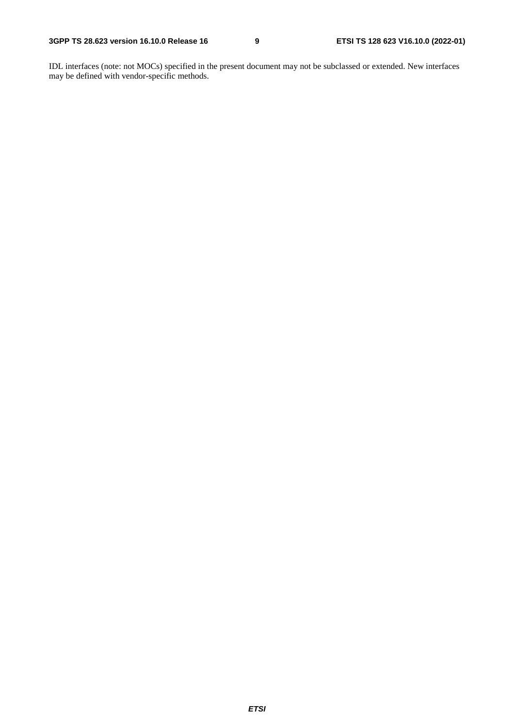IDL interfaces (note: not MOCs) specified in the present document may not be subclassed or extended. New interfaces may be defined with vendor-specific methods.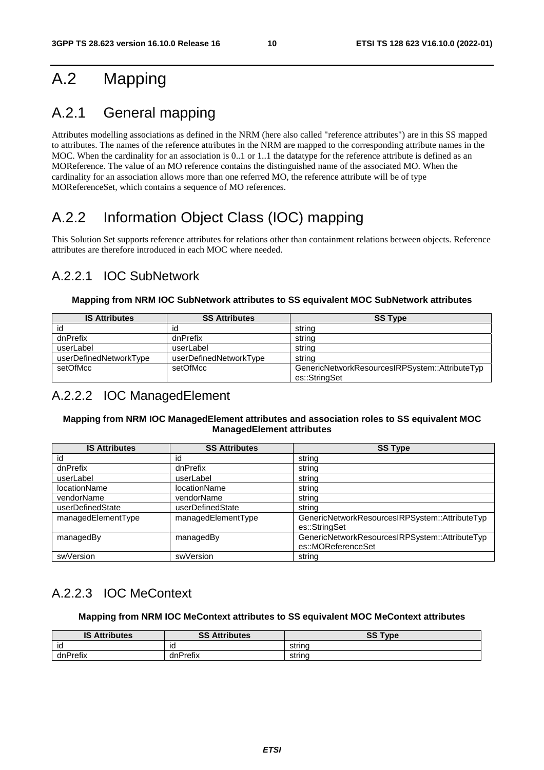# A.2 Mapping

## A.2.1 General mapping

Attributes modelling associations as defined in the NRM (here also called "reference attributes") are in this SS mapped to attributes. The names of the reference attributes in the NRM are mapped to the corresponding attribute names in the MOC. When the cardinality for an association is 0..1 or 1..1 the datatype for the reference attribute is defined as an MOReference. The value of an MO reference contains the distinguished name of the associated MO. When the cardinality for an association allows more than one referred MO, the reference attribute will be of type MOReferenceSet, which contains a sequence of MO references.

## A.2.2 Information Object Class (IOC) mapping

This Solution Set supports reference attributes for relations other than containment relations between objects. Reference attributes are therefore introduced in each MOC where needed.

### A.2.2.1 IOC SubNetwork

**Mapping from NRM IOC SubNetwork attributes to SS equivalent MOC SubNetwork attributes**

| IS Attributes | SS Attributes | SS Type |
|---|---|---|
| id | id | string |
| dnPrefix | dnPrefix | string |
| userLabel | userLabel | string |
| userDefinedNetworkType | userDefinedNetworkType | string |
| setOfMcc | setOfMcc | GenericNetworkResourcesIRPSystem::AttributeTypes::StringSet |

### A.2.2.2 IOC ManagedElement

**Mapping from NRM IOC ManagedElement attributes and association roles to SS equivalent MOC ManagedElement attributes**

| IS Attributes | SS Attributes | SS Type |
|---|---|---|
| id | id | string |
| dnPrefix | dnPrefix | string |
| userLabel | userLabel | string |
| locationName | locationName | string |
| vendorName | vendorName | string |
| userDefinedState | userDefinedState | string |
| managedElementType | managedElementType | GenericNetworkResourcesIRPSystem::AttributeTypes::StringSet |
| managedBy | managedBy | GenericNetworkResourcesIRPSystem::AttributeTypes::MOReferenceSet |
| swVersion | swVersion | string |

### A.2.2.3 IOC MeContext

**Mapping from NRM IOC MeContext attributes to SS equivalent MOC MeContext attributes**

| IS Attributes | SS Attributes | SS Type |
|---|---|---|
| id | id | string |
| dnPrefix | dnPrefix | string |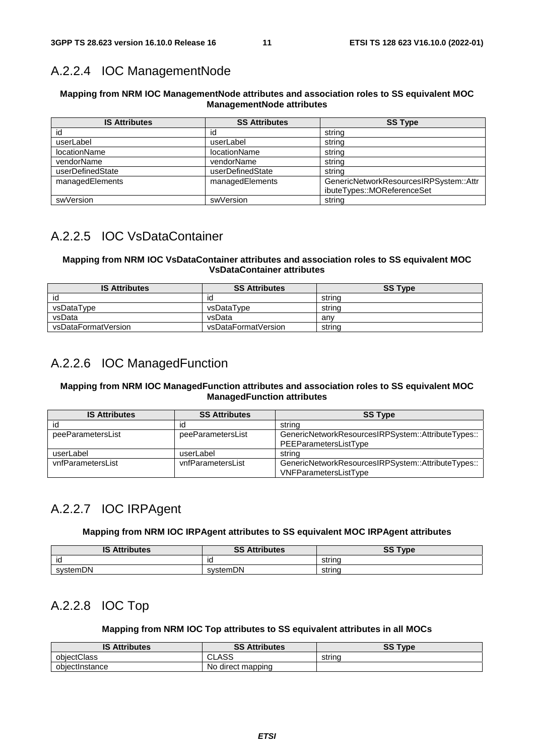### A.2.2.4 IOC ManagementNode

**Mapping from NRM IOC ManagementNode attributes and association roles to SS equivalent MOC ManagementNode attributes**

| IS Attributes | SS Attributes | SS Type |
|---|---|---|
| id | id | string |
| userLabel | userLabel | string |
| locationName | locationName | string |
| vendorName | vendorName | string |
| userDefinedState | userDefinedState | string |
| managedElements | managedElements | GenericNetworkResourcesIRPSystem::AttributeTypes::MOReferenceSet |
| swVersion | swVersion | string |

### A.2.2.5 IOC VsDataContainer

**Mapping from NRM IOC VsDataContainer attributes and association roles to SS equivalent MOC VsDataContainer attributes**

| IS Attributes | SS Attributes | SS Type |
|---|---|---|
| id | id | string |
| vsDataType | vsDataType | string |
| vsData | vsData | any |
| vsDataFormatVersion | vsDataFormatVersion | string |

### A.2.2.6 IOC ManagedFunction

**Mapping from NRM IOC ManagedFunction attributes and association roles to SS equivalent MOC ManagedFunction attributes**

| IS Attributes | SS Attributes | SS Type |
|---|---|---|
| id | id | string |
| peeParametersList | peeParametersList | GenericNetworkResourcesIRPSystem::AttributeTypes::PEEParametersListType |
| userLabel | userLabel | string |
| vnfParametersList | vnfParametersList | GenericNetworkResourcesIRPSystem::AttributeTypes::VNFParametersListType |

### A.2.2.7 IOC IRPAgent

**Mapping from NRM IOC IRPAgent attributes to SS equivalent MOC IRPAgent attributes**

| IS Attributes | SS Attributes | SS Type |
|---|---|---|
| id | id | string |
| systemDN | systemDN | string |

### A.2.2.8 IOC Top

**Mapping from NRM IOC Top attributes to SS equivalent attributes in all MOCs**

| IS Attributes | SS Attributes | SS Type |
|---|---|---|
| objectClass | CLASS | string |
| objectInstance | No direct mapping | |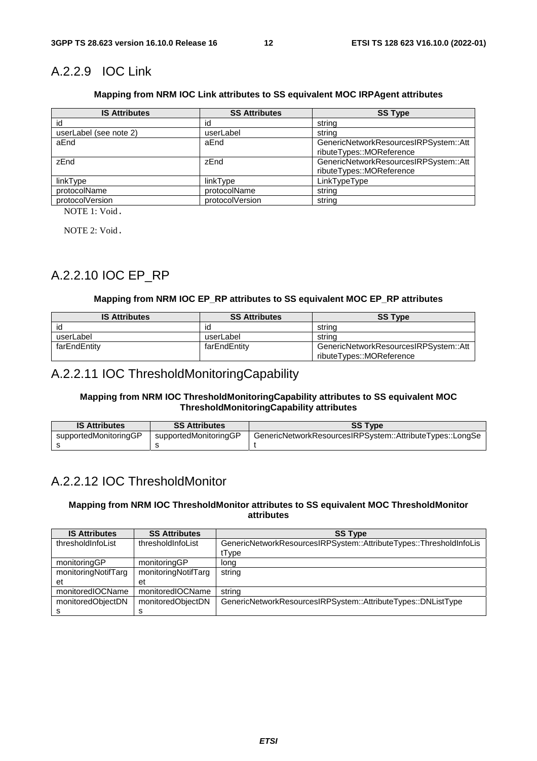### A.2.2.9 IOC Link

**Mapping from NRM IOC Link attributes to SS equivalent MOC IRPAgent attributes**

| IS Attributes | SS Attributes | SS Type |
|---|---|---|
| id | id | string |
| userLabel (see note 2) | userLabel | string |
| aEnd | aEnd | GenericNetworkResourcesIRPSystem::AttributeTypes::MOReference |
| zEnd | zEnd | GenericNetworkResourcesIRPSystem::AttributeTypes::MOReference |
| linkType | linkType | LinkTypeType |
| protocolName | protocolName | string |
| protocolVersion | protocolVersion | string |

NOTE 1: Void.

NOTE 2: Void.

### A.2.2.10 IOC EP_RP

**Mapping from NRM IOC EP_RP attributes to SS equivalent MOC EP_RP attributes**

| IS Attributes | SS Attributes | SS Type |
|---|---|---|
| id | id | string |
| userLabel | userLabel | string |
| farEndEntity | farEndEntity | GenericNetworkResourcesIRPSystem::AttributeTypes::MOReference |

### A.2.2.11 IOC ThresholdMonitoringCapability

**Mapping from NRM IOC ThresholdMonitoringCapability attributes to SS equivalent MOC ThresholdMonitoringCapability attributes**

| IS Attributes | SS Attributes | SS Type |
|---|---|---|
| supportedMonitoringGPs | supportedMonitoringGPs | GenericNetworkResourcesIRPSystem::AttributeTypes::LongSet |

### A.2.2.12 IOC ThresholdMonitor

**Mapping from NRM IOC ThresholdMonitor attributes to SS equivalent MOC ThresholdMonitor attributes**

| IS Attributes | SS Attributes | SS Type |
|---|---|---|
| thresholdInfoList | thresholdInfoList | GenericNetworkResourcesIRPSystem::AttributeTypes::ThresholdInfoListType |
| monitoringGP | monitoringGP | long |
| monitoringNotifTarget | monitoringNotifTarget | string |
| monitoredIOCName | monitoredIOCName | string |
| monitoredObjectDNs | monitoredObjectDNs | GenericNetworkResourcesIRPSystem::AttributeTypes::DNListType |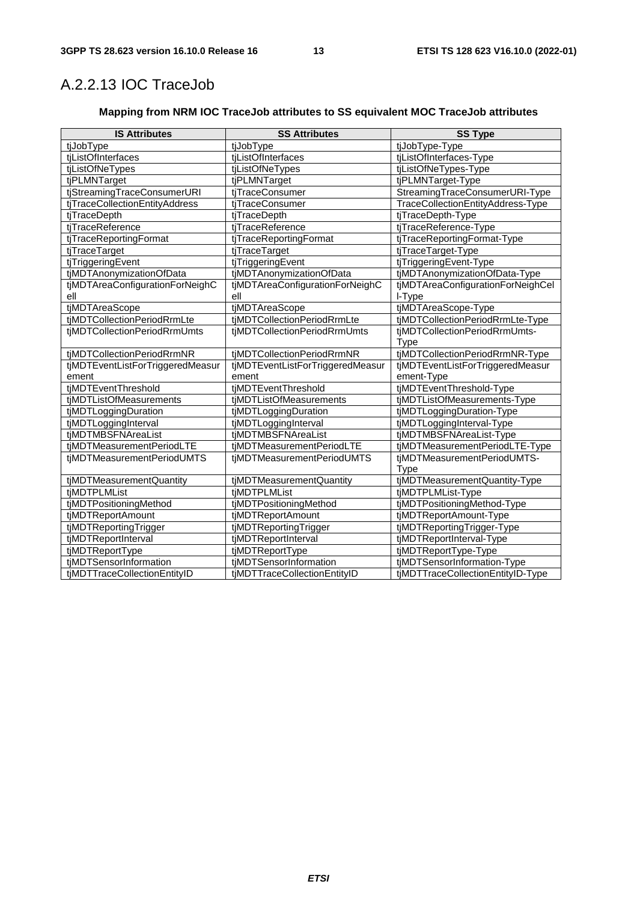## A.2.2.13 IOC TraceJob

**Mapping from NRM IOC TraceJob attributes to SS equivalent MOC TraceJob attributes**

| IS Attributes | SS Attributes | SS Type |
|---|---|---|
| tjJobType | tjJobType | tjJobType-Type |
| tjListOfInterfaces | tjListOfInterfaces | tjListOfInterfaces-Type |
| tjListOfNeTypes | tjListOfNeTypes | tjListOfNeTypes-Type |
| tjPLMNTarget | tjPLMNTarget | tjPLMNTarget-Type |
| tjStreamingTraceConsumerURI | tjTraceConsumer | StreamingTraceConsumerURI-Type |
| tjTraceCollectionEntityAddress | tjTraceConsumer | TraceCollectionEntityAddress-Type |
| tjTraceDepth | tjTraceDepth | tjTraceDepth-Type |
| tjTraceReference | tjTraceReference | tjTraceReference-Type |
| tjTraceReportingFormat | tjTraceReportingFormat | tjTraceReportingFormat-Type |
| tjTraceTarget | tjTraceTarget | tjTraceTarget-Type |
| tjTriggeringEvent | tjTriggeringEvent | tjTriggeringEvent-Type |
| tjMDTAnonymizationOfData | tjMDTAnonymizationOfData | tjMDTAnonymizationOfData-Type |
| tjMDTAreaConfigurationForNeighCell | tjMDTAreaConfigurationForNeighCell | tjMDTAreaConfigurationForNeighCell-Type |
| tjMDTAreaScope | tjMDTAreaScope | tjMDTAreaScope-Type |
| tjMDTCollectionPeriodRrmLte | tjMDTCollectionPeriodRrmLte | tjMDTCollectionPeriodRrmLte-Type |
| tjMDTCollectionPeriodRrmUmts | tjMDTCollectionPeriodRrmUmts | tjMDTCollectionPeriodRrmUmts-Type |
| tjMDTCollectionPeriodRrmNR | tjMDTCollectionPeriodRrmNR | tjMDTCollectionPeriodRrmNR-Type |
| tjMDTEventListForTriggeredMeasurement | tjMDTEventListForTriggeredMeasurement | tjMDTEventListForTriggeredMeasurement-Type |
| tjMDTEventThreshold | tjMDTEventThreshold | tjMDTEventThreshold-Type |
| tjMDTListOfMeasurements | tjMDTListOfMeasurements | tjMDTListOfMeasurements-Type |
| tjMDTLoggingDuration | tjMDTLoggingDuration | tjMDTLoggingDuration-Type |
| tjMDTLoggingInterval | tjMDTLoggingInterval | tjMDTLoggingInterval-Type |
| tjMDTMBSFNAreaList | tjMDTMBSFNAreaList | tjMDTMBSFNAreaList-Type |
| tjMDTMeasurementPeriodLTE | tjMDTMeasurementPeriodLTE | tjMDTMeasurementPeriodLTE-Type |
| tjMDTMeasurementPeriodUMTS | tjMDTMeasurementPeriodUMTS | tjMDTMeasurementPeriodUMTS-Type |
| tjMDTMeasurementQuantity | tjMDTMeasurementQuantity | tjMDTMeasurementQuantity-Type |
| tjMDTPLMList | tjMDTPLMList | tjMDTPLMList-Type |
| tjMDTPositioningMethod | tjMDTPositioningMethod | tjMDTPositioningMethod-Type |
| tjMDTReportAmount | tjMDTReportAmount | tjMDTReportAmount-Type |
| tjMDTReportingTrigger | tjMDTReportingTrigger | tjMDTReportingTrigger-Type |
| tjMDTReportInterval | tjMDTReportInterval | tjMDTReportInterval-Type |
| tjMDTReportType | tjMDTReportType | tjMDTReportType-Type |
| tjMDTSensorInformation | tjMDTSensorInformation | tjMDTSensorInformation-Type |
| tjMDTTraceCollectionEntityID | tjMDTTraceCollectionEntityID | tjMDTTraceCollectionEntityID-Type |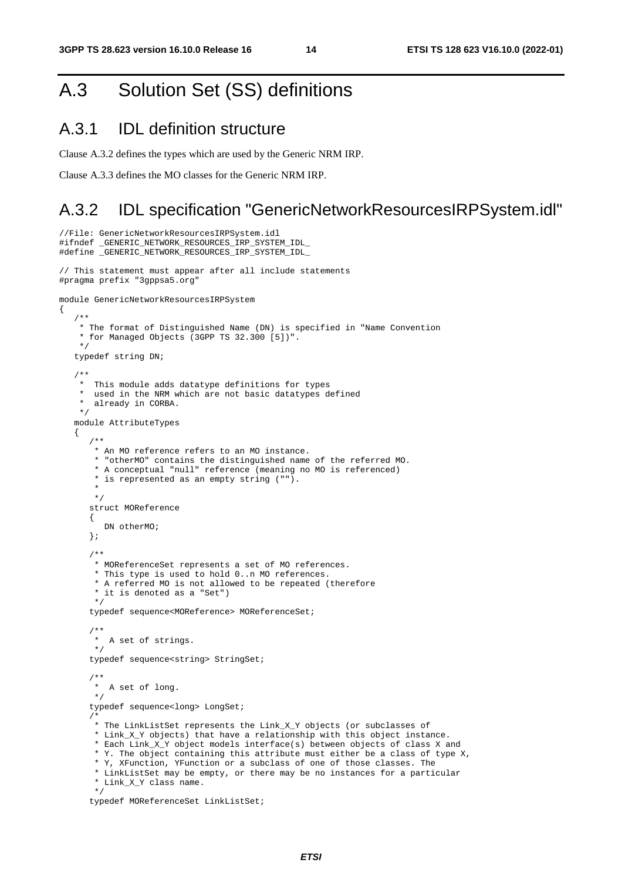# A.3 Solution Set (SS) definitions

## A.3.1 IDL definition structure

Clause A.3.2 defines the types which are used by the Generic NRM IRP.

Clause A.3.3 defines the MO classes for the Generic NRM IRP.

## A.3.2 IDL specification "GenericNetworkResourcesIRPSystem.idl"

```
//File: GenericNetworkResourcesIRPSystem.idl
#ifndef _GENERIC_NETWORK_RESOURCES_IRP_SYSTEM_IDL_
#define _GENERIC_NETWORK_RESOURCES_IRP_SYSTEM_IDL_

// This statement must appear after all include statements
#pragma prefix "3gppsa5.org"

module GenericNetworkResourcesIRPSystem
{
   /**
    * The format of Distinguished Name (DN) is specified in "Name Convention
    * for Managed Objects (3GPP TS 32.300 [5])".
    */
   typedef string DN;

   /**
    *  This module adds datatype definitions for types
    *  used in the NRM which are not basic datatypes defined
    *  already in CORBA.
    */
   module AttributeTypes
   {
      /**
       * An MO reference refers to an MO instance.
       * "otherMO" contains the distinguished name of the referred MO.
       * A conceptual "null" reference (meaning no MO is referenced)
       * is represented as an empty string ("").
       *
       */
      struct MOReference
      {
         DN otherMO;
      };

      /**
       * MOReferenceSet represents a set of MO references.
       * This type is used to hold 0..n MO references.
       * A referred MO is not allowed to be repeated (therefore
       * it is denoted as a "Set")
       */
      typedef sequence<MOReference> MOReferenceSet;

      /**
       *  A set of strings.
       */
      typedef sequence<string> StringSet;

      /**
       *  A set of long.
       */
      typedef sequence<long> LongSet;
      /*
       * The LinkListSet represents the Link_X_Y objects (or subclasses of
       * Link_X_Y objects) that have a relationship with this object instance.
       * Each Link_X_Y object models interface(s) between objects of class X and
       * Y. The object containing this attribute must either be a class of type X,
       * Y, XFunction, YFunction or a subclass of one of those classes. The
       * LinkListSet may be empty, or there may be no instances for a particular
       * Link_X_Y class name.
       */
      typedef MOReferenceSet LinkListSet;
```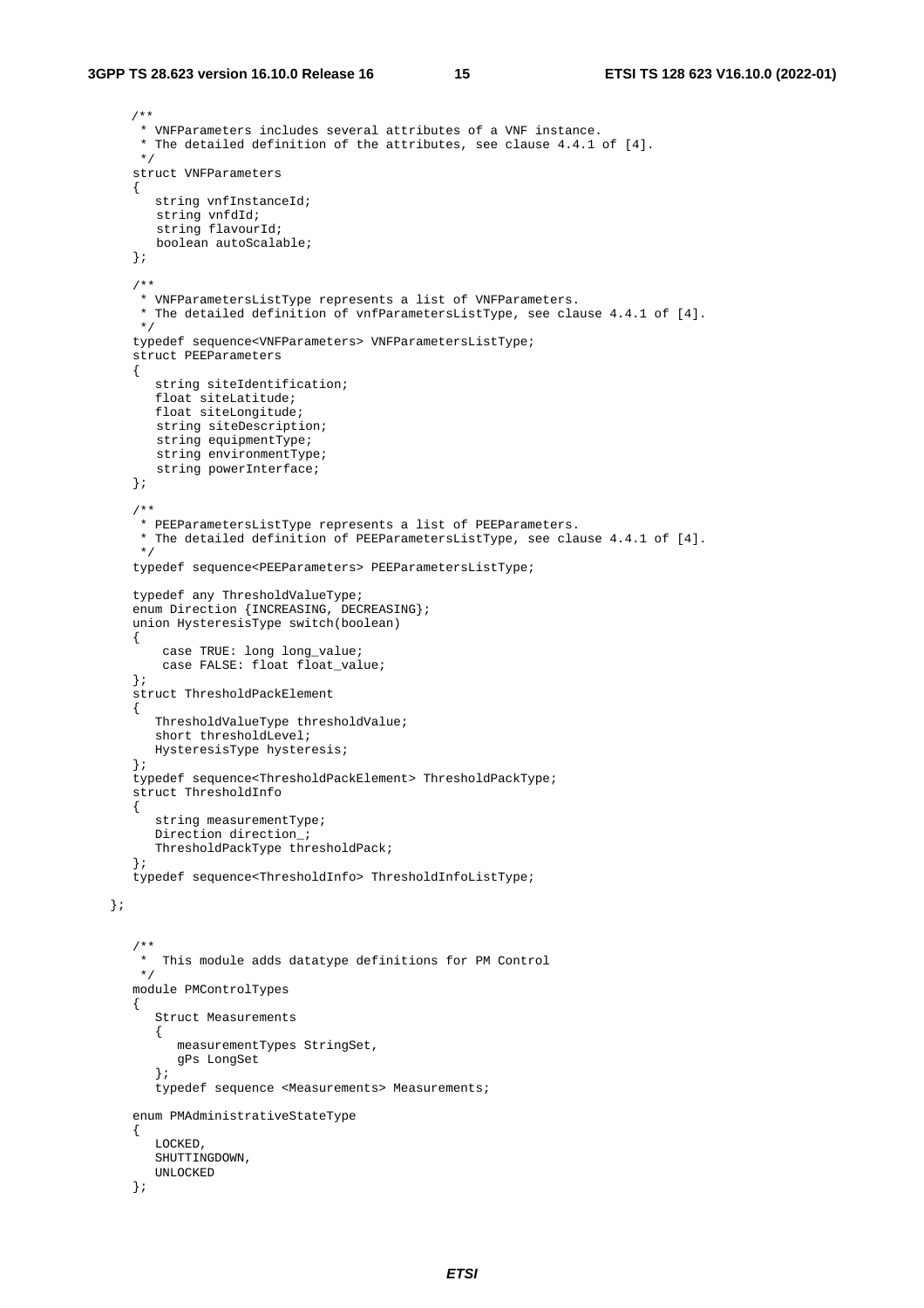```
    /**
     * VNFParameters includes several attributes of a VNF instance.
     * The detailed definition of the attributes, see clause 4.4.1 of [4].
     */
    struct VNFParameters
    {
       string vnfInstanceId;
       string vnfdId;
       string flavourId;
       boolean autoScalable;
    };

    /**
     * VNFParametersListType represents a list of VNFParameters.
     * The detailed definition of vnfParametersListType, see clause 4.4.1 of [4].
     */
    typedef sequence<VNFParameters> VNFParametersListType;
    struct PEEParameters
    {
       string siteIdentification;
       float siteLatitude;
       float siteLongitude;
       string siteDescription;
       string equipmentType;
       string environmentType;
       string powerInterface;
    };

    /**
     * PEEParametersListType represents a list of PEEParameters.
     * The detailed definition of PEEParametersListType, see clause 4.4.1 of [4].
     */
    typedef sequence<PEEParameters> PEEParametersListType;

    typedef any ThresholdValueType;
    enum Direction {INCREASING, DECREASING};
    union HysteresisType switch(boolean)
    {
        case TRUE: long long_value;
        case FALSE: float float_value;
    };
    struct ThresholdPackElement
    {
       ThresholdValueType thresholdValue;
       short thresholdLevel;
       HysteresisType hysteresis;
    };
    typedef sequence<ThresholdPackElement> ThresholdPackType;
    struct ThresholdInfo
    {
       string measurementType;
       Direction direction_;
       ThresholdPackType thresholdPack;
    };
    typedef sequence<ThresholdInfo> ThresholdInfoListType;

};


    /**
     *  This module adds datatype definitions for PM Control
     */
    module PMControlTypes
    {
       Struct Measurements
       {
          measurementTypes StringSet,
          gPs LongSet
       };
       typedef sequence <Measurements> Measurements;

    enum PMAdministrativeStateType
    {
       LOCKED,
       SHUTTINGDOWN,
       UNLOCKED
    };
```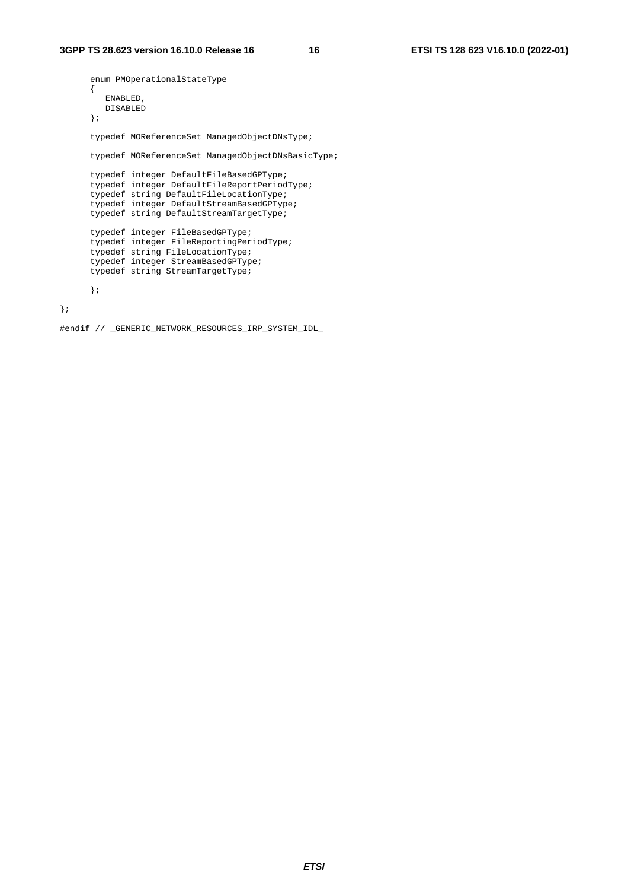```
      enum PMOperationalStateType
      {
         ENABLED,
         DISABLED
      };

      typedef MOReferenceSet ManagedObjectDNsType;

      typedef MOReferenceSet ManagedObjectDNsBasicType;

      typedef integer DefaultFileBasedGPType;
      typedef integer DefaultFileReportPeriodType;
      typedef string DefaultFileLocationType;
      typedef integer DefaultStreamBasedGPType;
      typedef string DefaultStreamTargetType;

      typedef integer FileBasedGPType;
      typedef integer FileReportingPeriodType;
      typedef string FileLocationType;
      typedef integer StreamBasedGPType;
      typedef string StreamTargetType;

      };

};

#endif // _GENERIC_NETWORK_RESOURCES_IRP_SYSTEM_IDL_
```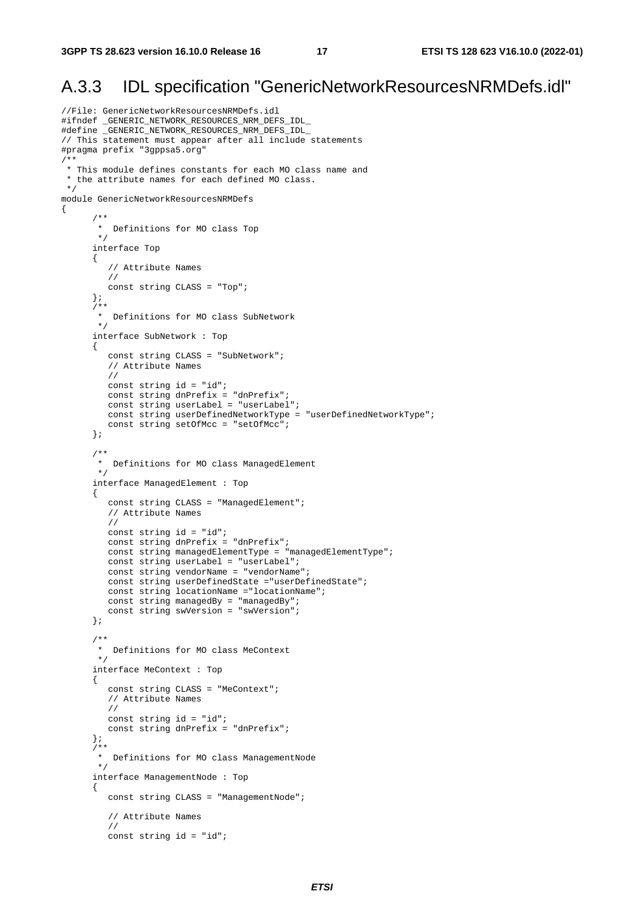## A.3.3 IDL specification "GenericNetworkResourcesNRMDefs.idl"

```
//File: GenericNetworkResourcesNRMDefs.idl
#ifndef _GENERIC_NETWORK_RESOURCES_NRM_DEFS_IDL_
#define _GENERIC_NETWORK_RESOURCES_NRM_DEFS_IDL_
// This statement must appear after all include statements
#pragma prefix "3gppsa5.org"
/**
 * This module defines constants for each MO class name and
 * the attribute names for each defined MO class.
 */
module GenericNetworkResourcesNRMDefs
{
      /**
       *  Definitions for MO class Top
       */
      interface Top
      {
         // Attribute Names
         //
         const string CLASS = "Top";
      };
      /**
       *  Definitions for MO class SubNetwork
       */
      interface SubNetwork : Top
      {
         const string CLASS = "SubNetwork";
         // Attribute Names
         //
         const string id = "id";
         const string dnPrefix = "dnPrefix";
         const string userLabel = "userLabel";
         const string userDefinedNetworkType = "userDefinedNetworkType";
         const string setOfMcc = "setOfMcc";
      };

      /**
       *  Definitions for MO class ManagedElement
       */
      interface ManagedElement : Top
      {
         const string CLASS = "ManagedElement";
         // Attribute Names
         //
         const string id = "id";
         const string dnPrefix = "dnPrefix";
         const string managedElementType = "managedElementType";
         const string userLabel = "userLabel";
         const string vendorName = "vendorName";
         const string userDefinedState ="userDefinedState";
         const string locationName ="locationName";
         const string managedBy = "managedBy";
         const string swVersion = "swVersion";
      };

      /**
       *  Definitions for MO class MeContext
       */
      interface MeContext : Top
      {
         const string CLASS = "MeContext";
         // Attribute Names
         //
         const string id = "id";
         const string dnPrefix = "dnPrefix";
      };
      /**
       *  Definitions for MO class ManagementNode
       */
      interface ManagementNode : Top
      {
         const string CLASS = "ManagementNode";

         // Attribute Names
         //
         const string id = "id";
```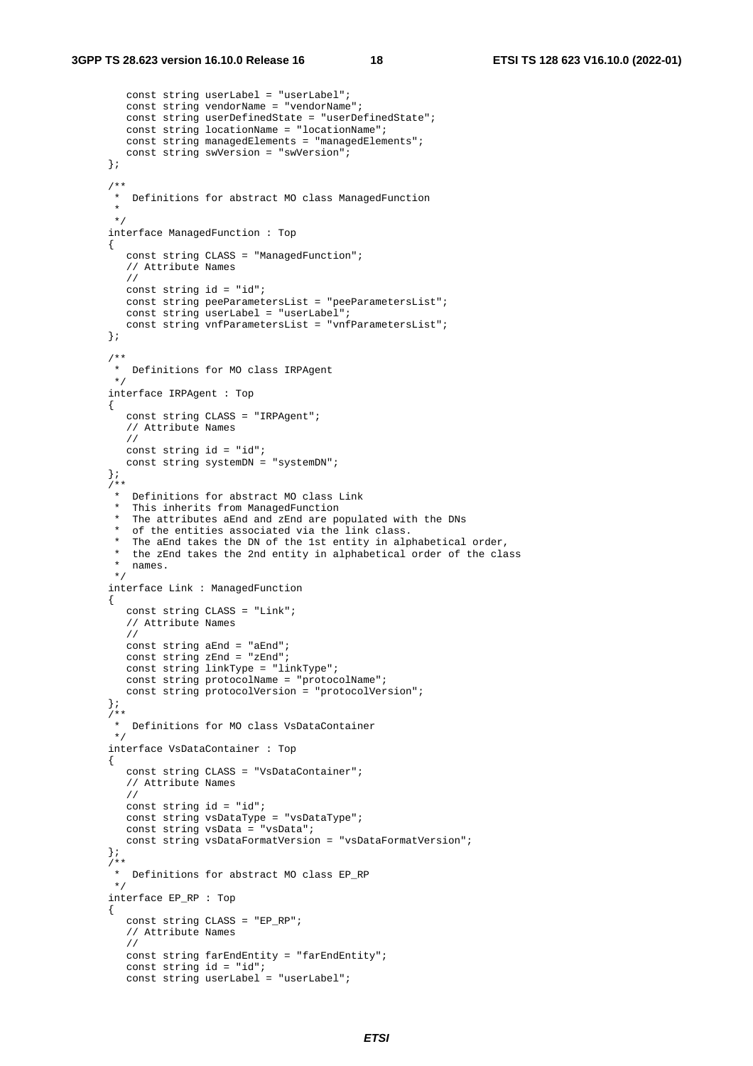```
      const string userLabel = "userLabel";
      const string vendorName = "vendorName";
      const string userDefinedState = "userDefinedState";
      const string locationName = "locationName";
      const string managedElements = "managedElements";
      const string swVersion = "swVersion";
   };

   /**
    *  Definitions for abstract MO class ManagedFunction
    *
    */
   interface ManagedFunction : Top
   {
      const string CLASS = "ManagedFunction";
      // Attribute Names
      //
      const string id = "id";
      const string peeParametersList = "peeParametersList";
      const string userLabel = "userLabel";
      const string vnfParametersList = "vnfParametersList";
   };

   /**
    *  Definitions for MO class IRPAgent
    */
   interface IRPAgent : Top
   {
      const string CLASS = "IRPAgent";
      // Attribute Names
      //
      const string id = "id";
      const string systemDN = "systemDN";
   };
   /**
    *  Definitions for abstract MO class Link
    *  This inherits from ManagedFunction
    *  The attributes aEnd and zEnd are populated with the DNs
    *  of the entities associated via the link class.
    *  The aEnd takes the DN of the 1st entity in alphabetical order,
    *  the zEnd takes the 2nd entity in alphabetical order of the class
    *  names.
    */
   interface Link : ManagedFunction
   {
      const string CLASS = "Link";
      // Attribute Names
      //
      const string aEnd = "aEnd";
      const string zEnd = "zEnd";
      const string linkType = "linkType";
      const string protocolName = "protocolName";
      const string protocolVersion = "protocolVersion";
   };
   /**
    *  Definitions for MO class VsDataContainer
    */
   interface VsDataContainer : Top
   {
      const string CLASS = "VsDataContainer";
      // Attribute Names
      //
      const string id = "id";
      const string vsDataType = "vsDataType";
      const string vsData = "vsData";
      const string vsDataFormatVersion = "vsDataFormatVersion";
   };
   /**
    *  Definitions for abstract MO class EP_RP
    */
   interface EP_RP : Top
   {
      const string CLASS = "EP_RP";
      // Attribute Names
      //
      const string farEndEntity = "farEndEntity";
      const string id = "id";
      const string userLabel = "userLabel";
```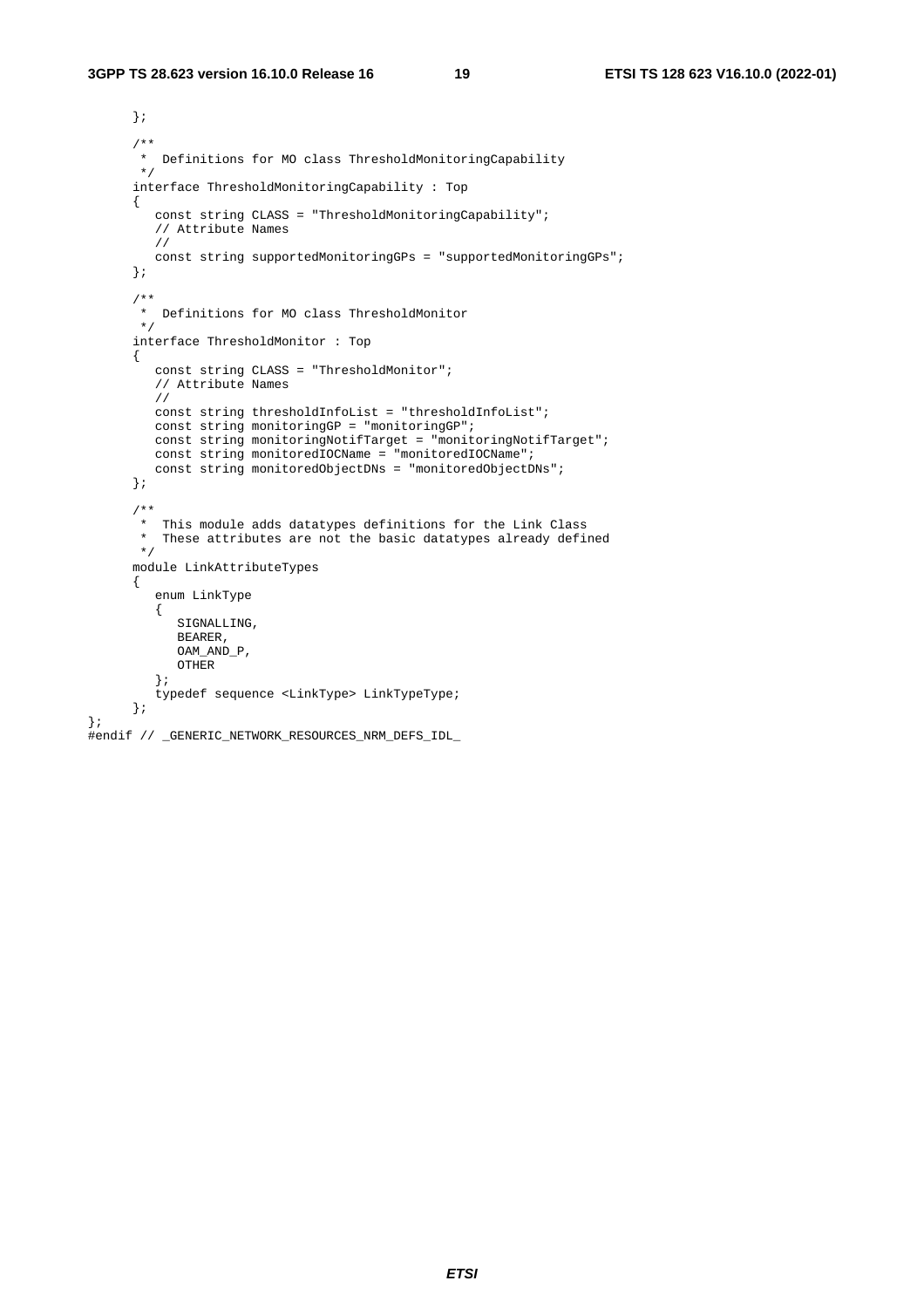```
      };

      /**
       *  Definitions for MO class ThresholdMonitoringCapability
       */
      interface ThresholdMonitoringCapability : Top
      {
         const string CLASS = "ThresholdMonitoringCapability";
         // Attribute Names
         //
         const string supportedMonitoringGPs = "supportedMonitoringGPs";
      };

      /**
       *  Definitions for MO class ThresholdMonitor
       */
      interface ThresholdMonitor : Top
      {
         const string CLASS = "ThresholdMonitor";
         // Attribute Names
         //
         const string thresholdInfoList = "thresholdInfoList";
         const string monitoringGP = "monitoringGP";
         const string monitoringNotifTarget = "monitoringNotifTarget";
         const string monitoredIOCName = "monitoredIOCName";
         const string monitoredObjectDNs = "monitoredObjectDNs";
      };

      /**
       *  This module adds datatypes definitions for the Link Class
       *  These attributes are not the basic datatypes already defined
       */
      module LinkAttributeTypes
      {
         enum LinkType
         {
            SIGNALLING,
            BEARER,
            OAM_AND_P,
            OTHER
         };
         typedef sequence <LinkType> LinkTypeType;
      };
};
#endif // _GENERIC_NETWORK_RESOURCES_NRM_DEFS_IDL_
```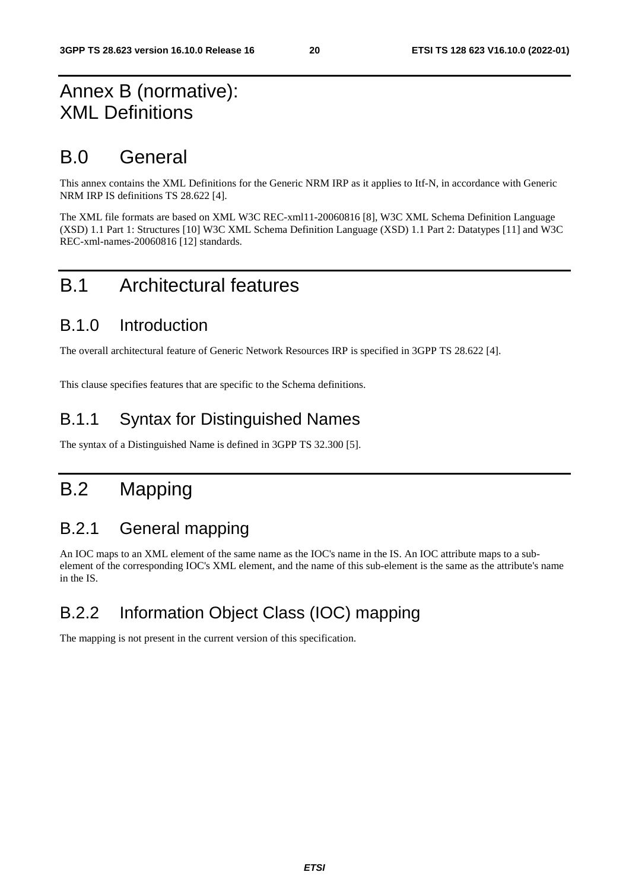# Annex B (normative): XML Definitions

# B.0 General

This annex contains the XML Definitions for the Generic NRM IRP as it applies to Itf-N, in accordance with Generic NRM IRP IS definitions TS 28.622 [4].

The XML file formats are based on XML W3C REC-xml11-20060816 [8], W3C XML Schema Definition Language (XSD) 1.1 Part 1: Structures [10] W3C XML Schema Definition Language (XSD) 1.1 Part 2: Datatypes [11] and W3C REC-xml-names-20060816 [12] standards.

# B.1 Architectural features

## B.1.0 Introduction

The overall architectural feature of Generic Network Resources IRP is specified in 3GPP TS 28.622 [4].

This clause specifies features that are specific to the Schema definitions.

## B.1.1 Syntax for Distinguished Names

The syntax of a Distinguished Name is defined in 3GPP TS 32.300 [5].

# B.2 Mapping

## B.2.1 General mapping

An IOC maps to an XML element of the same name as the IOC's name in the IS. An IOC attribute maps to a sub-element of the corresponding IOC's XML element, and the name of this sub-element is the same as the attribute's name in the IS.

## B.2.2 Information Object Class (IOC) mapping

The mapping is not present in the current version of this specification.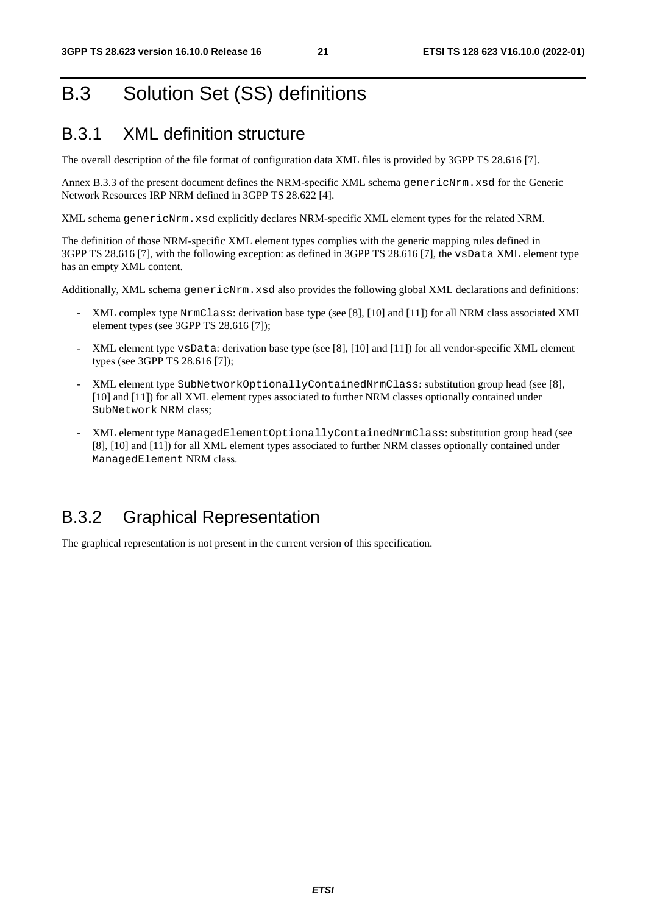# B.3 Solution Set (SS) definitions

## B.3.1 XML definition structure

The overall description of the file format of configuration data XML files is provided by 3GPP TS 28.616 [7].

Annex B.3.3 of the present document defines the NRM-specific XML schema `genericNrm.xsd` for the Generic Network Resources IRP NRM defined in 3GPP TS 28.622 [4].

XML schema `genericNrm.xsd` explicitly declares NRM-specific XML element types for the related NRM.

The definition of those NRM-specific XML element types complies with the generic mapping rules defined in 3GPP TS 28.616 [7], with the following exception: as defined in 3GPP TS 28.616 [7], the `vsData` XML element type has an empty XML content.

Additionally, XML schema `genericNrm.xsd` also provides the following global XML declarations and definitions:

- XML complex type `NrmClass`: derivation base type (see [8], [10] and [11]) for all NRM class associated XML element types (see 3GPP TS 28.616 [7]);
- XML element type `vsData`: derivation base type (see [8], [10] and [11]) for all vendor-specific XML element types (see 3GPP TS 28.616 [7]);
- XML element type `SubNetworkOptionallyContainedNrmClass`: substitution group head (see [8], [10] and [11]) for all XML element types associated to further NRM classes optionally contained under `SubNetwork` NRM class;
- XML element type `ManagedElementOptionallyContainedNrmClass`: substitution group head (see [8], [10] and [11]) for all XML element types associated to further NRM classes optionally contained under `ManagedElement` NRM class.

## B.3.2 Graphical Representation

The graphical representation is not present in the current version of this specification.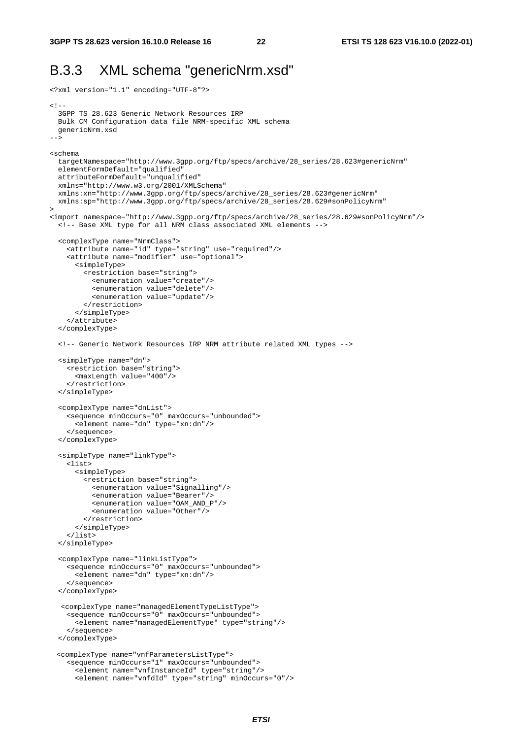## B.3.3 XML schema "genericNrm.xsd"

```
<?xml version="1.1" encoding="UTF-8"?>

<!--
  3GPP TS 28.623 Generic Network Resources IRP
  Bulk CM Configuration data file NRM-specific XML schema
  genericNrm.xsd
-->

<schema
  targetNamespace="http://www.3gpp.org/ftp/specs/archive/28_series/28.623#genericNrm"
  elementFormDefault="qualified"
  attributeFormDefault="unqualified"
  xmlns="http://www.w3.org/2001/XMLSchema"
  xmlns:xn="http://www.3gpp.org/ftp/specs/archive/28_series/28.623#genericNrm"
  xmlns:sp="http://www.3gpp.org/ftp/specs/archive/28_series/28.629#sonPolicyNrm"
>
<import namespace="http://www.3gpp.org/ftp/specs/archive/28_series/28.629#sonPolicyNrm"/>
  <!-- Base XML type for all NRM class associated XML elements -->

  <complexType name="NrmClass">
    <attribute name="id" type="string" use="required"/>
    <attribute name="modifier" use="optional">
      <simpleType>
        <restriction base="string">
          <enumeration value="create"/>
          <enumeration value="delete"/>
          <enumeration value="update"/>
        </restriction>
      </simpleType>
    </attribute>
  </complexType>

  <!-- Generic Network Resources IRP NRM attribute related XML types -->

  <simpleType name="dn">
    <restriction base="string">
      <maxLength value="400"/>
    </restriction>
  </simpleType>

  <complexType name="dnList">
    <sequence minOccurs="0" maxOccurs="unbounded">
      <element name="dn" type="xn:dn"/>
    </sequence>
  </complexType>

  <simpleType name="linkType">
    <list>
      <simpleType>
        <restriction base="string">
          <enumeration value="Signalling"/>
          <enumeration value="Bearer"/>
          <enumeration value="OAM_AND_P"/>
          <enumeration value="Other"/>
        </restriction>
      </simpleType>
    </list>
  </simpleType>

  <complexType name="linkListType">
    <sequence minOccurs="0" maxOccurs="unbounded">
      <element name="dn" type="xn:dn"/>
    </sequence>
  </complexType>

   <complexType name="managedElementTypeListType">
    <sequence minOccurs="0" maxOccurs="unbounded">
      <element name="managedElementType" type="string"/>
    </sequence>
  </complexType>

  <complexType name="vnfParametersListType">
    <sequence minOccurs="1" maxOccurs="unbounded">
      <element name="vnfInstanceId" type="string"/>
      <element name="vnfdId" type="string" minOccurs="0"/>
```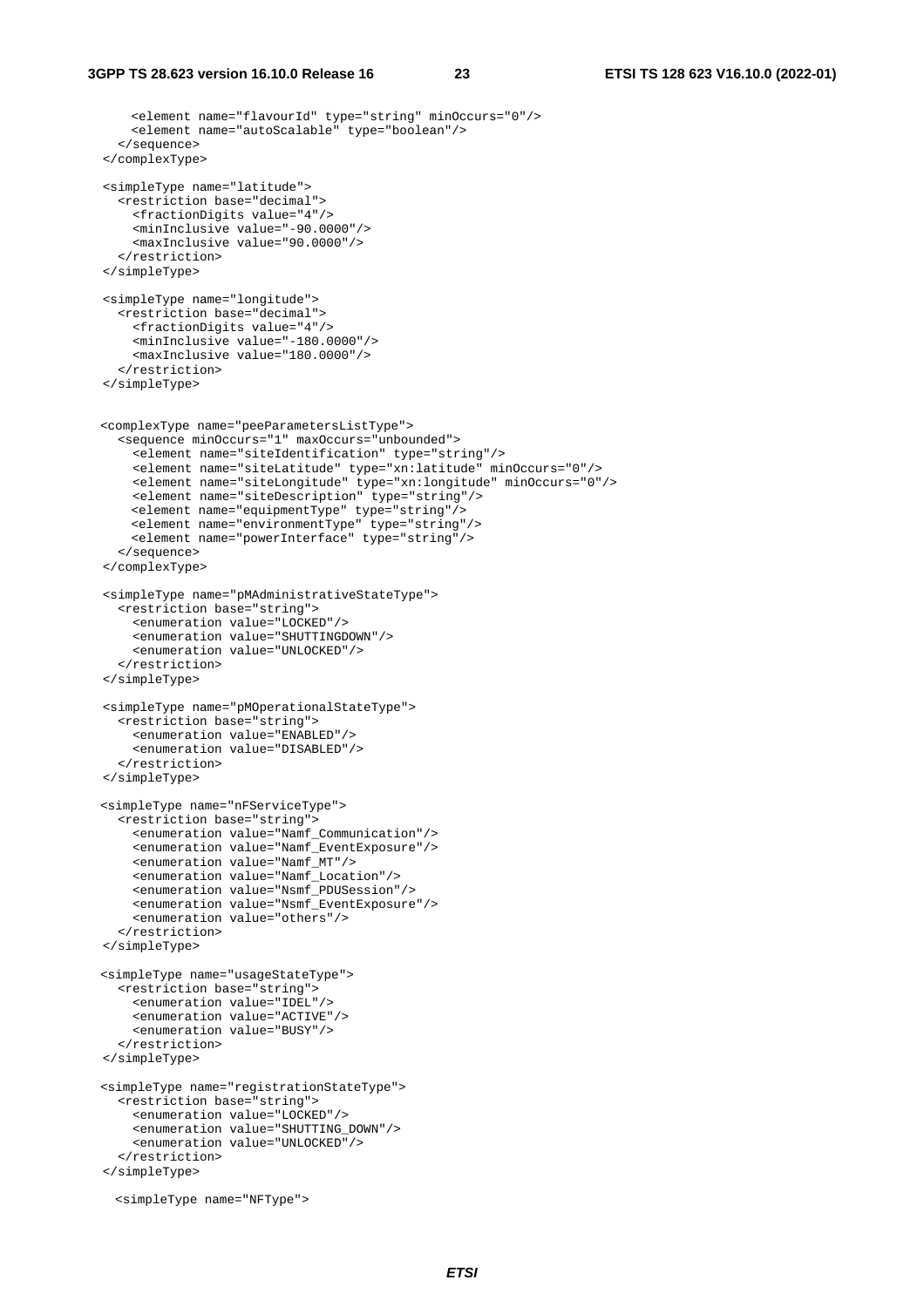```
      <element name="flavourId" type="string" minOccurs="0"/>
      <element name="autoScalable" type="boolean"/>
    </sequence>
  </complexType>

  <simpleType name="latitude">
    <restriction base="decimal">
      <fractionDigits value="4"/>
      <minInclusive value="-90.0000"/>
      <maxInclusive value="90.0000"/>
    </restriction>
  </simpleType>

  <simpleType name="longitude">
    <restriction base="decimal">
      <fractionDigits value="4"/>
      <minInclusive value="-180.0000"/>
      <maxInclusive value="180.0000"/>
    </restriction>
  </simpleType>


  <complexType name="peeParametersListType">
    <sequence minOccurs="1" maxOccurs="unbounded">
      <element name="siteIdentification" type="string"/>
      <element name="siteLatitude" type="xn:latitude" minOccurs="0"/>
      <element name="siteLongitude" type="xn:longitude" minOccurs="0"/>
      <element name="siteDescription" type="string"/>
      <element name="equipmentType" type="string"/>
      <element name="environmentType" type="string"/>
      <element name="powerInterface" type="string"/>
    </sequence>
  </complexType>

  <simpleType name="pMAdministrativeStateType">
    <restriction base="string">
      <enumeration value="LOCKED"/>
      <enumeration value="SHUTTINGDOWN"/>
      <enumeration value="UNLOCKED"/>
    </restriction>
  </simpleType>

  <simpleType name="pMOperationalStateType">
    <restriction base="string">
      <enumeration value="ENABLED"/>
      <enumeration value="DISABLED"/>
    </restriction>
  </simpleType>

  <simpleType name="nFServiceType">
    <restriction base="string">
      <enumeration value="Namf_Communication"/>
      <enumeration value="Namf_EventExposure"/>
      <enumeration value="Namf_MT"/>
      <enumeration value="Namf_Location"/>
      <enumeration value="Nsmf_PDUSession"/>
      <enumeration value="Nsmf_EventExposure"/>
      <enumeration value="others"/>
    </restriction>
  </simpleType>

  <simpleType name="usageStateType">
    <restriction base="string">
      <enumeration value="IDEL"/>
      <enumeration value="ACTIVE"/>
      <enumeration value="BUSY"/>
    </restriction>
  </simpleType>

  <simpleType name="registrationStateType">
    <restriction base="string">
      <enumeration value="LOCKED"/>
      <enumeration value="SHUTTING_DOWN"/>
      <enumeration value="UNLOCKED"/>
    </restriction>
  </simpleType>

    <simpleType name="NFType">
```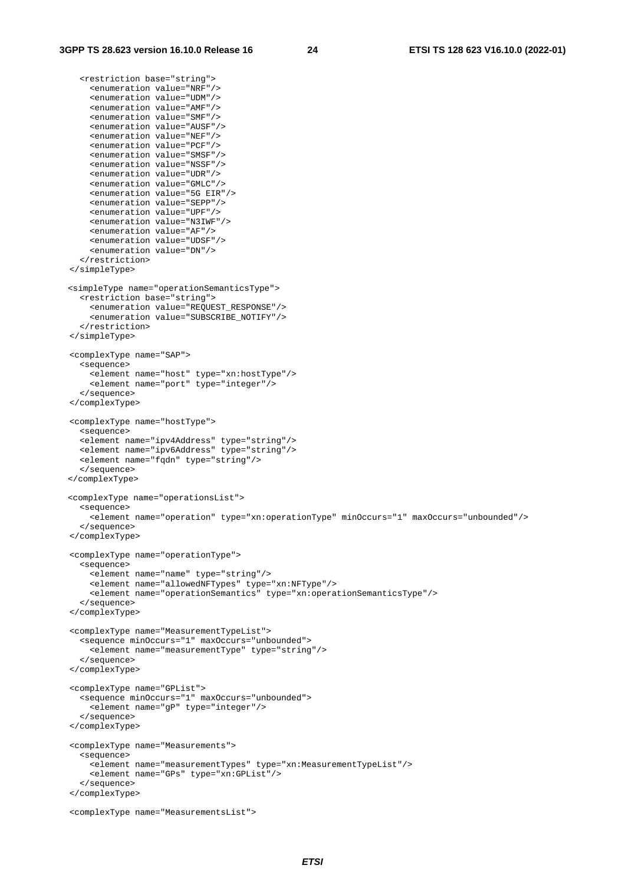```
    <restriction base="string">
      <enumeration value="NRF"/>
      <enumeration value="UDM"/>
      <enumeration value="AMF"/>
      <enumeration value="SMF"/>
      <enumeration value="AUSF"/>
      <enumeration value="NEF"/>
      <enumeration value="PCF"/>
      <enumeration value="SMSF"/>
      <enumeration value="NSSF"/>
      <enumeration value="UDR"/>
      <enumeration value="GMLC"/>
      <enumeration value="5G EIR"/>
      <enumeration value="SEPP"/>
      <enumeration value="UPF"/>
      <enumeration value="N3IWF"/>
      <enumeration value="AF"/>
      <enumeration value="UDSF"/>
      <enumeration value="DN"/>
    </restriction>
  </simpleType>

  <simpleType name="operationSemanticsType">
    <restriction base="string">
      <enumeration value="REQUEST_RESPONSE"/>
      <enumeration value="SUBSCRIBE_NOTIFY"/>
    </restriction>
  </simpleType>

  <complexType name="SAP">
    <sequence>
      <element name="host" type="xn:hostType"/>
      <element name="port" type="integer"/>
    </sequence>
  </complexType>

  <complexType name="hostType">
    <sequence>
    <element name="ipv4Address" type="string"/>
    <element name="ipv6Address" type="string"/>
    <element name="fqdn" type="string"/>
    </sequence>
  </complexType>

  <complexType name="operationsList">
    <sequence>
      <element name="operation" type="xn:operationType" minOccurs="1" maxOccurs="unbounded"/>
    </sequence>
  </complexType>

  <complexType name="operationType">
    <sequence>
      <element name="name" type="string"/>
      <element name="allowedNFTypes" type="xn:NFType"/>
      <element name="operationSemantics" type="xn:operationSemanticsType"/>
    </sequence>
  </complexType>

  <complexType name="MeasurementTypeList">
    <sequence minOccurs="1" maxOccurs="unbounded">
      <element name="measurementType" type="string"/>
    </sequence>
  </complexType>

  <complexType name="GPList">
    <sequence minOccurs="1" maxOccurs="unbounded">
      <element name="gP" type="integer"/>
    </sequence>
  </complexType>

  <complexType name="Measurements">
    <sequence>
      <element name="measurementTypes" type="xn:MeasurementTypeList"/>
      <element name="GPs" type="xn:GPList"/>
    </sequence>
  </complexType>

  <complexType name="MeasurementsList">
```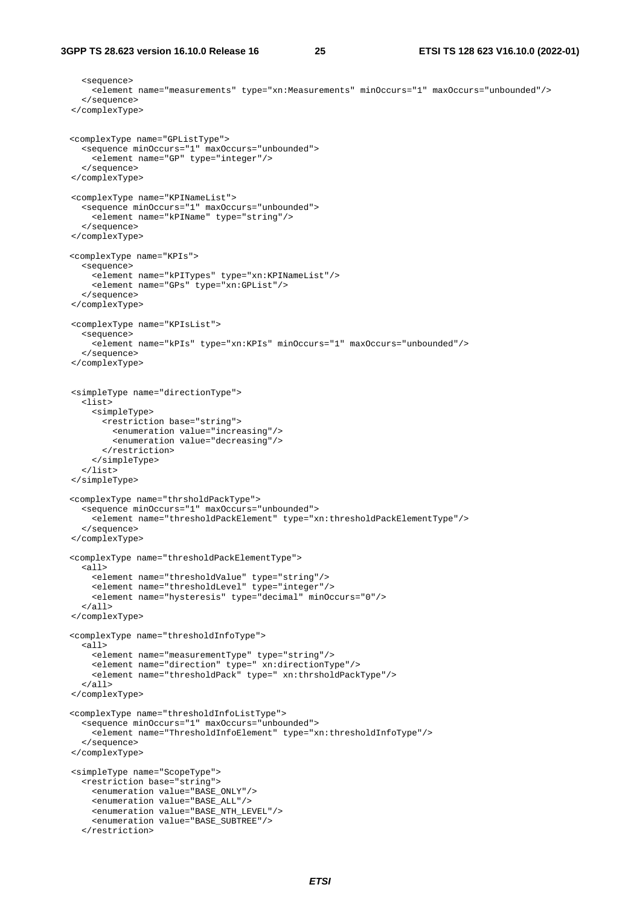```
    <sequence>
      <element name="measurements" type="xn:Measurements" minOccurs="1" maxOccurs="unbounded"/>
    </sequence>
  </complexType>


  <complexType name="GPListType">
    <sequence minOccurs="1" maxOccurs="unbounded">
      <element name="GP" type="integer"/>
    </sequence>
  </complexType>

  <complexType name="KPINameList">
    <sequence minOccurs="1" maxOccurs="unbounded">
      <element name="kPIName" type="string"/>
    </sequence>
  </complexType>

  <complexType name="KPIs">
    <sequence>
      <element name="kPITypes" type="xn:KPINameList"/>
      <element name="GPs" type="xn:GPList"/>
    </sequence>
  </complexType>

  <complexType name="KPIsList">
    <sequence>
      <element name="kPIs" type="xn:KPIs" minOccurs="1" maxOccurs="unbounded"/>
    </sequence>
  </complexType>


  <simpleType name="directionType">
    <list>
      <simpleType>
        <restriction base="string">
          <enumeration value="increasing"/>
          <enumeration value="decreasing"/>
        </restriction>
      </simpleType>
    </list>
  </simpleType>

  <complexType name="thrsholdPackType">
    <sequence minOccurs="1" maxOccurs="unbounded">
      <element name="thresholdPackElement" type="xn:thresholdPackElementType"/>
    </sequence>
  </complexType>

  <complexType name="thresholdPackElementType">
    <all>
      <element name="thresholdValue" type="string"/>
      <element name="thresholdLevel" type="integer"/>
      <element name="hysteresis" type="decimal" minOccurs="0"/>
    </all>
  </complexType>

  <complexType name="thresholdInfoType">
    <all>
      <element name="measurementType" type="string"/>
      <element name="direction" type=" xn:directionType"/>
      <element name="thresholdPack" type=" xn:thrsholdPackType"/>
    </all>
  </complexType>

  <complexType name="thresholdInfoListType">
    <sequence minOccurs="1" maxOccurs="unbounded">
      <element name="ThresholdInfoElement" type="xn:thresholdInfoType"/>
    </sequence>
  </complexType>

  <simpleType name="ScopeType">
    <restriction base="string">
      <enumeration value="BASE_ONLY"/>
      <enumeration value="BASE_ALL"/>
      <enumeration value="BASE_NTH_LEVEL"/>
      <enumeration value="BASE_SUBTREE"/>
    </restriction>
```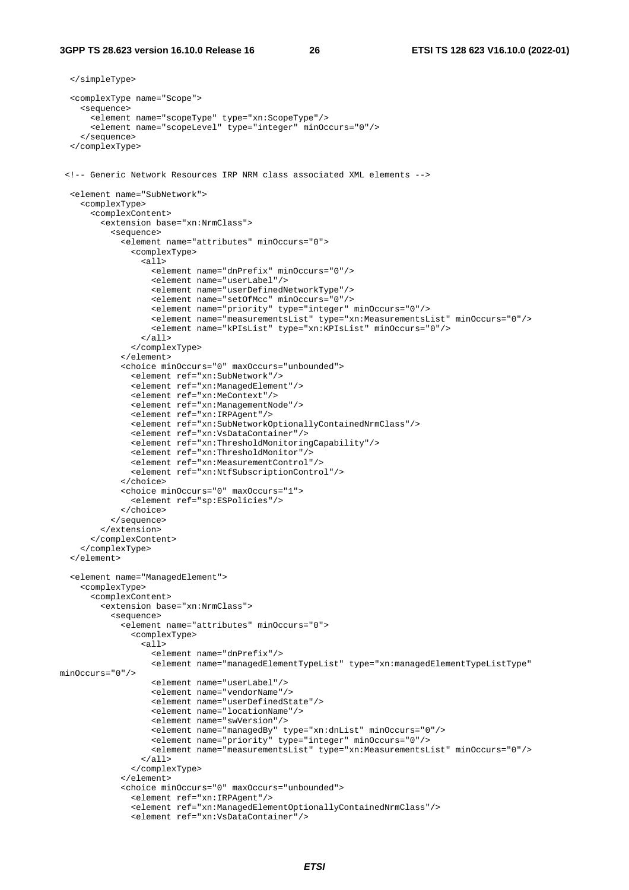```
  </simpleType>

  <complexType name="Scope">
    <sequence>
      <element name="scopeType" type="xn:ScopeType"/>
      <element name="scopeLevel" type="integer" minOccurs="0"/>
    </sequence>
  </complexType>


 <!-- Generic Network Resources IRP NRM class associated XML elements -->

  <element name="SubNetwork">
    <complexType>
      <complexContent>
        <extension base="xn:NrmClass">
          <sequence>
            <element name="attributes" minOccurs="0">
              <complexType>
                <all>
                  <element name="dnPrefix" minOccurs="0"/>
                  <element name="userLabel"/>
                  <element name="userDefinedNetworkType"/>
                  <element name="setOfMcc" minOccurs="0"/>
                  <element name="priority" type="integer" minOccurs="0"/>
                  <element name="measurementsList" type="xn:MeasurementsList" minOccurs="0"/>
                  <element name="kPIsList" type="xn:KPIsList" minOccurs="0"/>
                </all>
              </complexType>
            </element>
            <choice minOccurs="0" maxOccurs="unbounded">
              <element ref="xn:SubNetwork"/>
              <element ref="xn:ManagedElement"/>
              <element ref="xn:MeContext"/>
              <element ref="xn:ManagementNode"/>
              <element ref="xn:IRPAgent"/>
              <element ref="xn:SubNetworkOptionallyContainedNrmClass"/>
              <element ref="xn:VsDataContainer"/>
              <element ref="xn:ThresholdMonitoringCapability"/>
              <element ref="xn:ThresholdMonitor"/>
              <element ref="xn:MeasurementControl"/>
              <element ref="xn:NtfSubscriptionControl"/>
            </choice>
            <choice minOccurs="0" maxOccurs="1">
              <element ref="sp:ESPolicies"/>
            </choice>
          </sequence>
        </extension>
      </complexContent>
    </complexType>
  </element>

  <element name="ManagedElement">
    <complexType>
      <complexContent>
        <extension base="xn:NrmClass">
          <sequence>
            <element name="attributes" minOccurs="0">
              <complexType>
                <all>
                  <element name="dnPrefix"/>
                  <element name="managedElementTypeList" type="xn:managedElementTypeListType"
minOccurs="0"/>
                  <element name="userLabel"/>
                  <element name="vendorName"/>
                  <element name="userDefinedState"/>
                  <element name="locationName"/>
                  <element name="swVersion"/>
                  <element name="managedBy" type="xn:dnList" minOccurs="0"/>
                  <element name="priority" type="integer" minOccurs="0"/>
                  <element name="measurementsList" type="xn:MeasurementsList" minOccurs="0"/>
                </all>
              </complexType>
            </element>
            <choice minOccurs="0" maxOccurs="unbounded">
              <element ref="xn:IRPAgent"/>
              <element ref="xn:ManagedElementOptionallyContainedNrmClass"/>
              <element ref="xn:VsDataContainer"/>
```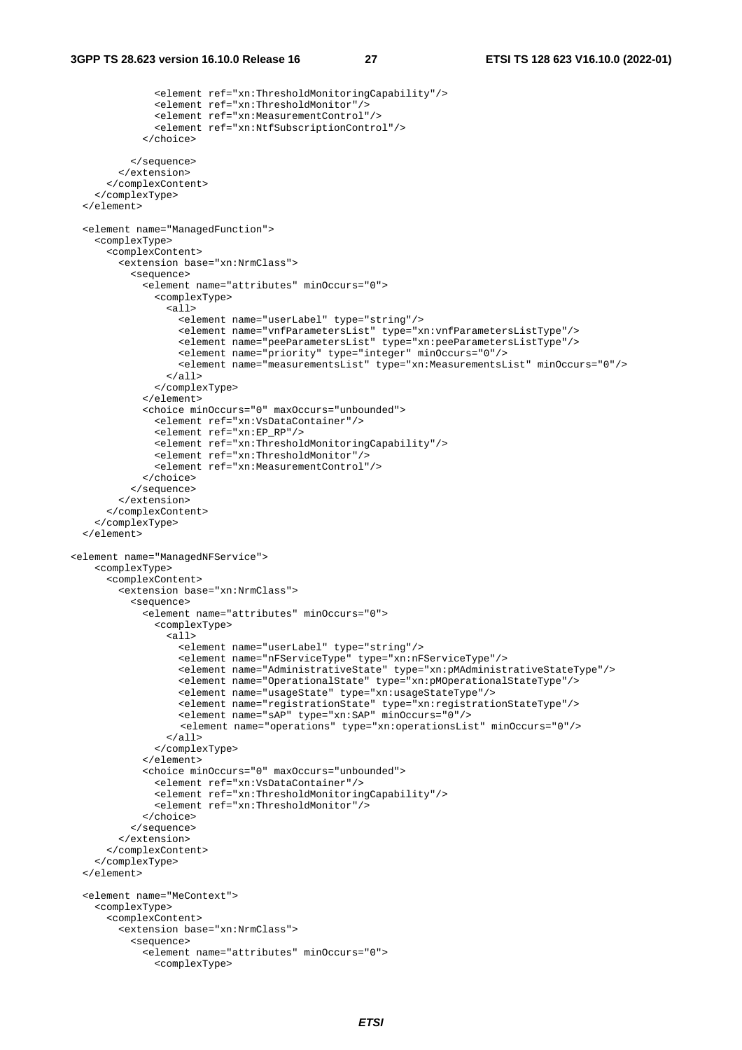```
              <element ref="xn:ThresholdMonitoringCapability"/>
              <element ref="xn:ThresholdMonitor"/>
              <element ref="xn:MeasurementControl"/>
              <element ref="xn:NtfSubscriptionControl"/>
            </choice>

          </sequence>
        </extension>
      </complexContent>
    </complexType>
  </element>

  <element name="ManagedFunction">
    <complexType>
      <complexContent>
        <extension base="xn:NrmClass">
          <sequence>
            <element name="attributes" minOccurs="0">
              <complexType>
                <all>
                  <element name="userLabel" type="string"/>
                  <element name="vnfParametersList" type="xn:vnfParametersListType"/>
                  <element name="peeParametersList" type="xn:peeParametersListType"/>
                  <element name="priority" type="integer" minOccurs="0"/>
                  <element name="measurementsList" type="xn:MeasurementsList" minOccurs="0"/>
                </all>
              </complexType>
            </element>
            <choice minOccurs="0" maxOccurs="unbounded">
              <element ref="xn:VsDataContainer"/>
              <element ref="xn:EP_RP"/>
              <element ref="xn:ThresholdMonitoringCapability"/>
              <element ref="xn:ThresholdMonitor"/>
              <element ref="xn:MeasurementControl"/>
            </choice>
          </sequence>
        </extension>
      </complexContent>
    </complexType>
  </element>

<element name="ManagedNFService">
    <complexType>
      <complexContent>
        <extension base="xn:NrmClass">
          <sequence>
            <element name="attributes" minOccurs="0">
              <complexType>
                <all>
                  <element name="userLabel" type="string"/>
                  <element name="nFServiceType" type="xn:nFServiceType"/>
                  <element name="AdministrativeState" type="xn:pMAdministrativeStateType"/>
                  <element name="OperationalState" type="xn:pMOperationalStateType"/>
                  <element name="usageState" type="xn:usageStateType"/>
                  <element name="registrationState" type="xn:registrationStateType"/>
                  <element name="sAP" type="xn:SAP" minOccurs="0"/>
                   <element name="operations" type="xn:operationsList" minOccurs="0"/>
                </all>
              </complexType>
            </element>
            <choice minOccurs="0" maxOccurs="unbounded">
              <element ref="xn:VsDataContainer"/>
              <element ref="xn:ThresholdMonitoringCapability"/>
              <element ref="xn:ThresholdMonitor"/>
            </choice>
          </sequence>
        </extension>
      </complexContent>
    </complexType>
  </element>

  <element name="MeContext">
    <complexType>
      <complexContent>
        <extension base="xn:NrmClass">
          <sequence>
            <element name="attributes" minOccurs="0">
              <complexType>
```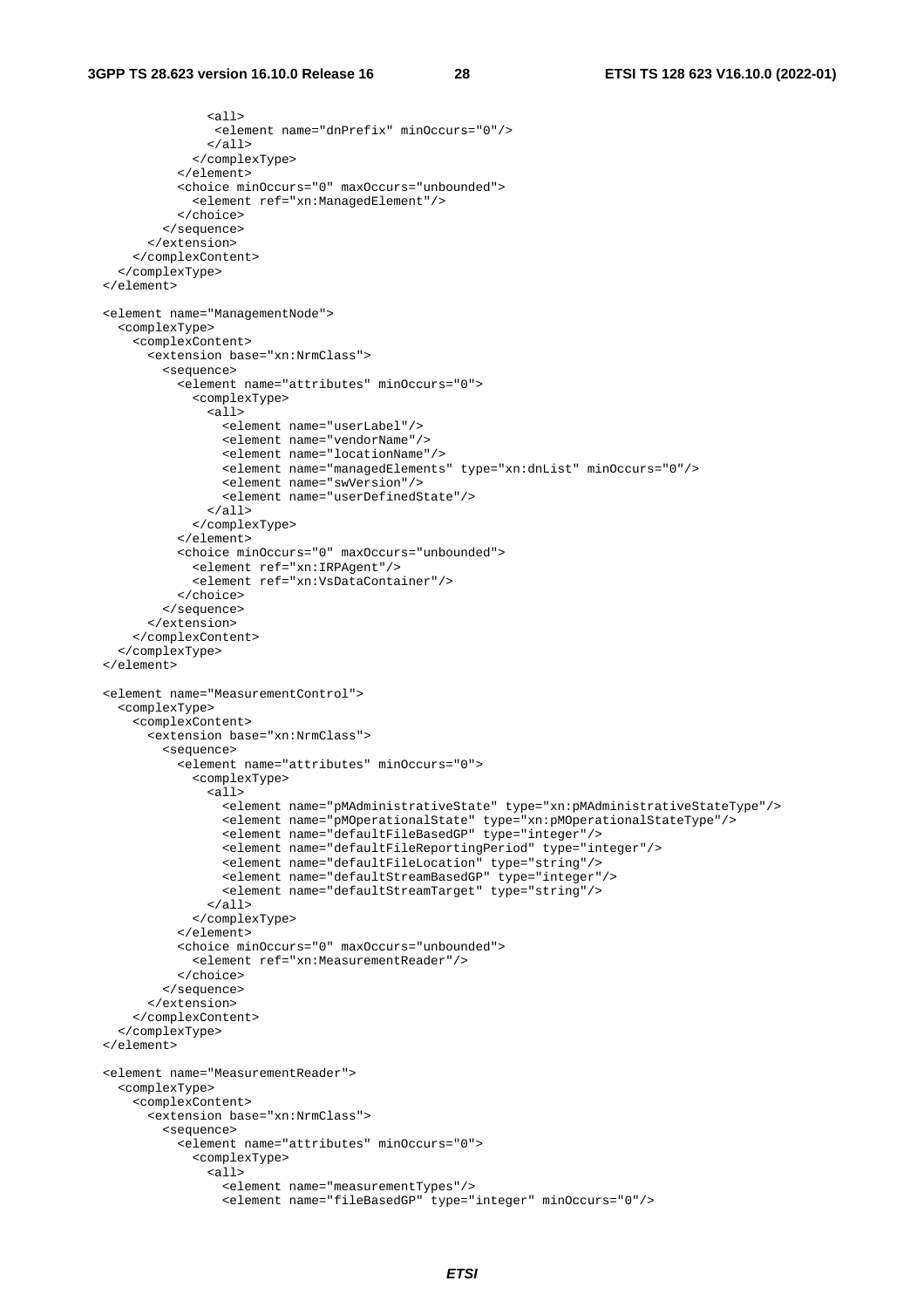```
              <all>
               <element name="dnPrefix" minOccurs="0"/>
              </all>
            </complexType>
          </element>
          <choice minOccurs="0" maxOccurs="unbounded">
            <element ref="xn:ManagedElement"/>
          </choice>
        </sequence>
      </extension>
    </complexContent>
  </complexType>
</element>

<element name="ManagementNode">
  <complexType>
    <complexContent>
      <extension base="xn:NrmClass">
        <sequence>
          <element name="attributes" minOccurs="0">
            <complexType>
              <all>
                <element name="userLabel"/>
                <element name="vendorName"/>
                <element name="locationName"/>
                <element name="managedElements" type="xn:dnList" minOccurs="0"/>
                <element name="swVersion"/>
                <element name="userDefinedState"/>
              </all>
            </complexType>
          </element>
          <choice minOccurs="0" maxOccurs="unbounded">
            <element ref="xn:IRPAgent"/>
            <element ref="xn:VsDataContainer"/>
          </choice>
        </sequence>
      </extension>
    </complexContent>
  </complexType>
</element>

<element name="MeasurementControl">
  <complexType>
    <complexContent>
      <extension base="xn:NrmClass">
        <sequence>
          <element name="attributes" minOccurs="0">
            <complexType>
              <all>
                <element name="pMAdministrativeState" type="xn:pMAdministrativeStateType"/>
                <element name="pMOperationalState" type="xn:pMOperationalStateType"/>
                <element name="defaultFileBasedGP" type="integer"/>
                <element name="defaultFileReportingPeriod" type="integer"/>
                <element name="defaultFileLocation" type="string"/>
                <element name="defaultStreamBasedGP" type="integer"/>
                <element name="defaultStreamTarget" type="string"/>
              </all>
            </complexType>
          </element>
          <choice minOccurs="0" maxOccurs="unbounded">
            <element ref="xn:MeasurementReader"/>
          </choice>
        </sequence>
      </extension>
    </complexContent>
  </complexType>
</element>

<element name="MeasurementReader">
  <complexType>
    <complexContent>
      <extension base="xn:NrmClass">
        <sequence>
          <element name="attributes" minOccurs="0">
            <complexType>
              <all>
                <element name="measurementTypes"/>
                <element name="fileBasedGP" type="integer" minOccurs="0"/>
```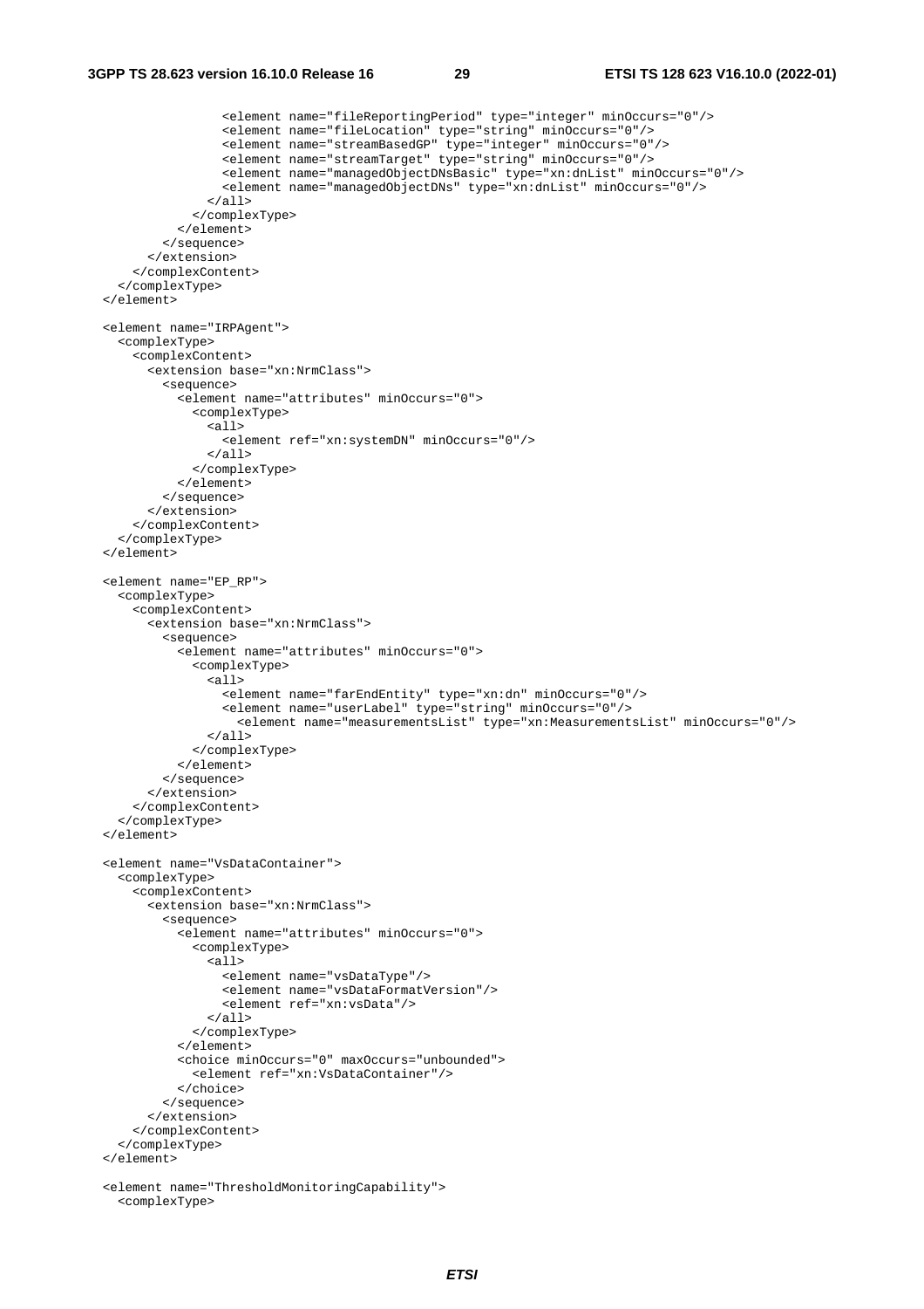```
                <element name="fileReportingPeriod" type="integer" minOccurs="0"/>
                <element name="fileLocation" type="string" minOccurs="0"/>
                <element name="streamBasedGP" type="integer" minOccurs="0"/>
                <element name="streamTarget" type="string" minOccurs="0"/>
                <element name="managedObjectDNsBasic" type="xn:dnList" minOccurs="0"/>
                <element name="managedObjectDNs" type="xn:dnList" minOccurs="0"/>
              </all>
            </complexType>
          </element>
        </sequence>
      </extension>
    </complexContent>
  </complexType>
</element>

<element name="IRPAgent">
  <complexType>
    <complexContent>
      <extension base="xn:NrmClass">
        <sequence>
          <element name="attributes" minOccurs="0">
            <complexType>
              <all>
                <element ref="xn:systemDN" minOccurs="0"/>
              </all>
            </complexType>
          </element>
        </sequence>
      </extension>
    </complexContent>
  </complexType>
</element>

<element name="EP_RP">
  <complexType>
    <complexContent>
      <extension base="xn:NrmClass">
        <sequence>
          <element name="attributes" minOccurs="0">
            <complexType>
              <all>
                <element name="farEndEntity" type="xn:dn" minOccurs="0"/>
                <element name="userLabel" type="string" minOccurs="0"/>
                  <element name="measurementsList" type="xn:MeasurementsList" minOccurs="0"/>
              </all>
            </complexType>
          </element>
        </sequence>
      </extension>
    </complexContent>
  </complexType>
</element>

<element name="VsDataContainer">
  <complexType>
    <complexContent>
      <extension base="xn:NrmClass">
        <sequence>
          <element name="attributes" minOccurs="0">
            <complexType>
              <all>
                <element name="vsDataType"/>
                <element name="vsDataFormatVersion"/>
                <element ref="xn:vsData"/>
              </all>
            </complexType>
          </element>
          <choice minOccurs="0" maxOccurs="unbounded">
            <element ref="xn:VsDataContainer"/>
          </choice>
        </sequence>
      </extension>
    </complexContent>
  </complexType>
</element>

<element name="ThresholdMonitoringCapability">
  <complexType>
```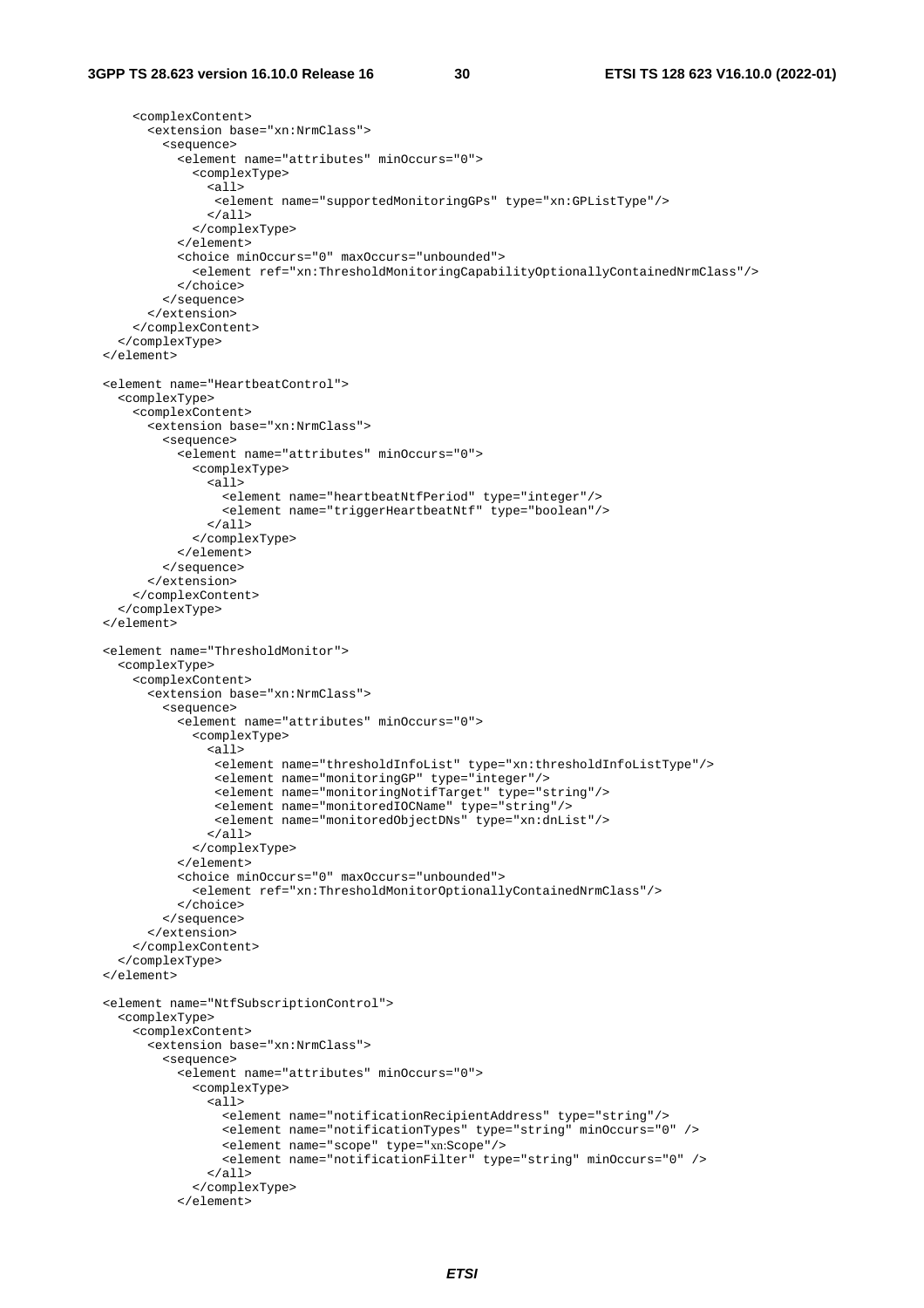```
      <complexContent>
        <extension base="xn:NrmClass">
          <sequence>
            <element name="attributes" minOccurs="0">
              <complexType>
                <all>
                 <element name="supportedMonitoringGPs" type="xn:GPListType"/>
                </all>
              </complexType>
            </element>
            <choice minOccurs="0" maxOccurs="unbounded">
              <element ref="xn:ThresholdMonitoringCapabilityOptionallyContainedNrmClass"/>
            </choice>
          </sequence>
        </extension>
      </complexContent>
    </complexType>
  </element>

  <element name="HeartbeatControl">
    <complexType>
      <complexContent>
        <extension base="xn:NrmClass">
          <sequence>
            <element name="attributes" minOccurs="0">
              <complexType>
                <all>
                  <element name="heartbeatNtfPeriod" type="integer"/>
                  <element name="triggerHeartbeatNtf" type="boolean"/>
                </all>
              </complexType>
            </element>
          </sequence>
        </extension>
      </complexContent>
    </complexType>
  </element>

  <element name="ThresholdMonitor">
    <complexType>
      <complexContent>
        <extension base="xn:NrmClass">
          <sequence>
            <element name="attributes" minOccurs="0">
              <complexType>
                <all>
                 <element name="thresholdInfoList" type="xn:thresholdInfoListType"/>
                 <element name="monitoringGP" type="integer"/>
                 <element name="monitoringNotifTarget" type="string"/>
                 <element name="monitoredIOCName" type="string"/>
                 <element name="monitoredObjectDNs" type="xn:dnList"/>
                </all>
              </complexType>
            </element>
            <choice minOccurs="0" maxOccurs="unbounded">
              <element ref="xn:ThresholdMonitorOptionallyContainedNrmClass"/>
            </choice>
          </sequence>
        </extension>
      </complexContent>
    </complexType>
  </element>

  <element name="NtfSubscriptionControl">
    <complexType>
      <complexContent>
        <extension base="xn:NrmClass">
          <sequence>
            <element name="attributes" minOccurs="0">
              <complexType>
                <all>
                  <element name="notificationRecipientAddress" type="string"/>
                  <element name="notificationTypes" type="string" minOccurs="0" />
                  <element name="scope" type="xn:Scope"/>
                  <element name="notificationFilter" type="string" minOccurs="0" />
                </all>
              </complexType>
            </element>
```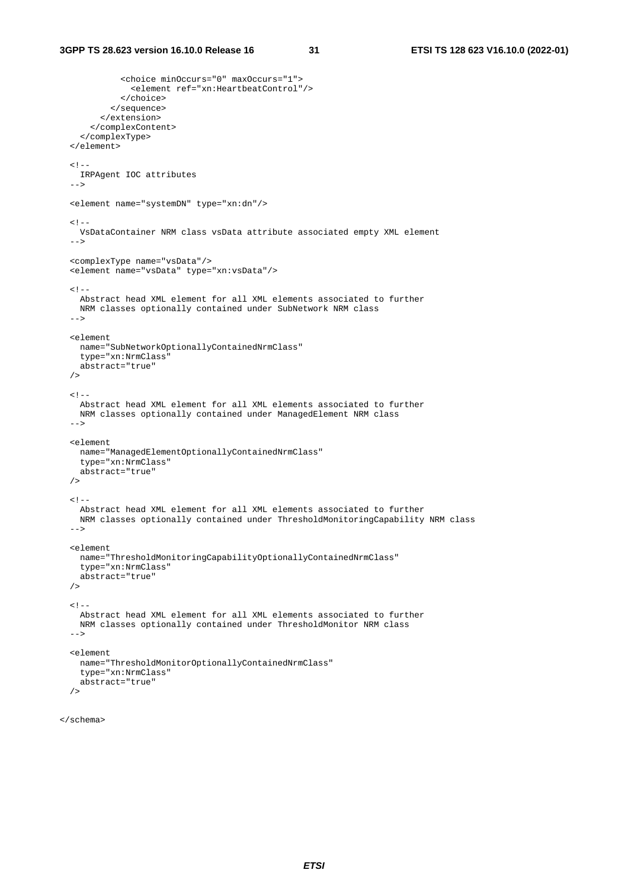```
            <choice minOccurs="0" maxOccurs="1">
              <element ref="xn:HeartbeatControl"/>
            </choice>
          </sequence>
        </extension>
      </complexContent>
    </complexType>
  </element>

  <!--
    IRPAgent IOC attributes
  -->

  <element name="systemDN" type="xn:dn"/>

  <!--
    VsDataContainer NRM class vsData attribute associated empty XML element
  -->

  <complexType name="vsData"/>
  <element name="vsData" type="xn:vsData"/>

  <!--
    Abstract head XML element for all XML elements associated to further
    NRM classes optionally contained under SubNetwork NRM class
  -->

  <element
    name="SubNetworkOptionallyContainedNrmClass"
    type="xn:NrmClass"
    abstract="true"
  />

  <!--
    Abstract head XML element for all XML elements associated to further
    NRM classes optionally contained under ManagedElement NRM class
  -->

  <element
    name="ManagedElementOptionallyContainedNrmClass"
    type="xn:NrmClass"
    abstract="true"
  />

  <!--
    Abstract head XML element for all XML elements associated to further
    NRM classes optionally contained under ThresholdMonitoringCapability NRM class
  -->

  <element
    name="ThresholdMonitoringCapabilityOptionallyContainedNrmClass"
    type="xn:NrmClass"
    abstract="true"
  />

  <!--
    Abstract head XML element for all XML elements associated to further
    NRM classes optionally contained under ThresholdMonitor NRM class
  -->

  <element
    name="ThresholdMonitorOptionallyContainedNrmClass"
    type="xn:NrmClass"
    abstract="true"
  />

</schema>
```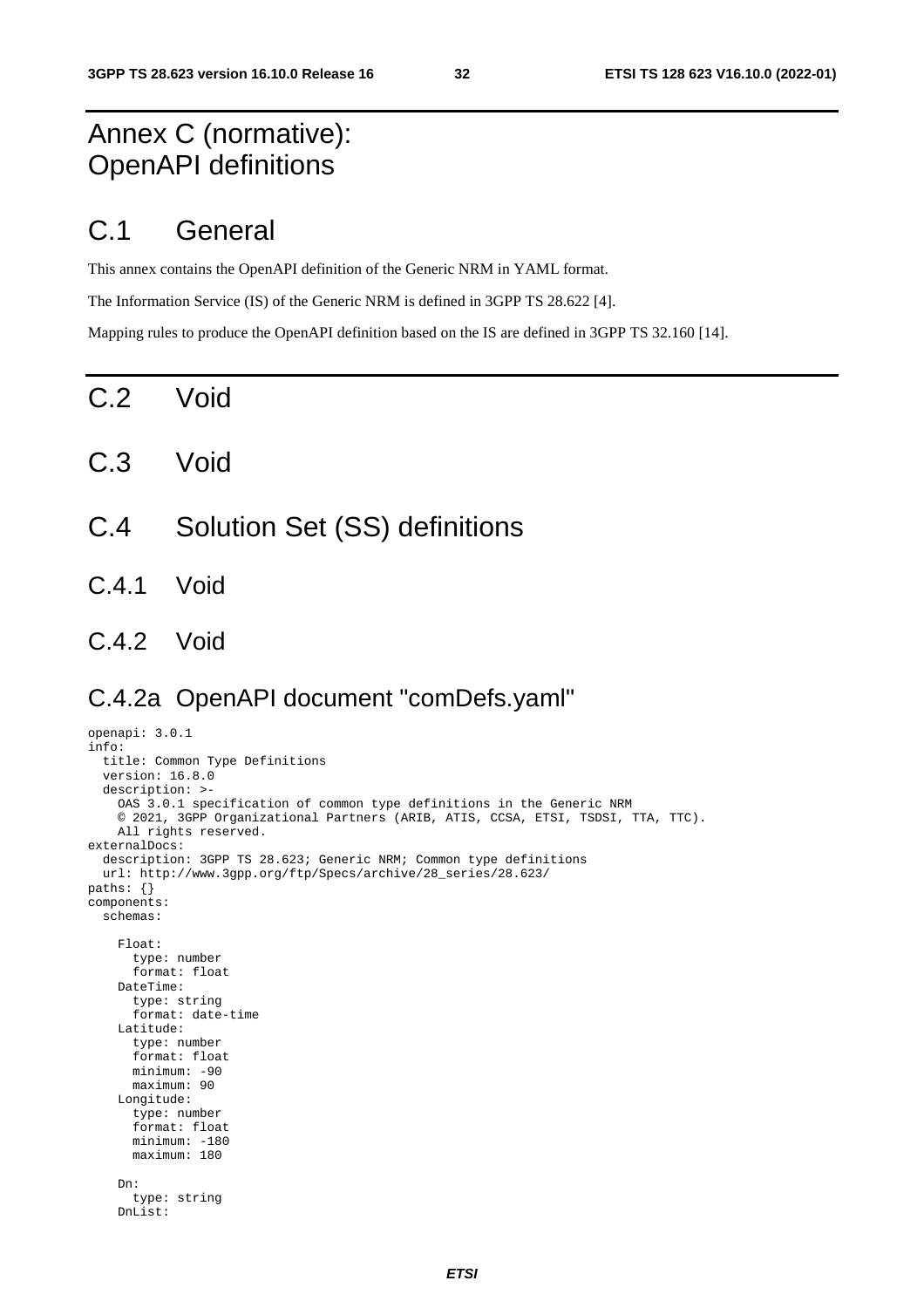# Annex C (normative): OpenAPI definitions

## C.1 General

This annex contains the OpenAPI definition of the Generic NRM in YAML format.

The Information Service (IS) of the Generic NRM is defined in 3GPP TS 28.622 [4].

Mapping rules to produce the OpenAPI definition based on the IS are defined in 3GPP TS 32.160 [14].

## C.2 Void

## C.3 Void

## C.4 Solution Set (SS) definitions

### C.4.1 Void

### C.4.2 Void

### C.4.2a OpenAPI document "comDefs.yaml"

```
openapi: 3.0.1
info:
  title: Common Type Definitions
  version: 16.8.0
  description: >-
    OAS 3.0.1 specification of common type definitions in the Generic NRM
    © 2021, 3GPP Organizational Partners (ARIB, ATIS, CCSA, ETSI, TSDSI, TTA, TTC).
    All rights reserved.
externalDocs:
  description: 3GPP TS 28.623; Generic NRM; Common type definitions
  url: http://www.3gpp.org/ftp/Specs/archive/28_series/28.623/
paths: {}
components:
  schemas:

    Float:
      type: number
      format: float
    DateTime:
      type: string
      format: date-time
    Latitude:
      type: number
      format: float
      minimum: -90
      maximum: 90
    Longitude:
      type: number
      format: float
      minimum: -180
      maximum: 180

    Dn:
      type: string
    DnList:
```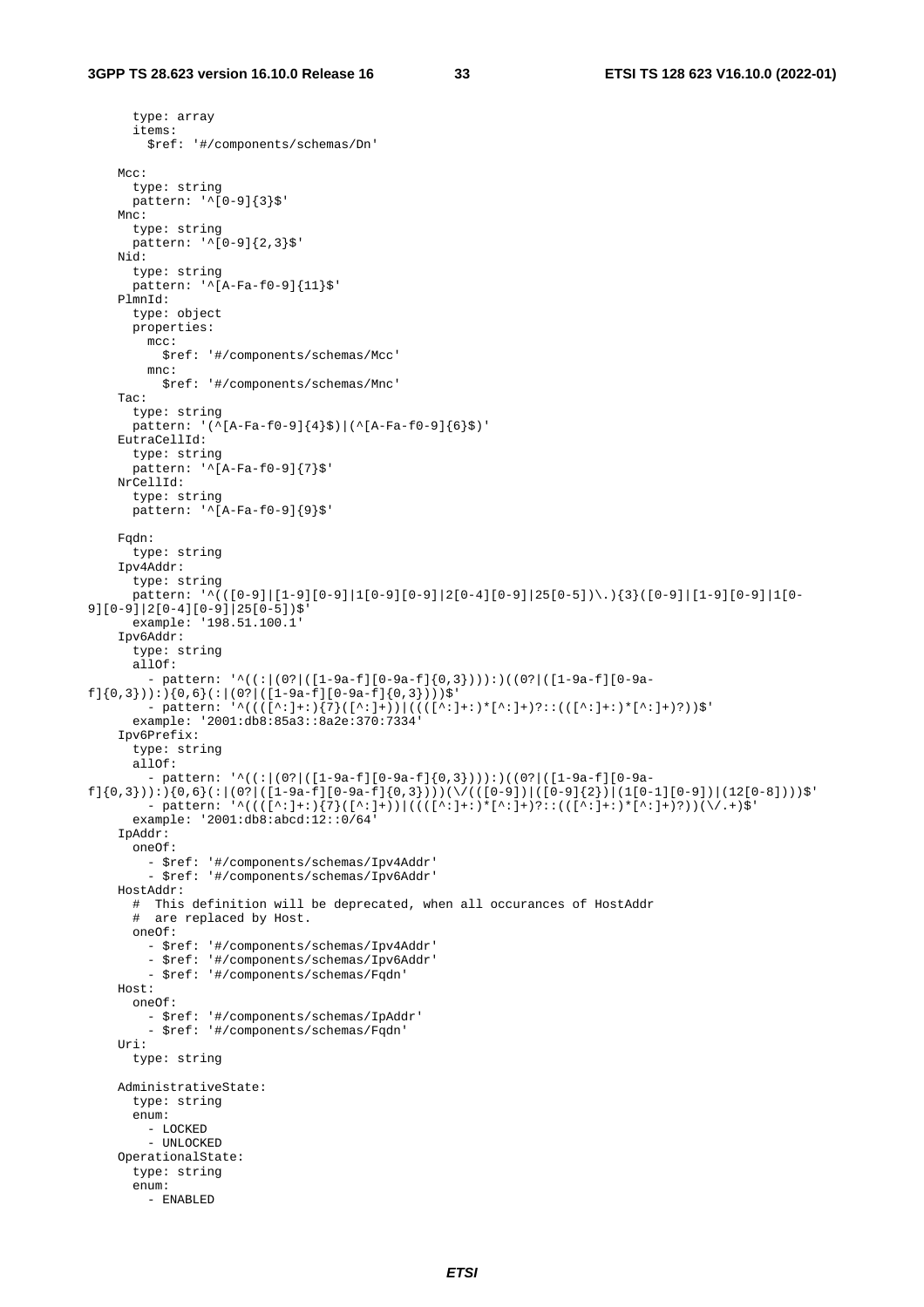```
      type: array
      items:
        $ref: '#/components/schemas/Dn'

    Mcc:
      type: string
      pattern: '^[0-9]{3}$'
    Mnc:
      type: string
      pattern: '^[0-9]{2,3}$'
    Nid:
      type: string
      pattern: '^[A-Fa-f0-9]{11}$'
    PlmnId:
      type: object
      properties:
        mcc:
          $ref: '#/components/schemas/Mcc'
        mnc:
          $ref: '#/components/schemas/Mnc'
    Tac:
      type: string
      pattern: '(^[A-Fa-f0-9]{4}$)|(^[A-Fa-f0-9]{6}$)'
    EutraCellId:
      type: string
      pattern: '^[A-Fa-f0-9]{7}$'
    NrCellId:
      type: string
      pattern: '^[A-Fa-f0-9]{9}$'

    Fqdn:
      type: string
    Ipv4Addr:
      type: string
      pattern: '^(([0-9]|[1-9][0-9]|1[0-9][0-9]|2[0-4][0-9]|25[0-5])\.){3}([0-9]|[1-9][0-9]|1[0-
9][0-9]|2[0-4][0-9]|25[0-5])$'
      example: '198.51.100.1'
    Ipv6Addr:
      type: string
      allOf:
        - pattern: '^((:|(0?|([1-9a-f][0-9a-f]{0,3}))):)((0?|([1-9a-f][0-9a-
f]{0,3})):){0,6}(:|(0?|([1-9a-f][0-9a-f]{0,3})))$'
        - pattern: '^((([^:]+:){7}([^:]+))|((([^:]+:)*[^:]+)?::(([^:]+:)*[^:]+)?))$'
      example: '2001:db8:85a3::8a2e:370:7334'
    Ipv6Prefix:
      type: string
      allOf:
        - pattern: '^((:|(0?|([1-9a-f][0-9a-f]{0,3}))):)((0?|([1-9a-f][0-9a-
f]{0,3})):){0,6}(:|(0?|([1-9a-f][0-9a-f]{0,3})))(\/(([0-9])|([0-9]{2})|(1[0-1][0-9])|(12[0-8])))$'
        - pattern: '^((([^:]+:){7}([^:]+))|((([^:]+:)*[^:]+)?::(([^:]+:)*[^:]+)?))(\/.+)$'
      example: '2001:db8:abcd:12::0/64'
    IpAddr:
      oneOf:
        - $ref: '#/components/schemas/Ipv4Addr'
        - $ref: '#/components/schemas/Ipv6Addr'
    HostAddr:
      #  This definition will be deprecated, when all occurances of HostAddr
      #  are replaced by Host.
      oneOf:
        - $ref: '#/components/schemas/Ipv4Addr'
        - $ref: '#/components/schemas/Ipv6Addr'
        - $ref: '#/components/schemas/Fqdn'
    Host:
      oneOf:
        - $ref: '#/components/schemas/IpAddr'
        - $ref: '#/components/schemas/Fqdn'
    Uri:
      type: string

    AdministrativeState:
      type: string
      enum:
        - LOCKED
        - UNLOCKED
    OperationalState:
      type: string
      enum:
        - ENABLED
```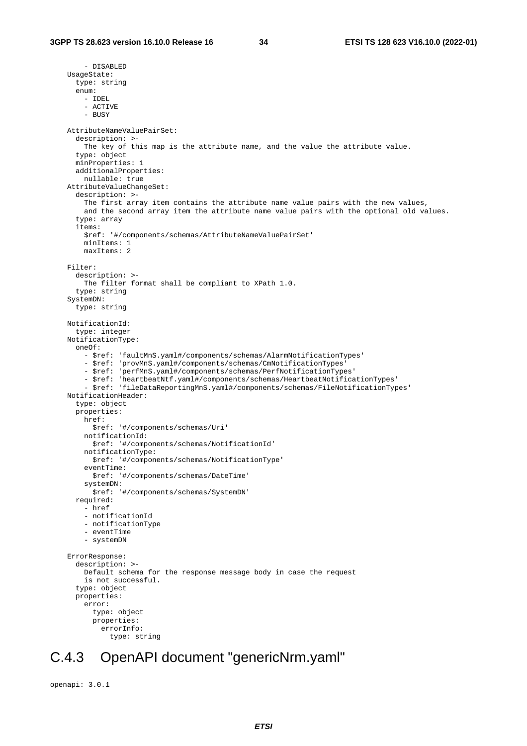```
        - DISABLED
    UsageState:
      type: string
      enum:
        - IDEL
        - ACTIVE
        - BUSY

    AttributeNameValuePairSet:
      description: >-
        The key of this map is the attribute name, and the value the attribute value.
      type: object
      minProperties: 1
      additionalProperties:
        nullable: true
    AttributeValueChangeSet:
      description: >-
        The first array item contains the attribute name value pairs with the new values,
        and the second array item the attribute name value pairs with the optional old values.
      type: array
      items:
        $ref: '#/components/schemas/AttributeNameValuePairSet'
        minItems: 1
        maxItems: 2

    Filter:
      description: >-
        The filter format shall be compliant to XPath 1.0.
      type: string
    SystemDN:
      type: string

    NotificationId:
      type: integer
    NotificationType:
      oneOf:
        - $ref: 'faultMnS.yaml#/components/schemas/AlarmNotificationTypes'
        - $ref: 'provMnS.yaml#/components/schemas/CmNotificationTypes'
        - $ref: 'perfMnS.yaml#/components/schemas/PerfNotificationTypes'
        - $ref: 'heartbeatNtf.yaml#/components/schemas/HeartbeatNotificationTypes'
        - $ref: 'fileDataReportingMnS.yaml#/components/schemas/FileNotificationTypes'
    NotificationHeader:
      type: object
      properties:
        href:
          $ref: '#/components/schemas/Uri'
        notificationId:
          $ref: '#/components/schemas/NotificationId'
        notificationType:
          $ref: '#/components/schemas/NotificationType'
        eventTime:
          $ref: '#/components/schemas/DateTime'
        systemDN:
          $ref: '#/components/schemas/SystemDN'
      required:
        - href
        - notificationId
        - notificationType
        - eventTime
        - systemDN

    ErrorResponse:
      description: >-
        Default schema for the response message body in case the request
        is not successful.
      type: object
      properties:
        error:
          type: object
          properties:
            errorInfo:
              type: string
```

## C.4.3 OpenAPI document "genericNrm.yaml"

```
openapi: 3.0.1
```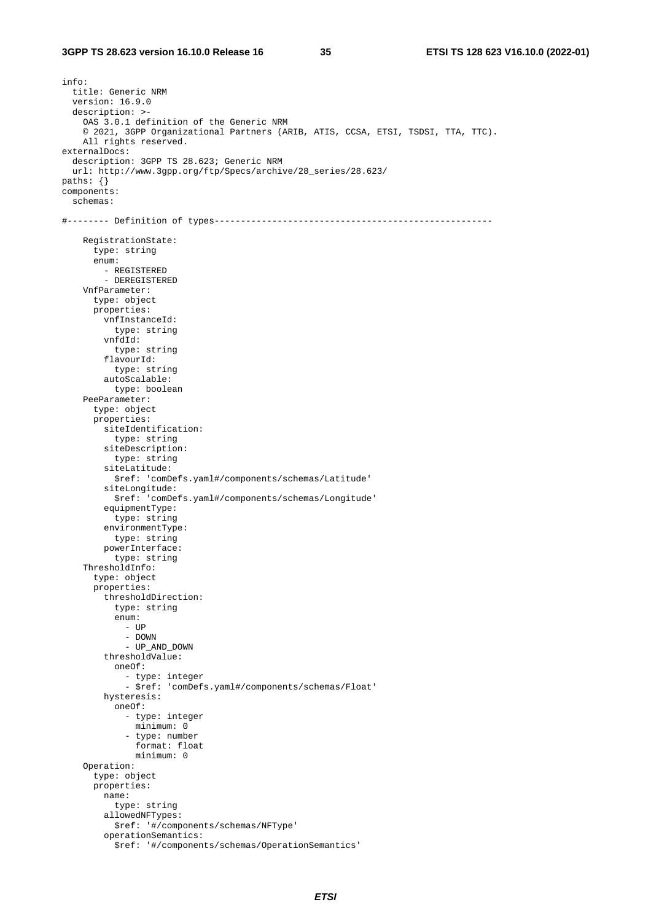```
info:
  title: Generic NRM
  version: 16.9.0
  description: >-
    OAS 3.0.1 definition of the Generic NRM
    © 2021, 3GPP Organizational Partners (ARIB, ATIS, CCSA, ETSI, TSDSI, TTA, TTC).
    All rights reserved.
externalDocs:
  description: 3GPP TS 28.623; Generic NRM
  url: http://www.3gpp.org/ftp/Specs/archive/28_series/28.623/
paths: {}
components:
  schemas:

#-------- Definition of types-----------------------------------------------------

    RegistrationState:
      type: string
      enum:
        - REGISTERED
        - DEREGISTERED
    VnfParameter:
      type: object
      properties:
        vnfInstanceId:
          type: string
        vnfdId:
          type: string
        flavourId:
          type: string
        autoScalable:
          type: boolean
    PeeParameter:
      type: object
      properties:
        siteIdentification:
          type: string
        siteDescription:
          type: string
        siteLatitude:
          $ref: 'comDefs.yaml#/components/schemas/Latitude'
        siteLongitude:
          $ref: 'comDefs.yaml#/components/schemas/Longitude'
        equipmentType:
          type: string
        environmentType:
          type: string
        powerInterface:
          type: string
    ThresholdInfo:
      type: object
      properties:
        thresholdDirection:
          type: string
          enum:
            - UP
            - DOWN
            - UP_AND_DOWN
        thresholdValue:
          oneOf:
            - type: integer
            - $ref: 'comDefs.yaml#/components/schemas/Float'
        hysteresis:
          oneOf:
            - type: integer
              minimum: 0
            - type: number
              format: float
              minimum: 0
    Operation:
      type: object
      properties:
        name:
          type: string
        allowedNFTypes:
          $ref: '#/components/schemas/NFType'
        operationSemantics:
          $ref: '#/components/schemas/OperationSemantics'
```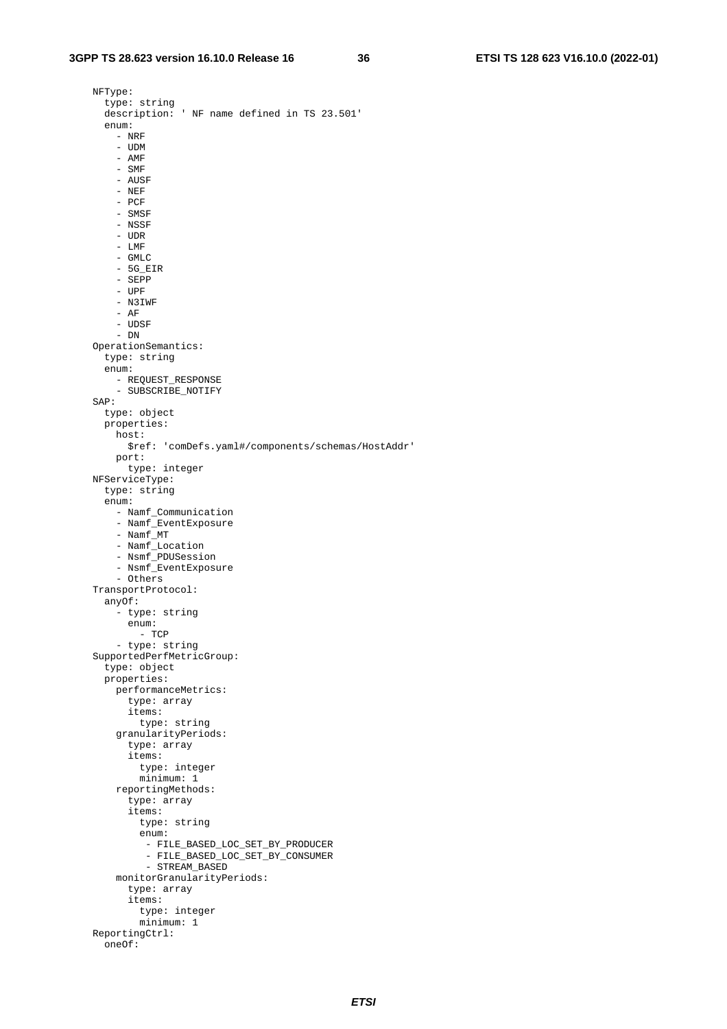```
    NFType:
      type: string
      description: ' NF name defined in TS 23.501'
      enum:
        - NRF
        - UDM
        - AMF
        - SMF
        - AUSF
        - NEF
        - PCF
        - SMSF
        - NSSF
        - UDR
        - LMF
        - GMLC
        - 5G_EIR
        - SEPP
        - UPF
        - N3IWF
        - AF
        - UDSF
        - DN
    OperationSemantics:
      type: string
      enum:
        - REQUEST_RESPONSE
        - SUBSCRIBE_NOTIFY
    SAP:
      type: object
      properties:
        host:
          $ref: 'comDefs.yaml#/components/schemas/HostAddr'
        port:
          type: integer
    NFServiceType:
      type: string
      enum:
        - Namf_Communication
        - Namf_EventExposure
        - Namf_MT
        - Namf_Location
        - Nsmf_PDUSession
        - Nsmf_EventExposure
        - Others
    TransportProtocol:
      anyOf:
        - type: string
          enum:
            - TCP
        - type: string
    SupportedPerfMetricGroup:
      type: object
      properties:
        performanceMetrics:
          type: array
          items:
            type: string
        granularityPeriods:
          type: array
          items:
            type: integer
            minimum: 1
        reportingMethods:
          type: array
          items:
            type: string
            enum:
             - FILE_BASED_LOC_SET_BY_PRODUCER
             - FILE_BASED_LOC_SET_BY_CONSUMER
             - STREAM_BASED
        monitorGranularityPeriods:
          type: array
          items:
            type: integer
            minimum: 1
    ReportingCtrl:
      oneOf:
```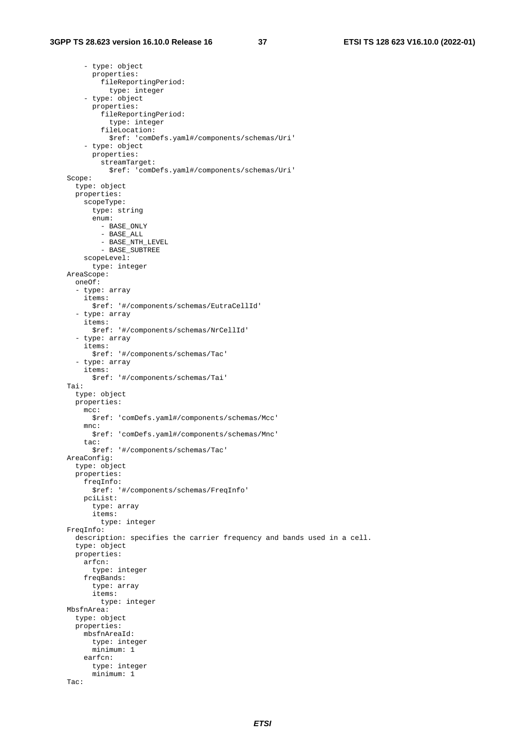```
        - type: object
          properties:
            fileReportingPeriod:
              type: integer
        - type: object
          properties:
            fileReportingPeriod:
              type: integer
            fileLocation:
              $ref: 'comDefs.yaml#/components/schemas/Uri'
        - type: object
          properties:
            streamTarget:
              $ref: 'comDefs.yaml#/components/schemas/Uri'
    Scope:
      type: object
      properties:
        scopeType:
          type: string
          enum:
            - BASE_ONLY
            - BASE_ALL
            - BASE_NTH_LEVEL
            - BASE_SUBTREE
        scopeLevel:
          type: integer
    AreaScope:
      oneOf:
      - type: array
        items:
          $ref: '#/components/schemas/EutraCellId'
      - type: array
        items:
          $ref: '#/components/schemas/NrCellId'
      - type: array
        items:
          $ref: '#/components/schemas/Tac'
      - type: array
        items:
          $ref: '#/components/schemas/Tai'
    Tai:
      type: object
      properties:
        mcc:
          $ref: 'comDefs.yaml#/components/schemas/Mcc'
        mnc:
          $ref: 'comDefs.yaml#/components/schemas/Mnc'
        tac:
          $ref: '#/components/schemas/Tac'
    AreaConfig:
      type: object
      properties:
        freqInfo:
          $ref: '#/components/schemas/FreqInfo'
        pciList:
          type: array
          items:
            type: integer
    FreqInfo:
      description: specifies the carrier frequency and bands used in a cell.
      type: object
      properties:
        arfcn:
          type: integer
        freqBands:
          type: array
          items:
            type: integer
    MbsfnArea:
      type: object
      properties:
        mbsfnAreaId:
          type: integer
          minimum: 1
        earfcn:
          type: integer
          minimum: 1
    Tac:
```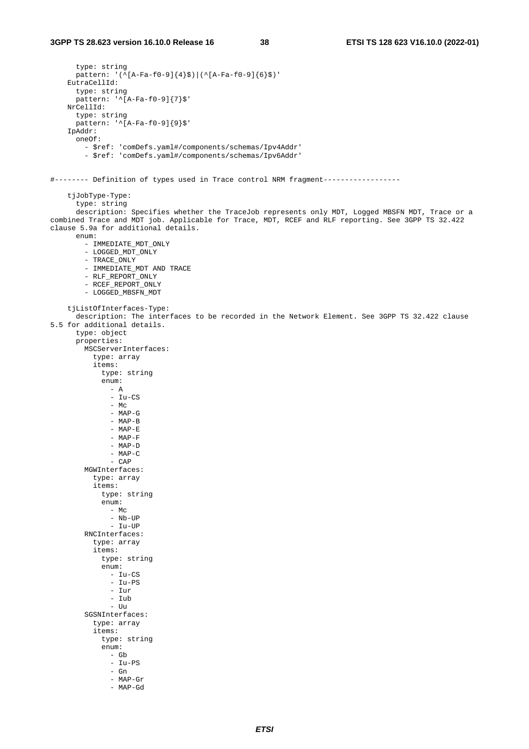```
        type: string
        pattern: '(^[A-Fa-f0-9]{4}$)|(^[A-Fa-f0-9]{6}$)'
      EutraCellId:
        type: string
        pattern: '^[A-Fa-f0-9]{7}$'
      NrCellId:
        type: string
        pattern: '^[A-Fa-f0-9]{9}$'
      IpAddr:
        oneOf:
          - $ref: 'comDefs.yaml#/components/schemas/Ipv4Addr'
          - $ref: 'comDefs.yaml#/components/schemas/Ipv6Addr'


#-------- Definition of types used in Trace control NRM fragment------------------

      tjJobType-Type:
        type: string
        description: Specifies whether the TraceJob represents only MDT, Logged MBSFN MDT, Trace or a
combined Trace and MDT job. Applicable for Trace, MDT, RCEF and RLF reporting. See 3GPP TS 32.422
clause 5.9a for additional details.
        enum:
          - IMMEDIATE_MDT_ONLY
          - LOGGED_MDT_ONLY
          - TRACE_ONLY
          - IMMEDIATE_MDT AND TRACE
          - RLF_REPORT_ONLY
          - RCEF_REPORT_ONLY
          - LOGGED_MBSFN_MDT

      tjListOfInterfaces-Type:
        description: The interfaces to be recorded in the Network Element. See 3GPP TS 32.422 clause
5.5 for additional details.
        type: object
        properties:
          MSCServerInterfaces:
            type: array
            items:
              type: string
              enum:
                - A
                - Iu-CS
                - Mc
                - MAP-G
                - MAP-B
                - MAP-E
                - MAP-F
                - MAP-D
                - MAP-C
                - CAP
          MGWInterfaces:
            type: array
            items:
              type: string
              enum:
                - Mc
                - Nb-UP
                - Iu-UP
          RNCInterfaces:
            type: array
            items:
              type: string
              enum:
                - Iu-CS
                - Iu-PS
                - Iur
                - Iub
                - Uu
          SGSNInterfaces:
            type: array
            items:
              type: string
              enum:
                - Gb
                - Iu-PS
                - Gn
                - MAP-Gr
                - MAP-Gd
```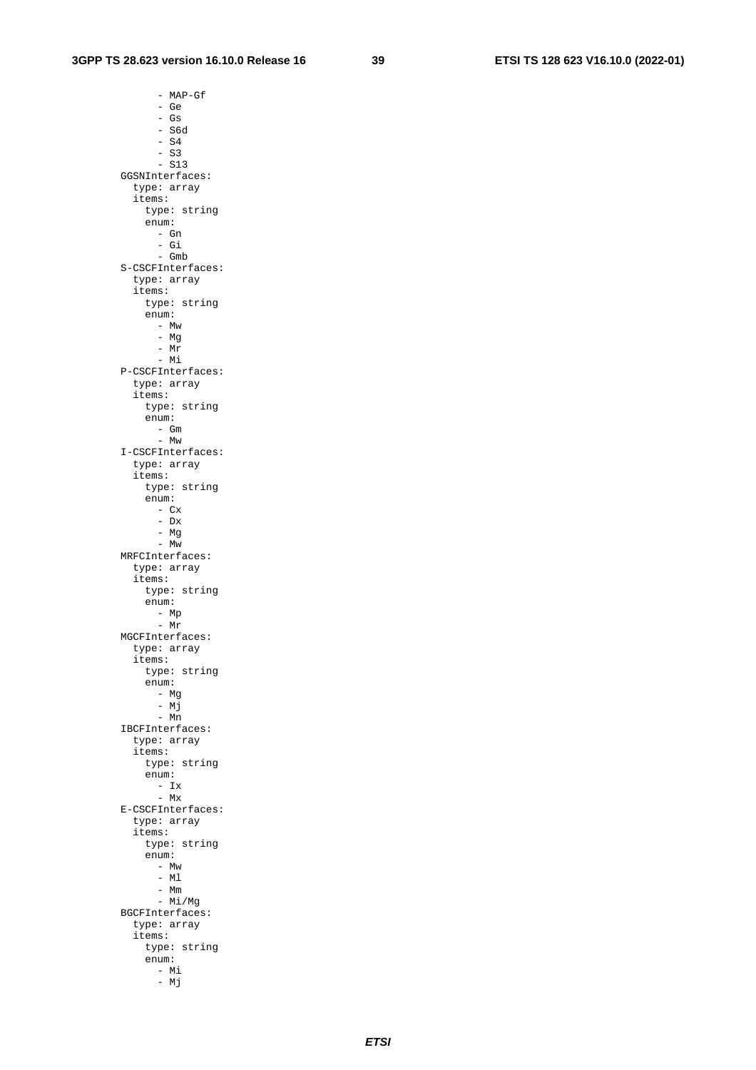```
      - MAP-Gf
      - Ge
      - Gs
      - S6d
      - S4
      - S3
      - S13
GGSNInterfaces:
  type: array
  items:
    type: string
    enum:
      - Gn
      - Gi
      - Gmb
S-CSCFInterfaces:
  type: array
  items:
    type: string
    enum:
      - Mw
      - Mg
      - Mr
      - Mi
P-CSCFInterfaces:
  type: array
  items:
    type: string
    enum:
      - Gm
      - Mw
I-CSCFInterfaces:
  type: array
  items:
    type: string
    enum:
      - Cx
      - Dx
      - Mg
      - Mw
MRFCInterfaces:
  type: array
  items:
    type: string
    enum:
      - Mp
      - Mr
MGCFInterfaces:
  type: array
  items:
    type: string
    enum:
      - Mg
      - Mj
      - Mn
IBCFInterfaces:
  type: array
  items:
    type: string
    enum:
      - Ix
      - Mx
E-CSCFInterfaces:
  type: array
  items:
    type: string
    enum:
      - Mw
      - Ml
      - Mm
      - Mi/Mg
BGCFInterfaces:
  type: array
  items:
    type: string
    enum:
      - Mi
      - Mj
```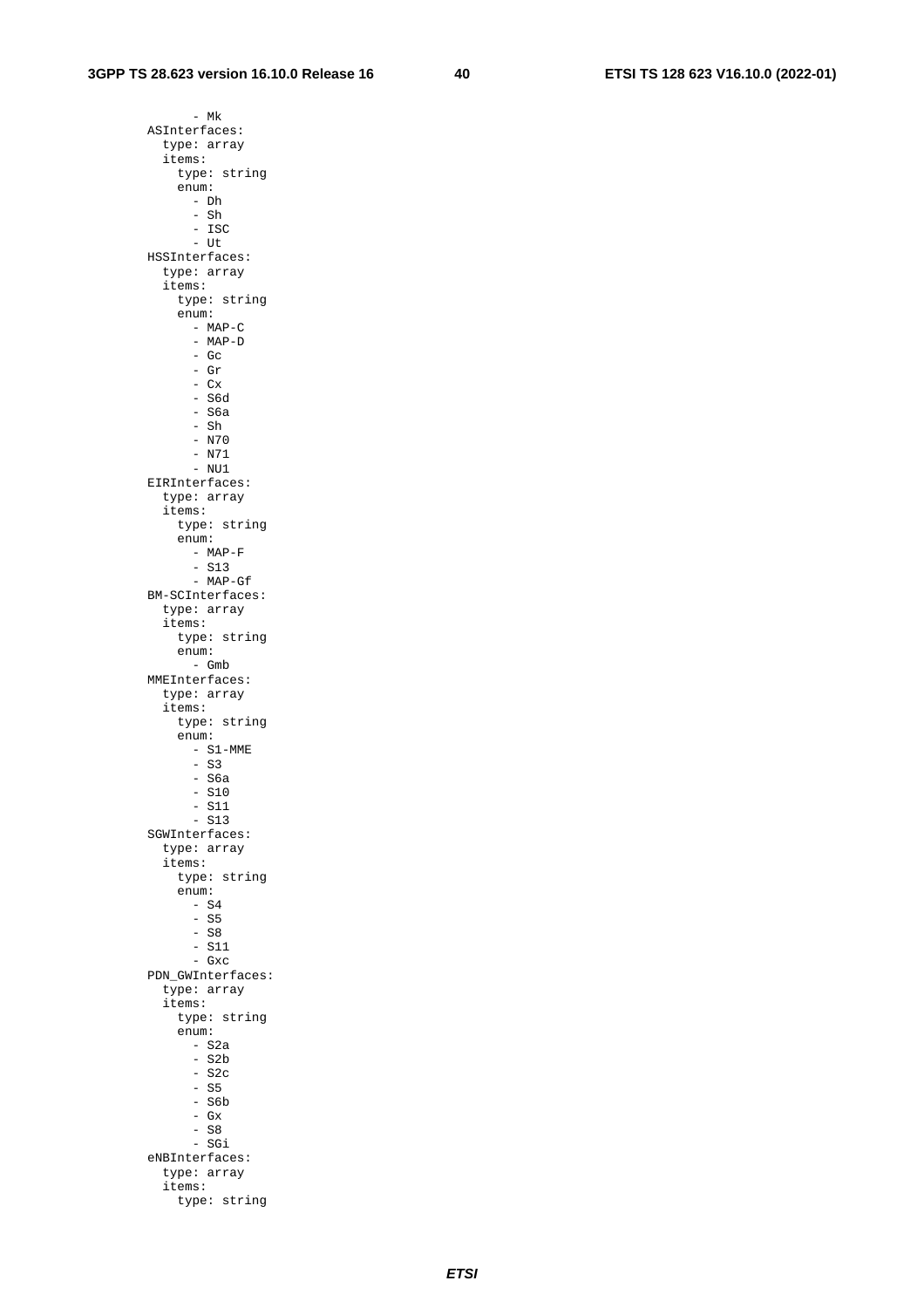```
            - Mk
        ASInterfaces:
          type: array
          items:
            type: string
            enum:
              - Dh
              - Sh
              - ISC
              - Ut
        HSSInterfaces:
          type: array
          items:
            type: string
            enum:
              - MAP-C
              - MAP-D
              - Gc
              - Gr
              - Cx
              - S6d
              - S6a
              - Sh
              - N70
              - N71
              - NU1
        EIRInterfaces:
          type: array
          items:
            type: string
            enum:
              - MAP-F
              - S13
              - MAP-Gf
        BM-SCInterfaces:
          type: array
          items:
            type: string
            enum:
              - Gmb
        MMEInterfaces:
          type: array
          items:
            type: string
            enum:
              - S1-MME
              - S3
              - S6a
              - S10
              - S11
              - S13
        SGWInterfaces:
          type: array
          items:
            type: string
            enum:
              - S4
              - S5
              - S8
              - S11
              - Gxc
        PDN_GWInterfaces:
          type: array
          items:
            type: string
            enum:
              - S2a
              - S2b
              - S2c
              - S5
              - S6b
              - Gx
              - S8
              - SGi
        eNBInterfaces:
          type: array
          items:
            type: string
```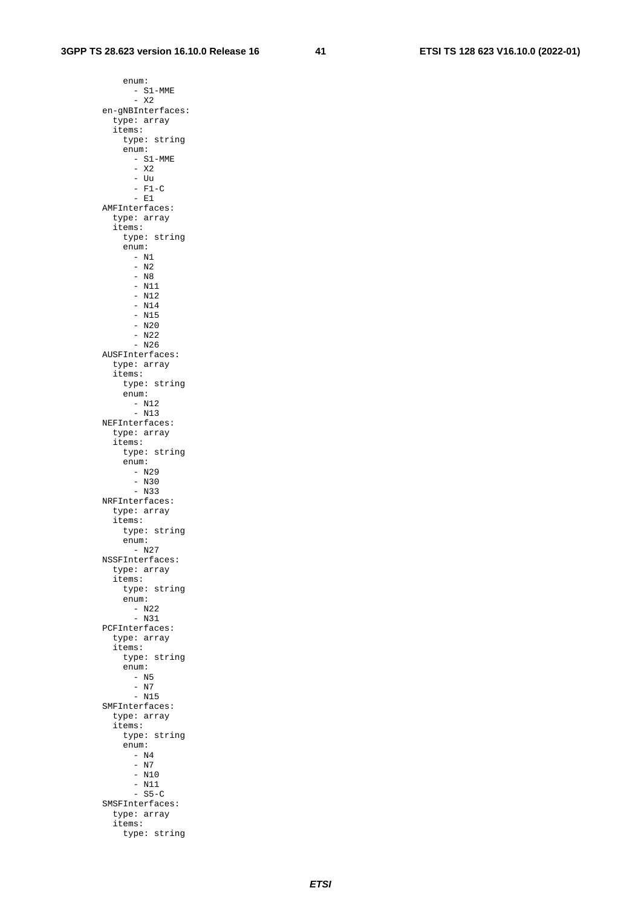```
          enum:
            - S1-MME
            - X2
        en-gNBInterfaces:
          type: array
          items:
            type: string
            enum:
              - S1-MME
              - X2
              - Uu
              - F1-C
              - E1
        AMFInterfaces:
          type: array
          items:
            type: string
            enum:
              - N1
              - N2
              - N8
              - N11
              - N12
              - N14
              - N15
              - N20
              - N22
              - N26
        AUSFInterfaces:
          type: array
          items:
            type: string
            enum:
              - N12
              - N13
        NEFInterfaces:
          type: array
          items:
            type: string
            enum:
              - N29
              - N30
              - N33
        NRFInterfaces:
          type: array
          items:
            type: string
            enum:
              - N27
        NSSFInterfaces:
          type: array
          items:
            type: string
            enum:
              - N22
              - N31
        PCFInterfaces:
          type: array
          items:
            type: string
            enum:
              - N5
              - N7
              - N15
        SMFInterfaces:
          type: array
          items:
            type: string
            enum:
              - N4
              - N7
              - N10
              - N11
              - S5-C
        SMSFInterfaces:
          type: array
          items:
            type: string
```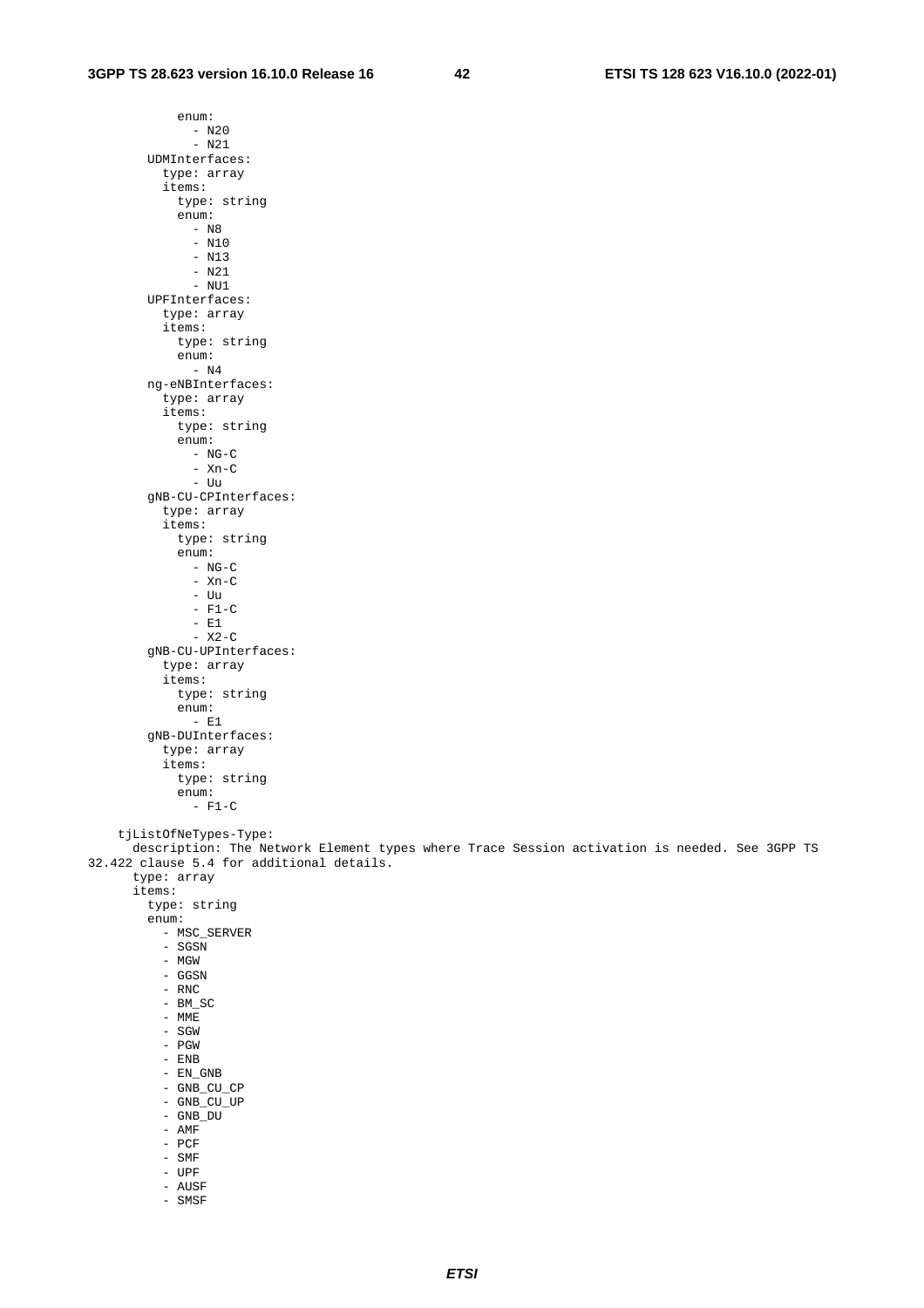```
            enum:
              - N20
              - N21
        UDMInterfaces:
          type: array
          items:
            type: string
            enum:
              - N8
              - N10
              - N13
              - N21
              - NU1
        UPFInterfaces:
          type: array
          items:
            type: string
            enum:
              - N4
        ng-eNBInterfaces:
          type: array
          items:
            type: string
            enum:
              - NG-C
              - Xn-C
              - Uu
        gNB-CU-CPInterfaces:
          type: array
          items:
            type: string
            enum:
              - NG-C
              - Xn-C
              - Uu
              - F1-C
              - E1
              - X2-C
        gNB-CU-UPInterfaces:
          type: array
          items:
            type: string
            enum:
              - E1
        gNB-DUInterfaces:
          type: array
          items:
            type: string
            enum:
              - F1-C

    tjListOfNeTypes-Type:
      description: The Network Element types where Trace Session activation is needed. See 3GPP TS 
32.422 clause 5.4 for additional details.
      type: array
      items:
        type: string
        enum:
          - MSC_SERVER
          - SGSN
          - MGW
          - GGSN
          - RNC
          - BM_SC
          - MME
          - SGW
          - PGW
          - ENB
          - EN_GNB
          - GNB_CU_CP
          - GNB_CU_UP
          - GNB_DU
          - AMF
          - PCF
          - SMF
          - UPF
          - AUSF
          - SMSF
```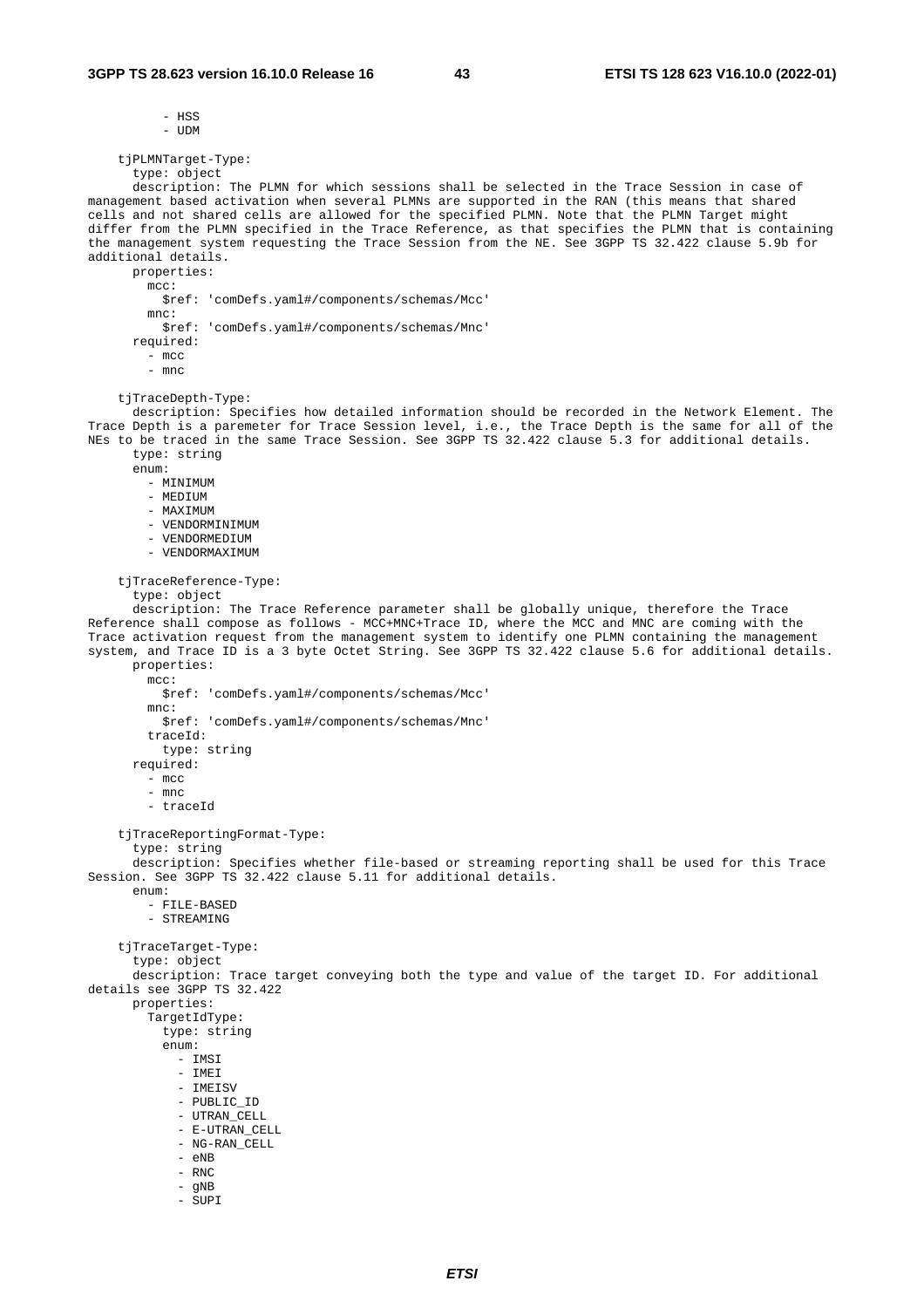```
          - HSS
          - UDM

    tjPLMNTarget-Type:
      type: object
      description: The PLMN for which sessions shall be selected in the Trace Session in case of management based activation when several PLMNs are supported in the RAN (this means that shared cells and not shared cells are allowed for the specified PLMN. Note that the PLMN Target might differ from the PLMN specified in the Trace Reference, as that specifies the PLMN that is containing the management system requesting the Trace Session from the NE. See 3GPP TS 32.422 clause 5.9b for additional details.
      properties:
        mcc:
          $ref: 'comDefs.yaml#/components/schemas/Mcc'
        mnc:
          $ref: 'comDefs.yaml#/components/schemas/Mnc'
      required:
        - mcc
        - mnc

    tjTraceDepth-Type:
      description: Specifies how detailed information should be recorded in the Network Element. The Trace Depth is a paremeter for Trace Session level, i.e., the Trace Depth is the same for all of the NEs to be traced in the same Trace Session. See 3GPP TS 32.422 clause 5.3 for additional details.
      type: string
      enum:
        - MINIMUM
        - MEDIUM
        - MAXIMUM
        - VENDORMINIMUM
        - VENDORMEDIUM
        - VENDORMAXIMUM

    tjTraceReference-Type:
      type: object
      description: The Trace Reference parameter shall be globally unique, therefore the Trace Reference shall compose as follows - MCC+MNC+Trace ID, where the MCC and MNC are coming with the Trace activation request from the management system to identify one PLMN containing the management system, and Trace ID is a 3 byte Octet String. See 3GPP TS 32.422 clause 5.6 for additional details.
      properties:
        mcc:
          $ref: 'comDefs.yaml#/components/schemas/Mcc'
        mnc:
          $ref: 'comDefs.yaml#/components/schemas/Mnc'
        traceId:
          type: string
      required:
        - mcc
        - mnc
        - traceId

    tjTraceReportingFormat-Type:
      type: string
      description: Specifies whether file-based or streaming reporting shall be used for this Trace Session. See 3GPP TS 32.422 clause 5.11 for additional details.
      enum:
        - FILE-BASED
        - STREAMING

    tjTraceTarget-Type:
      type: object
      description: Trace target conveying both the type and value of the target ID. For additional details see 3GPP TS 32.422
      properties:
        TargetIdType:
          type: string
          enum:
            - IMSI
            - IMEI
            - IMEISV
            - PUBLIC_ID
            - UTRAN_CELL
            - E-UTRAN_CELL
            - NG-RAN_CELL
            - eNB
            - RNC
            - gNB
            - SUPI
```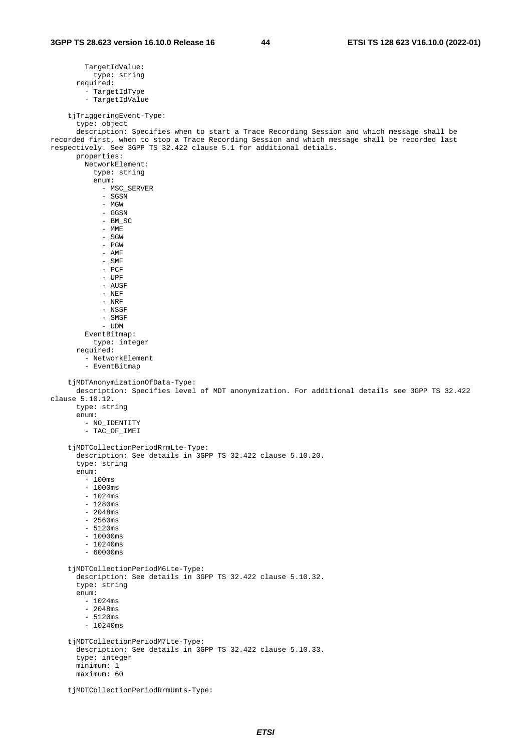```
        TargetIdValue:
          type: string
      required:
        - TargetIdType
        - TargetIdValue

    tjTriggeringEvent-Type:
      type: object
      description: Specifies when to start a Trace Recording Session and which message shall be recorded first, when to stop a Trace Recording Session and which message shall be recorded last respectively. See 3GPP TS 32.422 clause 5.1 for additional detials.
      properties:
        NetworkElement:
          type: string
          enum:
            - MSC_SERVER
            - SGSN
            - MGW
            - GGSN
            - BM_SC
            - MME
            - SGW
            - PGW
            - AMF
            - SMF
            - PCF
            - UPF
            - AUSF
            - NEF
            - NRF
            - NSSF
            - SMSF
            - UDM
        EventBitmap:
          type: integer
      required:
        - NetworkElement
        - EventBitmap

    tjMDTAnonymizationOfData-Type:
      description: Specifies level of MDT anonymization. For additional details see 3GPP TS 32.422 clause 5.10.12.
      type: string
      enum:
        - NO_IDENTITY
        - TAC_OF_IMEI

    tjMDTCollectionPeriodRrmLte-Type:
      description: See details in 3GPP TS 32.422 clause 5.10.20.
      type: string
      enum:
        - 100ms
        - 1000ms
        - 1024ms
        - 1280ms
        - 2048ms
        - 2560ms
        - 5120ms
        - 10000ms
        - 10240ms
        - 60000ms

    tjMDTCollectionPeriodM6Lte-Type:
      description: See details in 3GPP TS 32.422 clause 5.10.32.
      type: string
      enum:
        - 1024ms
        - 2048ms
        - 5120ms
        - 10240ms

    tjMDTCollectionPeriodM7Lte-Type:
      description: See details in 3GPP TS 32.422 clause 5.10.33.
      type: integer
      minimum: 1
      maximum: 60

    tjMDTCollectionPeriodRrmUmts-Type:
```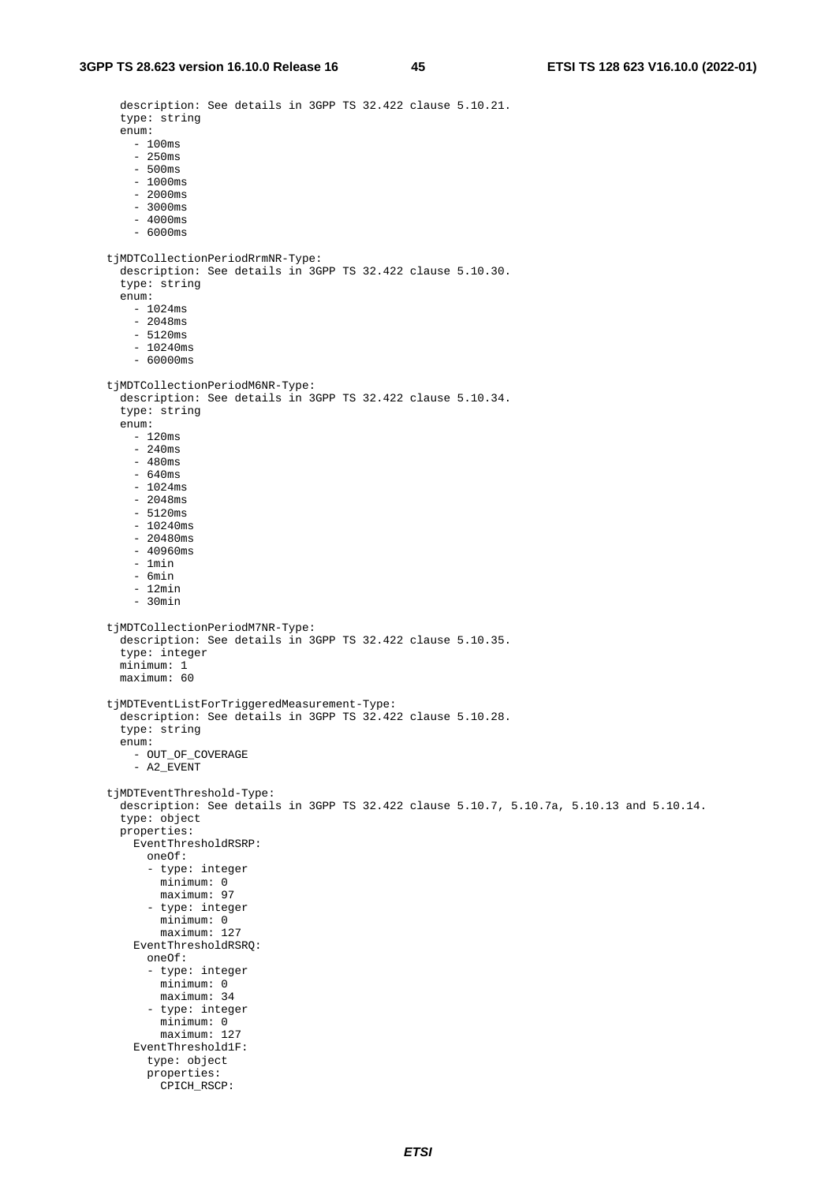```
      description: See details in 3GPP TS 32.422 clause 5.10.21.
      type: string
      enum:
        - 100ms
        - 250ms
        - 500ms
        - 1000ms
        - 2000ms
        - 3000ms
        - 4000ms
        - 6000ms

    tjMDTCollectionPeriodRrmNR-Type:
      description: See details in 3GPP TS 32.422 clause 5.10.30.
      type: string
      enum:
        - 1024ms
        - 2048ms
        - 5120ms
        - 10240ms
        - 60000ms

    tjMDTCollectionPeriodM6NR-Type:
      description: See details in 3GPP TS 32.422 clause 5.10.34.
      type: string
      enum:
        - 120ms
        - 240ms
        - 480ms
        - 640ms
        - 1024ms
        - 2048ms
        - 5120ms
        - 10240ms
        - 20480ms
        - 40960ms
        - 1min
        - 6min
        - 12min
        - 30min

    tjMDTCollectionPeriodM7NR-Type:
      description: See details in 3GPP TS 32.422 clause 5.10.35.
      type: integer
      minimum: 1
      maximum: 60

    tjMDTEventListForTriggeredMeasurement-Type:
      description: See details in 3GPP TS 32.422 clause 5.10.28.
      type: string
      enum:
        - OUT_OF_COVERAGE
        - A2_EVENT

    tjMDTEventThreshold-Type:
      description: See details in 3GPP TS 32.422 clause 5.10.7, 5.10.7a, 5.10.13 and 5.10.14.
      type: object
      properties:
        EventThresholdRSRP:
          oneOf:
          - type: integer
            minimum: 0
            maximum: 97
          - type: integer
            minimum: 0
            maximum: 127
        EventThresholdRSRQ:
          oneOf:
          - type: integer
            minimum: 0
            maximum: 34
          - type: integer
            minimum: 0
            maximum: 127
        EventThreshold1F:
          type: object
          properties:
            CPICH_RSCP:
```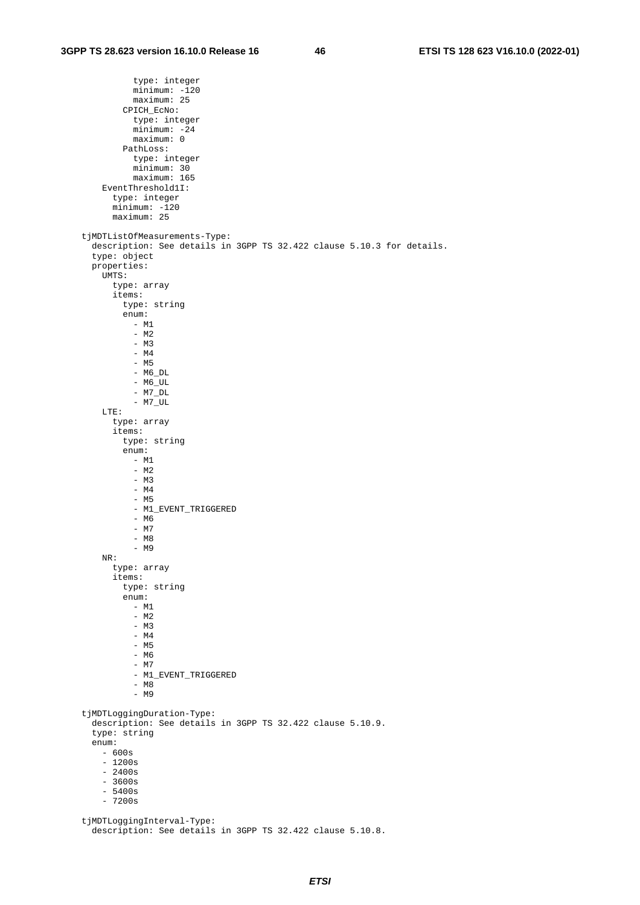```
          type: integer
          minimum: -120
          maximum: 25
        CPICH_EcNo:
          type: integer
          minimum: -24
          maximum: 0
        PathLoss:
          type: integer
          minimum: 30
          maximum: 165
    EventThreshold1I:
      type: integer
      minimum: -120
      maximum: 25

  tjMDTListOfMeasurements-Type:
    description: See details in 3GPP TS 32.422 clause 5.10.3 for details.
    type: object
    properties:
      UMTS:
        type: array
        items:
          type: string
          enum:
            - M1
            - M2
            - M3
            - M4
            - M5
            - M6_DL
            - M6_UL
            - M7_DL
            - M7_UL
      LTE:
        type: array
        items:
          type: string
          enum:
            - M1
            - M2
            - M3
            - M4
            - M5
            - M1_EVENT_TRIGGERED
            - M6
            - M7
            - M8
            - M9
      NR:
        type: array
        items:
          type: string
          enum:
            - M1
            - M2
            - M3
            - M4
            - M5
            - M6
            - M7
            - M1_EVENT_TRIGGERED
            - M8
            - M9

  tjMDTLoggingDuration-Type:
    description: See details in 3GPP TS 32.422 clause 5.10.9.
    type: string
    enum:
      - 600s
      - 1200s
      - 2400s
      - 3600s
      - 5400s
      - 7200s

  tjMDTLoggingInterval-Type:
    description: See details in 3GPP TS 32.422 clause 5.10.8.
```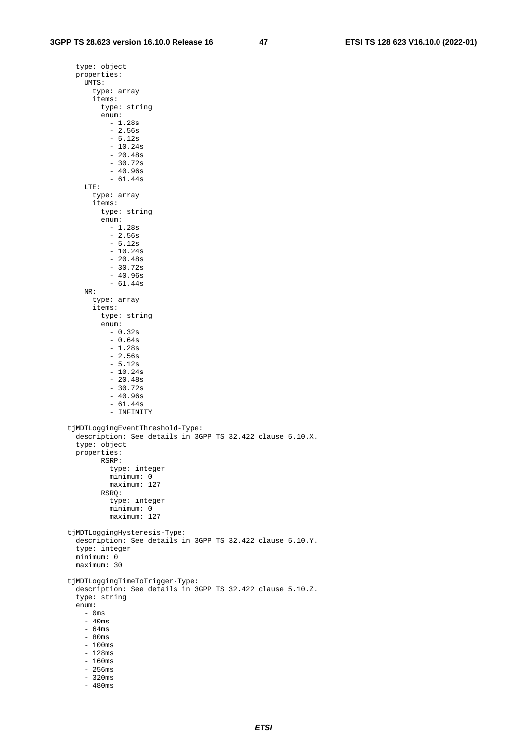```
      type: object
      properties:
        UMTS:
          type: array
          items:
            type: string
            enum:
              - 1.28s
              - 2.56s
              - 5.12s
              - 10.24s
              - 20.48s
              - 30.72s
              - 40.96s
              - 61.44s
        LTE:
          type: array
          items:
            type: string
            enum:
              - 1.28s
              - 2.56s
              - 5.12s
              - 10.24s
              - 20.48s
              - 30.72s
              - 40.96s
              - 61.44s
        NR:
          type: array
          items:
            type: string
            enum:
              - 0.32s
              - 0.64s
              - 1.28s
              - 2.56s
              - 5.12s
              - 10.24s
              - 20.48s
              - 30.72s
              - 40.96s
              - 61.44s
              - INFINITY

    tjMDTLoggingEventThreshold-Type:
      description: See details in 3GPP TS 32.422 clause 5.10.X.
      type: object
      properties:
            RSRP:
              type: integer
              minimum: 0
              maximum: 127
            RSRQ:
              type: integer
              minimum: 0
              maximum: 127

    tjMDTLoggingHysteresis-Type:
      description: See details in 3GPP TS 32.422 clause 5.10.Y.
      type: integer
      minimum: 0
      maximum: 30

    tjMDTLoggingTimeToTrigger-Type:
      description: See details in 3GPP TS 32.422 clause 5.10.Z.
      type: string
      enum:
        - 0ms
        - 40ms
        - 64ms
        - 80ms
        - 100ms
        - 128ms
        - 160ms
        - 256ms
        - 320ms
        - 480ms
```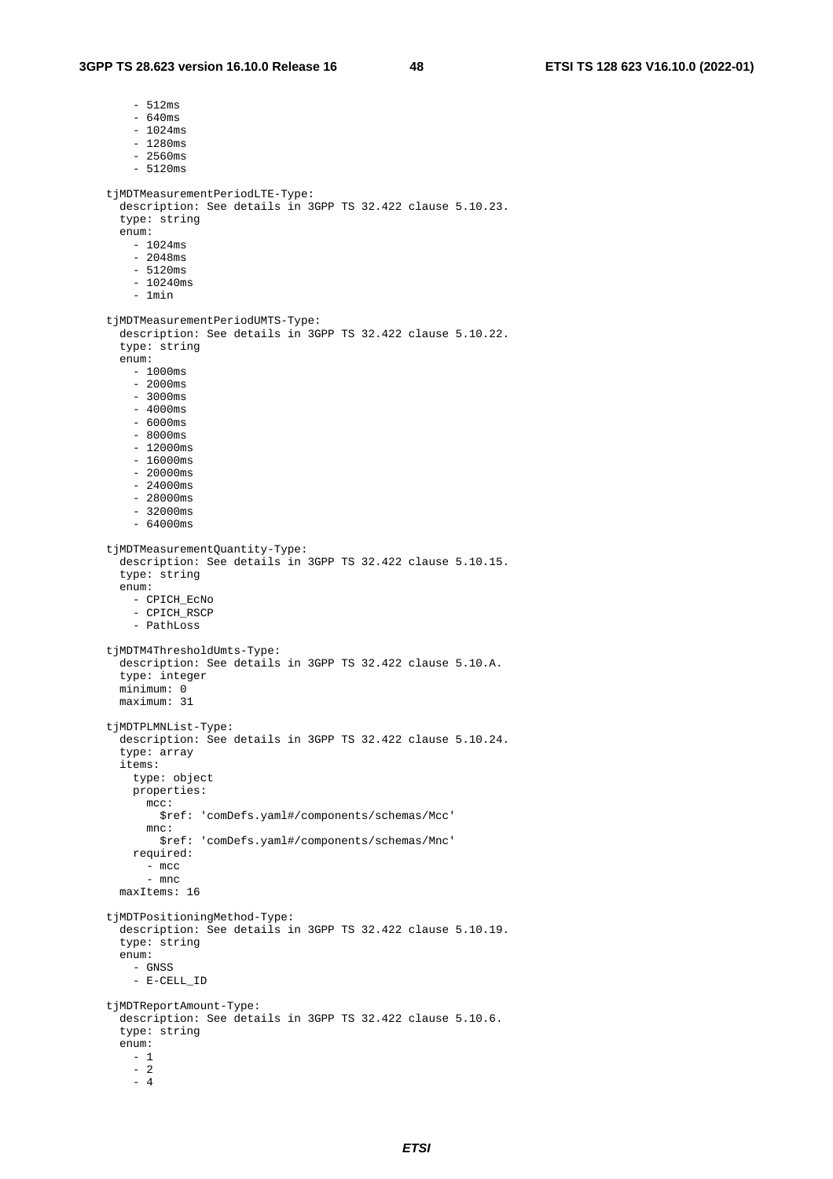```
        - 512ms
        - 640ms
        - 1024ms
        - 1280ms
        - 2560ms
        - 5120ms

    tjMDTMeasurementPeriodLTE-Type:
      description: See details in 3GPP TS 32.422 clause 5.10.23.
      type: string
      enum:
        - 1024ms
        - 2048ms
        - 5120ms
        - 10240ms
        - 1min

    tjMDTMeasurementPeriodUMTS-Type:
      description: See details in 3GPP TS 32.422 clause 5.10.22.
      type: string
      enum:
        - 1000ms
        - 2000ms
        - 3000ms
        - 4000ms
        - 6000ms
        - 8000ms
        - 12000ms
        - 16000ms
        - 20000ms
        - 24000ms
        - 28000ms
        - 32000ms
        - 64000ms

    tjMDTMeasurementQuantity-Type:
      description: See details in 3GPP TS 32.422 clause 5.10.15.
      type: string
      enum:
        - CPICH_EcNo
        - CPICH_RSCP
        - PathLoss

    tjMDTM4ThresholdUmts-Type:
      description: See details in 3GPP TS 32.422 clause 5.10.A.
      type: integer
      minimum: 0
      maximum: 31

    tjMDTPLMNList-Type:
      description: See details in 3GPP TS 32.422 clause 5.10.24.
      type: array
      items:
        type: object
        properties:
          mcc:
            $ref: 'comDefs.yaml#/components/schemas/Mcc'
          mnc:
            $ref: 'comDefs.yaml#/components/schemas/Mnc'
        required:
          - mcc
          - mnc
      maxItems: 16

    tjMDTPositioningMethod-Type:
      description: See details in 3GPP TS 32.422 clause 5.10.19.
      type: string
      enum:
        - GNSS
        - E-CELL_ID

    tjMDTReportAmount-Type:
      description: See details in 3GPP TS 32.422 clause 5.10.6.
      type: string
      enum:
        - 1
        - 2
        - 4
```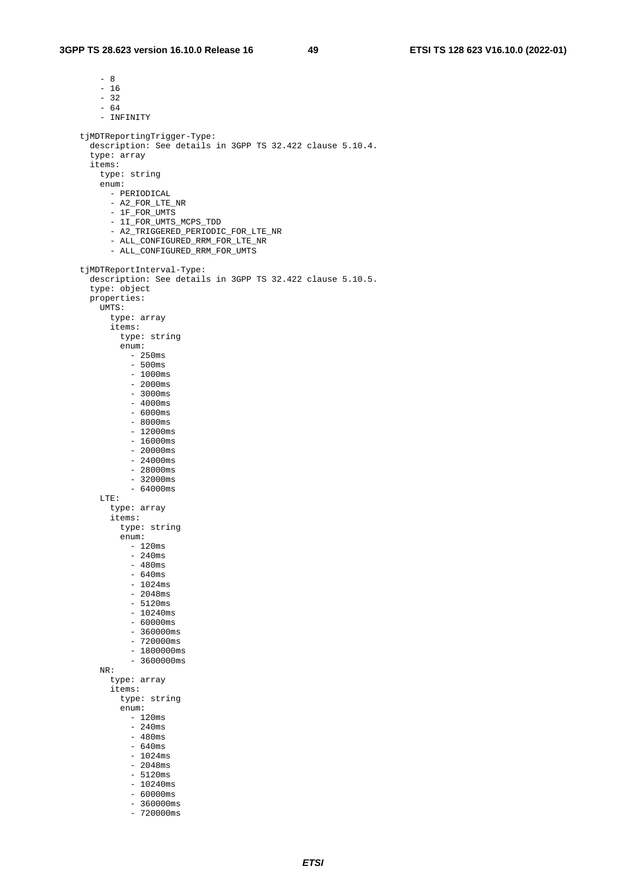```
        - 8
        - 16
        - 32
        - 64
        - INFINITY

    tjMDTReportingTrigger-Type:
      description: See details in 3GPP TS 32.422 clause 5.10.4.
      type: array
      items:
        type: string
        enum:
          - PERIODICAL
          - A2_FOR_LTE_NR
          - 1F_FOR_UMTS
          - 1I_FOR_UMTS_MCPS_TDD
          - A2_TRIGGERED_PERIODIC_FOR_LTE_NR
          - ALL_CONFIGURED_RRM_FOR_LTE_NR
          - ALL_CONFIGURED_RRM_FOR_UMTS

    tjMDTReportInterval-Type:
      description: See details in 3GPP TS 32.422 clause 5.10.5.
      type: object
      properties:
        UMTS:
          type: array
          items:
            type: string
            enum:
              - 250ms
              - 500ms
              - 1000ms
              - 2000ms
              - 3000ms
              - 4000ms
              - 6000ms
              - 8000ms
              - 12000ms
              - 16000ms
              - 20000ms
              - 24000ms
              - 28000ms
              - 32000ms
              - 64000ms
        LTE:
          type: array
          items:
            type: string
            enum:
              - 120ms
              - 240ms
              - 480ms
              - 640ms
              - 1024ms
              - 2048ms
              - 5120ms
              - 10240ms
              - 60000ms
              - 360000ms
              - 720000ms
              - 1800000ms
              - 3600000ms
        NR:
          type: array
          items:
            type: string
            enum:
              - 120ms
              - 240ms
              - 480ms
              - 640ms
              - 1024ms
              - 2048ms
              - 5120ms
              - 10240ms
              - 60000ms
              - 360000ms
              - 720000ms
```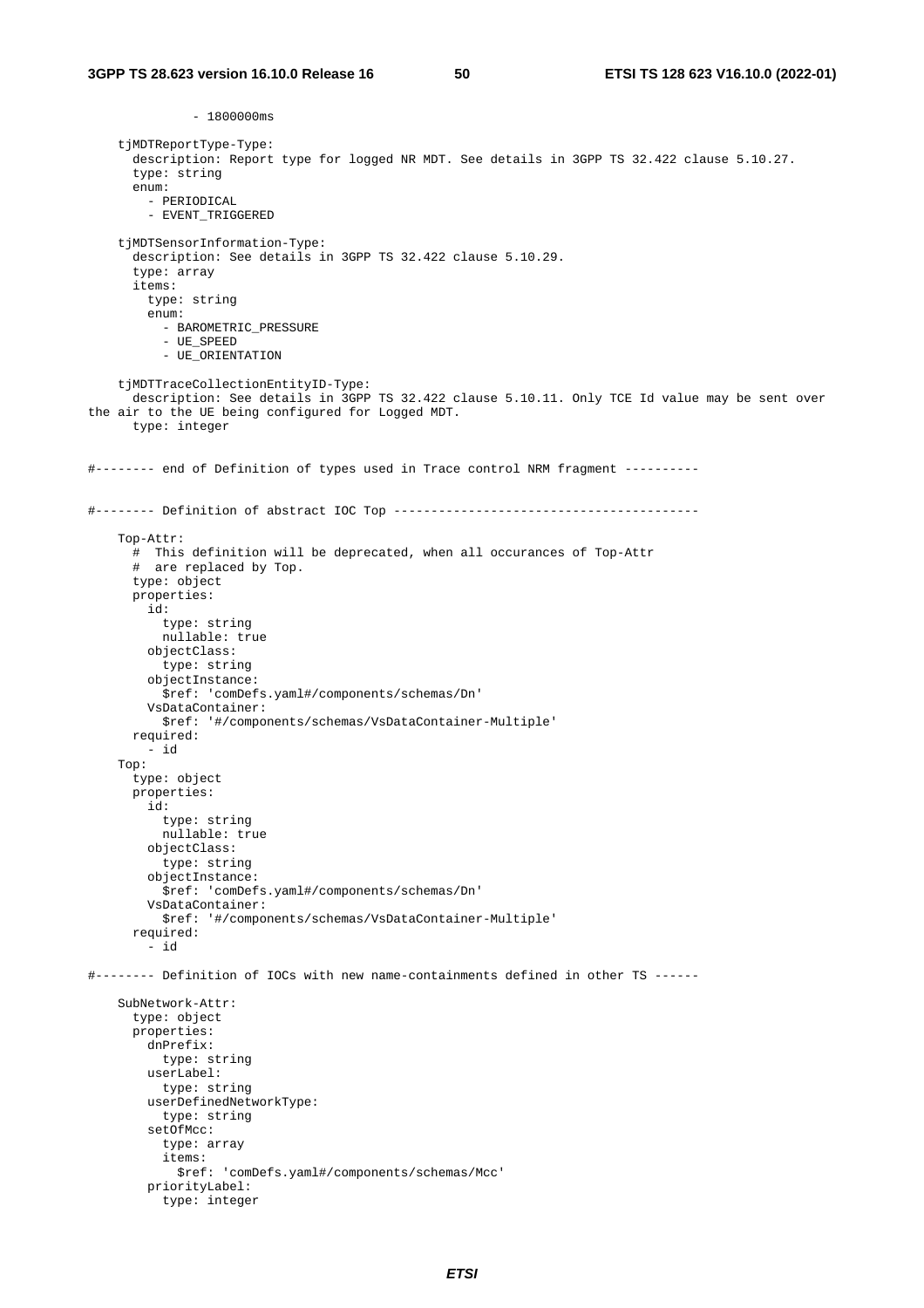```
              - 1800000ms

    tjMDTReportType-Type:
      description: Report type for logged NR MDT. See details in 3GPP TS 32.422 clause 5.10.27.
      type: string
      enum:
        - PERIODICAL
        - EVENT_TRIGGERED

    tjMDTSensorInformation-Type:
      description: See details in 3GPP TS 32.422 clause 5.10.29.
      type: array
      items:
        type: string
        enum:
          - BAROMETRIC_PRESSURE
          - UE_SPEED
          - UE_ORIENTATION

    tjMDTTraceCollectionEntityID-Type:
      description: See details in 3GPP TS 32.422 clause 5.10.11. Only TCE Id value may be sent over
the air to the UE being configured for Logged MDT.
      type: integer


#-------- end of Definition of types used in Trace control NRM fragment ----------


#-------- Definition of abstract IOC Top -----------------------------------------

    Top-Attr:
      #  This definition will be deprecated, when all occurances of Top-Attr
      #  are replaced by Top.
      type: object
      properties:
        id:
          type: string
          nullable: true
        objectClass:
          type: string
        objectInstance:
          $ref: 'comDefs.yaml#/components/schemas/Dn'
        VsDataContainer:
          $ref: '#/components/schemas/VsDataContainer-Multiple'
      required:
        - id
    Top:
      type: object
      properties:
        id:
          type: string
          nullable: true
        objectClass:
          type: string
        objectInstance:
          $ref: 'comDefs.yaml#/components/schemas/Dn'
        VsDataContainer:
          $ref: '#/components/schemas/VsDataContainer-Multiple'
      required:
        - id

#-------- Definition of IOCs with new name-containments defined in other TS ------

    SubNetwork-Attr:
      type: object
      properties:
        dnPrefix:
          type: string
        userLabel:
          type: string
        userDefinedNetworkType:
          type: string
        setOfMcc:
          type: array
          items:
            $ref: 'comDefs.yaml#/components/schemas/Mcc'
        priorityLabel:
          type: integer
```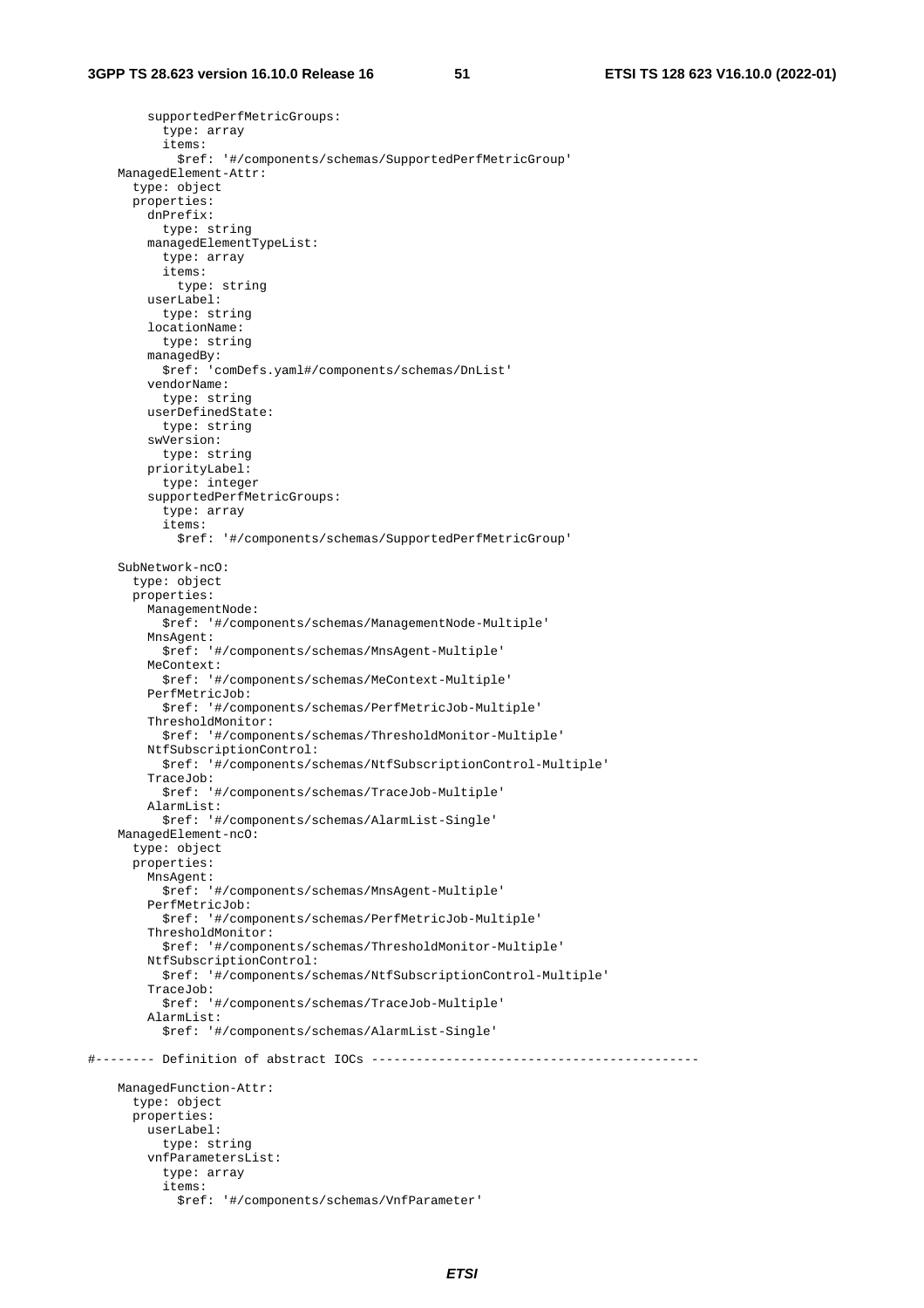```
        supportedPerfMetricGroups:
          type: array
          items:
            $ref: '#/components/schemas/SupportedPerfMetricGroup'
    ManagedElement-Attr:
      type: object
      properties:
        dnPrefix:
          type: string
        managedElementTypeList:
          type: array
          items:
            type: string
        userLabel:
          type: string
        locationName:
          type: string
        managedBy:
          $ref: 'comDefs.yaml#/components/schemas/DnList'
        vendorName:
          type: string
        userDefinedState:
          type: string
        swVersion:
          type: string
        priorityLabel:
          type: integer
        supportedPerfMetricGroups:
          type: array
          items:
            $ref: '#/components/schemas/SupportedPerfMetricGroup'

    SubNetwork-ncO:
      type: object
      properties:
        ManagementNode:
          $ref: '#/components/schemas/ManagementNode-Multiple'
        MnsAgent:
          $ref: '#/components/schemas/MnsAgent-Multiple'
        MeContext:
          $ref: '#/components/schemas/MeContext-Multiple'
        PerfMetricJob:
          $ref: '#/components/schemas/PerfMetricJob-Multiple'
        ThresholdMonitor:
          $ref: '#/components/schemas/ThresholdMonitor-Multiple'
        NtfSubscriptionControl:
          $ref: '#/components/schemas/NtfSubscriptionControl-Multiple'
        TraceJob:
          $ref: '#/components/schemas/TraceJob-Multiple'
        AlarmList:
          $ref: '#/components/schemas/AlarmList-Single'
    ManagedElement-ncO:
      type: object
      properties:
        MnsAgent:
          $ref: '#/components/schemas/MnsAgent-Multiple'
        PerfMetricJob:
          $ref: '#/components/schemas/PerfMetricJob-Multiple'
        ThresholdMonitor:
          $ref: '#/components/schemas/ThresholdMonitor-Multiple'
        NtfSubscriptionControl:
          $ref: '#/components/schemas/NtfSubscriptionControl-Multiple'
        TraceJob:
          $ref: '#/components/schemas/TraceJob-Multiple'
        AlarmList:
          $ref: '#/components/schemas/AlarmList-Single'

#-------- Definition of abstract IOCs --------------------------------------------

    ManagedFunction-Attr:
      type: object
      properties:
        userLabel:
          type: string
        vnfParametersList:
          type: array
          items:
            $ref: '#/components/schemas/VnfParameter'
```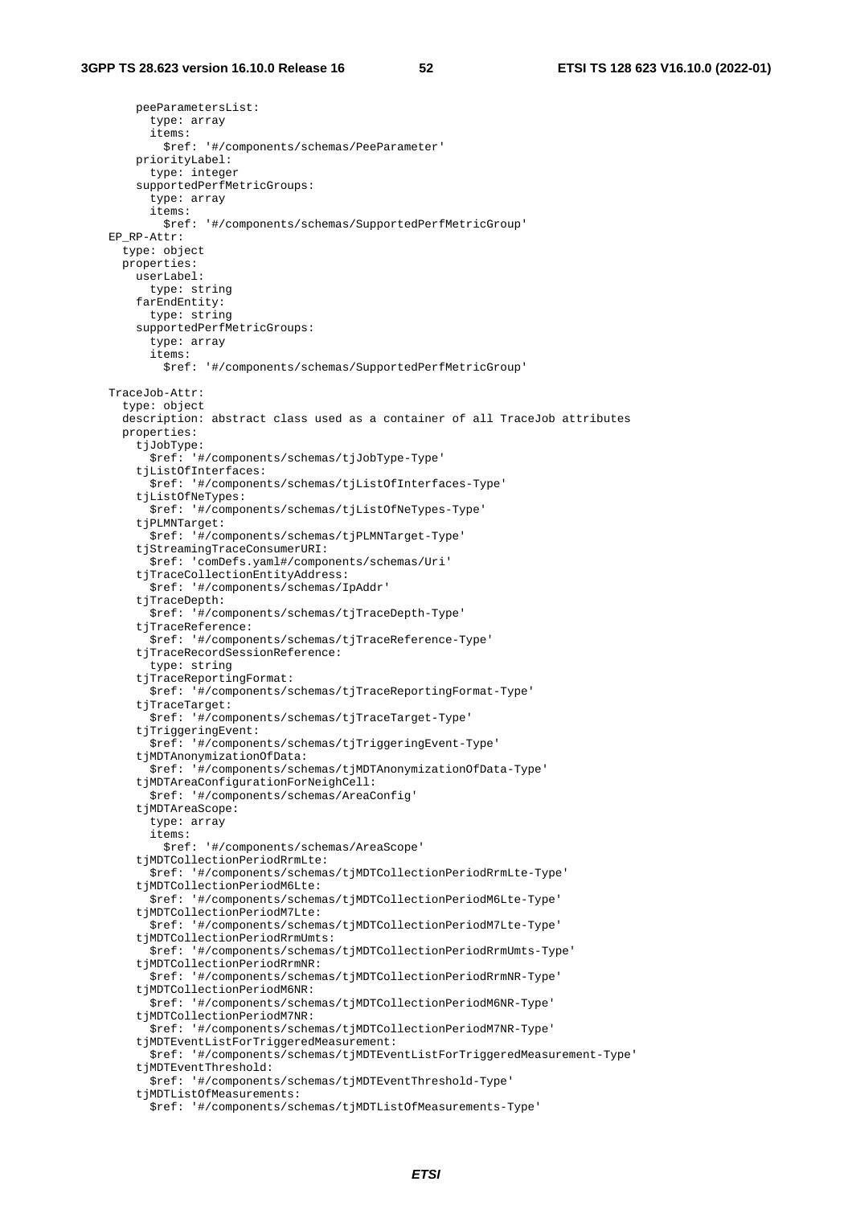```
        peeParametersList:
          type: array
          items:
            $ref: '#/components/schemas/PeeParameter'
        priorityLabel:
          type: integer
        supportedPerfMetricGroups:
          type: array
          items:
            $ref: '#/components/schemas/SupportedPerfMetricGroup'
    EP_RP-Attr:
      type: object
      properties:
        userLabel:
          type: string
        farEndEntity:
          type: string
        supportedPerfMetricGroups:
          type: array
          items:
            $ref: '#/components/schemas/SupportedPerfMetricGroup'

    TraceJob-Attr:
      type: object
      description: abstract class used as a container of all TraceJob attributes
      properties:
        tjJobType:
          $ref: '#/components/schemas/tjJobType-Type'
        tjListOfInterfaces:
          $ref: '#/components/schemas/tjListOfInterfaces-Type'
        tjListOfNeTypes:
          $ref: '#/components/schemas/tjListOfNeTypes-Type'
        tjPLMNTarget:
          $ref: '#/components/schemas/tjPLMNTarget-Type'
        tjStreamingTraceConsumerURI:
          $ref: 'comDefs.yaml#/components/schemas/Uri'
        tjTraceCollectionEntityAddress:
          $ref: '#/components/schemas/IpAddr'
        tjTraceDepth:
          $ref: '#/components/schemas/tjTraceDepth-Type'
        tjTraceReference:
          $ref: '#/components/schemas/tjTraceReference-Type'
        tjTraceRecordSessionReference:
          type: string
        tjTraceReportingFormat:
          $ref: '#/components/schemas/tjTraceReportingFormat-Type'
        tjTraceTarget:
          $ref: '#/components/schemas/tjTraceTarget-Type'
        tjTriggeringEvent:
          $ref: '#/components/schemas/tjTriggeringEvent-Type'
        tjMDTAnonymizationOfData:
          $ref: '#/components/schemas/tjMDTAnonymizationOfData-Type'
        tjMDTAreaConfigurationForNeighCell:
          $ref: '#/components/schemas/AreaConfig'
        tjMDTAreaScope:
          type: array
          items:
            $ref: '#/components/schemas/AreaScope'
        tjMDTCollectionPeriodRrmLte:
          $ref: '#/components/schemas/tjMDTCollectionPeriodRrmLte-Type'
        tjMDTCollectionPeriodM6Lte:
          $ref: '#/components/schemas/tjMDTCollectionPeriodM6Lte-Type'
        tjMDTCollectionPeriodM7Lte:
          $ref: '#/components/schemas/tjMDTCollectionPeriodM7Lte-Type'
        tjMDTCollectionPeriodRrmUmts:
          $ref: '#/components/schemas/tjMDTCollectionPeriodRrmUmts-Type'
        tjMDTCollectionPeriodRrmNR:
          $ref: '#/components/schemas/tjMDTCollectionPeriodRrmNR-Type'
        tjMDTCollectionPeriodM6NR:
          $ref: '#/components/schemas/tjMDTCollectionPeriodM6NR-Type'
        tjMDTCollectionPeriodM7NR:
          $ref: '#/components/schemas/tjMDTCollectionPeriodM7NR-Type'
        tjMDTEventListForTriggeredMeasurement:
          $ref: '#/components/schemas/tjMDTEventListForTriggeredMeasurement-Type'
        tjMDTEventThreshold:
          $ref: '#/components/schemas/tjMDTEventThreshold-Type'
        tjMDTListOfMeasurements:
          $ref: '#/components/schemas/tjMDTListOfMeasurements-Type'
```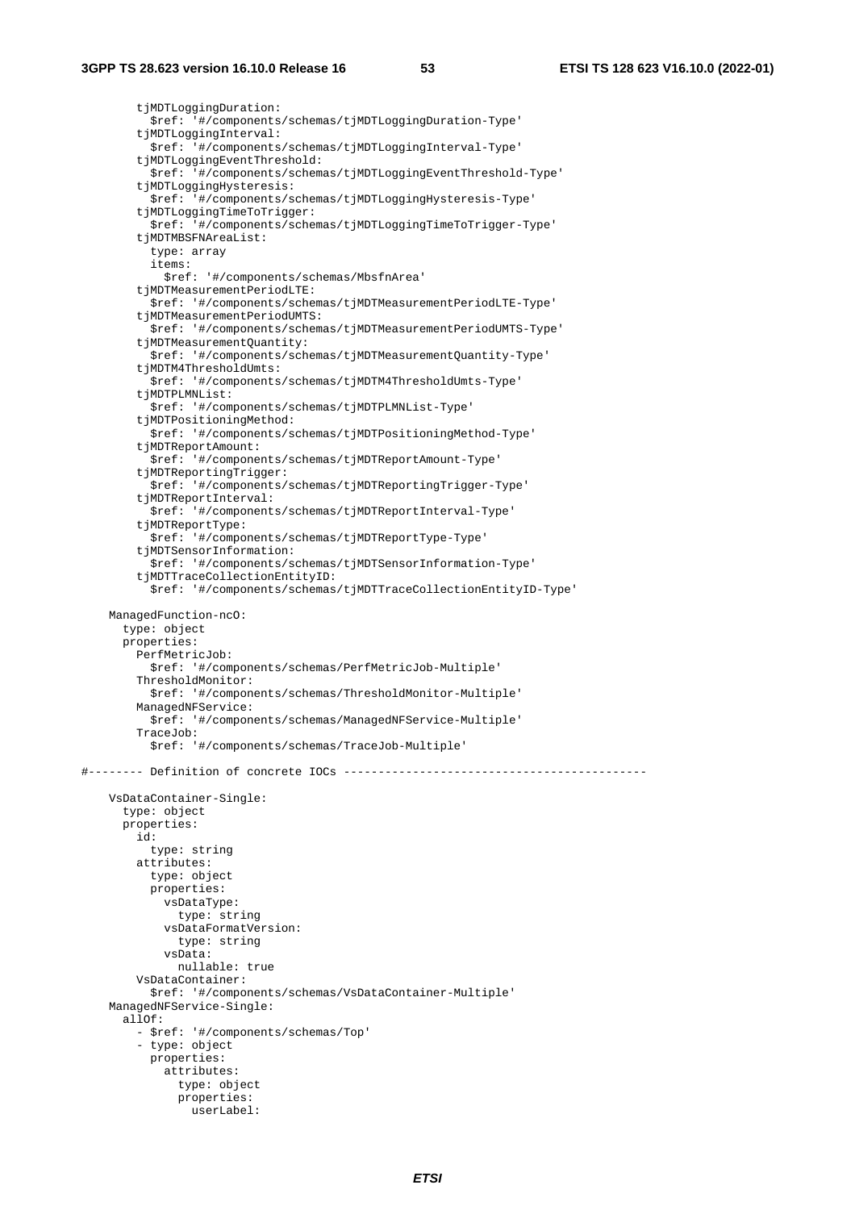```
        tjMDTLoggingDuration:
          $ref: '#/components/schemas/tjMDTLoggingDuration-Type'
        tjMDTLoggingInterval:
          $ref: '#/components/schemas/tjMDTLoggingInterval-Type'
        tjMDTLoggingEventThreshold:
          $ref: '#/components/schemas/tjMDTLoggingEventThreshold-Type'
        tjMDTLoggingHysteresis:
          $ref: '#/components/schemas/tjMDTLoggingHysteresis-Type'
        tjMDTLoggingTimeToTrigger:
          $ref: '#/components/schemas/tjMDTLoggingTimeToTrigger-Type'
        tjMDTMBSFNAreaList:
          type: array
          items:
            $ref: '#/components/schemas/MbsfnArea'
        tjMDTMeasurementPeriodLTE:
          $ref: '#/components/schemas/tjMDTMeasurementPeriodLTE-Type'
        tjMDTMeasurementPeriodUMTS:
          $ref: '#/components/schemas/tjMDTMeasurementPeriodUMTS-Type'
        tjMDTMeasurementQuantity:
          $ref: '#/components/schemas/tjMDTMeasurementQuantity-Type'
        tjMDTM4ThresholdUmts:
          $ref: '#/components/schemas/tjMDTM4ThresholdUmts-Type'
        tjMDTPLMNList:
          $ref: '#/components/schemas/tjMDTPLMNList-Type'
        tjMDTPositioningMethod:
          $ref: '#/components/schemas/tjMDTPositioningMethod-Type'
        tjMDTReportAmount:
          $ref: '#/components/schemas/tjMDTReportAmount-Type'
        tjMDTReportingTrigger:
          $ref: '#/components/schemas/tjMDTReportingTrigger-Type'
        tjMDTReportInterval:
          $ref: '#/components/schemas/tjMDTReportInterval-Type'
        tjMDTReportType:
          $ref: '#/components/schemas/tjMDTReportType-Type'
        tjMDTSensorInformation:
          $ref: '#/components/schemas/tjMDTSensorInformation-Type'
        tjMDTTraceCollectionEntityID:
          $ref: '#/components/schemas/tjMDTTraceCollectionEntityID-Type'

    ManagedFunction-ncO:
      type: object
      properties:
        PerfMetricJob:
          $ref: '#/components/schemas/PerfMetricJob-Multiple'
        ThresholdMonitor:
          $ref: '#/components/schemas/ThresholdMonitor-Multiple'
        ManagedNFService:
          $ref: '#/components/schemas/ManagedNFService-Multiple'
        TraceJob:
          $ref: '#/components/schemas/TraceJob-Multiple'

#-------- Definition of concrete IOCs --------------------------------------------

    VsDataContainer-Single:
      type: object
      properties:
        id:
          type: string
        attributes:
          type: object
          properties:
            vsDataType:
              type: string
            vsDataFormatVersion:
              type: string
            vsData:
              nullable: true
        VsDataContainer:
          $ref: '#/components/schemas/VsDataContainer-Multiple'
    ManagedNFService-Single:
      allOf:
        - $ref: '#/components/schemas/Top'
        - type: object
          properties:
            attributes:
              type: object
              properties:
                userLabel:
```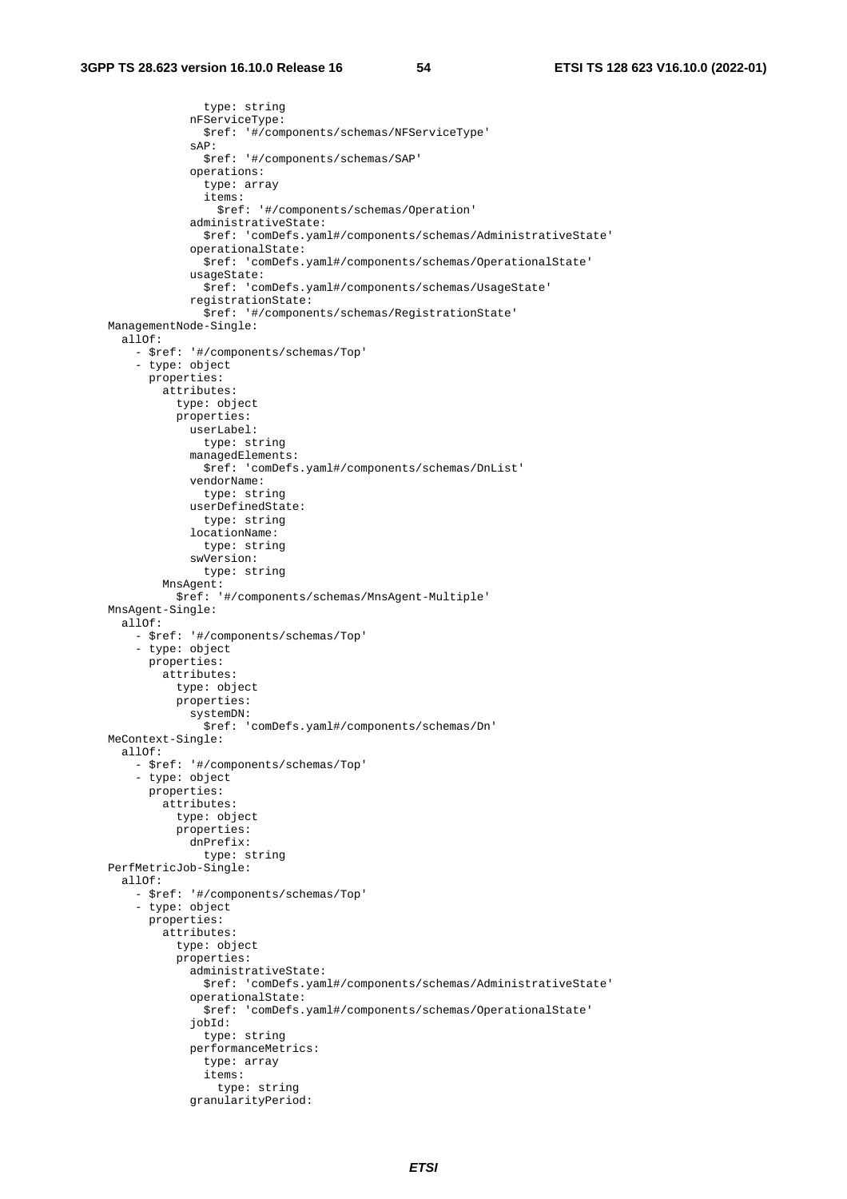```
                type: string
              nFServiceType:
                $ref: '#/components/schemas/NFServiceType'
              sAP:
                $ref: '#/components/schemas/SAP'
              operations:
                type: array
                items:
                  $ref: '#/components/schemas/Operation'
              administrativeState:
                $ref: 'comDefs.yaml#/components/schemas/AdministrativeState'
              operationalState:
                $ref: 'comDefs.yaml#/components/schemas/OperationalState'
              usageState:
                $ref: 'comDefs.yaml#/components/schemas/UsageState'
              registrationState:
                $ref: '#/components/schemas/RegistrationState'
    ManagementNode-Single:
      allOf:
        - $ref: '#/components/schemas/Top'
        - type: object
          properties:
            attributes:
              type: object
              properties:
                userLabel:
                  type: string
                managedElements:
                  $ref: 'comDefs.yaml#/components/schemas/DnList'
                vendorName:
                  type: string
                userDefinedState:
                  type: string
                locationName:
                  type: string
                swVersion:
                  type: string
            MnsAgent:
              $ref: '#/components/schemas/MnsAgent-Multiple'
    MnsAgent-Single:
      allOf:
        - $ref: '#/components/schemas/Top'
        - type: object
          properties:
            attributes:
              type: object
              properties:
                systemDN:
                  $ref: 'comDefs.yaml#/components/schemas/Dn'
    MeContext-Single:
      allOf:
        - $ref: '#/components/schemas/Top'
        - type: object
          properties:
            attributes:
              type: object
              properties:
                dnPrefix:
                  type: string
    PerfMetricJob-Single:
      allOf:
        - $ref: '#/components/schemas/Top'
        - type: object
          properties:
            attributes:
              type: object
              properties:
                administrativeState:
                  $ref: 'comDefs.yaml#/components/schemas/AdministrativeState'
                operationalState:
                  $ref: 'comDefs.yaml#/components/schemas/OperationalState'
                jobId:
                  type: string
                performanceMetrics:
                  type: array
                  items:
                    type: string
                granularityPeriod:
```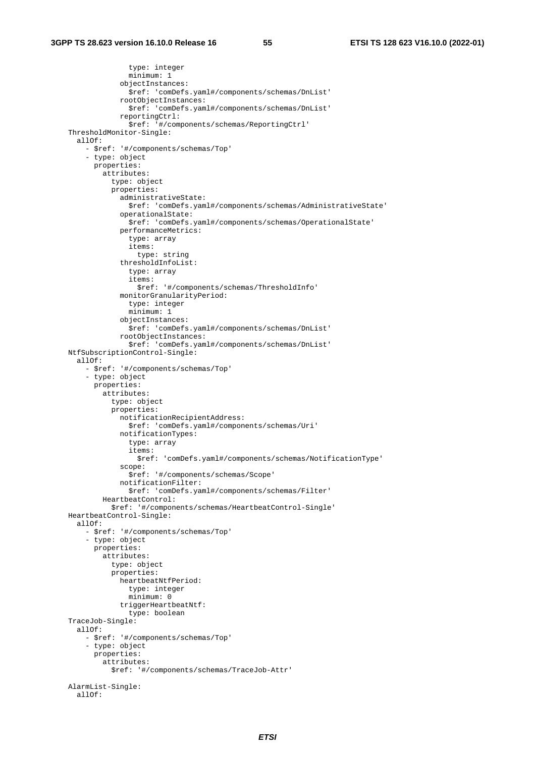```
              type: integer
              minimum: 1
            objectInstances:
              $ref: 'comDefs.yaml#/components/schemas/DnList'
            rootObjectInstances:
              $ref: 'comDefs.yaml#/components/schemas/DnList'
            reportingCtrl:
              $ref: '#/components/schemas/ReportingCtrl'
    ThresholdMonitor-Single:
      allOf:
        - $ref: '#/components/schemas/Top'
        - type: object
          properties:
            attributes:
              type: object
              properties:
                administrativeState:
                  $ref: 'comDefs.yaml#/components/schemas/AdministrativeState'
                operationalState:
                  $ref: 'comDefs.yaml#/components/schemas/OperationalState'
                performanceMetrics:
                  type: array
                  items:
                    type: string
                thresholdInfoList:
                  type: array
                  items:
                    $ref: '#/components/schemas/ThresholdInfo'
                monitorGranularityPeriod:
                  type: integer
                  minimum: 1
                objectInstances:
                  $ref: 'comDefs.yaml#/components/schemas/DnList'
                rootObjectInstances:
                  $ref: 'comDefs.yaml#/components/schemas/DnList'
    NtfSubscriptionControl-Single:
      allOf:
        - $ref: '#/components/schemas/Top'
        - type: object
          properties:
            attributes:
              type: object
              properties:
                notificationRecipientAddress:
                  $ref: 'comDefs.yaml#/components/schemas/Uri'
                notificationTypes:
                  type: array
                  items:
                    $ref: 'comDefs.yaml#/components/schemas/NotificationType'
                scope:
                  $ref: '#/components/schemas/Scope'
                notificationFilter:
                  $ref: 'comDefs.yaml#/components/schemas/Filter'
            HeartbeatControl:
              $ref: '#/components/schemas/HeartbeatControl-Single'
    HeartbeatControl-Single:
      allOf:
        - $ref: '#/components/schemas/Top'
        - type: object
          properties:
            attributes:
              type: object
              properties:
                heartbeatNtfPeriod:
                  type: integer
                  minimum: 0
                triggerHeartbeatNtf:
                  type: boolean
    TraceJob-Single:
      allOf:
        - $ref: '#/components/schemas/Top'
        - type: object
          properties:
            attributes:
              $ref: '#/components/schemas/TraceJob-Attr'

    AlarmList-Single:
      allOf:
```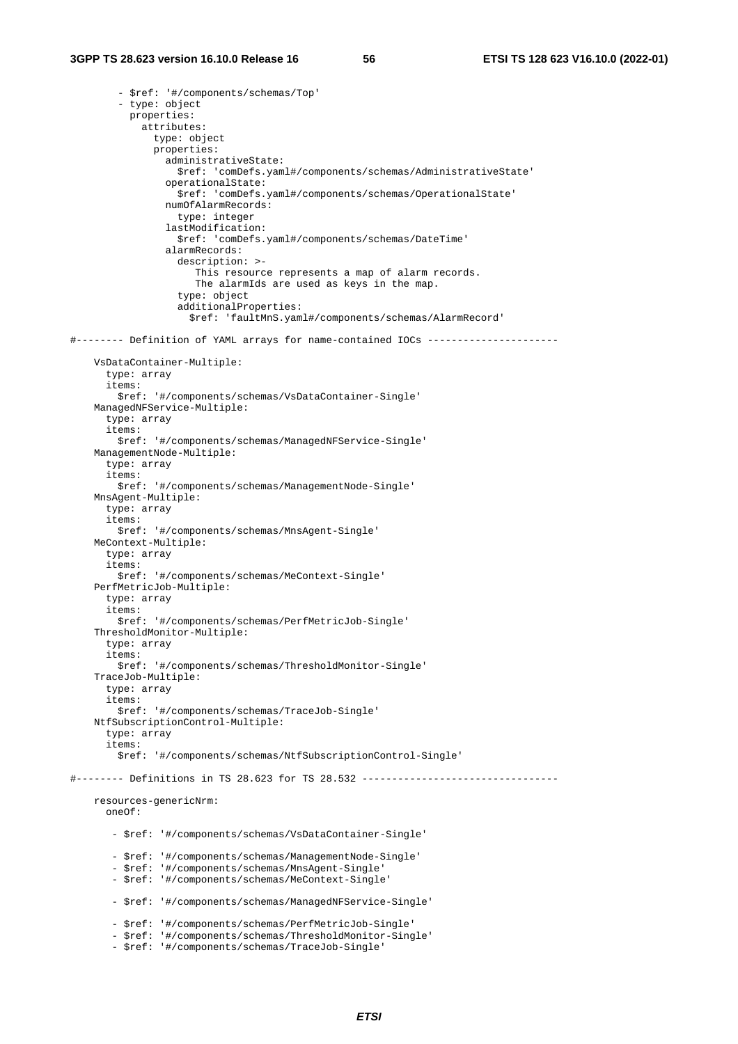```yaml
        - $ref: '#/components/schemas/Top'
        - type: object
          properties:
            attributes:
              type: object
              properties:
                administrativeState:
                  $ref: 'comDefs.yaml#/components/schemas/AdministrativeState'
                operationalState:
                  $ref: 'comDefs.yaml#/components/schemas/OperationalState'
                numOfAlarmRecords:
                  type: integer
                lastModification:
                  $ref: 'comDefs.yaml#/components/schemas/DateTime'
                alarmRecords:
                  description: >-
                     This resource represents a map of alarm records.
                     The alarmIds are used as keys in the map.
                  type: object
                  additionalProperties:
                    $ref: 'faultMnS.yaml#/components/schemas/AlarmRecord'

#-------- Definition of YAML arrays for name-contained IOCs ----------------------

    VsDataContainer-Multiple:
      type: array
      items:
        $ref: '#/components/schemas/VsDataContainer-Single'
    ManagedNFService-Multiple:
      type: array
      items:
        $ref: '#/components/schemas/ManagedNFService-Single'
    ManagementNode-Multiple:
      type: array
      items:
        $ref: '#/components/schemas/ManagementNode-Single'
    MnsAgent-Multiple:
      type: array
      items:
        $ref: '#/components/schemas/MnsAgent-Single'
    MeContext-Multiple:
      type: array
      items:
        $ref: '#/components/schemas/MeContext-Single'
    PerfMetricJob-Multiple:
      type: array
      items:
        $ref: '#/components/schemas/PerfMetricJob-Single'
    ThresholdMonitor-Multiple:
      type: array
      items:
        $ref: '#/components/schemas/ThresholdMonitor-Single'
    TraceJob-Multiple:
      type: array
      items:
        $ref: '#/components/schemas/TraceJob-Single'
    NtfSubscriptionControl-Multiple:
      type: array
      items:
        $ref: '#/components/schemas/NtfSubscriptionControl-Single'

#-------- Definitions in TS 28.623 for TS 28.532 ---------------------------------

    resources-genericNrm:
      oneOf:

        - $ref: '#/components/schemas/VsDataContainer-Single'

        - $ref: '#/components/schemas/ManagementNode-Single'
        - $ref: '#/components/schemas/MnsAgent-Single'
        - $ref: '#/components/schemas/MeContext-Single'

        - $ref: '#/components/schemas/ManagedNFService-Single'

        - $ref: '#/components/schemas/PerfMetricJob-Single'
        - $ref: '#/components/schemas/ThresholdMonitor-Single'
        - $ref: '#/components/schemas/TraceJob-Single'
```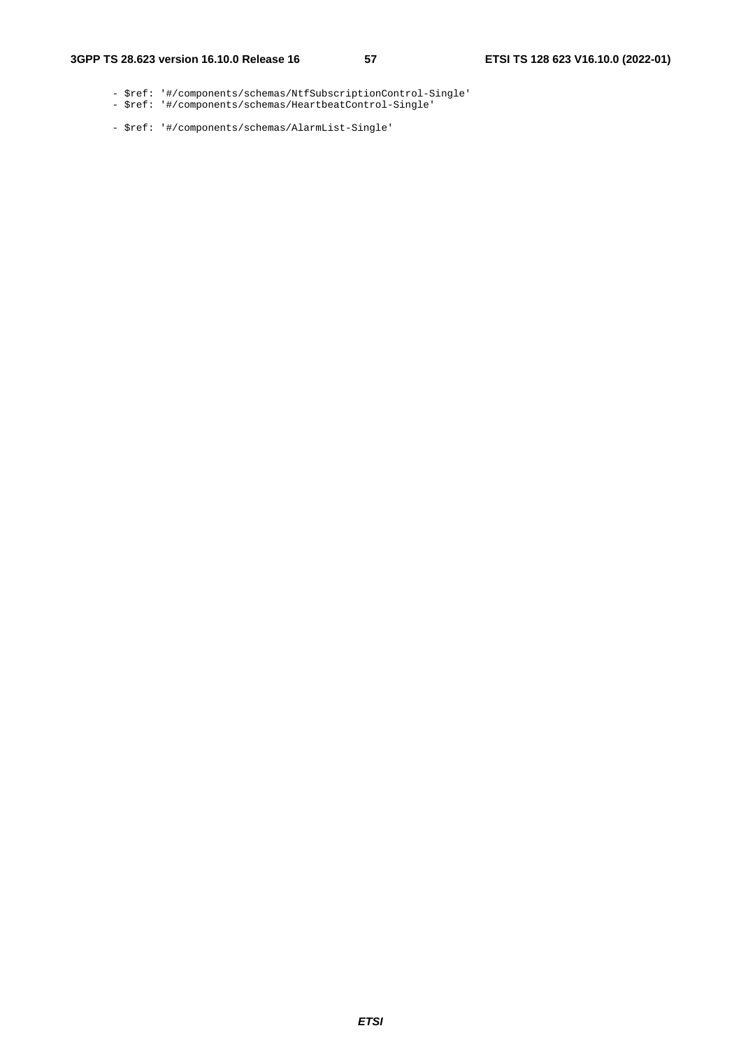```
          - $ref: '#/components/schemas/NtfSubscriptionControl-Single'
          - $ref: '#/components/schemas/HeartbeatControl-Single'

          - $ref: '#/components/schemas/AlarmList-Single'
```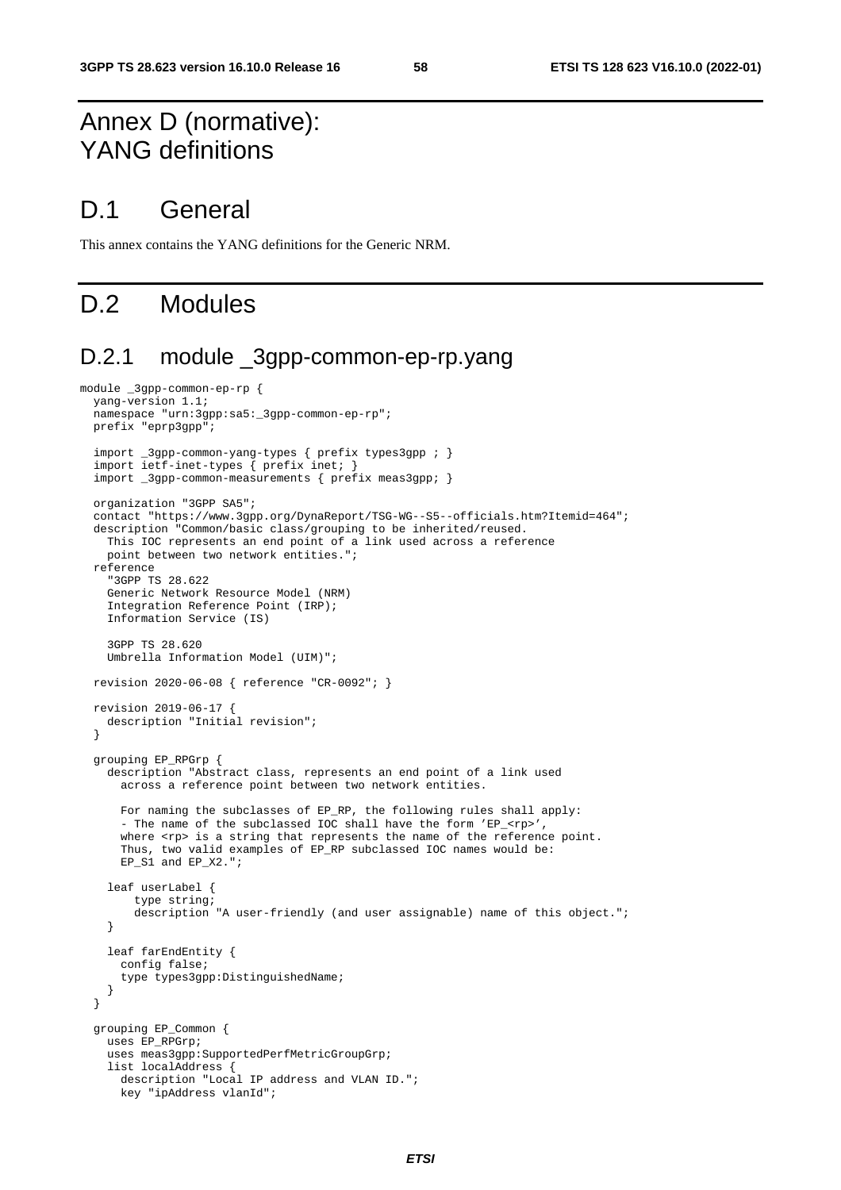# Annex D (normative): YANG definitions

# D.1 General

This annex contains the YANG definitions for the Generic NRM.

# D.2 Modules

## D.2.1 module _3gpp-common-ep-rp.yang

```
module _3gpp-common-ep-rp {
  yang-version 1.1;
  namespace "urn:3gpp:sa5:_3gpp-common-ep-rp";
  prefix "eprp3gpp";

  import _3gpp-common-yang-types { prefix types3gpp ; }
  import ietf-inet-types { prefix inet; }
  import _3gpp-common-measurements { prefix meas3gpp; }

  organization "3GPP SA5";
  contact "https://www.3gpp.org/DynaReport/TSG-WG--S5--officials.htm?Itemid=464";
  description "Common/basic class/grouping to be inherited/reused.
    This IOC represents an end point of a link used across a reference
    point between two network entities.";
  reference
    "3GPP TS 28.622
    Generic Network Resource Model (NRM)
    Integration Reference Point (IRP);
    Information Service (IS)

    3GPP TS 28.620
    Umbrella Information Model (UIM)";

  revision 2020-06-08 { reference "CR-0092"; }

  revision 2019-06-17 {
    description "Initial revision";
  }

  grouping EP_RPGrp {
    description "Abstract class, represents an end point of a link used
      across a reference point between two network entities.

      For naming the subclasses of EP_RP, the following rules shall apply:
      - The name of the subclassed IOC shall have the form 'EP_<rp>',
      where <rp> is a string that represents the name of the reference point.
      Thus, two valid examples of EP_RP subclassed IOC names would be:
      EP_S1 and EP_X2.";

    leaf userLabel {
        type string;
        description "A user-friendly (and user assignable) name of this object.";
    }

    leaf farEndEntity {
      config false;
      type types3gpp:DistinguishedName;
    }
  }

  grouping EP_Common {
    uses EP_RPGrp;
    uses meas3gpp:SupportedPerfMetricGroupGrp;
    list localAddress {
      description "Local IP address and VLAN ID.";
      key "ipAddress vlanId";
```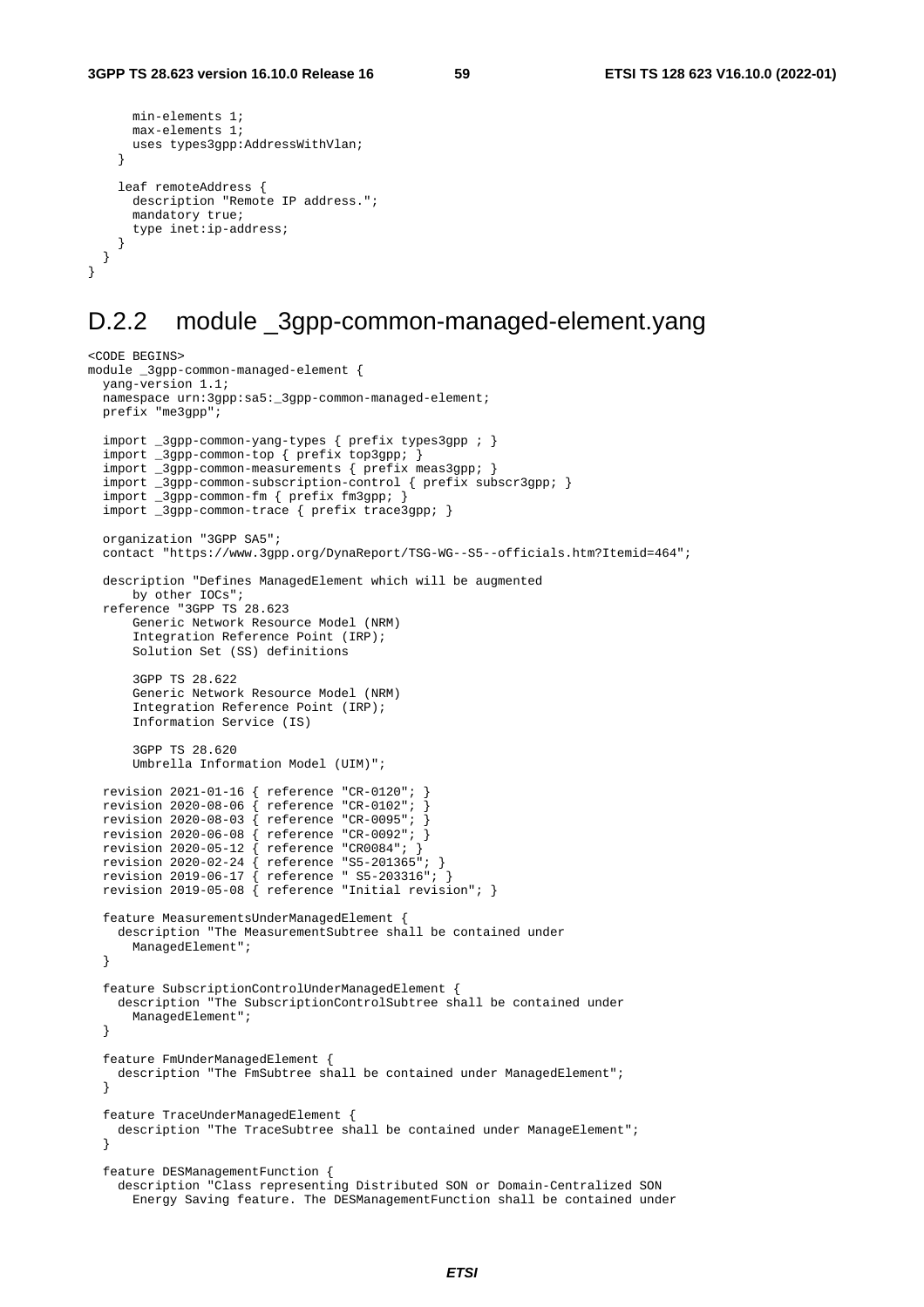```
      min-elements 1;
      max-elements 1;
      uses types3gpp:AddressWithVlan;
    }

    leaf remoteAddress {
      description "Remote IP address.";
      mandatory true;
      type inet:ip-address;
    }
  }
}
```

## D.2.2 module _3gpp-common-managed-element.yang

```
<CODE BEGINS>
module _3gpp-common-managed-element {
  yang-version 1.1;
  namespace urn:3gpp:sa5:_3gpp-common-managed-element;
  prefix "me3gpp";

  import _3gpp-common-yang-types { prefix types3gpp ; }
  import _3gpp-common-top { prefix top3gpp; }
  import _3gpp-common-measurements { prefix meas3gpp; }
  import _3gpp-common-subscription-control { prefix subscr3gpp; }
  import _3gpp-common-fm { prefix fm3gpp; }
  import _3gpp-common-trace { prefix trace3gpp; }

  organization "3GPP SA5";
  contact "https://www.3gpp.org/DynaReport/TSG-WG--S5--officials.htm?Itemid=464";

  description "Defines ManagedElement which will be augmented
      by other IOCs";
  reference "3GPP TS 28.623
      Generic Network Resource Model (NRM)
      Integration Reference Point (IRP);
      Solution Set (SS) definitions

      3GPP TS 28.622
      Generic Network Resource Model (NRM)
      Integration Reference Point (IRP);
      Information Service (IS)

      3GPP TS 28.620
      Umbrella Information Model (UIM)";

  revision 2021-01-16 { reference "CR-0120"; }
  revision 2020-08-06 { reference "CR-0102"; }
  revision 2020-08-03 { reference "CR-0095"; }
  revision 2020-06-08 { reference "CR-0092"; }
  revision 2020-05-12 { reference "CR0084"; }
  revision 2020-02-24 { reference "S5-201365"; }
  revision 2019-06-17 { reference " S5-203316"; }
  revision 2019-05-08 { reference "Initial revision"; }

  feature MeasurementsUnderManagedElement {
    description "The MeasurementSubtree shall be contained under
      ManagedElement";
  }

  feature SubscriptionControlUnderManagedElement {
    description "The SubscriptionControlSubtree shall be contained under
      ManagedElement";
  }

  feature FmUnderManagedElement {
    description "The FmSubtree shall be contained under ManagedElement";
  }

  feature TraceUnderManagedElement {
    description "The TraceSubtree shall be contained under ManageElement";
  }

  feature DESManagementFunction {
    description "Class representing Distributed SON or Domain-Centralized SON
      Energy Saving feature. The DESManagementFunction shall be contained under
```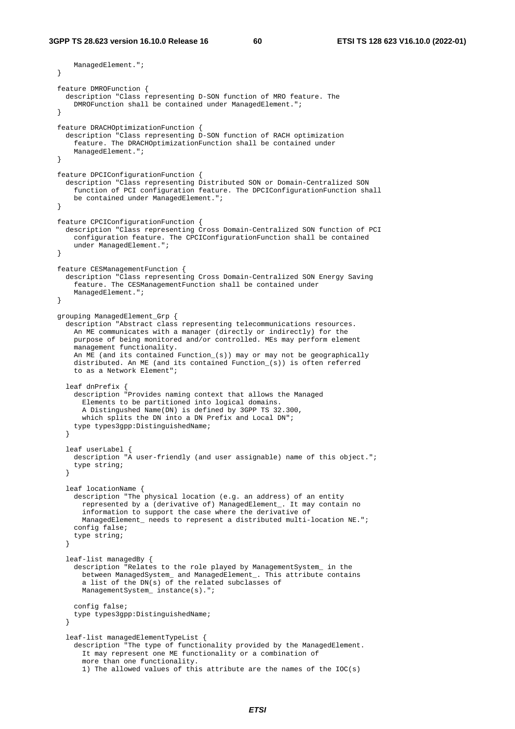```
      ManagedElement.";
  }

  feature DMROFunction {
    description "Class representing D-SON function of MRO feature. The
      DMROFunction shall be contained under ManagedElement.";
  }

  feature DRACHOptimizationFunction {
    description "Class representing D-SON function of RACH optimization
      feature. The DRACHOptimizationFunction shall be contained under
      ManagedElement.";
  }

  feature DPCIConfigurationFunction {
    description "Class representing Distributed SON or Domain-Centralized SON
      function of PCI configuration feature. The DPCIConfigurationFunction shall
      be contained under ManagedElement.";
  }

  feature CPCIConfigurationFunction {
    description "Class representing Cross Domain-Centralized SON function of PCI
      configuration feature. The CPCIConfigurationFunction shall be contained
      under ManagedElement.";
  }

  feature CESManagementFunction {
    description "Class representing Cross Domain-Centralized SON Energy Saving
      feature. The CESManagementFunction shall be contained under
      ManagedElement.";
  }

  grouping ManagedElement_Grp {
    description "Abstract class representing telecommunications resources.
      An ME communicates with a manager (directly or indirectly) for the
      purpose of being monitored and/or controlled. MEs may perform element
      management functionality.
      An ME (and its contained Function_(s)) may or may not be geographically
      distributed. An ME (and its contained Function_(s)) is often referred
      to as a Network Element";

    leaf dnPrefix {
      description "Provides naming context that allows the Managed
        Elements to be partitioned into logical domains.
        A Distingushed Name(DN) is defined by 3GPP TS 32.300,
        which splits the DN into a DN Prefix and Local DN";
      type types3gpp:DistinguishedName;
    }

    leaf userLabel {
      description "A user-friendly (and user assignable) name of this object.";
      type string;
    }

    leaf locationName {
      description "The physical location (e.g. an address) of an entity
        represented by a (derivative of) ManagedElement_. It may contain no
        information to support the case where the derivative of
        ManagedElement_ needs to represent a distributed multi-location NE.";
      config false;
      type string;
    }

    leaf-list managedBy {
      description "Relates to the role played by ManagementSystem_ in the
        between ManagedSystem_ and ManagedElement_. This attribute contains
        a list of the DN(s) of the related subclasses of
        ManagementSystem_ instance(s).";

      config false;
      type types3gpp:DistinguishedName;
    }

    leaf-list managedElementTypeList {
      description "The type of functionality provided by the ManagedElement.
        It may represent one ME functionality or a combination of
        more than one functionality.
        1) The allowed values of this attribute are the names of the IOC(s)
```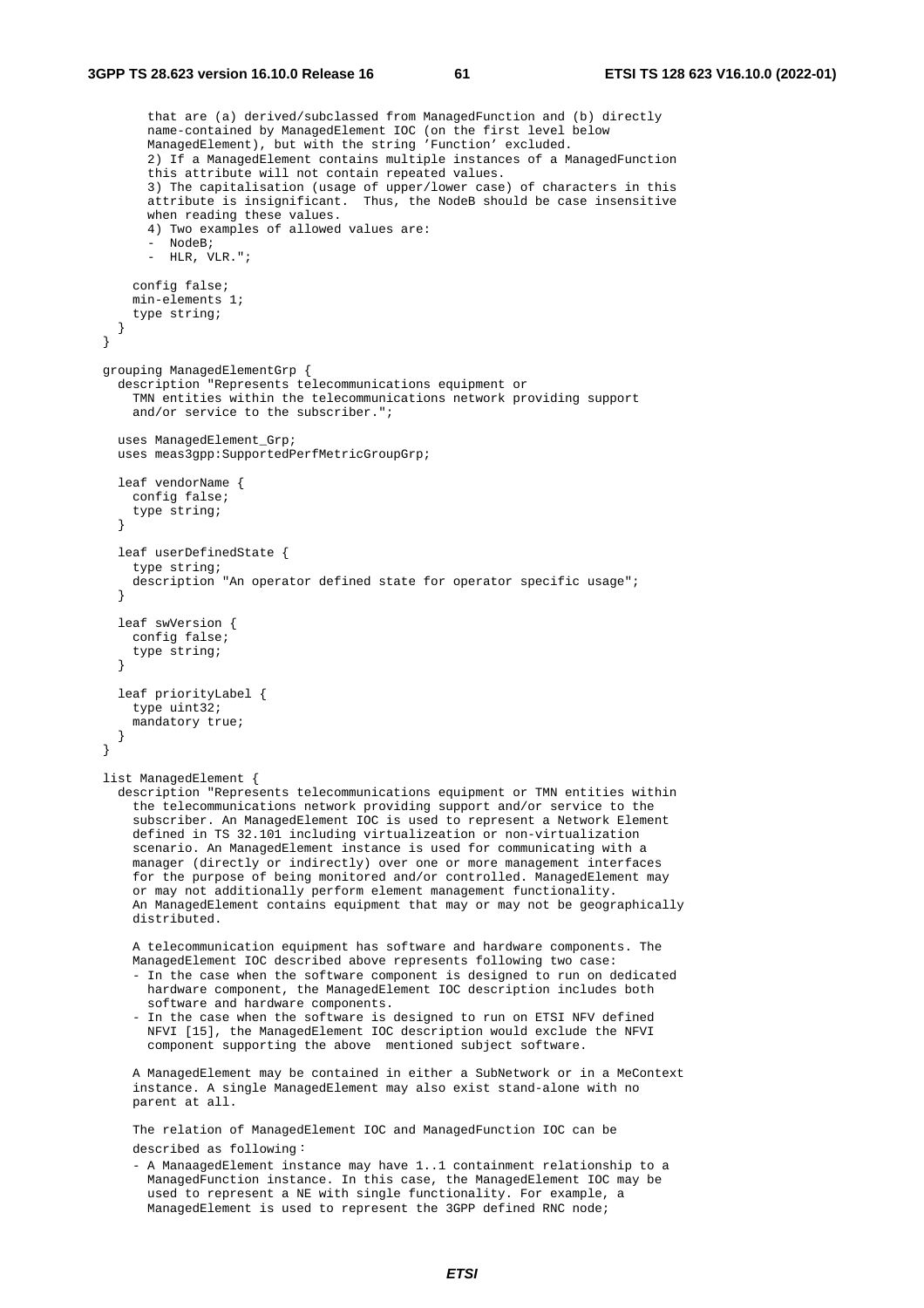```
        that are (a) derived/subclassed from ManagedFunction and (b) directly
        name-contained by ManagedElement IOC (on the first level below
        ManagedElement), but with the string 'Function' excluded.
        2) If a ManagedElement contains multiple instances of a ManagedFunction
        this attribute will not contain repeated values.
        3) The capitalisation (usage of upper/lower case) of characters in this
        attribute is insignificant.  Thus, the NodeB should be case insensitive
        when reading these values.
        4) Two examples of allowed values are:
        -  NodeB;
        -  HLR, VLR.";

      config false;
      min-elements 1;
      type string;
    }
  }

  grouping ManagedElementGrp {
    description "Represents telecommunications equipment or
      TMN entities within the telecommunications network providing support
      and/or service to the subscriber.";

    uses ManagedElement_Grp;
    uses meas3gpp:SupportedPerfMetricGroupGrp;

    leaf vendorName {
      config false;
      type string;
    }

    leaf userDefinedState {
      type string;
      description "An operator defined state for operator specific usage";
    }

    leaf swVersion {
      config false;
      type string;
    }

    leaf priorityLabel {
      type uint32;
      mandatory true;
    }
  }

  list ManagedElement {
    description "Represents telecommunications equipment or TMN entities within
      the telecommunications network providing support and/or service to the
      subscriber. An ManagedElement IOC is used to represent a Network Element
      defined in TS 32.101 including virtualizeation or non-virtualization
      scenario. An ManagedElement instance is used for communicating with a
      manager (directly or indirectly) over one or more management interfaces
      for the purpose of being monitored and/or controlled. ManagedElement may
      or may not additionally perform element management functionality.
      An ManagedElement contains equipment that may or may not be geographically
      distributed.

      A telecommunication equipment has software and hardware components. The
      ManagedElement IOC described above represents following two case:
      - In the case when the software component is designed to run on dedicated
        hardware component, the ManagedElement IOC description includes both
        software and hardware components.
      - In the case when the software is designed to run on ETSI NFV defined
        NFVI [15], the ManagedElement IOC description would exclude the NFVI
        component supporting the above  mentioned subject software.

      A ManagedElement may be contained in either a SubNetwork or in a MeContext
      instance. A single ManagedElement may also exist stand-alone with no
      parent at all.

      The relation of ManagedElement IOC and ManagedFunction IOC can be
      described as following：
      - A ManaagedElement instance may have 1..1 containment relationship to a
        ManagedFunction instance. In this case, the ManagedElement IOC may be
        used to represent a NE with single functionality. For example, a
        ManagedElement is used to represent the 3GPP defined RNC node;
```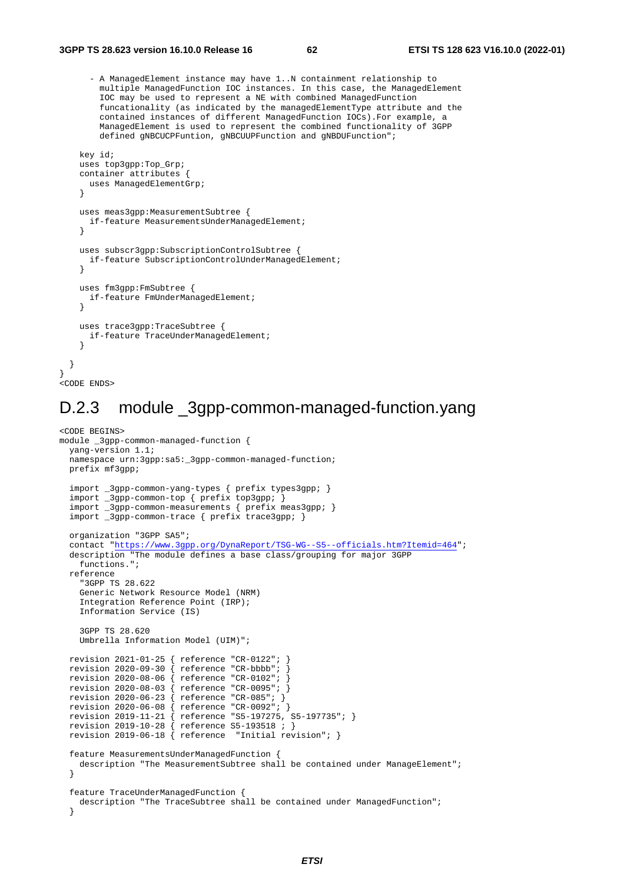```
      - A ManagedElement instance may have 1..N containment relationship to
        multiple ManagedFunction IOC instances. In this case, the ManagedElement
        IOC may be used to represent a NE with combined ManagedFunction
        funcationality (as indicated by the managedElementType attribute and the
        contained instances of different ManagedFunction IOCs).For example, a
        ManagedElement is used to represent the combined functionality of 3GPP
        defined gNBCUCPFuntion, gNBCUUPFunction and gNBDUFunction";

    key id;
    uses top3gpp:Top_Grp;
    container attributes {
      uses ManagedElementGrp;
    }

    uses meas3gpp:MeasurementSubtree {
      if-feature MeasurementsUnderManagedElement;
    }

    uses subscr3gpp:SubscriptionControlSubtree {
      if-feature SubscriptionControlUnderManagedElement;
    }

    uses fm3gpp:FmSubtree {
      if-feature FmUnderManagedElement;
    }

    uses trace3gpp:TraceSubtree {
      if-feature TraceUnderManagedElement;
    }

  }
}
<CODE ENDS>
```

## D.2.3 module _3gpp-common-managed-function.yang

```
<CODE BEGINS>
module _3gpp-common-managed-function {
  yang-version 1.1;
  namespace urn:3gpp:sa5:_3gpp-common-managed-function;
  prefix mf3gpp;

  import _3gpp-common-yang-types { prefix types3gpp; }
  import _3gpp-common-top { prefix top3gpp; }
  import _3gpp-common-measurements { prefix meas3gpp; }
  import _3gpp-common-trace { prefix trace3gpp; }

  organization "3GPP SA5";
  contact "https://www.3gpp.org/DynaReport/TSG-WG--S5--officials.htm?Itemid=464";
  description "The module defines a base class/grouping for major 3GPP
    functions.";
  reference
    "3GPP TS 28.622
    Generic Network Resource Model (NRM)
    Integration Reference Point (IRP);
    Information Service (IS)

    3GPP TS 28.620
    Umbrella Information Model (UIM)";

  revision 2021-01-25 { reference "CR-0122"; }
  revision 2020-09-30 { reference "CR-bbbb"; }
  revision 2020-08-06 { reference "CR-0102"; }
  revision 2020-08-03 { reference "CR-0095"; }
  revision 2020-06-23 { reference "CR-085"; }
  revision 2020-06-08 { reference "CR-0092"; }
  revision 2019-11-21 { reference "S5-197275, S5-197735"; }
  revision 2019-10-28 { reference S5-193518 ; }
  revision 2019-06-18 { reference  "Initial revision"; }

  feature MeasurementsUnderManagedFunction {
    description "The MeasurementSubtree shall be contained under ManageElement";
  }

  feature TraceUnderManagedFunction {
    description "The TraceSubtree shall be contained under ManagedFunction";
  }
```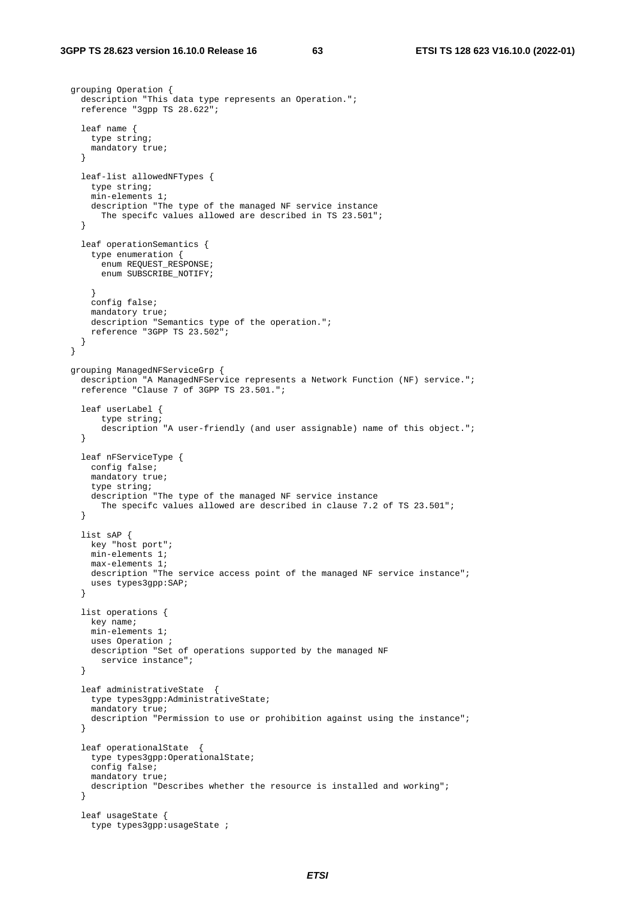```
  grouping Operation {
    description "This data type represents an Operation.";
    reference "3gpp TS 28.622";

    leaf name {
      type string;
      mandatory true;
    }

    leaf-list allowedNFTypes {
      type string;
      min-elements 1;
      description "The type of the managed NF service instance
        The specifc values allowed are described in TS 23.501";
    }

    leaf operationSemantics {
      type enumeration {
        enum REQUEST_RESPONSE;
        enum SUBSCRIBE_NOTIFY;

      }
      config false;
      mandatory true;
      description "Semantics type of the operation.";
      reference "3GPP TS 23.502";
    }
  }

  grouping ManagedNFServiceGrp {
    description "A ManagedNFService represents a Network Function (NF) service.";
    reference "Clause 7 of 3GPP TS 23.501.";

    leaf userLabel {
        type string;
        description "A user-friendly (and user assignable) name of this object.";
    }

    leaf nFServiceType {
      config false;
      mandatory true;
      type string;
      description "The type of the managed NF service instance
        The specifc values allowed are described in clause 7.2 of TS 23.501";
    }

    list sAP {
      key "host port";
      min-elements 1;
      max-elements 1;
      description "The service access point of the managed NF service instance";
      uses types3gpp:SAP;
    }

    list operations {
      key name;
      min-elements 1;
      uses Operation ;
      description "Set of operations supported by the managed NF
        service instance";
    }

    leaf administrativeState  {
      type types3gpp:AdministrativeState;
      mandatory true;
      description "Permission to use or prohibition against using the instance";
    }

    leaf operationalState  {
      type types3gpp:OperationalState;
      config false;
      mandatory true;
      description "Describes whether the resource is installed and working";
    }

    leaf usageState {
      type types3gpp:usageState ;
```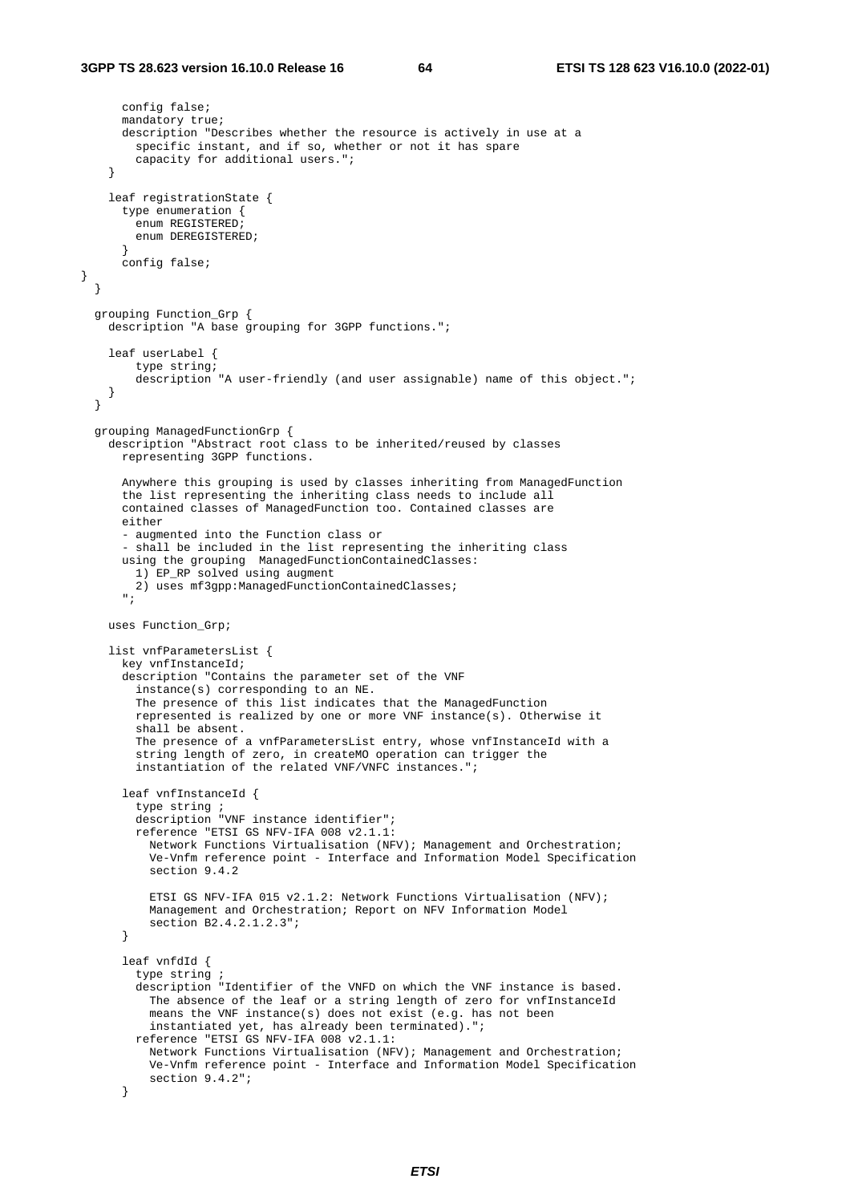```
      config false;
      mandatory true;
      description "Describes whether the resource is actively in use at a
        specific instant, and if so, whether or not it has spare
        capacity for additional users.";
    }

    leaf registrationState {
      type enumeration {
        enum REGISTERED;
        enum DEREGISTERED;
      }
      config false;
}
  }

  grouping Function_Grp {
    description "A base grouping for 3GPP functions.";

    leaf userLabel {
        type string;
        description "A user-friendly (and user assignable) name of this object.";
    }
  }

  grouping ManagedFunctionGrp {
    description "Abstract root class to be inherited/reused by classes
      representing 3GPP functions.

      Anywhere this grouping is used by classes inheriting from ManagedFunction
      the list representing the inheriting class needs to include all
      contained classes of ManagedFunction too. Contained classes are
      either
      - augmented into the Function class or
      - shall be included in the list representing the inheriting class
      using the grouping  ManagedFunctionContainedClasses:
        1) EP_RP solved using augment
        2) uses mf3gpp:ManagedFunctionContainedClasses;
      ";

    uses Function_Grp;

    list vnfParametersList {
      key vnfInstanceId;
      description "Contains the parameter set of the VNF
        instance(s) corresponding to an NE.
        The presence of this list indicates that the ManagedFunction
        represented is realized by one or more VNF instance(s). Otherwise it
        shall be absent.
        The presence of a vnfParametersList entry, whose vnfInstanceId with a
        string length of zero, in createMO operation can trigger the
        instantiation of the related VNF/VNFC instances.";

      leaf vnfInstanceId {
        type string ;
        description "VNF instance identifier";
        reference "ETSI GS NFV-IFA 008 v2.1.1:
          Network Functions Virtualisation (NFV); Management and Orchestration;
          Ve-Vnfm reference point - Interface and Information Model Specification
          section 9.4.2

          ETSI GS NFV-IFA 015 v2.1.2: Network Functions Virtualisation (NFV);
          Management and Orchestration; Report on NFV Information Model
          section B2.4.2.1.2.3";
      }

      leaf vnfdId {
        type string ;
        description "Identifier of the VNFD on which the VNF instance is based.
          The absence of the leaf or a string length of zero for vnfInstanceId
          means the VNF instance(s) does not exist (e.g. has not been
          instantiated yet, has already been terminated).";
        reference "ETSI GS NFV-IFA 008 v2.1.1:
          Network Functions Virtualisation (NFV); Management and Orchestration;
          Ve-Vnfm reference point - Interface and Information Model Specification
          section 9.4.2";
      }
```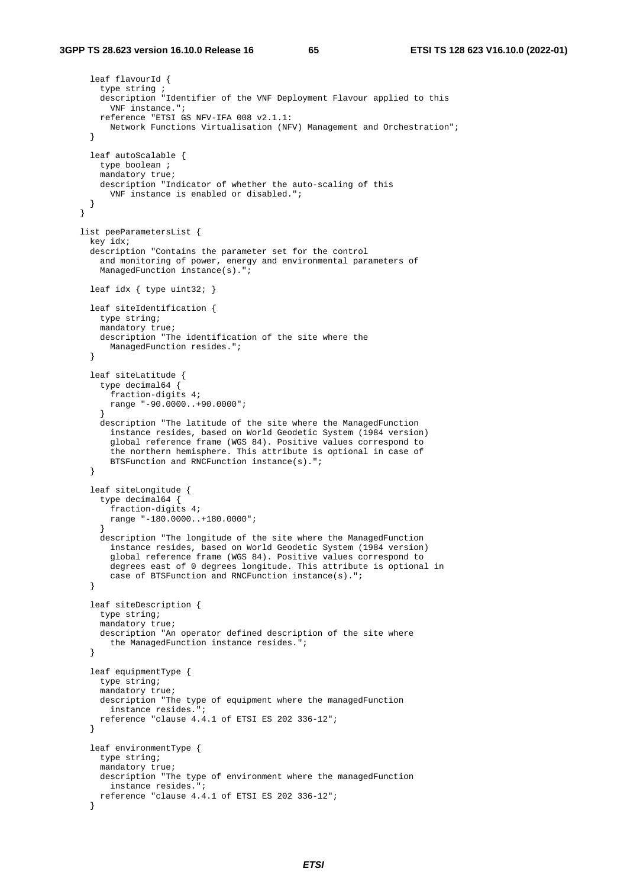```
      leaf flavourId {
        type string ;
        description "Identifier of the VNF Deployment Flavour applied to this
          VNF instance.";
        reference "ETSI GS NFV-IFA 008 v2.1.1:
          Network Functions Virtualisation (NFV) Management and Orchestration";
      }

      leaf autoScalable {
        type boolean ;
        mandatory true;
        description "Indicator of whether the auto-scaling of this
          VNF instance is enabled or disabled.";
      }
    }

    list peeParametersList {
      key idx;
      description "Contains the parameter set for the control
        and monitoring of power, energy and environmental parameters of
        ManagedFunction instance(s).";

      leaf idx { type uint32; }

      leaf siteIdentification {
        type string;
        mandatory true;
        description "The identification of the site where the
          ManagedFunction resides.";
      }

      leaf siteLatitude {
        type decimal64 {
          fraction-digits 4;
          range "-90.0000..+90.0000";
        }
        description "The latitude of the site where the ManagedFunction
          instance resides, based on World Geodetic System (1984 version)
          global reference frame (WGS 84). Positive values correspond to
          the northern hemisphere. This attribute is optional in case of
          BTSFunction and RNCFunction instance(s).";
      }

      leaf siteLongitude {
        type decimal64 {
          fraction-digits 4;
          range "-180.0000..+180.0000";
        }
        description "The longitude of the site where the ManagedFunction
          instance resides, based on World Geodetic System (1984 version)
          global reference frame (WGS 84). Positive values correspond to
          degrees east of 0 degrees longitude. This attribute is optional in
          case of BTSFunction and RNCFunction instance(s).";
      }

      leaf siteDescription {
        type string;
        mandatory true;
        description "An operator defined description of the site where
          the ManagedFunction instance resides.";
      }

      leaf equipmentType {
        type string;
        mandatory true;
        description "The type of equipment where the managedFunction
          instance resides.";
        reference "clause 4.4.1 of ETSI ES 202 336-12";
      }

      leaf environmentType {
        type string;
        mandatory true;
        description "The type of environment where the managedFunction
          instance resides.";
        reference "clause 4.4.1 of ETSI ES 202 336-12";
      }
```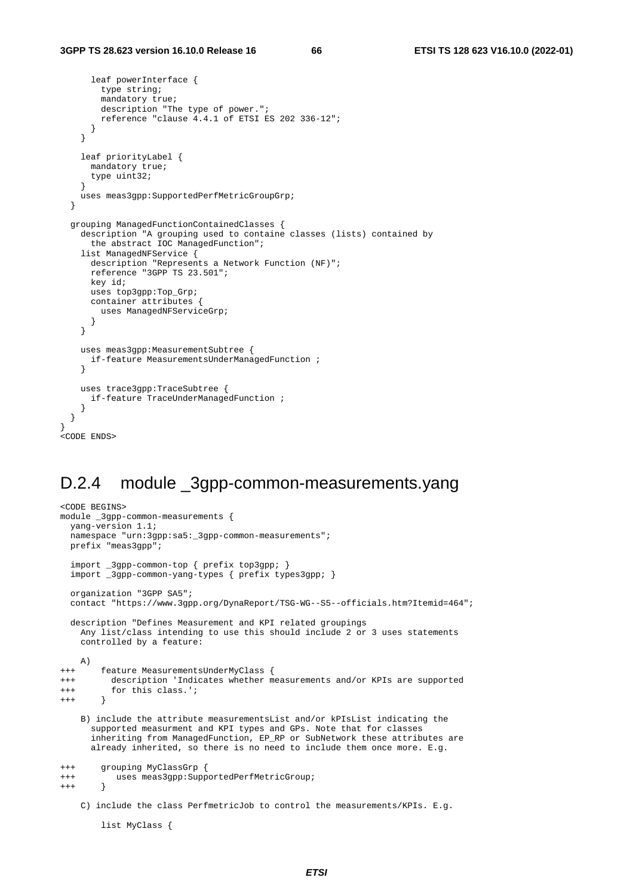```
      leaf powerInterface {
        type string;
        mandatory true;
        description "The type of power.";
        reference "clause 4.4.1 of ETSI ES 202 336-12";
      }
    }

    leaf priorityLabel {
      mandatory true;
      type uint32;
    }
    uses meas3gpp:SupportedPerfMetricGroupGrp;
  }

  grouping ManagedFunctionContainedClasses {
    description "A grouping used to containe classes (lists) contained by
      the abstract IOC ManagedFunction";
    list ManagedNFService {
      description "Represents a Network Function (NF)";
      reference "3GPP TS 23.501";
      key id;
      uses top3gpp:Top_Grp;
      container attributes {
        uses ManagedNFServiceGrp;
      }
    }

    uses meas3gpp:MeasurementSubtree {
      if-feature MeasurementsUnderManagedFunction ;
    }

    uses trace3gpp:TraceSubtree {
      if-feature TraceUnderManagedFunction ;
    }
  }
}
<CODE ENDS>
```

## D.2.4 module _3gpp-common-measurements.yang

```
<CODE BEGINS>
module _3gpp-common-measurements {
  yang-version 1.1;
  namespace "urn:3gpp:sa5:_3gpp-common-measurements";
  prefix "meas3gpp";

  import _3gpp-common-top { prefix top3gpp; }
  import _3gpp-common-yang-types { prefix types3gpp; }

  organization "3GPP SA5";
  contact "https://www.3gpp.org/DynaReport/TSG-WG--S5--officials.htm?Itemid=464";

  description "Defines Measurement and KPI related groupings
    Any list/class intending to use this should include 2 or 3 uses statements
    controlled by a feature:

    A)
+++     feature MeasurementsUnderMyClass {
+++       description 'Indicates whether measurements and/or KPIs are supported
+++       for this class.';
+++     }

    B) include the attribute measurementsList and/or kPIsList indicating the
      supported measurment and KPI types and GPs. Note that for classes
      inheriting from ManagedFunction, EP_RP or SubNetwork these attributes are
      already inherited, so there is no need to include them once more. E.g.

+++     grouping MyClassGrp {
+++        uses meas3gpp:SupportedPerfMetricGroup;
+++     }

    C) include the class PerfmetricJob to control the measurements/KPIs. E.g.

        list MyClass {
```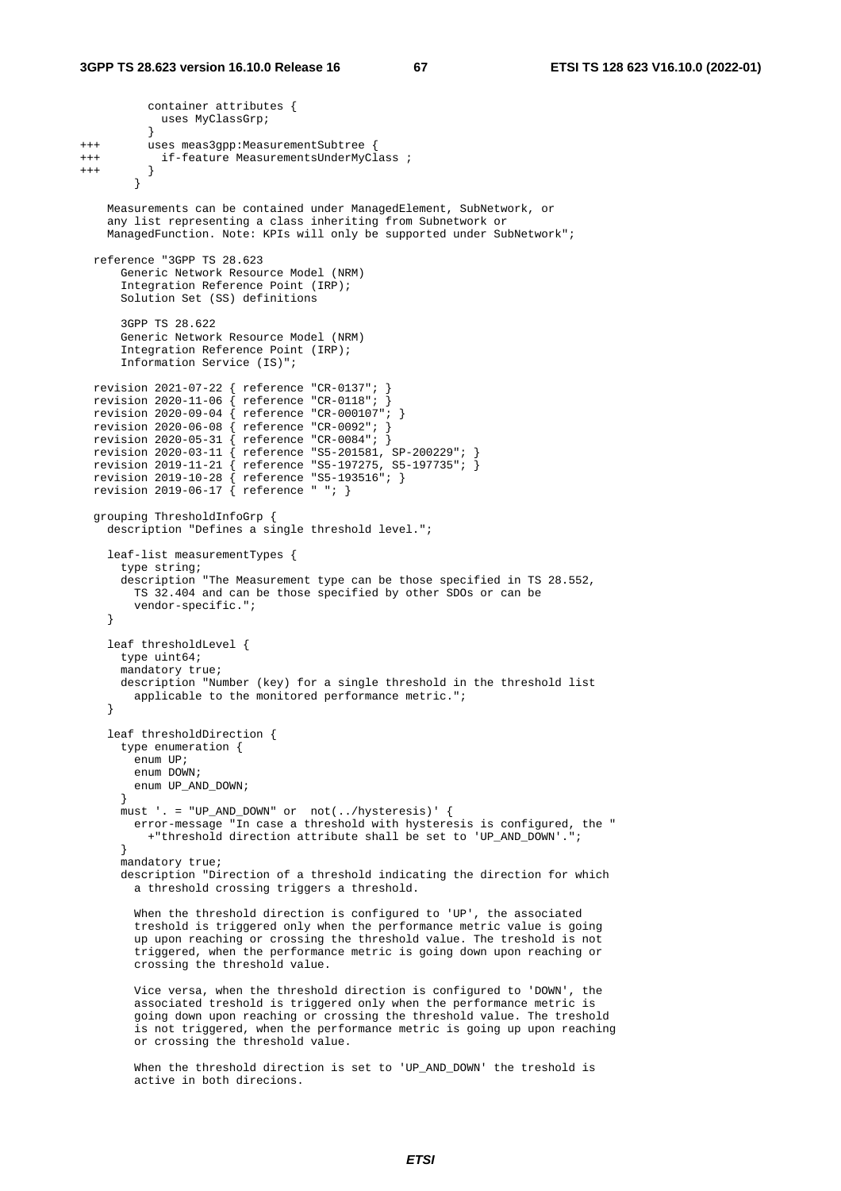```
          container attributes {
            uses MyClassGrp;
          }
+++       uses meas3gpp:MeasurementSubtree {
+++         if-feature MeasurementsUnderMyClass ;
+++       }
        }

    Measurements can be contained under ManagedElement, SubNetwork, or
    any list representing a class inheriting from Subnetwork or
    ManagedFunction. Note: KPIs will only be supported under SubNetwork";

  reference "3GPP TS 28.623
      Generic Network Resource Model (NRM)
      Integration Reference Point (IRP);
      Solution Set (SS) definitions

      3GPP TS 28.622
      Generic Network Resource Model (NRM)
      Integration Reference Point (IRP);
      Information Service (IS)";

  revision 2021-07-22 { reference "CR-0137"; }
  revision 2020-11-06 { reference "CR-0118"; }
  revision 2020-09-04 { reference "CR-000107"; }
  revision 2020-06-08 { reference "CR-0092"; }
  revision 2020-05-31 { reference "CR-0084"; }
  revision 2020-03-11 { reference "S5-201581, SP-200229"; }
  revision 2019-11-21 { reference "S5-197275, S5-197735"; }
  revision 2019-10-28 { reference "S5-193516"; }
  revision 2019-06-17 { reference " "; }

  grouping ThresholdInfoGrp {
    description "Defines a single threshold level.";

    leaf-list measurementTypes {
      type string;
      description "The Measurement type can be those specified in TS 28.552,
        TS 32.404 and can be those specified by other SDOs or can be
        vendor-specific.";
    }

    leaf thresholdLevel {
      type uint64;
      mandatory true;
      description "Number (key) for a single threshold in the threshold list
        applicable to the monitored performance metric.";
    }

    leaf thresholdDirection {
      type enumeration {
        enum UP;
        enum DOWN;
        enum UP_AND_DOWN;
      }
      must '. = "UP_AND_DOWN" or  not(../hysteresis)' {
        error-message "In case a threshold with hysteresis is configured, the "
          +"threshold direction attribute shall be set to 'UP_AND_DOWN'.";
      }
      mandatory true;
      description "Direction of a threshold indicating the direction for which
        a threshold crossing triggers a threshold.

        When the threshold direction is configured to 'UP', the associated
        treshold is triggered only when the performance metric value is going
        up upon reaching or crossing the threshold value. The treshold is not
        triggered, when the performance metric is going down upon reaching or
        crossing the threshold value.

        Vice versa, when the threshold direction is configured to 'DOWN', the
        associated treshold is triggered only when the performance metric is
        going down upon reaching or crossing the threshold value. The treshold
        is not triggered, when the performance metric is going up upon reaching
        or crossing the threshold value.

        When the threshold direction is set to 'UP_AND_DOWN' the treshold is
        active in both direcions.
```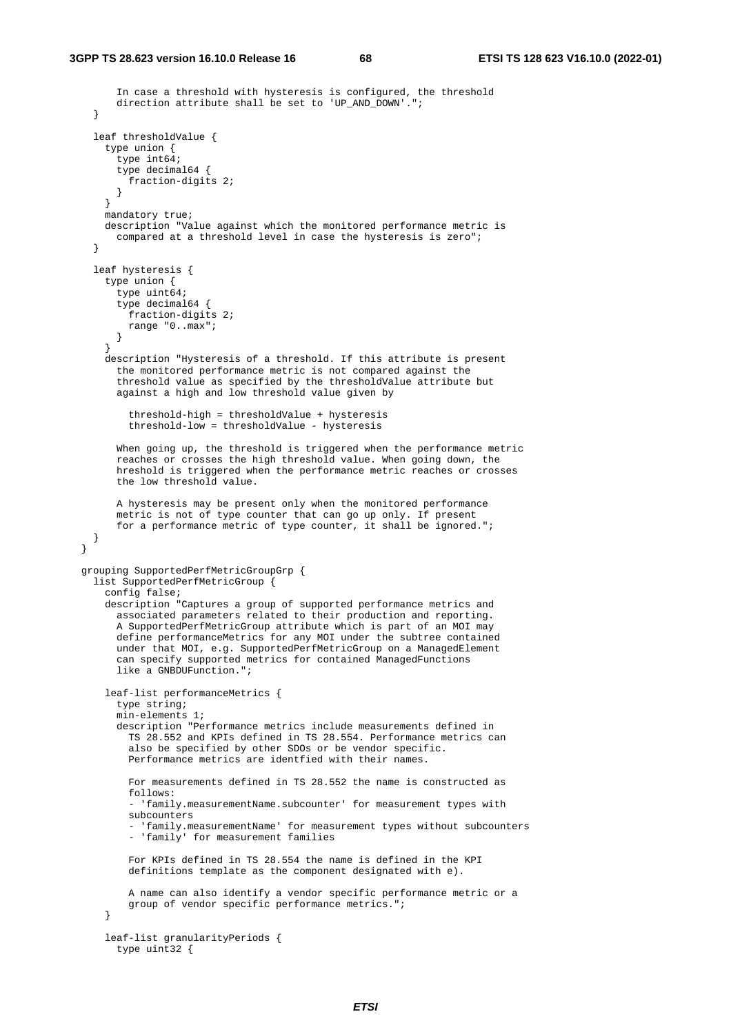```
        In case a threshold with hysteresis is configured, the threshold
        direction attribute shall be set to 'UP_AND_DOWN'.";
    }

    leaf thresholdValue {
      type union {
        type int64;
        type decimal64 {
          fraction-digits 2;
        }
      }
      mandatory true;
      description "Value against which the monitored performance metric is
        compared at a threshold level in case the hysteresis is zero";
    }

    leaf hysteresis {
      type union {
        type uint64;
        type decimal64 {
          fraction-digits 2;
          range "0..max";
        }
      }
      description "Hysteresis of a threshold. If this attribute is present
        the monitored performance metric is not compared against the
        threshold value as specified by the thresholdValue attribute but
        against a high and low threshold value given by

           threshold-high = thresholdValue + hysteresis
           threshold-low = thresholdValue - hysteresis

        When going up, the threshold is triggered when the performance metric
        reaches or crosses the high threshold value. When going down, the
        hreshold is triggered when the performance metric reaches or crosses
        the low threshold value.

        A hysteresis may be present only when the monitored performance
        metric is not of type counter that can go up only. If present
        for a performance metric of type counter, it shall be ignored.";
    }
  }

  grouping SupportedPerfMetricGroupGrp {
    list SupportedPerfMetricGroup {
      config false;
      description "Captures a group of supported performance metrics and
        associated parameters related to their production and reporting.
        A SupportedPerfMetricGroup attribute which is part of an MOI may
        define performanceMetrics for any MOI under the subtree contained
        under that MOI, e.g. SupportedPerfMetricGroup on a ManagedElement
        can specify supported metrics for contained ManagedFunctions
        like a GNBDUFunction.";

      leaf-list performanceMetrics {
        type string;
        min-elements 1;
        description "Performance metrics include measurements defined in
          TS 28.552 and KPIs defined in TS 28.554. Performance metrics can
          also be specified by other SDOs or be vendor specific.
          Performance metrics are identfied with their names.

          For measurements defined in TS 28.552 the name is constructed as
          follows:
          - 'family.measurementName.subcounter' for measurement types with
          subcounters
          - 'family.measurementName' for measurement types without subcounters
          - 'family' for measurement families

          For KPIs defined in TS 28.554 the name is defined in the KPI
          definitions template as the component designated with e).

          A name can also identify a vendor specific performance metric or a
          group of vendor specific performance metrics.";
      }

      leaf-list granularityPeriods {
        type uint32 {
```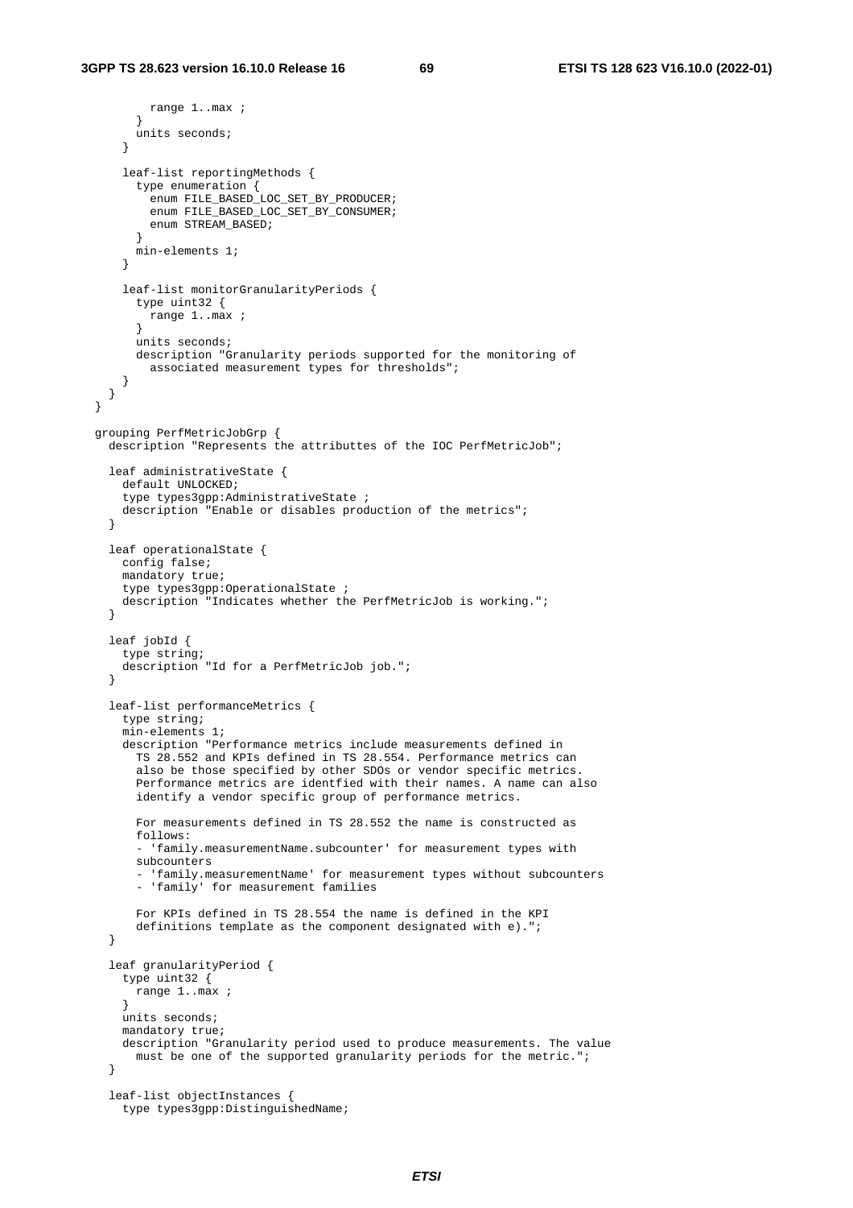```
          range 1..max ;
        }
        units seconds;
      }

      leaf-list reportingMethods {
        type enumeration {
          enum FILE_BASED_LOC_SET_BY_PRODUCER;
          enum FILE_BASED_LOC_SET_BY_CONSUMER;
          enum STREAM_BASED;
        }
        min-elements 1;
      }

      leaf-list monitorGranularityPeriods {
        type uint32 {
          range 1..max ;
        }
        units seconds;
        description "Granularity periods supported for the monitoring of
          associated measurement types for thresholds";
      }
    }
  }

  grouping PerfMetricJobGrp {
    description "Represents the attributtes of the IOC PerfMetricJob";

    leaf administrativeState {
      default UNLOCKED;
      type types3gpp:AdministrativeState ;
      description "Enable or disables production of the metrics";
    }

    leaf operationalState {
      config false;
      mandatory true;
      type types3gpp:OperationalState ;
      description "Indicates whether the PerfMetricJob is working.";
    }

    leaf jobId {
      type string;
      description "Id for a PerfMetricJob job.";
    }

    leaf-list performanceMetrics {
      type string;
      min-elements 1;
      description "Performance metrics include measurements defined in
        TS 28.552 and KPIs defined in TS 28.554. Performance metrics can
        also be those specified by other SDOs or vendor specific metrics.
        Performance metrics are identfied with their names. A name can also
        identify a vendor specific group of performance metrics.

        For measurements defined in TS 28.552 the name is constructed as
        follows:
        - 'family.measurementName.subcounter' for measurement types with
        subcounters
        - 'family.measurementName' for measurement types without subcounters
        - 'family' for measurement families

        For KPIs defined in TS 28.554 the name is defined in the KPI
        definitions template as the component designated with e).";
    }

    leaf granularityPeriod {
      type uint32 {
        range 1..max ;
      }
      units seconds;
      mandatory true;
      description "Granularity period used to produce measurements. The value
        must be one of the supported granularity periods for the metric.";
    }

    leaf-list objectInstances {
      type types3gpp:DistinguishedName;
```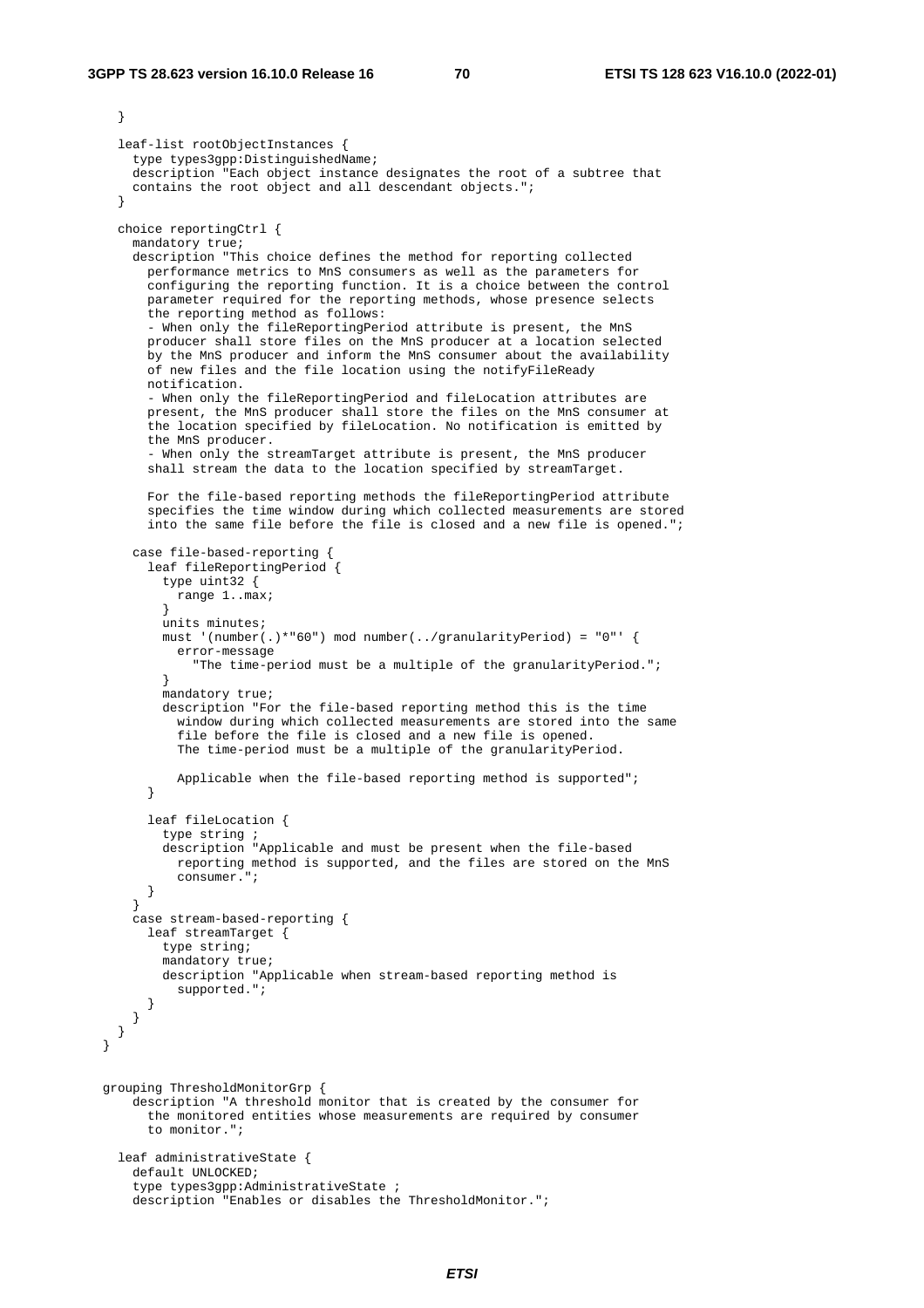```
    }

    leaf-list rootObjectInstances {
      type types3gpp:DistinguishedName;
      description "Each object instance designates the root of a subtree that
      contains the root object and all descendant objects.";
    }

    choice reportingCtrl {
      mandatory true;
      description "This choice defines the method for reporting collected
        performance metrics to MnS consumers as well as the parameters for
        configuring the reporting function. It is a choice between the control
        parameter required for the reporting methods, whose presence selects
        the reporting method as follows:
        - When only the fileReportingPeriod attribute is present, the MnS
        producer shall store files on the MnS producer at a location selected
        by the MnS producer and inform the MnS consumer about the availability
        of new files and the file location using the notifyFileReady
        notification.
        - When only the fileReportingPeriod and fileLocation attributes are
        present, the MnS producer shall store the files on the MnS consumer at
        the location specified by fileLocation. No notification is emitted by
        the MnS producer.
        - When only the streamTarget attribute is present, the MnS producer
        shall stream the data to the location specified by streamTarget.

        For the file-based reporting methods the fileReportingPeriod attribute
        specifies the time window during which collected measurements are stored
        into the same file before the file is closed and a new file is opened.";

      case file-based-reporting {
        leaf fileReportingPeriod {
          type uint32 {
            range 1..max;
          }
          units minutes;
          must '(number(.)*"60") mod number(../granularityPeriod) = "0"' {
            error-message
              "The time-period must be a multiple of the granularityPeriod.";
          }
          mandatory true;
          description "For the file-based reporting method this is the time
            window during which collected measurements are stored into the same
            file before the file is closed and a new file is opened.
            The time-period must be a multiple of the granularityPeriod.

            Applicable when the file-based reporting method is supported";
        }

        leaf fileLocation {
          type string ;
          description "Applicable and must be present when the file-based
            reporting method is supported, and the files are stored on the MnS
            consumer.";
        }
      }
      case stream-based-reporting {
        leaf streamTarget {
          type string;
          mandatory true;
          description "Applicable when stream-based reporting method is
            supported.";
        }
      }
    }
  }

  grouping ThresholdMonitorGrp {
      description "A threshold monitor that is created by the consumer for
        the monitored entities whose measurements are required by consumer
        to monitor.";

    leaf administrativeState {
      default UNLOCKED;
      type types3gpp:AdministrativeState ;
      description "Enables or disables the ThresholdMonitor.";
```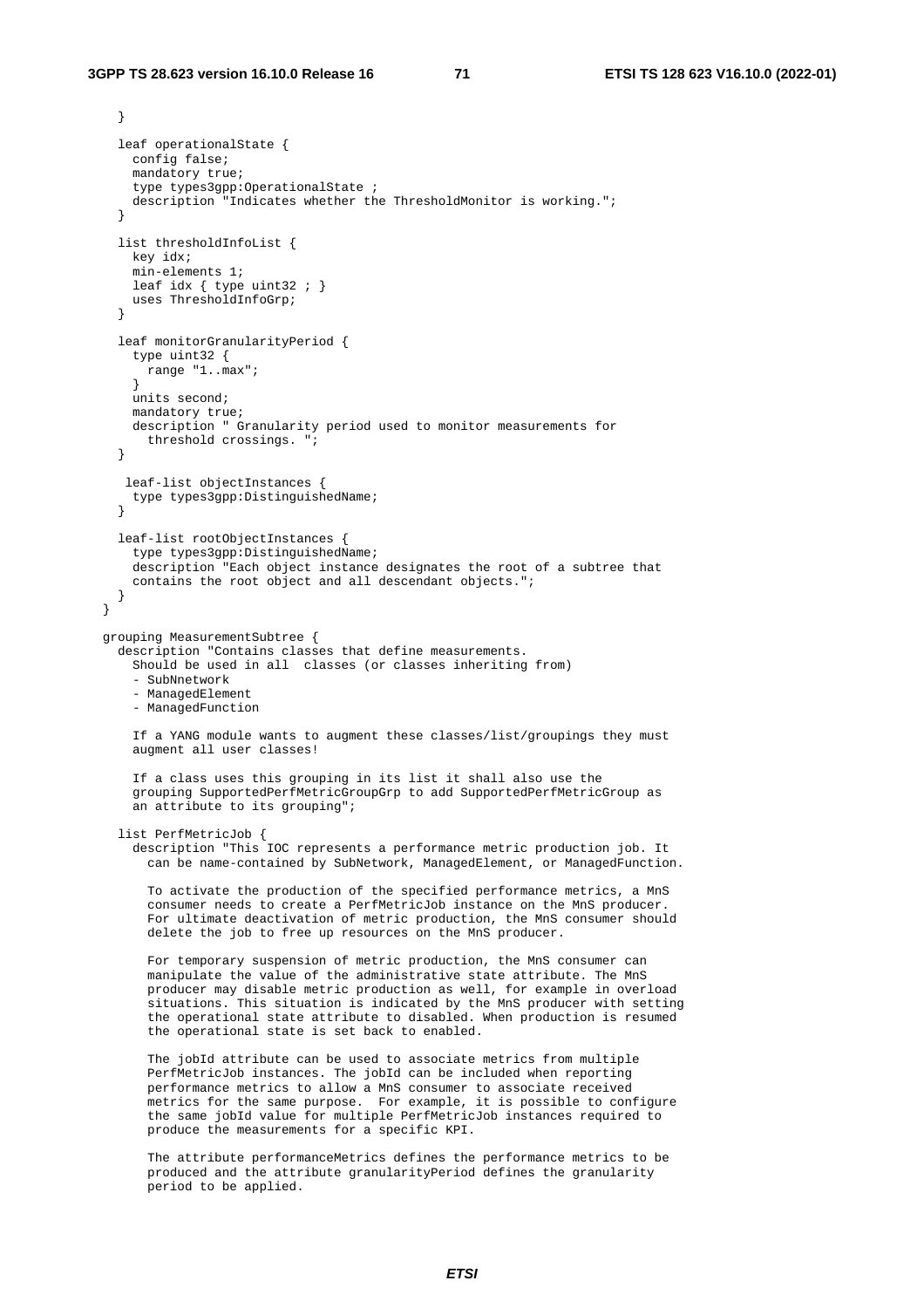```
    }

    leaf operationalState {
      config false;
      mandatory true;
      type types3gpp:OperationalState ;
      description "Indicates whether the ThresholdMonitor is working.";
    }

    list thresholdInfoList {
      key idx;
      min-elements 1;
      leaf idx { type uint32 ; }
      uses ThresholdInfoGrp;
    }

    leaf monitorGranularityPeriod {
      type uint32 {
        range "1..max";
      }
      units second;
      mandatory true;
      description " Granularity period used to monitor measurements for
        threshold crossings. ";
    }

     leaf-list objectInstances {
      type types3gpp:DistinguishedName;
    }

    leaf-list rootObjectInstances {
      type types3gpp:DistinguishedName;
      description "Each object instance designates the root of a subtree that
      contains the root object and all descendant objects.";
    }
  }

  grouping MeasurementSubtree {
    description "Contains classes that define measurements.
      Should be used in all  classes (or classes inheriting from)
      - SubNnetwork
      - ManagedElement
      - ManagedFunction

      If a YANG module wants to augment these classes/list/groupings they must
      augment all user classes!

      If a class uses this grouping in its list it shall also use the
      grouping SupportedPerfMetricGroupGrp to add SupportedPerfMetricGroup as
      an attribute to its grouping";

    list PerfMetricJob {
      description "This IOC represents a performance metric production job. It
        can be name-contained by SubNetwork, ManagedElement, or ManagedFunction.

        To activate the production of the specified performance metrics, a MnS
        consumer needs to create a PerfMetricJob instance on the MnS producer.
        For ultimate deactivation of metric production, the MnS consumer should
        delete the job to free up resources on the MnS producer.

        For temporary suspension of metric production, the MnS consumer can
        manipulate the value of the administrative state attribute. The MnS
        producer may disable metric production as well, for example in overload
        situations. This situation is indicated by the MnS producer with setting
        the operational state attribute to disabled. When production is resumed
        the operational state is set back to enabled.

        The jobId attribute can be used to associate metrics from multiple
        PerfMetricJob instances. The jobId can be included when reporting
        performance metrics to allow a MnS consumer to associate received
        metrics for the same purpose.  For example, it is possible to configure
        the same jobId value for multiple PerfMetricJob instances required to
        produce the measurements for a specific KPI.

        The attribute performanceMetrics defines the performance metrics to be
        produced and the attribute granularityPeriod defines the granularity
        period to be applied.
```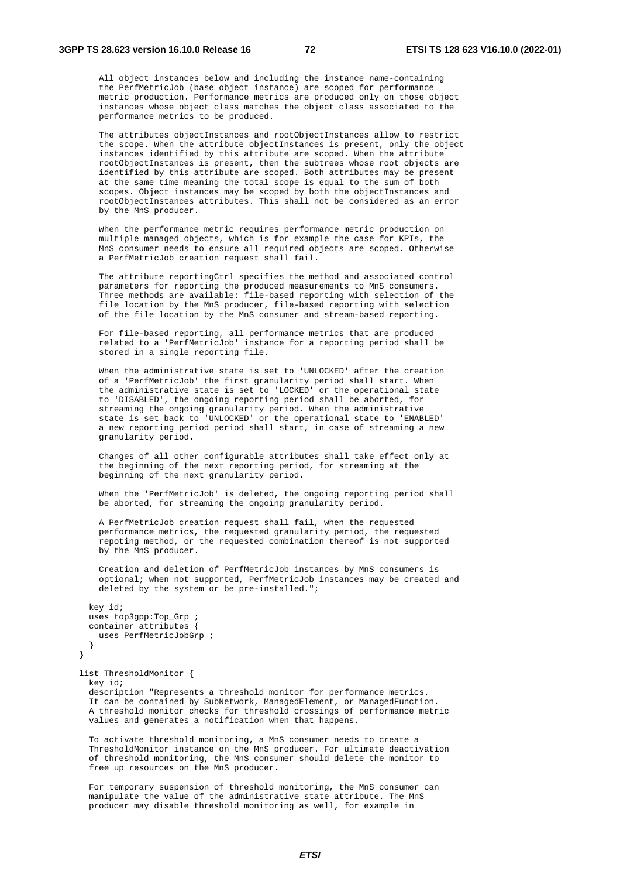```
      All object instances below and including the instance name-containing
      the PerfMetricJob (base object instance) are scoped for performance
      metric production. Performance metrics are produced only on those object
      instances whose object class matches the object class associated to the
      performance metrics to be produced.

      The attributes objectInstances and rootObjectInstances allow to restrict
      the scope. When the attribute objectInstances is present, only the object
      instances identified by this attribute are scoped. When the attribute
      rootObjectInstances is present, then the subtrees whose root objects are
      identified by this attribute are scoped. Both attributes may be present
      at the same time meaning the total scope is equal to the sum of both
      scopes. Object instances may be scoped by both the objectInstances and
      rootObjectInstances attributes. This shall not be considered as an error
      by the MnS producer.

      When the performance metric requires performance metric production on
      multiple managed objects, which is for example the case for KPIs, the
      MnS consumer needs to ensure all required objects are scoped. Otherwise
      a PerfMetricJob creation request shall fail.

      The attribute reportingCtrl specifies the method and associated control
      parameters for reporting the produced measurements to MnS consumers.
      Three methods are available: file-based reporting with selection of the
      file location by the MnS producer, file-based reporting with selection
      of the file location by the MnS consumer and stream-based reporting.

      For file-based reporting, all performance metrics that are produced
      related to a 'PerfMetricJob' instance for a reporting period shall be
      stored in a single reporting file.

      When the administrative state is set to 'UNLOCKED' after the creation
      of a 'PerfMetricJob' the first granularity period shall start. When
      the administrative state is set to 'LOCKED' or the operational state
      to 'DISABLED', the ongoing reporting period shall be aborted, for
      streaming the ongoing granularity period. When the administrative
      state is set back to 'UNLOCKED' or the operational state to 'ENABLED'
      a new reporting period period shall start, in case of streaming a new
      granularity period.

      Changes of all other configurable attributes shall take effect only at
      the beginning of the next reporting period, for streaming at the
      beginning of the next granularity period.

      When the 'PerfMetricJob' is deleted, the ongoing reporting period shall
      be aborted, for streaming the ongoing granularity period.

      A PerfMetricJob creation request shall fail, when the requested
      performance metrics, the requested granularity period, the requested
      repoting method, or the requested combination thereof is not supported
      by the MnS producer.

      Creation and deletion of PerfMetricJob instances by MnS consumers is
      optional; when not supported, PerfMetricJob instances may be created and
      deleted by the system or be pre-installed.";

    key id;
    uses top3gpp:Top_Grp ;
    container attributes {
      uses PerfMetricJobGrp ;
    }
  }

  list ThresholdMonitor {
    key id;
    description "Represents a threshold monitor for performance metrics.
    It can be contained by SubNetwork, ManagedElement, or ManagedFunction.
    A threshold monitor checks for threshold crossings of performance metric
    values and generates a notification when that happens.

    To activate threshold monitoring, a MnS consumer needs to create a
    ThresholdMonitor instance on the MnS producer. For ultimate deactivation
    of threshold monitoring, the MnS consumer should delete the monitor to
    free up resources on the MnS producer.

    For temporary suspension of threshold monitoring, the MnS consumer can
    manipulate the value of the administrative state attribute. The MnS
    producer may disable threshold monitoring as well, for example in
```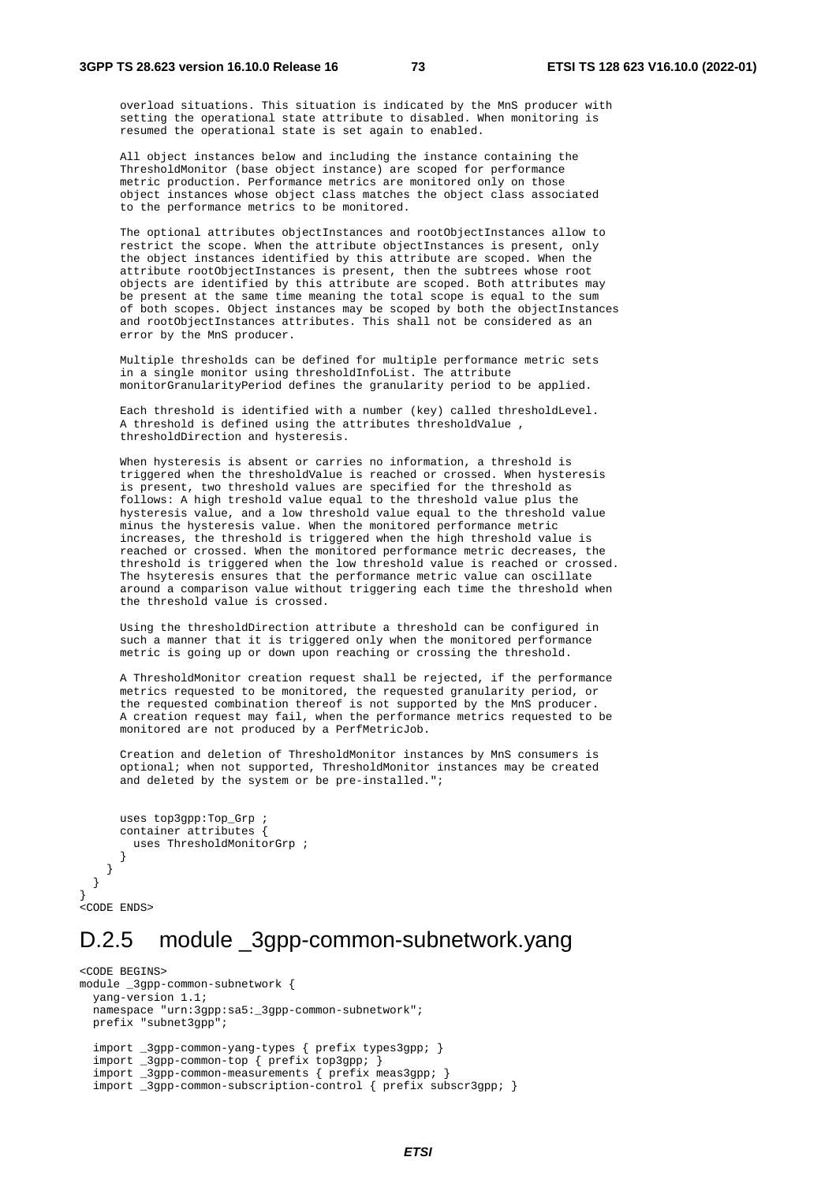```
      overload situations. This situation is indicated by the MnS producer with
      setting the operational state attribute to disabled. When monitoring is
      resumed the operational state is set again to enabled.

      All object instances below and including the instance containing the
      ThresholdMonitor (base object instance) are scoped for performance
      metric production. Performance metrics are monitored only on those
      object instances whose object class matches the object class associated
      to the performance metrics to be monitored.

      The optional attributes objectInstances and rootObjectInstances allow to
      restrict the scope. When the attribute objectInstances is present, only
      the object instances identified by this attribute are scoped. When the
      attribute rootObjectInstances is present, then the subtrees whose root
      objects are identified by this attribute are scoped. Both attributes may
      be present at the same time meaning the total scope is equal to the sum
      of both scopes. Object instances may be scoped by both the objectInstances
      and rootObjectInstances attributes. This shall not be considered as an
      error by the MnS producer.

      Multiple thresholds can be defined for multiple performance metric sets
      in a single monitor using thresholdInfoList. The attribute
      monitorGranularityPeriod defines the granularity period to be applied.

      Each threshold is identified with a number (key) called thresholdLevel.
      A threshold is defined using the attributes thresholdValue ,
      thresholdDirection and hysteresis.

      When hysteresis is absent or carries no information, a threshold is
      triggered when the thresholdValue is reached or crossed. When hysteresis
      is present, two threshold values are specified for the threshold as
      follows: A high treshold value equal to the threshold value plus the
      hysteresis value, and a low threshold value equal to the threshold value
      minus the hysteresis value. When the monitored performance metric
      increases, the threshold is triggered when the high threshold value is
      reached or crossed. When the monitored performance metric decreases, the
      threshold is triggered when the low threshold value is reached or crossed.
      The hsyteresis ensures that the performance metric value can oscillate
      around a comparison value without triggering each time the threshold when
      the threshold value is crossed.

      Using the thresholdDirection attribute a threshold can be configured in
      such a manner that it is triggered only when the monitored performance
      metric is going up or down upon reaching or crossing the threshold.

      A ThresholdMonitor creation request shall be rejected, if the performance
      metrics requested to be monitored, the requested granularity period, or
      the requested combination thereof is not supported by the MnS producer.
      A creation request may fail, when the performance metrics requested to be
      monitored are not produced by a PerfMetricJob.

      Creation and deletion of ThresholdMonitor instances by MnS consumers is
      optional; when not supported, ThresholdMonitor instances may be created
      and deleted by the system or be pre-installed.";


      uses top3gpp:Top_Grp ;
      container attributes {
        uses ThresholdMonitorGrp ;
      }
    }
  }
}
<CODE ENDS>
```

## D.2.5 module _3gpp-common-subnetwork.yang

```
<CODE BEGINS>
module _3gpp-common-subnetwork {
  yang-version 1.1;
  namespace "urn:3gpp:sa5:_3gpp-common-subnetwork";
  prefix "subnet3gpp";

  import _3gpp-common-yang-types { prefix types3gpp; }
  import _3gpp-common-top { prefix top3gpp; }
  import _3gpp-common-measurements { prefix meas3gpp; }
  import _3gpp-common-subscription-control { prefix subscr3gpp; }
```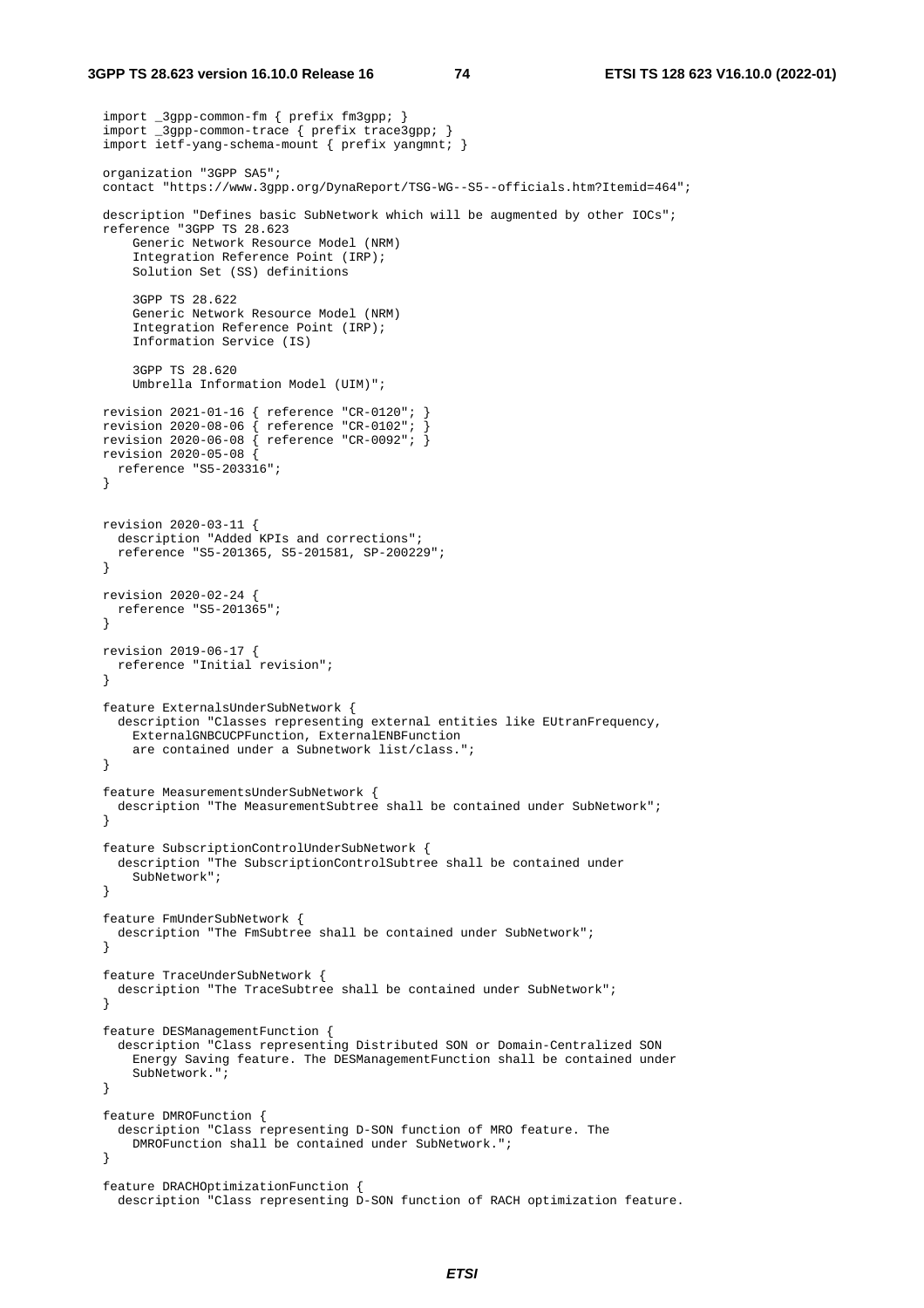```
  import _3gpp-common-fm { prefix fm3gpp; }
  import _3gpp-common-trace { prefix trace3gpp; }
  import ietf-yang-schema-mount { prefix yangmnt; }

  organization "3GPP SA5";
  contact "https://www.3gpp.org/DynaReport/TSG-WG--S5--officials.htm?Itemid=464";

  description "Defines basic SubNetwork which will be augmented by other IOCs";
  reference "3GPP TS 28.623
      Generic Network Resource Model (NRM)
      Integration Reference Point (IRP);
      Solution Set (SS) definitions

      3GPP TS 28.622
      Generic Network Resource Model (NRM)
      Integration Reference Point (IRP);
      Information Service (IS)

      3GPP TS 28.620
      Umbrella Information Model (UIM)";

  revision 2021-01-16 { reference "CR-0120"; }
  revision 2020-08-06 { reference "CR-0102"; }
  revision 2020-06-08 { reference "CR-0092"; }
  revision 2020-05-08 {
    reference "S5-203316";
  }

  revision 2020-03-11 {
    description "Added KPIs and corrections";
    reference "S5-201365, S5-201581, SP-200229";
  }

  revision 2020-02-24 {
    reference "S5-201365";
  }

  revision 2019-06-17 {
    reference "Initial revision";
  }

  feature ExternalsUnderSubNetwork {
    description "Classes representing external entities like EUtranFrequency,
      ExternalGNBCUCPFunction, ExternalENBFunction
      are contained under a Subnetwork list/class.";
  }

  feature MeasurementsUnderSubNetwork {
    description "The MeasurementSubtree shall be contained under SubNetwork";
  }

  feature SubscriptionControlUnderSubNetwork {
    description "The SubscriptionControlSubtree shall be contained under
      SubNetwork";
  }

  feature FmUnderSubNetwork {
    description "The FmSubtree shall be contained under SubNetwork";
  }

  feature TraceUnderSubNetwork {
    description "The TraceSubtree shall be contained under SubNetwork";
  }

  feature DESManagementFunction {
    description "Class representing Distributed SON or Domain-Centralized SON
      Energy Saving feature. The DESManagementFunction shall be contained under
      SubNetwork.";
  }

  feature DMROFunction {
    description "Class representing D-SON function of MRO feature. The
      DMROFunction shall be contained under SubNetwork.";
  }

  feature DRACHOptimizationFunction {
    description "Class representing D-SON function of RACH optimization feature.
```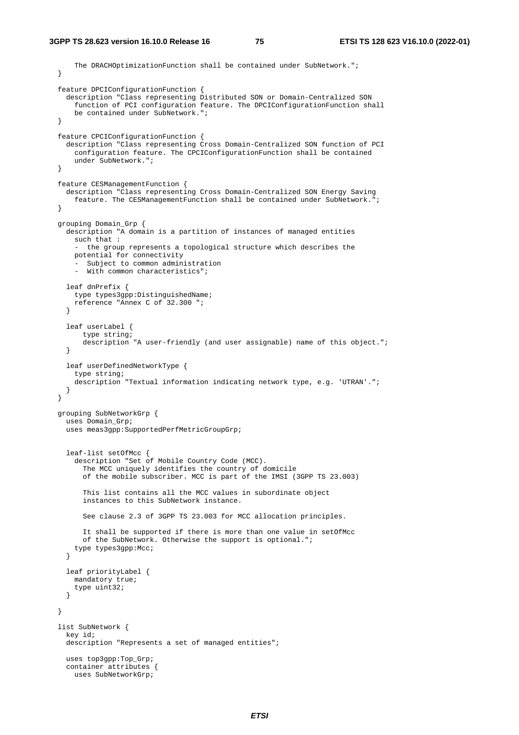```
      The DRACHOptimizationFunction shall be contained under SubNetwork.";
  }

  feature DPCIConfigurationFunction {
    description "Class representing Distributed SON or Domain-Centralized SON
      function of PCI configuration feature. The DPCIConfigurationFunction shall
      be contained under SubNetwork.";
  }

  feature CPCIConfigurationFunction {
    description "Class representing Cross Domain-Centralized SON function of PCI
      configuration feature. The CPCIConfigurationFunction shall be contained
      under SubNetwork.";
  }

  feature CESManagementFunction {
    description "Class representing Cross Domain-Centralized SON Energy Saving
      feature. The CESManagementFunction shall be contained under SubNetwork.";
  }

  grouping Domain_Grp {
    description "A domain is a partition of instances of managed entities
      such that :
      -  the group represents a topological structure which describes the
      potential for connectivity
      -  Subject to common administration
      -  With common characteristics";

    leaf dnPrefix {
      type types3gpp:DistinguishedName;
      reference "Annex C of 32.300 ";
    }

    leaf userLabel {
        type string;
        description "A user-friendly (and user assignable) name of this object.";
    }

    leaf userDefinedNetworkType {
      type string;
      description "Textual information indicating network type, e.g. 'UTRAN'.";
    }
  }

  grouping SubNetworkGrp {
    uses Domain_Grp;
    uses meas3gpp:SupportedPerfMetricGroupGrp;


    leaf-list setOfMcc {
      description "Set of Mobile Country Code (MCC).
        The MCC uniquely identifies the country of domicile
        of the mobile subscriber. MCC is part of the IMSI (3GPP TS 23.003)

        This list contains all the MCC values in subordinate object
        instances to this SubNetwork instance.

        See clause 2.3 of 3GPP TS 23.003 for MCC allocation principles.

        It shall be supported if there is more than one value in setOfMcc
        of the SubNetwork. Otherwise the support is optional.";
      type types3gpp:Mcc;
    }

    leaf priorityLabel {
      mandatory true;
      type uint32;
    }

  }

  list SubNetwork {
    key id;
    description "Represents a set of managed entities";

    uses top3gpp:Top_Grp;
    container attributes {
      uses SubNetworkGrp;
```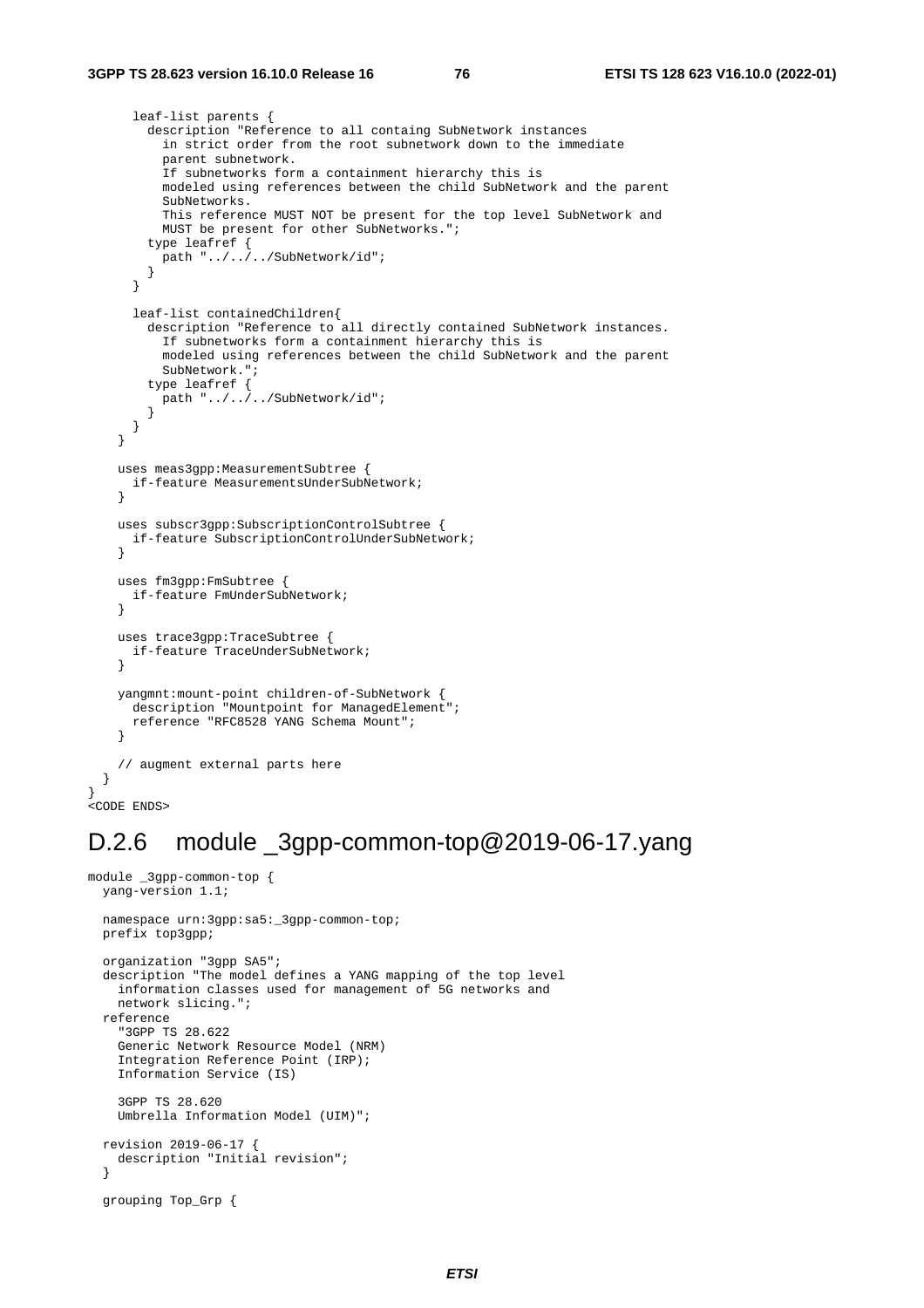```
      leaf-list parents {
        description "Reference to all containg SubNetwork instances
          in strict order from the root subnetwork down to the immediate
          parent subnetwork.
          If subnetworks form a containment hierarchy this is
          modeled using references between the child SubNetwork and the parent
          SubNetworks.
          This reference MUST NOT be present for the top level SubNetwork and
          MUST be present for other SubNetworks.";
        type leafref {
          path "../../../SubNetwork/id";
        }
      }

      leaf-list containedChildren{
        description "Reference to all directly contained SubNetwork instances.
          If subnetworks form a containment hierarchy this is
          modeled using references between the child SubNetwork and the parent
          SubNetwork.";
        type leafref {
          path "../../../SubNetwork/id";
        }
      }
    }

    uses meas3gpp:MeasurementSubtree {
      if-feature MeasurementsUnderSubNetwork;
    }

    uses subscr3gpp:SubscriptionControlSubtree {
      if-feature SubscriptionControlUnderSubNetwork;
    }

    uses fm3gpp:FmSubtree {
      if-feature FmUnderSubNetwork;
    }

    uses trace3gpp:TraceSubtree {
      if-feature TraceUnderSubNetwork;
    }

    yangmnt:mount-point children-of-SubNetwork {
      description "Mountpoint for ManagedElement";
      reference "RFC8528 YANG Schema Mount";
    }

    // augment external parts here
  }
}
<CODE ENDS>
```

## D.2.6 module _3gpp-common-top@2019-06-17.yang

```
module _3gpp-common-top {
  yang-version 1.1;

  namespace urn:3gpp:sa5:_3gpp-common-top;
  prefix top3gpp;

  organization "3gpp SA5";
  description "The model defines a YANG mapping of the top level
    information classes used for management of 5G networks and
    network slicing.";
  reference
    "3GPP TS 28.622
    Generic Network Resource Model (NRM)
    Integration Reference Point (IRP);
    Information Service (IS)

    3GPP TS 28.620
    Umbrella Information Model (UIM)";

  revision 2019-06-17 {
    description "Initial revision";
  }

  grouping Top_Grp {
```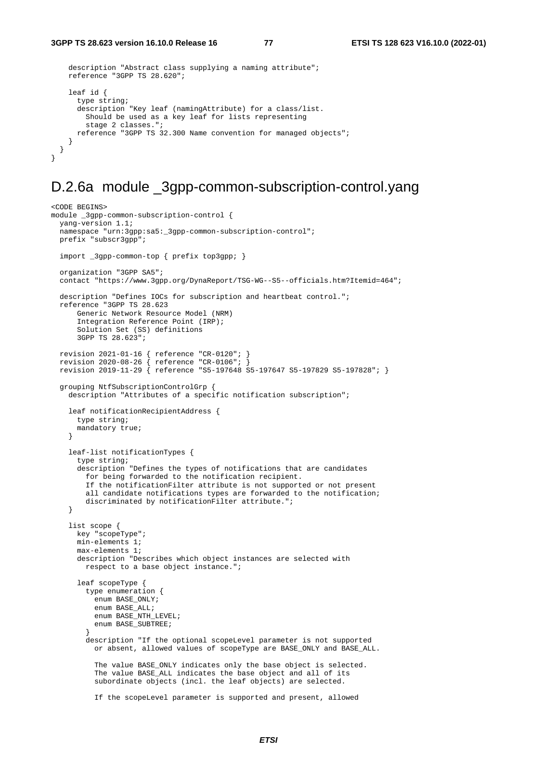```
    description "Abstract class supplying a naming attribute";
    reference "3GPP TS 28.620";

    leaf id {
      type string;
      description "Key leaf (namingAttribute) for a class/list.
        Should be used as a key leaf for lists representing
        stage 2 classes.";
      reference "3GPP TS 32.300 Name convention for managed objects";
    }
  }
}
```

## D.2.6a module _3gpp-common-subscription-control.yang

```
<CODE BEGINS>
module _3gpp-common-subscription-control {
  yang-version 1.1;
  namespace "urn:3gpp:sa5:_3gpp-common-subscription-control";
  prefix "subscr3gpp";

  import _3gpp-common-top { prefix top3gpp; }

  organization "3GPP SA5";
  contact "https://www.3gpp.org/DynaReport/TSG-WG--S5--officials.htm?Itemid=464";

  description "Defines IOCs for subscription and heartbeat control.";
  reference "3GPP TS 28.623
      Generic Network Resource Model (NRM)
      Integration Reference Point (IRP);
      Solution Set (SS) definitions
      3GPP TS 28.623";

  revision 2021-01-16 { reference "CR-0120"; }
  revision 2020-08-26 { reference "CR-0106"; }
  revision 2019-11-29 { reference "S5-197648 S5-197647 S5-197829 S5-197828"; }

  grouping NtfSubscriptionControlGrp {
    description "Attributes of a specific notification subscription";

    leaf notificationRecipientAddress {
      type string;
      mandatory true;
    }

    leaf-list notificationTypes {
      type string;
      description "Defines the types of notifications that are candidates
        for being forwarded to the notification recipient.
        If the notificationFilter attribute is not supported or not present
        all candidate notifications types are forwarded to the notification;
        discriminated by notificationFilter attribute.";
    }

    list scope {
      key "scopeType";
      min-elements 1;
      max-elements 1;
      description "Describes which object instances are selected with
        respect to a base object instance.";

      leaf scopeType {
        type enumeration {
          enum BASE_ONLY;
          enum BASE_ALL;
          enum BASE_NTH_LEVEL;
          enum BASE_SUBTREE;
        }
        description "If the optional scopeLevel parameter is not supported
          or absent, allowed values of scopeType are BASE_ONLY and BASE_ALL.

          The value BASE_ONLY indicates only the base object is selected.
          The value BASE_ALL indicates the base object and all of its
          subordinate objects (incl. the leaf objects) are selected.

          If the scopeLevel parameter is supported and present, allowed
```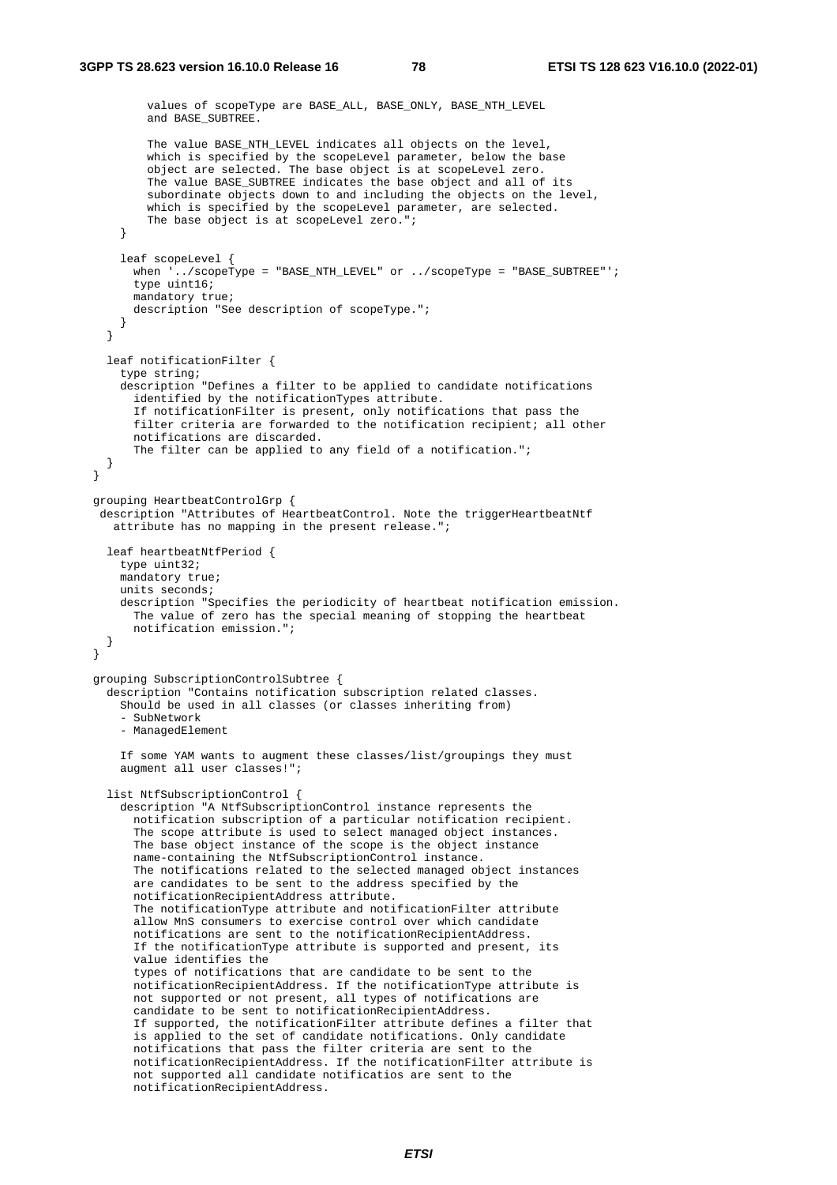```
        values of scopeType are BASE_ALL, BASE_ONLY, BASE_NTH_LEVEL
        and BASE_SUBTREE.

        The value BASE_NTH_LEVEL indicates all objects on the level,
        which is specified by the scopeLevel parameter, below the base
        object are selected. The base object is at scopeLevel zero.
        The value BASE_SUBTREE indicates the base object and all of its
        subordinate objects down to and including the objects on the level,
        which is specified by the scopeLevel parameter, are selected.
        The base object is at scopeLevel zero.";
    }

    leaf scopeLevel {
      when '../scopeType = "BASE_NTH_LEVEL" or ../scopeType = "BASE_SUBTREE"';
      type uint16;
      mandatory true;
      description "See description of scopeType.";
    }
  }

  leaf notificationFilter {
    type string;
    description "Defines a filter to be applied to candidate notifications
      identified by the notificationTypes attribute.
      If notificationFilter is present, only notifications that pass the
      filter criteria are forwarded to the notification recipient; all other
      notifications are discarded.
      The filter can be applied to any field of a notification.";
  }
}

grouping HeartbeatControlGrp {
 description "Attributes of HeartbeatControl. Note the triggerHeartbeatNtf
   attribute has no mapping in the present release.";

  leaf heartbeatNtfPeriod {
    type uint32;
    mandatory true;
    units seconds;
    description "Specifies the periodicity of heartbeat notification emission.
      The value of zero has the special meaning of stopping the heartbeat
      notification emission.";
  }
}

grouping SubscriptionControlSubtree {
  description "Contains notification subscription related classes.
    Should be used in all classes (or classes inheriting from)
    - SubNetwork
    - ManagedElement

    If some YAM wants to augment these classes/list/groupings they must
    augment all user classes!";

  list NtfSubscriptionControl {
    description "A NtfSubscriptionControl instance represents the
      notification subscription of a particular notification recipient.
      The scope attribute is used to select managed object instances.
      The base object instance of the scope is the object instance
      name-containing the NtfSubscriptionControl instance.
      The notifications related to the selected managed object instances
      are candidates to be sent to the address specified by the
      notificationRecipientAddress attribute.
      The notificationType attribute and notificationFilter attribute
      allow MnS consumers to exercise control over which candidate
      notifications are sent to the notificationRecipientAddress.
      If the notificationType attribute is supported and present, its
      value identifies the
      types of notifications that are candidate to be sent to the
      notificationRecipientAddress. If the notificationType attribute is
      not supported or not present, all types of notifications are
      candidate to be sent to notificationRecipientAddress.
      If supported, the notificationFilter attribute defines a filter that
      is applied to the set of candidate notifications. Only candidate
      notifications that pass the filter criteria are sent to the
      notificationRecipientAddress. If the notificationFilter attribute is
      not supported all candidate notificatios are sent to the
      notificationRecipientAddress.
```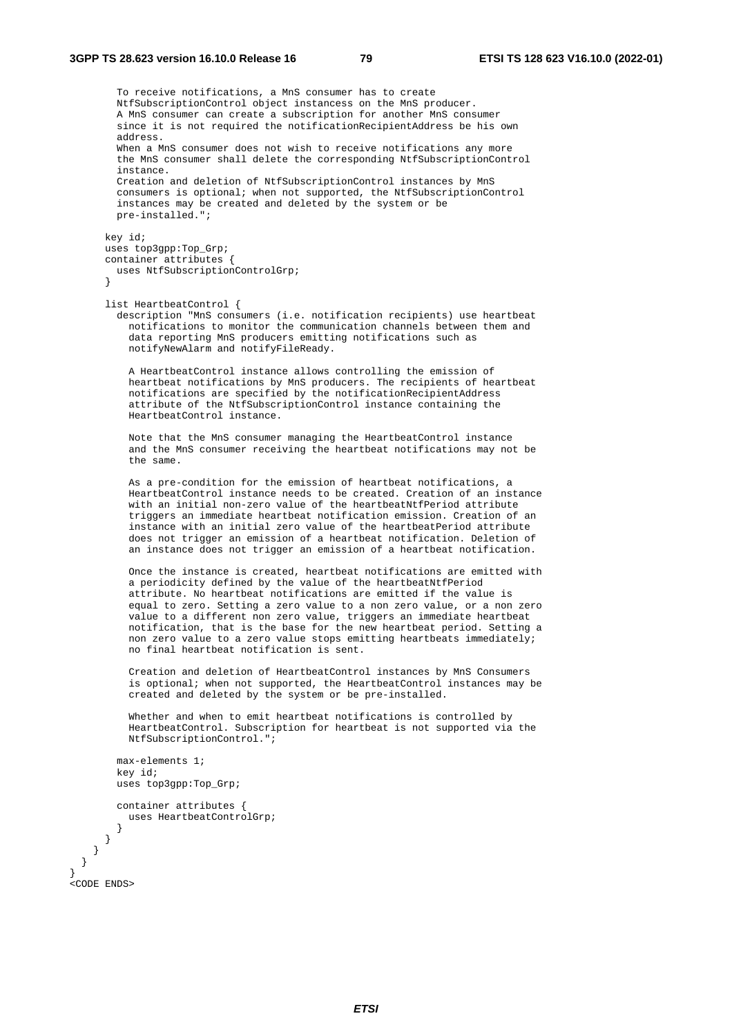```
        To receive notifications, a MnS consumer has to create
        NtfSubscriptionControl object instancess on the MnS producer.
        A MnS consumer can create a subscription for another MnS consumer
        since it is not required the notificationRecipientAddress be his own
        address.
        When a MnS consumer does not wish to receive notifications any more
        the MnS consumer shall delete the corresponding NtfSubscriptionControl
        instance.
        Creation and deletion of NtfSubscriptionControl instances by MnS
        consumers is optional; when not supported, the NtfSubscriptionControl
        instances may be created and deleted by the system or be
        pre-installed.";

      key id;
      uses top3gpp:Top_Grp;
      container attributes {
        uses NtfSubscriptionControlGrp;
      }

      list HeartbeatControl {
        description "MnS consumers (i.e. notification recipients) use heartbeat
          notifications to monitor the communication channels between them and
          data reporting MnS producers emitting notifications such as
          notifyNewAlarm and notifyFileReady.

          A HeartbeatControl instance allows controlling the emission of
          heartbeat notifications by MnS producers. The recipients of heartbeat
          notifications are specified by the notificationRecipientAddress
          attribute of the NtfSubscriptionControl instance containing the
          HeartbeatControl instance.

          Note that the MnS consumer managing the HeartbeatControl instance
          and the MnS consumer receiving the heartbeat notifications may not be
          the same.

          As a pre-condition for the emission of heartbeat notifications, a
          HeartbeatControl instance needs to be created. Creation of an instance
          with an initial non-zero value of the heartbeatNtfPeriod attribute
          triggers an immediate heartbeat notification emission. Creation of an
          instance with an initial zero value of the heartbeatPeriod attribute
          does not trigger an emission of a heartbeat notification. Deletion of
          an instance does not trigger an emission of a heartbeat notification.

          Once the instance is created, heartbeat notifications are emitted with
          a periodicity defined by the value of the heartbeatNtfPeriod
          attribute. No heartbeat notifications are emitted if the value is
          equal to zero. Setting a zero value to a non zero value, or a non zero
          value to a different non zero value, triggers an immediate heartbeat
          notification, that is the base for the new heartbeat period. Setting a
          non zero value to a zero value stops emitting heartbeats immediately;
          no final heartbeat notification is sent.

          Creation and deletion of HeartbeatControl instances by MnS Consumers
          is optional; when not supported, the HeartbeatControl instances may be
          created and deleted by the system or be pre-installed.

          Whether and when to emit heartbeat notifications is controlled by
          HeartbeatControl. Subscription for heartbeat is not supported via the
          NtfSubscriptionControl.";

        max-elements 1;
        key id;
        uses top3gpp:Top_Grp;

        container attributes {
          uses HeartbeatControlGrp;
        }
      }
    }
  }
}
<CODE ENDS>
```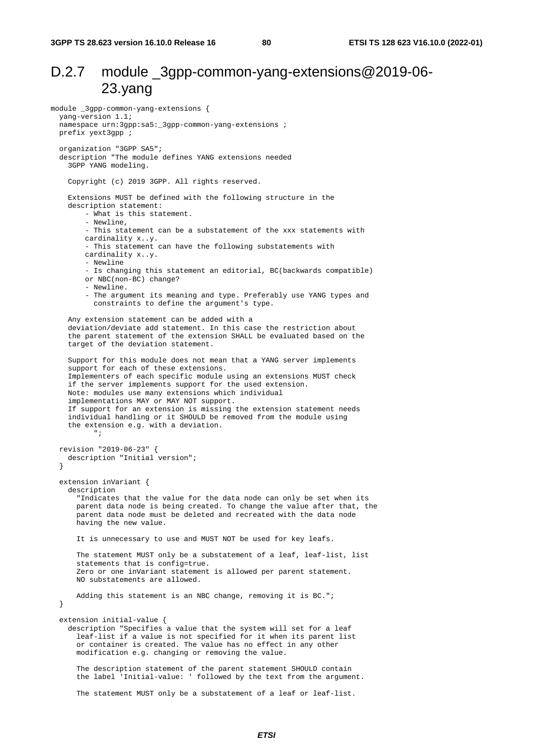## D.2.7 module _3gpp-common-yang-extensions@2019-06-23.yang

```
module _3gpp-common-yang-extensions {
  yang-version 1.1;
  namespace urn:3gpp:sa5:_3gpp-common-yang-extensions ;
  prefix yext3gpp ;

  organization "3GPP SA5";
  description "The module defines YANG extensions needed
    3GPP YANG modeling.

    Copyright (c) 2019 3GPP. All rights reserved.

    Extensions MUST be defined with the following structure in the
    description statement:
        - What is this statement.
        - Newline,
        - This statement can be a substatement of the xxx statements with
        cardinality x..y.
        - This statement can have the following substatements with
        cardinality x..y.
        - Newline
        - Is changing this statement an editorial, BC(backwards compatible)
        or NBC(non-BC) change?
        - Newline.
        - The argument its meaning and type. Preferably use YANG types and
          constraints to define the argument's type.

    Any extension statement can be added with a
    deviation/deviate add statement. In this case the restriction about
    the parent statement of the extension SHALL be evaluated based on the
    target of the deviation statement.

    Support for this module does not mean that a YANG server implements
    support for each of these extensions.
    Implementers of each specific module using an extensions MUST check
    if the server implements support for the used extension.
    Note: modules use many extensions which individual
    implementations MAY or MAY NOT support.
    If support for an extension is missing the extension statement needs
    individual handling or it SHOULD be removed from the module using
    the extension e.g. with a deviation.
          ";

  revision "2019-06-23" {
    description "Initial version";
  }

  extension inVariant {
    description
      "Indicates that the value for the data node can only be set when its
      parent data node is being created. To change the value after that, the
      parent data node must be deleted and recreated with the data node
      having the new value.

      It is unnecessary to use and MUST NOT be used for key leafs.

      The statement MUST only be a substatement of a leaf, leaf-list, list
      statements that is config=true.
      Zero or one inVariant statement is allowed per parent statement.
      NO substatements are allowed.

      Adding this statement is an NBC change, removing it is BC.";
  }

  extension initial-value {
    description "Specifies a value that the system will set for a leaf
      leaf-list if a value is not specified for it when its parent list
      or container is created. The value has no effect in any other
      modification e.g. changing or removing the value.

      The description statement of the parent statement SHOULD contain
      the label 'Initial-value: ' followed by the text from the argument.

      The statement MUST only be a substatement of a leaf or leaf-list.
```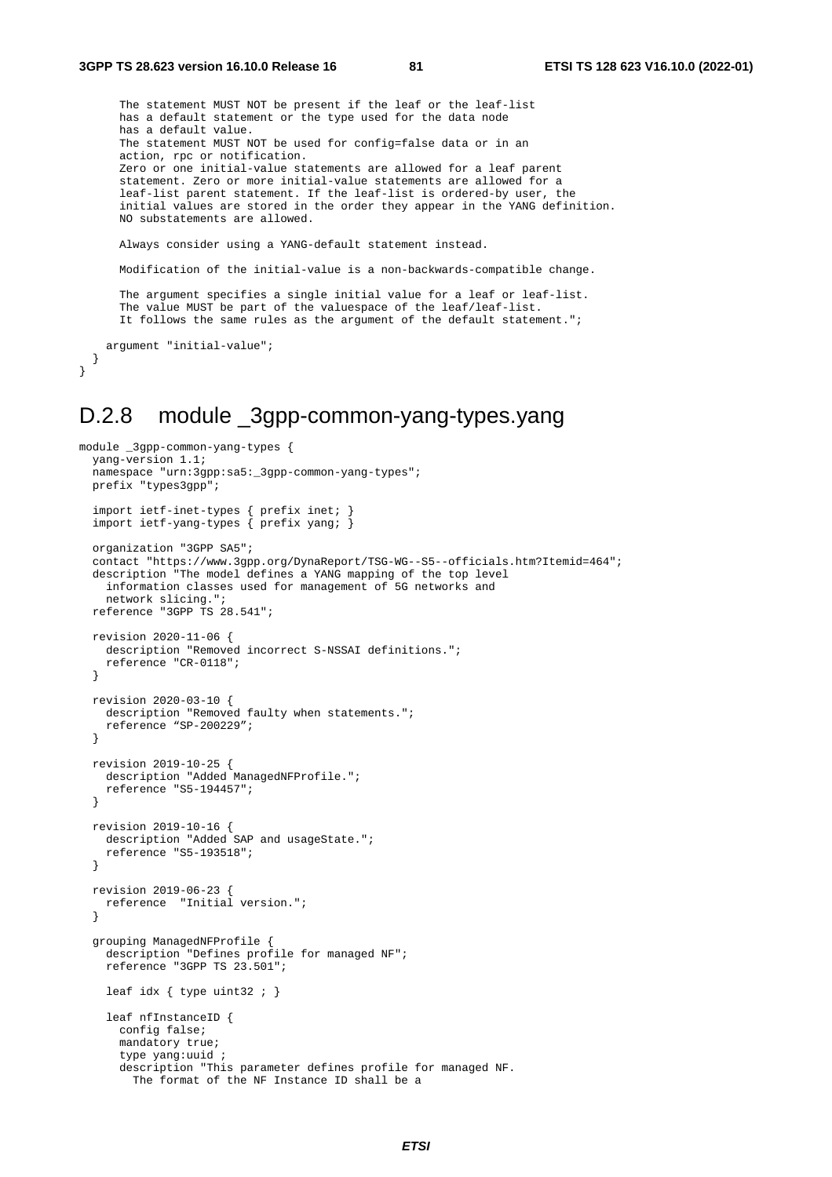```
      The statement MUST NOT be present if the leaf or the leaf-list
      has a default statement or the type used for the data node
      has a default value.
      The statement MUST NOT be used for config=false data or in an
      action, rpc or notification.
      Zero or one initial-value statements are allowed for a leaf parent
      statement. Zero or more initial-value statements are allowed for a
      leaf-list parent statement. If the leaf-list is ordered-by user, the
      initial values are stored in the order they appear in the YANG definition.
      NO substatements are allowed.

      Always consider using a YANG-default statement instead.

      Modification of the initial-value is a non-backwards-compatible change.

      The argument specifies a single initial value for a leaf or leaf-list.
      The value MUST be part of the valuespace of the leaf/leaf-list.
      It follows the same rules as the argument of the default statement.";

    argument "initial-value";
  }
}
```

## D.2.8 module _3gpp-common-yang-types.yang

```
module _3gpp-common-yang-types {
  yang-version 1.1;
  namespace "urn:3gpp:sa5:_3gpp-common-yang-types";
  prefix "types3gpp";

  import ietf-inet-types { prefix inet; }
  import ietf-yang-types { prefix yang; }

  organization "3GPP SA5";
  contact "https://www.3gpp.org/DynaReport/TSG-WG--S5--officials.htm?Itemid=464";
  description "The model defines a YANG mapping of the top level
    information classes used for management of 5G networks and
    network slicing.";
  reference "3GPP TS 28.541";

  revision 2020-11-06 {
    description "Removed incorrect S-NSSAI definitions.";
    reference "CR-0118";
  }

  revision 2020-03-10 {
    description "Removed faulty when statements.";
    reference "SP-200229";
  }

  revision 2019-10-25 {
    description "Added ManagedNFProfile.";
    reference "S5-194457";
  }

  revision 2019-10-16 {
    description "Added SAP and usageState.";
    reference "S5-193518";
  }

  revision 2019-06-23 {
    reference  "Initial version.";
  }

  grouping ManagedNFProfile {
    description "Defines profile for managed NF";
    reference "3GPP TS 23.501";

    leaf idx { type uint32 ; }

    leaf nfInstanceID {
      config false;
      mandatory true;
      type yang:uuid ;
      description "This parameter defines profile for managed NF.
        The format of the NF Instance ID shall be a
```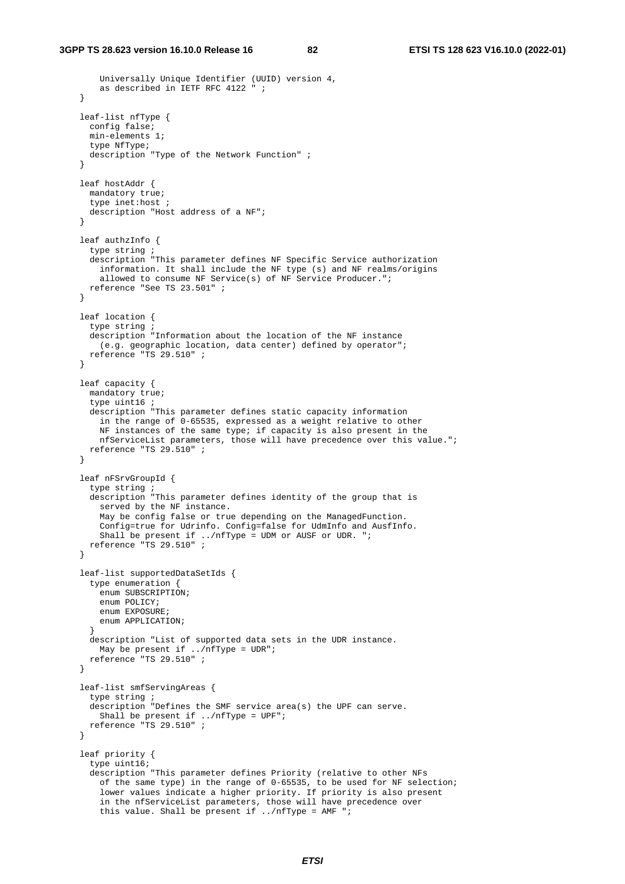```
      Universally Unique Identifier (UUID) version 4,
      as described in IETF RFC 4122 " ;
  }

  leaf-list nfType {
    config false;
    min-elements 1;
    type NfType;
    description "Type of the Network Function" ;
  }

  leaf hostAddr {
    mandatory true;
    type inet:host ;
    description "Host address of a NF";
  }

  leaf authzInfo {
    type string ;
    description "This parameter defines NF Specific Service authorization
      information. It shall include the NF type (s) and NF realms/origins
      allowed to consume NF Service(s) of NF Service Producer.";
    reference "See TS 23.501" ;
  }

  leaf location {
    type string ;
    description "Information about the location of the NF instance
      (e.g. geographic location, data center) defined by operator";
    reference "TS 29.510" ;
  }

  leaf capacity {
    mandatory true;
    type uint16 ;
    description "This parameter defines static capacity information
      in the range of 0-65535, expressed as a weight relative to other
      NF instances of the same type; if capacity is also present in the
      nfServiceList parameters, those will have precedence over this value.";
    reference "TS 29.510" ;
  }

  leaf nFSrvGroupId {
    type string ;
    description "This parameter defines identity of the group that is
      served by the NF instance.
      May be config false or true depending on the ManagedFunction.
      Config=true for Udrinfo. Config=false for UdmInfo and AusfInfo.
      Shall be present if ../nfType = UDM or AUSF or UDR. ";
    reference "TS 29.510" ;
  }

  leaf-list supportedDataSetIds {
    type enumeration {
      enum SUBSCRIPTION;
      enum POLICY;
      enum EXPOSURE;
      enum APPLICATION;
    }
    description "List of supported data sets in the UDR instance.
      May be present if ../nfType = UDR";
    reference "TS 29.510" ;
  }

  leaf-list smfServingAreas {
    type string ;
    description "Defines the SMF service area(s) the UPF can serve.
      Shall be present if ../nfType = UPF";
    reference "TS 29.510" ;
  }

  leaf priority {
    type uint16;
    description "This parameter defines Priority (relative to other NFs
      of the same type) in the range of 0-65535, to be used for NF selection;
      lower values indicate a higher priority. If priority is also present
      in the nfServiceList parameters, those will have precedence over
      this value. Shall be present if ../nfType = AMF ";
```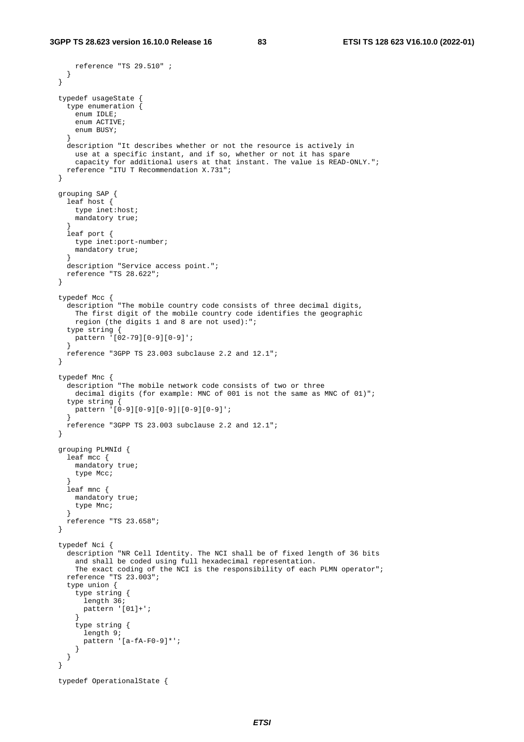```
      reference "TS 29.510" ;
    }
  }

  typedef usageState {
    type enumeration {
      enum IDLE;
      enum ACTIVE;
      enum BUSY;
    }
    description "It describes whether or not the resource is actively in
      use at a specific instant, and if so, whether or not it has spare
      capacity for additional users at that instant. The value is READ-ONLY.";
    reference "ITU T Recommendation X.731";
  }

  grouping SAP {
    leaf host {
      type inet:host;
      mandatory true;
    }
    leaf port {
      type inet:port-number;
      mandatory true;
    }
    description "Service access point.";
    reference "TS 28.622";
  }

  typedef Mcc {
    description "The mobile country code consists of three decimal digits,
      The first digit of the mobile country code identifies the geographic
      region (the digits 1 and 8 are not used):";
    type string {
      pattern '[02-79][0-9][0-9]';
    }
    reference "3GPP TS 23.003 subclause 2.2 and 12.1";
  }

  typedef Mnc {
    description "The mobile network code consists of two or three
      decimal digits (for example: MNC of 001 is not the same as MNC of 01)";
    type string {
      pattern '[0-9][0-9][0-9]|[0-9][0-9]';
    }
    reference "3GPP TS 23.003 subclause 2.2 and 12.1";
  }

  grouping PLMNId {
    leaf mcc {
      mandatory true;
      type Mcc;
    }
    leaf mnc {
      mandatory true;
      type Mnc;
    }
    reference "TS 23.658";
  }

  typedef Nci {
    description "NR Cell Identity. The NCI shall be of fixed length of 36 bits
      and shall be coded using full hexadecimal representation.
      The exact coding of the NCI is the responsibility of each PLMN operator";
    reference "TS 23.003";
    type union {
      type string {
        length 36;
        pattern '[01]+';
      }
      type string {
        length 9;
        pattern '[a-fA-F0-9]*';
      }
    }
  }

  typedef OperationalState {
```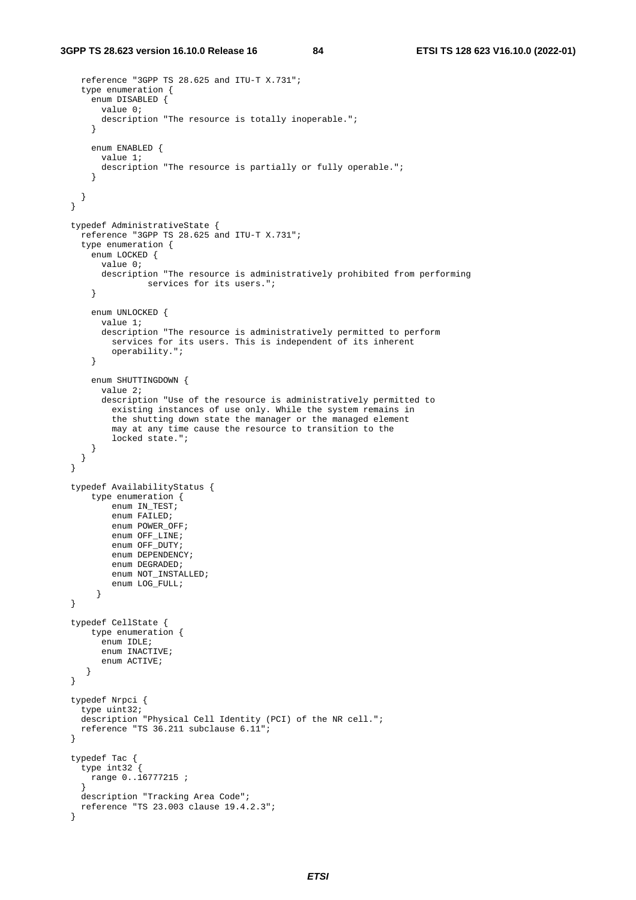```
    reference "3GPP TS 28.625 and ITU-T X.731";
    type enumeration {
      enum DISABLED {
        value 0;
        description "The resource is totally inoperable.";
      }

      enum ENABLED {
        value 1;
        description "The resource is partially or fully operable.";
      }

    }
  }

  typedef AdministrativeState {
    reference "3GPP TS 28.625 and ITU-T X.731";
    type enumeration {
      enum LOCKED {
        value 0;
        description "The resource is administratively prohibited from performing
                services for its users.";
      }

      enum UNLOCKED {
        value 1;
        description "The resource is administratively permitted to perform
          services for its users. This is independent of its inherent
          operability.";
      }

      enum SHUTTINGDOWN {
        value 2;
        description "Use of the resource is administratively permitted to
          existing instances of use only. While the system remains in
          the shutting down state the manager or the managed element
          may at any time cause the resource to transition to the
          locked state.";
      }
    }
  }

  typedef AvailabilityStatus {
      type enumeration {
          enum IN_TEST;
          enum FAILED;
          enum POWER_OFF;
          enum OFF_LINE;
          enum OFF_DUTY;
          enum DEPENDENCY;
          enum DEGRADED;
          enum NOT_INSTALLED;
          enum LOG_FULL;
       }
  }

  typedef CellState {
      type enumeration {
        enum IDLE;
        enum INACTIVE;
        enum ACTIVE;
     }
  }

  typedef Nrpci {
    type uint32;
    description "Physical Cell Identity (PCI) of the NR cell.";
    reference "TS 36.211 subclause 6.11";
  }

  typedef Tac {
    type int32 {
      range 0..16777215 ;
    }
    description "Tracking Area Code";
    reference "TS 23.003 clause 19.4.2.3";
  }
```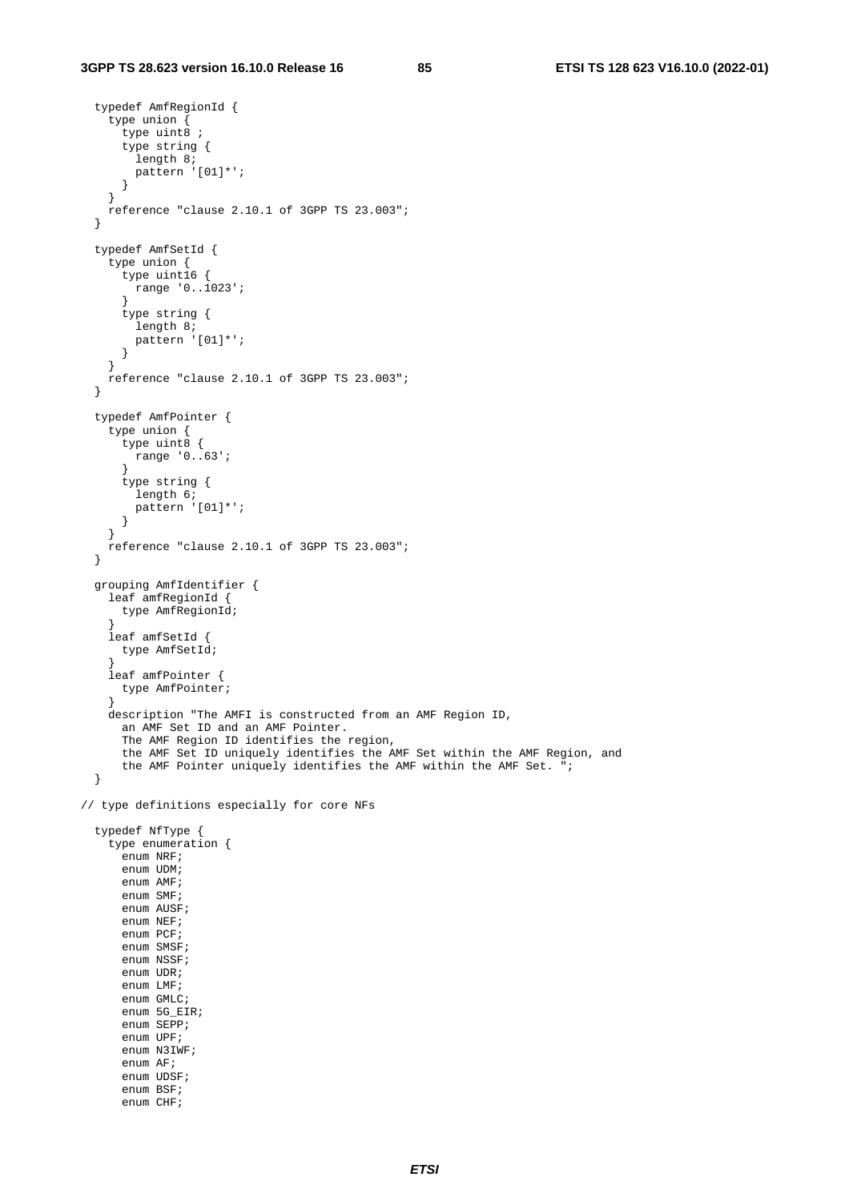```
  typedef AmfRegionId {
    type union {
      type uint8 ;
      type string {
        length 8;
        pattern '[01]*';
      }
    }
    reference "clause 2.10.1 of 3GPP TS 23.003";
  }

  typedef AmfSetId {
    type union {
      type uint16 {
        range '0..1023';
      }
      type string {
        length 8;
        pattern '[01]*';
      }
    }
    reference "clause 2.10.1 of 3GPP TS 23.003";
  }

  typedef AmfPointer {
    type union {
      type uint8 {
        range '0..63';
      }
      type string {
        length 6;
        pattern '[01]*';
      }
    }
    reference "clause 2.10.1 of 3GPP TS 23.003";
  }

  grouping AmfIdentifier {
    leaf amfRegionId {
      type AmfRegionId;
    }
    leaf amfSetId {
      type AmfSetId;
    }
    leaf amfPointer {
      type AmfPointer;
    }
    description "The AMFI is constructed from an AMF Region ID,
      an AMF Set ID and an AMF Pointer.
      The AMF Region ID identifies the region,
      the AMF Set ID uniquely identifies the AMF Set within the AMF Region, and
      the AMF Pointer uniquely identifies the AMF within the AMF Set. ";
  }

// type definitions especially for core NFs

  typedef NfType {
    type enumeration {
      enum NRF;
      enum UDM;
      enum AMF;
      enum SMF;
      enum AUSF;
      enum NEF;
      enum PCF;
      enum SMSF;
      enum NSSF;
      enum UDR;
      enum LMF;
      enum GMLC;
      enum 5G_EIR;
      enum SEPP;
      enum UPF;
      enum N3IWF;
      enum AF;
      enum UDSF;
      enum BSF;
      enum CHF;
```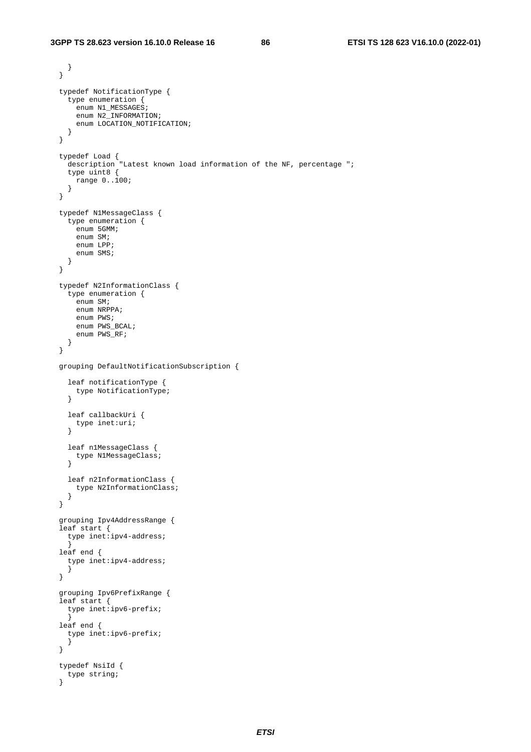```
    }
  }

  typedef NotificationType {
    type enumeration {
      enum N1_MESSAGES;
      enum N2_INFORMATION;
      enum LOCATION_NOTIFICATION;
    }
  }

  typedef Load {
    description "Latest known load information of the NF, percentage ";
    type uint8 {
      range 0..100;
    }
  }

  typedef N1MessageClass {
    type enumeration {
      enum 5GMM;
      enum SM;
      enum LPP;
      enum SMS;
    }
  }

  typedef N2InformationClass {
    type enumeration {
      enum SM;
      enum NRPPA;
      enum PWS;
      enum PWS_BCAL;
      enum PWS_RF;
    }
  }

  grouping DefaultNotificationSubscription {

    leaf notificationType {
      type NotificationType;
    }

    leaf callbackUri {
      type inet:uri;
    }

    leaf n1MessageClass {
      type N1MessageClass;
    }

    leaf n2InformationClass {
      type N2InformationClass;
    }
  }

  grouping Ipv4AddressRange {
  leaf start {
    type inet:ipv4-address;
    }
  leaf end {
    type inet:ipv4-address;
    }
  }

  grouping Ipv6PrefixRange {
  leaf start {
    type inet:ipv6-prefix;
    }
  leaf end {
    type inet:ipv6-prefix;
    }
  }

  typedef NsiId {
    type string;
  }
```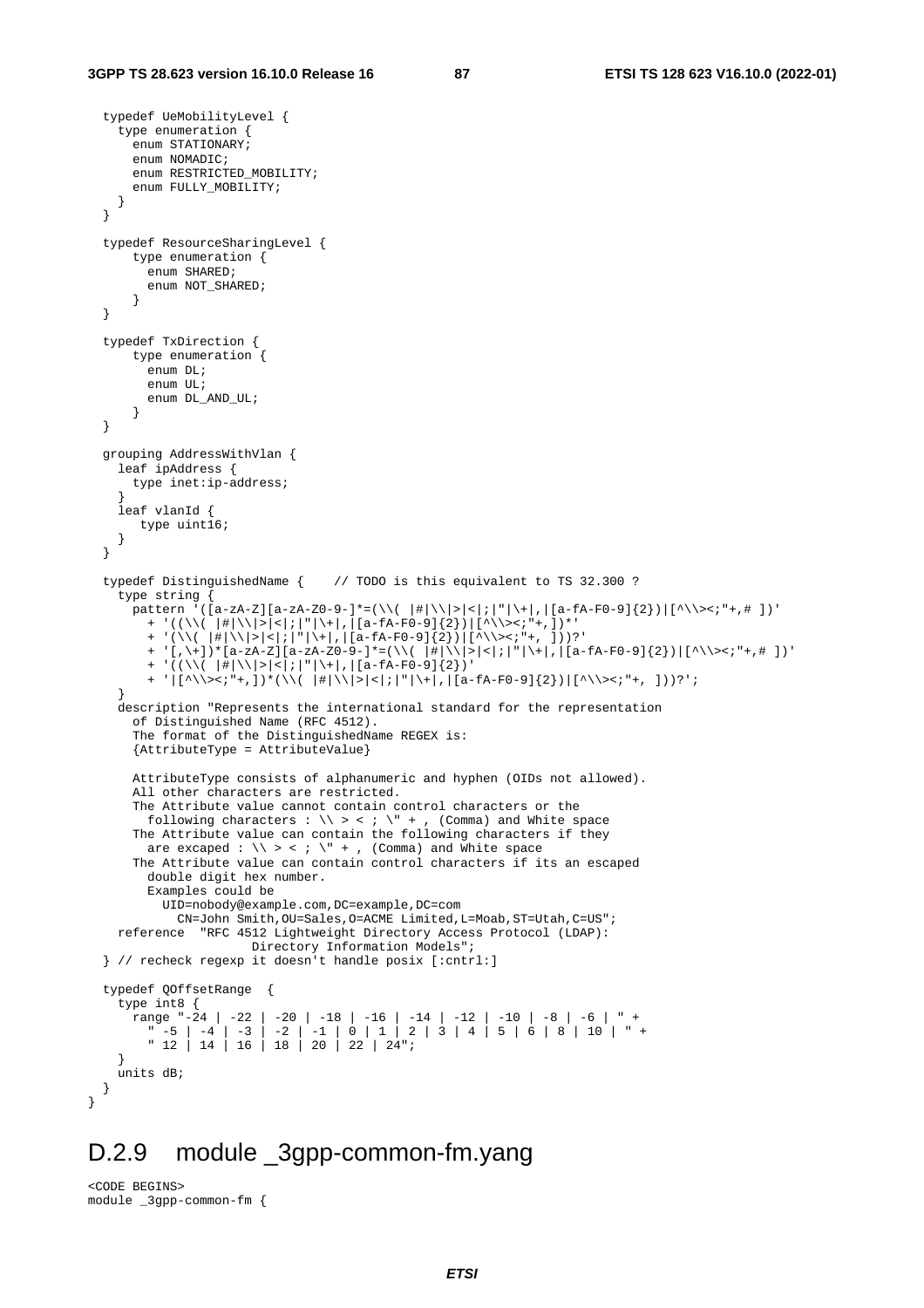```
  typedef UeMobilityLevel {
    type enumeration {
      enum STATIONARY;
      enum NOMADIC;
      enum RESTRICTED_MOBILITY;
      enum FULLY_MOBILITY;
    }
  }

  typedef ResourceSharingLevel {
      type enumeration {
        enum SHARED;
        enum NOT_SHARED;
      }
  }

  typedef TxDirection {
      type enumeration {
        enum DL;
        enum UL;
        enum DL_AND_UL;
      }
  }

  grouping AddressWithVlan {
    leaf ipAddress {
      type inet:ip-address;
    }
    leaf vlanId {
       type uint16;
    }
  }

  typedef DistinguishedName {    // TODO is this equivalent to TS 32.300 ?
    type string {
      pattern '([a-zA-Z][a-zA-Z0-9-]*=(\\( |#|\\|>|<|;|"|\+|,|[a-fA-F0-9]{2})|[^\\><;"+,# ])'
        + '((\\( |#|\\|>|<|;|"|\+|,|[a-fA-F0-9]{2})|[^\\><;"+,])*'
        + '(\\( |#|\\|>|<|;|"|\+|,|[a-fA-F0-9]{2})|[^\\><;"+, ]))?'
        + '[,\+])*[a-zA-Z][a-zA-Z0-9-]*=(\\( |#|\\|>|<|;|"|\+|,|[a-fA-F0-9]{2})|[^\\><;"+,# ])'
        + '((\\( |#|\\|>|<|;|"|\+|,|[a-fA-F0-9]{2})'
        + '|[^\\><;"+,])*(\\( |#|\\|>|<|;|"|\+|,|[a-fA-F0-9]{2})|[^\\><;"+, ]))?';
    }
    description "Represents the international standard for the representation
      of Distinguished Name (RFC 4512).
      The format of the DistinguishedName REGEX is:
      {AttributeType = AttributeValue}

      AttributeType consists of alphanumeric and hyphen (OIDs not allowed).
      All other characters are restricted.
      The Attribute value cannot contain control characters or the
        following characters : \\ > < ; \" + , (Comma) and White space
      The Attribute value can contain the following characters if they
        are excaped : \\ > < ; \" + , (Comma) and White space
      The Attribute value can contain control characters if its an escaped
        double digit hex number.
        Examples could be
          UID=nobody@example.com,DC=example,DC=com
            CN=John Smith,OU=Sales,O=ACME Limited,L=Moab,ST=Utah,C=US";
    reference  "RFC 4512 Lightweight Directory Access Protocol (LDAP):
                    Directory Information Models";
  } // recheck regexp it doesn't handle posix [:cntrl:]

  typedef QOffsetRange  {
    type int8 {
      range "-24 | -22 | -20 | -18 | -16 | -14 | -12 | -10 | -8 | -6 | " +
        " -5 | -4 | -3 | -2 | -1 | 0 | 1 | 2 | 3 | 4 | 5 | 6 | 8 | 10 | " +
        " 12 | 14 | 16 | 18 | 20 | 22 | 24";
    }
    units dB;
  }
}
```

## D.2.9 module _3gpp-common-fm.yang

```
<CODE BEGINS>
module _3gpp-common-fm {
```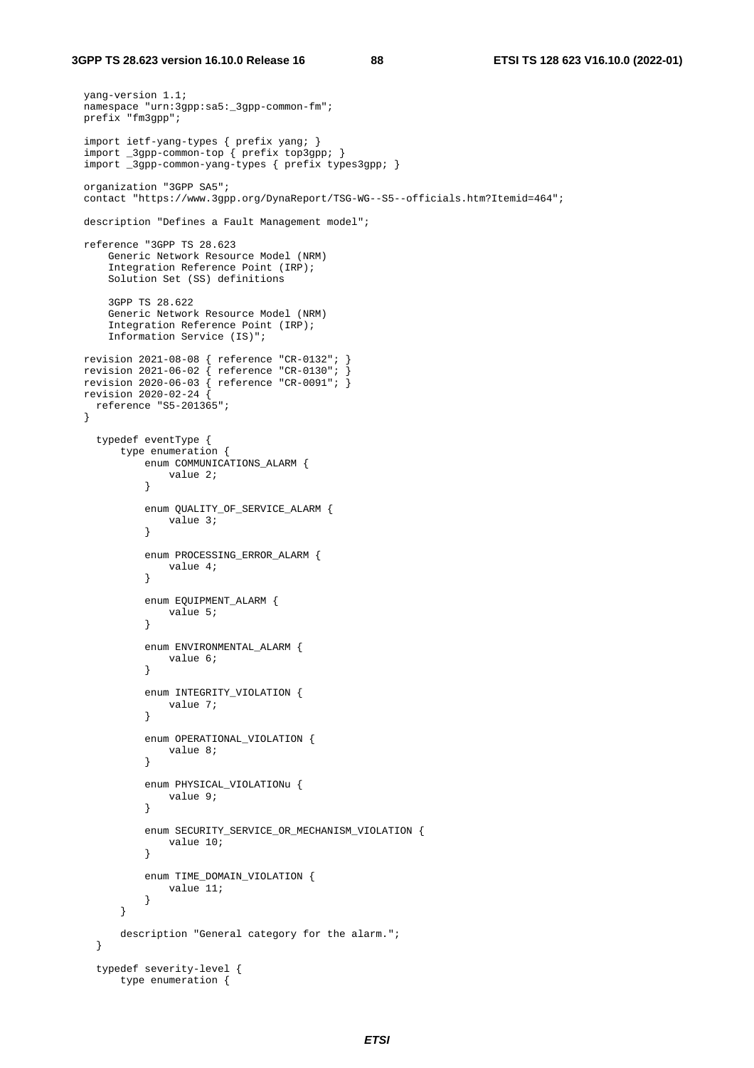```
yang-version 1.1;
namespace "urn:3gpp:sa5:_3gpp-common-fm";
prefix "fm3gpp";

import ietf-yang-types { prefix yang; }
import _3gpp-common-top { prefix top3gpp; }
import _3gpp-common-yang-types { prefix types3gpp; }

organization "3GPP SA5";
contact "https://www.3gpp.org/DynaReport/TSG-WG--S5--officials.htm?Itemid=464";

description "Defines a Fault Management model";

reference "3GPP TS 28.623
    Generic Network Resource Model (NRM)
    Integration Reference Point (IRP);
    Solution Set (SS) definitions

    3GPP TS 28.622
    Generic Network Resource Model (NRM)
    Integration Reference Point (IRP);
    Information Service (IS)";

revision 2021-08-08 { reference "CR-0132"; }
revision 2021-06-02 { reference "CR-0130"; }
revision 2020-06-03 { reference "CR-0091"; }
revision 2020-02-24 {
  reference "S5-201365";
}

  typedef eventType {
      type enumeration {
          enum COMMUNICATIONS_ALARM {
              value 2;
          }

          enum QUALITY_OF_SERVICE_ALARM {
              value 3;
          }

          enum PROCESSING_ERROR_ALARM {
              value 4;
          }

          enum EQUIPMENT_ALARM {
              value 5;
          }

          enum ENVIRONMENTAL_ALARM {
              value 6;
          }

          enum INTEGRITY_VIOLATION {
              value 7;
          }

          enum OPERATIONAL_VIOLATION {
              value 8;
          }

          enum PHYSICAL_VIOLATIONu {
              value 9;
          }

          enum SECURITY_SERVICE_OR_MECHANISM_VIOLATION {
              value 10;
          }

          enum TIME_DOMAIN_VIOLATION {
              value 11;
          }
      }

      description "General category for the alarm.";
  }

  typedef severity-level {
      type enumeration {
```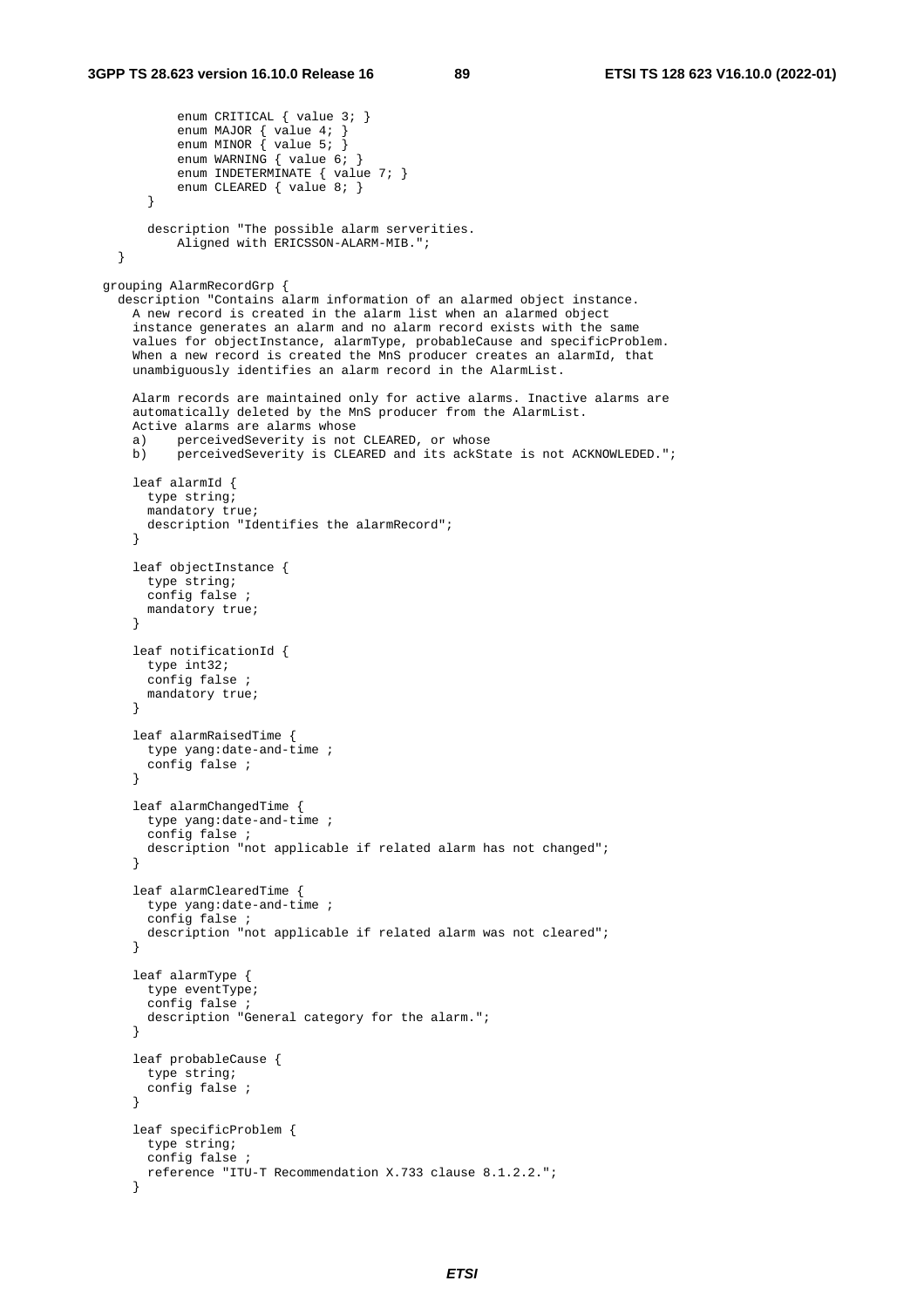```
          enum CRITICAL { value 3; }
          enum MAJOR { value 4; }
          enum MINOR { value 5; }
          enum WARNING { value 6; }
          enum INDETERMINATE { value 7; }
          enum CLEARED { value 8; }
      }

      description "The possible alarm serverities.
          Aligned with ERICSSON-ALARM-MIB.";
  }

  grouping AlarmRecordGrp {
    description "Contains alarm information of an alarmed object instance.
      A new record is created in the alarm list when an alarmed object
      instance generates an alarm and no alarm record exists with the same
      values for objectInstance, alarmType, probableCause and specificProblem.
      When a new record is created the MnS producer creates an alarmId, that
      unambiguously identifies an alarm record in the AlarmList.

      Alarm records are maintained only for active alarms. Inactive alarms are
      automatically deleted by the MnS producer from the AlarmList.
      Active alarms are alarms whose
      a)    perceivedSeverity is not CLEARED, or whose
      b)    perceivedSeverity is CLEARED and its ackState is not ACKNOWLEDED.";

      leaf alarmId {
        type string;
        mandatory true;
        description "Identifies the alarmRecord";
      }

      leaf objectInstance {
        type string;
        config false ;
        mandatory true;
      }

      leaf notificationId {
        type int32;
        config false ;
        mandatory true;
      }

      leaf alarmRaisedTime {
        type yang:date-and-time ;
        config false ;
      }

      leaf alarmChangedTime {
        type yang:date-and-time ;
        config false ;
        description "not applicable if related alarm has not changed";
      }

      leaf alarmClearedTime {
        type yang:date-and-time ;
        config false ;
        description "not applicable if related alarm was not cleared";
      }

      leaf alarmType {
        type eventType;
        config false ;
        description "General category for the alarm.";
      }

      leaf probableCause {
        type string;
        config false ;
      }

      leaf specificProblem {
        type string;
        config false ;
        reference "ITU-T Recommendation X.733 clause 8.1.2.2.";
      }
```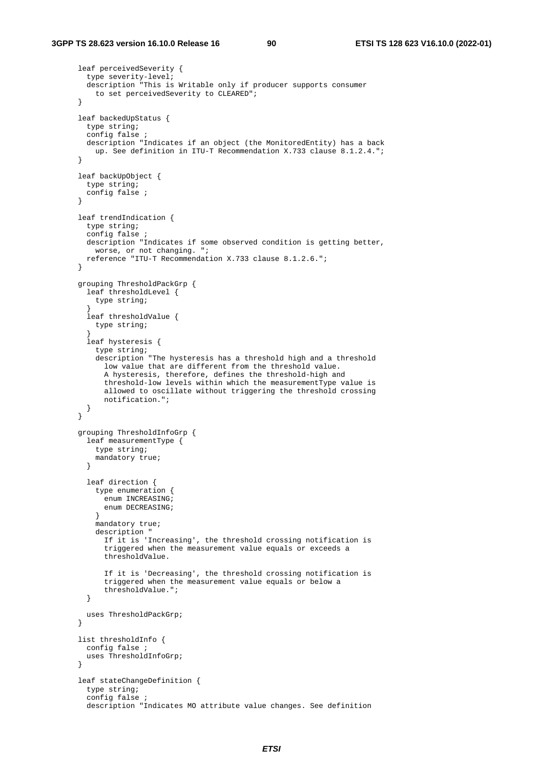```
      leaf perceivedSeverity {
        type severity-level;
        description "This is Writable only if producer supports consumer
          to set perceivedSeverity to CLEARED";
      }

      leaf backedUpStatus {
        type string;
        config false ;
        description "Indicates if an object (the MonitoredEntity) has a back
          up. See definition in ITU-T Recommendation X.733 clause 8.1.2.4.";
      }

      leaf backUpObject {
        type string;
        config false ;
      }

      leaf trendIndication {
        type string;
        config false ;
        description "Indicates if some observed condition is getting better,
          worse, or not changing. ";
        reference "ITU-T Recommendation X.733 clause 8.1.2.6.";
      }

      grouping ThresholdPackGrp {
        leaf thresholdLevel {
          type string;
        }
        leaf thresholdValue {
          type string;
        }
        leaf hysteresis {
          type string;
          description "The hysteresis has a threshold high and a threshold
            low value that are different from the threshold value.
            A hysteresis, therefore, defines the threshold-high and
            threshold-low levels within which the measurementType value is
            allowed to oscillate without triggering the threshold crossing
            notification.";
        }
      }

      grouping ThresholdInfoGrp {
        leaf measurementType {
          type string;
          mandatory true;
        }

        leaf direction {
          type enumeration {
            enum INCREASING;
            enum DECREASING;
          }
          mandatory true;
          description "
            If it is 'Increasing', the threshold crossing notification is
            triggered when the measurement value equals or exceeds a
            thresholdValue.

            If it is 'Decreasing', the threshold crossing notification is
            triggered when the measurement value equals or below a
            thresholdValue.";
        }

        uses ThresholdPackGrp;
      }

      list thresholdInfo {
        config false ;
        uses ThresholdInfoGrp;
      }

      leaf stateChangeDefinition {
        type string;
        config false ;
        description "Indicates MO attribute value changes. See definition
```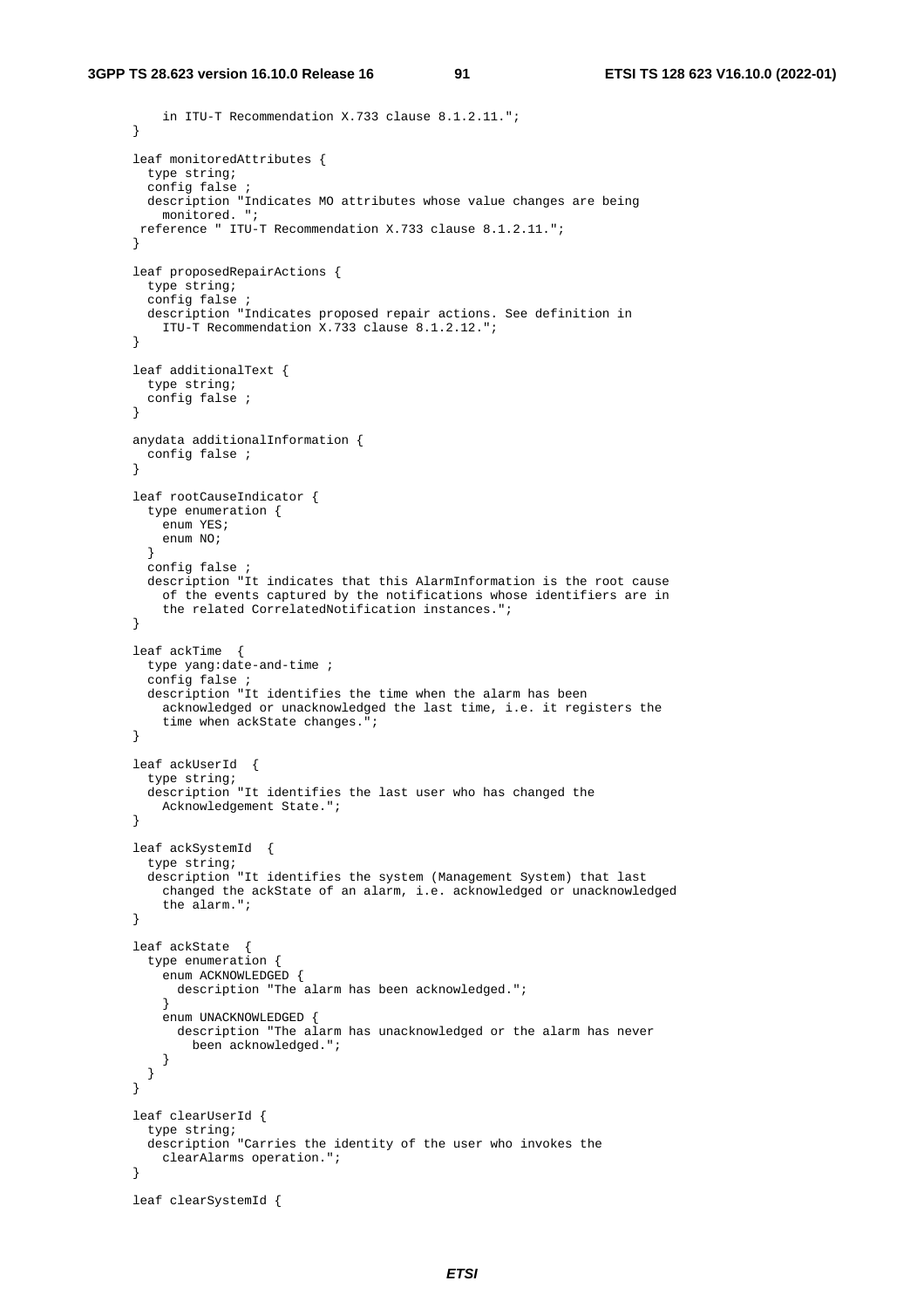```
        in ITU-T Recommendation X.733 clause 8.1.2.11.";
    }

    leaf monitoredAttributes {
      type string;
      config false ;
      description "Indicates MO attributes whose value changes are being
        monitored. ";
     reference " ITU-T Recommendation X.733 clause 8.1.2.11.";
    }

    leaf proposedRepairActions {
      type string;
      config false ;
      description "Indicates proposed repair actions. See definition in
        ITU-T Recommendation X.733 clause 8.1.2.12.";
    }

    leaf additionalText {
      type string;
      config false ;
    }

    anydata additionalInformation {
      config false ;
    }

    leaf rootCauseIndicator {
      type enumeration {
        enum YES;
        enum NO;
      }
      config false ;
      description "It indicates that this AlarmInformation is the root cause
        of the events captured by the notifications whose identifiers are in
        the related CorrelatedNotification instances.";
    }

    leaf ackTime  {
      type yang:date-and-time ;
      config false ;
      description "It identifies the time when the alarm has been
        acknowledged or unacknowledged the last time, i.e. it registers the
        time when ackState changes.";
    }

    leaf ackUserId  {
      type string;
      description "It identifies the last user who has changed the
        Acknowledgement State.";
    }

    leaf ackSystemId  {
      type string;
      description "It identifies the system (Management System) that last
        changed the ackState of an alarm, i.e. acknowledged or unacknowledged
        the alarm.";
    }

    leaf ackState  {
      type enumeration {
        enum ACKNOWLEDGED {
          description "The alarm has been acknowledged.";
        }
        enum UNACKNOWLEDGED {
          description "The alarm has unacknowledged or the alarm has never
            been acknowledged.";
        }
      }
    }

    leaf clearUserId {
      type string;
      description "Carries the identity of the user who invokes the
        clearAlarms operation.";
    }

    leaf clearSystemId {
```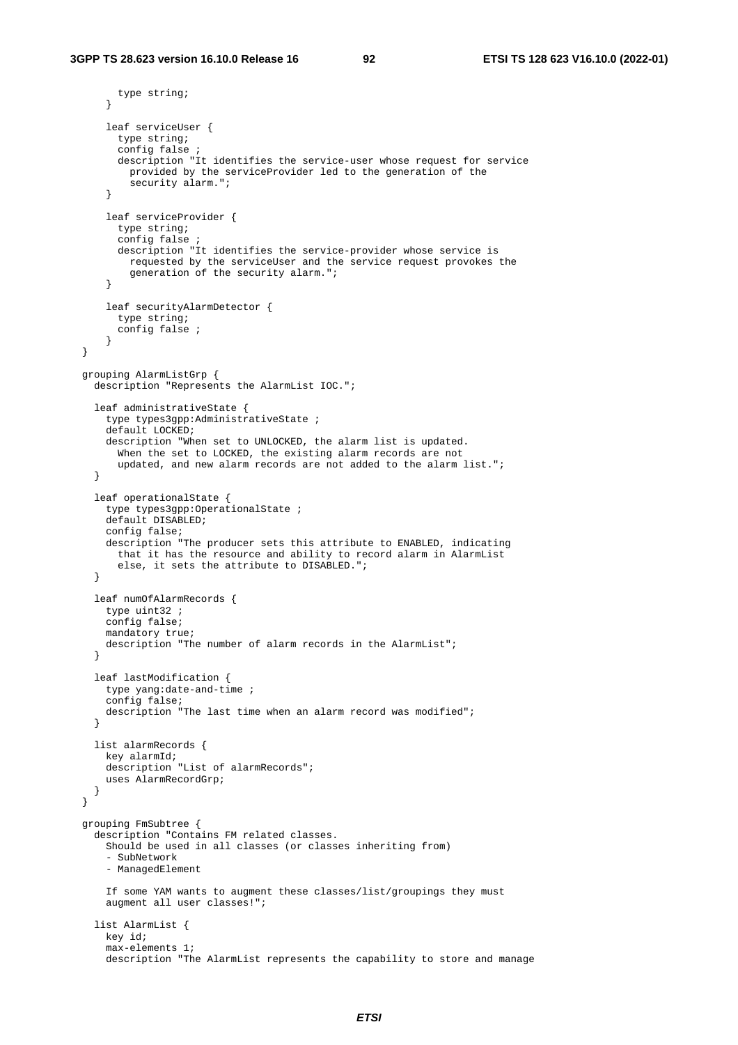```
        type string;
      }

      leaf serviceUser {
        type string;
        config false ;
        description "It identifies the service-user whose request for service
          provided by the serviceProvider led to the generation of the
          security alarm.";
      }

      leaf serviceProvider {
        type string;
        config false ;
        description "It identifies the service-provider whose service is
          requested by the serviceUser and the service request provokes the
          generation of the security alarm.";
      }

      leaf securityAlarmDetector {
        type string;
        config false ;
      }
  }

  grouping AlarmListGrp {
    description "Represents the AlarmList IOC.";

    leaf administrativeState {
      type types3gpp:AdministrativeState ;
      default LOCKED;
      description "When set to UNLOCKED, the alarm list is updated.
        When the set to LOCKED, the existing alarm records are not
        updated, and new alarm records are not added to the alarm list.";
    }

    leaf operationalState {
      type types3gpp:OperationalState ;
      default DISABLED;
      config false;
      description "The producer sets this attribute to ENABLED, indicating
        that it has the resource and ability to record alarm in AlarmList
        else, it sets the attribute to DISABLED.";
    }

    leaf numOfAlarmRecords {
      type uint32 ;
      config false;
      mandatory true;
      description "The number of alarm records in the AlarmList";
    }

    leaf lastModification {
      type yang:date-and-time ;
      config false;
      description "The last time when an alarm record was modified";
    }

    list alarmRecords {
      key alarmId;
      description "List of alarmRecords";
      uses AlarmRecordGrp;
    }
  }

  grouping FmSubtree {
    description "Contains FM related classes.
      Should be used in all classes (or classes inheriting from)
      - SubNetwork
      - ManagedElement

      If some YAM wants to augment these classes/list/groupings they must
      augment all user classes!";

    list AlarmList {
      key id;
      max-elements 1;
      description "The AlarmList represents the capability to store and manage
```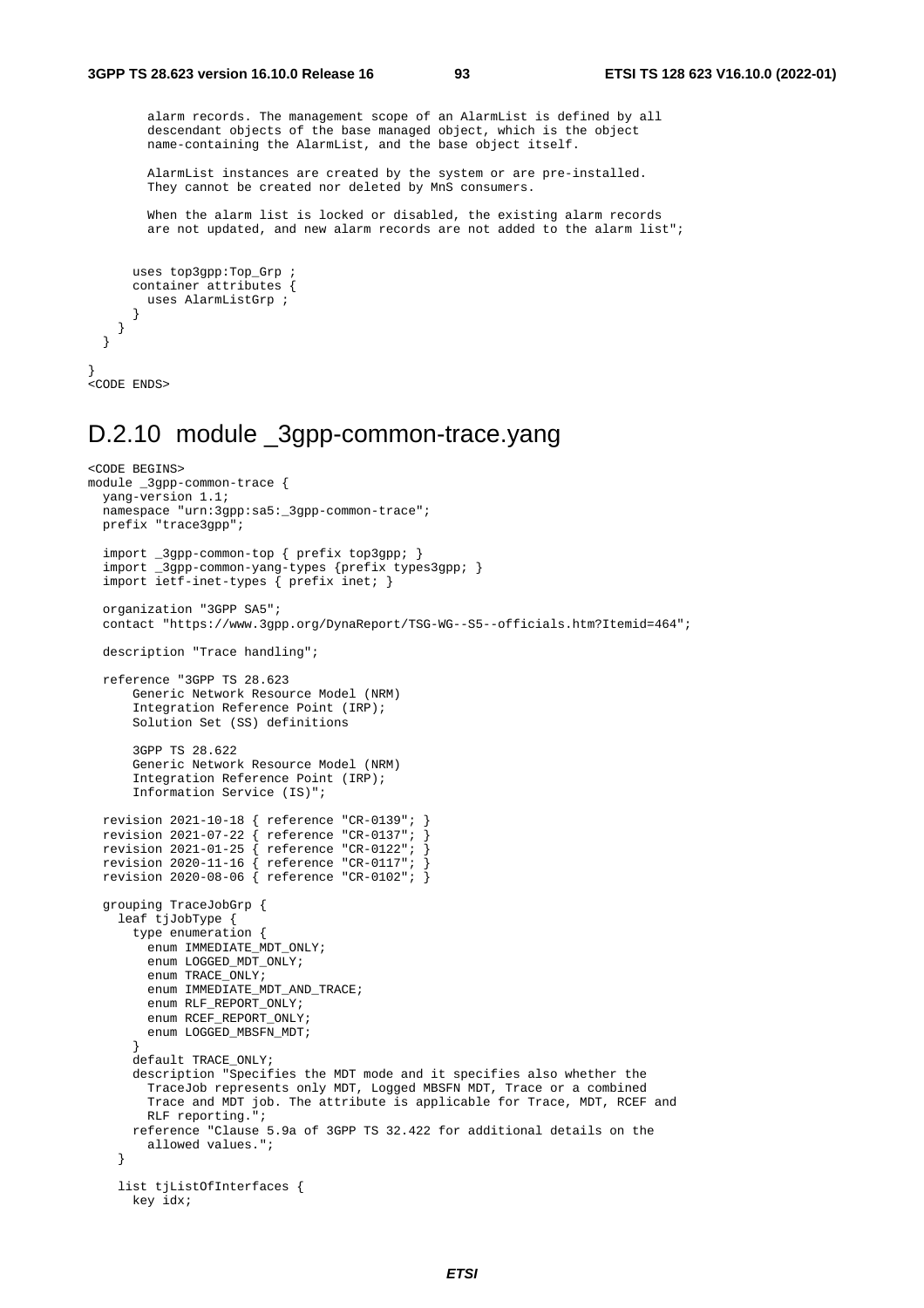```
        alarm records. The management scope of an AlarmList is defined by all
        descendant objects of the base managed object, which is the object
        name-containing the AlarmList, and the base object itself.

        AlarmList instances are created by the system or are pre-installed.
        They cannot be created nor deleted by MnS consumers.

        When the alarm list is locked or disabled, the existing alarm records
        are not updated, and new alarm records are not added to the alarm list";


      uses top3gpp:Top_Grp ;
      container attributes {
        uses AlarmListGrp ;
      }
    }
  }

}
<CODE ENDS>
```

## D.2.10 module _3gpp-common-trace.yang

```
<CODE BEGINS>
module _3gpp-common-trace {
  yang-version 1.1;
  namespace "urn:3gpp:sa5:_3gpp-common-trace";
  prefix "trace3gpp";

  import _3gpp-common-top { prefix top3gpp; }
  import _3gpp-common-yang-types {prefix types3gpp; }
  import ietf-inet-types { prefix inet; }

  organization "3GPP SA5";
  contact "https://www.3gpp.org/DynaReport/TSG-WG--S5--officials.htm?Itemid=464";

  description "Trace handling";

  reference "3GPP TS 28.623
      Generic Network Resource Model (NRM)
      Integration Reference Point (IRP);
      Solution Set (SS) definitions

      3GPP TS 28.622
      Generic Network Resource Model (NRM)
      Integration Reference Point (IRP);
      Information Service (IS)";

  revision 2021-10-18 { reference "CR-0139"; }
  revision 2021-07-22 { reference "CR-0137"; }
  revision 2021-01-25 { reference "CR-0122"; }
  revision 2020-11-16 { reference "CR-0117"; }
  revision 2020-08-06 { reference "CR-0102"; }

  grouping TraceJobGrp {
    leaf tjJobType {
      type enumeration {
        enum IMMEDIATE_MDT_ONLY;
        enum LOGGED_MDT_ONLY;
        enum TRACE_ONLY;
        enum IMMEDIATE_MDT_AND_TRACE;
        enum RLF_REPORT_ONLY;
        enum RCEF_REPORT_ONLY;
        enum LOGGED_MBSFN_MDT;
      }
      default TRACE_ONLY;
      description "Specifies the MDT mode and it specifies also whether the
        TraceJob represents only MDT, Logged MBSFN MDT, Trace or a combined
        Trace and MDT job. The attribute is applicable for Trace, MDT, RCEF and
        RLF reporting.";
      reference "Clause 5.9a of 3GPP TS 32.422 for additional details on the
        allowed values.";
    }

    list tjListOfInterfaces {
      key idx;
```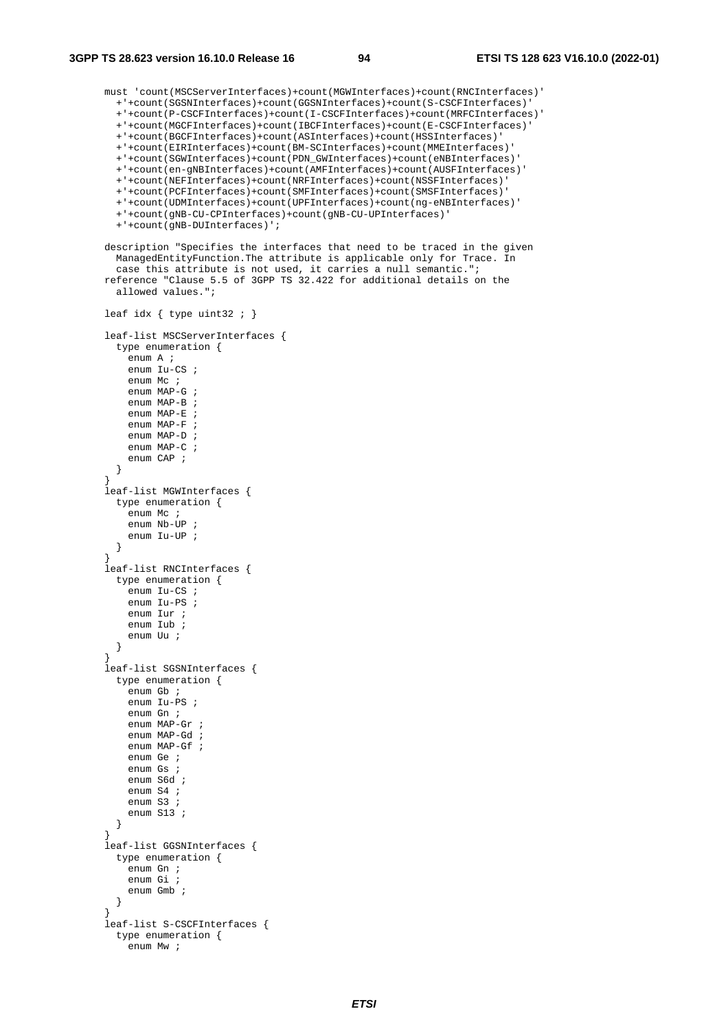```
must 'count(MSCServerInterfaces)+count(MGWInterfaces)+count(RNCInterfaces)'
  +'+count(SGSNInterfaces)+count(GGSNInterfaces)+count(S-CSCFInterfaces)'
  +'+count(P-CSCFInterfaces)+count(I-CSCFInterfaces)+count(MRFCInterfaces)'
  +'+count(MGCFInterfaces)+count(IBCFInterfaces)+count(E-CSCFInterfaces)'
  +'+count(BGCFInterfaces)+count(ASInterfaces)+count(HSSInterfaces)'
  +'+count(EIRInterfaces)+count(BM-SCInterfaces)+count(MMEInterfaces)'
  +'+count(SGWInterfaces)+count(PDN_GWInterfaces)+count(eNBInterfaces)'
  +'+count(en-gNBInterfaces)+count(AMFInterfaces)+count(AUSFInterfaces)'
  +'+count(NEFInterfaces)+count(NRFInterfaces)+count(NSSFInterfaces)'
  +'+count(PCFInterfaces)+count(SMFInterfaces)+count(SMSFInterfaces)'
  +'+count(UDMInterfaces)+count(UPFInterfaces)+count(ng-eNBInterfaces)'
  +'+count(gNB-CU-CPInterfaces)+count(gNB-CU-UPInterfaces)'
  +'+count(gNB-DUInterfaces)';

description "Specifies the interfaces that need to be traced in the given
  ManagedEntityFunction.The attribute is applicable only for Trace. In
  case this attribute is not used, it carries a null semantic.";
reference "Clause 5.5 of 3GPP TS 32.422 for additional details on the
  allowed values.";

leaf idx { type uint32 ; }

leaf-list MSCServerInterfaces {
  type enumeration {
    enum A ;
    enum Iu-CS ;
    enum Mc ;
    enum MAP-G ;
    enum MAP-B ;
    enum MAP-E ;
    enum MAP-F ;
    enum MAP-D ;
    enum MAP-C ;
    enum CAP ;
  }
}
leaf-list MGWInterfaces {
  type enumeration {
    enum Mc ;
    enum Nb-UP ;
    enum Iu-UP ;
  }
}
leaf-list RNCInterfaces {
  type enumeration {
    enum Iu-CS ;
    enum Iu-PS ;
    enum Iur ;
    enum Iub ;
    enum Uu ;
  }
}
leaf-list SGSNInterfaces {
  type enumeration {
    enum Gb ;
    enum Iu-PS ;
    enum Gn ;
    enum MAP-Gr ;
    enum MAP-Gd ;
    enum MAP-Gf ;
    enum Ge ;
    enum Gs ;
    enum S6d ;
    enum S4 ;
    enum S3 ;
    enum S13 ;
  }
}
leaf-list GGSNInterfaces {
  type enumeration {
    enum Gn ;
    enum Gi ;
    enum Gmb ;
  }
}
leaf-list S-CSCFInterfaces {
  type enumeration {
    enum Mw ;
```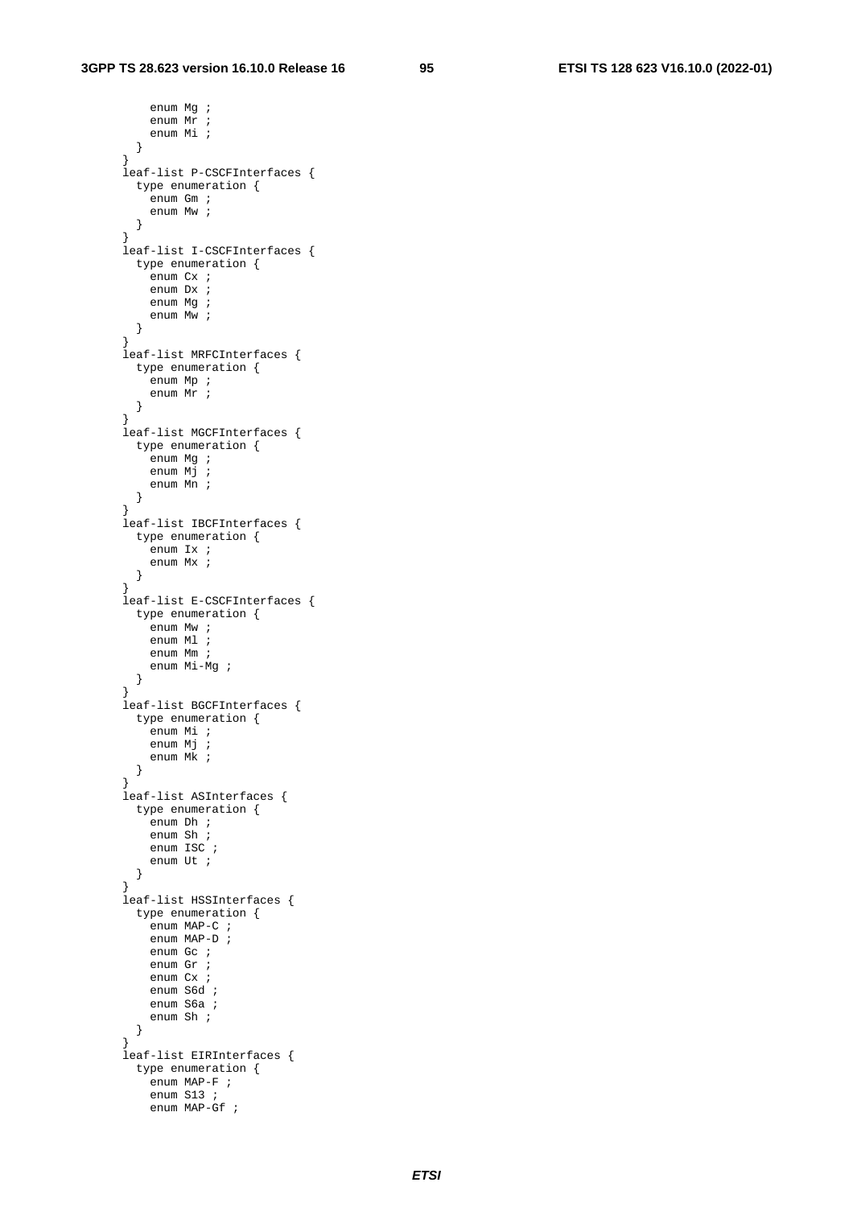```
          enum Mg ;
          enum Mr ;
          enum Mi ;
        }
      }
      leaf-list P-CSCFInterfaces {
        type enumeration {
          enum Gm ;
          enum Mw ;
        }
      }
      leaf-list I-CSCFInterfaces {
        type enumeration {
          enum Cx ;
          enum Dx ;
          enum Mg ;
          enum Mw ;
        }
      }
      leaf-list MRFCInterfaces {
        type enumeration {
          enum Mp ;
          enum Mr ;
        }
      }
      leaf-list MGCFInterfaces {
        type enumeration {
          enum Mg ;
          enum Mj ;
          enum Mn ;
        }
      }
      leaf-list IBCFInterfaces {
        type enumeration {
          enum Ix ;
          enum Mx ;
        }
      }
      leaf-list E-CSCFInterfaces {
        type enumeration {
          enum Mw ;
          enum Ml ;
          enum Mm ;
          enum Mi-Mg ;
        }
      }
      leaf-list BGCFInterfaces {
        type enumeration {
          enum Mi ;
          enum Mj ;
          enum Mk ;
        }
      }
      leaf-list ASInterfaces {
        type enumeration {
          enum Dh ;
          enum Sh ;
          enum ISC ;
          enum Ut ;
        }
      }
      leaf-list HSSInterfaces {
        type enumeration {
          enum MAP-C ;
          enum MAP-D ;
          enum Gc ;
          enum Gr ;
          enum Cx ;
          enum S6d ;
          enum S6a ;
          enum Sh ;
        }
      }
      leaf-list EIRInterfaces {
        type enumeration {
          enum MAP-F ;
          enum S13 ;
          enum MAP-Gf ;
```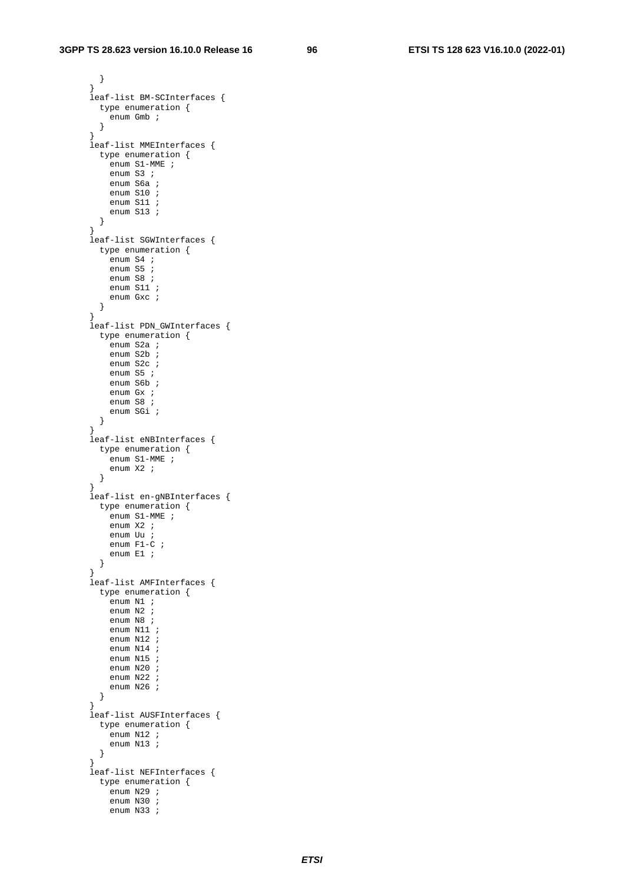```
          }
        }
        leaf-list BM-SCInterfaces {
          type enumeration {
            enum Gmb ;
          }
        }
        leaf-list MMEInterfaces {
          type enumeration {
            enum S1-MME ;
            enum S3 ;
            enum S6a ;
            enum S10 ;
            enum S11 ;
            enum S13 ;
          }
        }
        leaf-list SGWInterfaces {
          type enumeration {
            enum S4 ;
            enum S5 ;
            enum S8 ;
            enum S11 ;
            enum Gxc ;
          }
        }
        leaf-list PDN_GWInterfaces {
          type enumeration {
            enum S2a ;
            enum S2b ;
            enum S2c ;
            enum S5 ;
            enum S6b ;
            enum Gx ;
            enum S8 ;
            enum SGi ;
          }
        }
        leaf-list eNBInterfaces {
          type enumeration {
            enum S1-MME ;
            enum X2 ;
          }
        }
        leaf-list en-gNBInterfaces {
          type enumeration {
            enum S1-MME ;
            enum X2 ;
            enum Uu ;
            enum F1-C ;
            enum E1 ;
          }
        }
        leaf-list AMFInterfaces {
          type enumeration {
            enum N1 ;
            enum N2 ;
            enum N8 ;
            enum N11 ;
            enum N12 ;
            enum N14 ;
            enum N15 ;
            enum N20 ;
            enum N22 ;
            enum N26 ;
          }
        }
        leaf-list AUSFInterfaces {
          type enumeration {
            enum N12 ;
            enum N13 ;
          }
        }
        leaf-list NEFInterfaces {
          type enumeration {
            enum N29 ;
            enum N30 ;
            enum N33 ;
```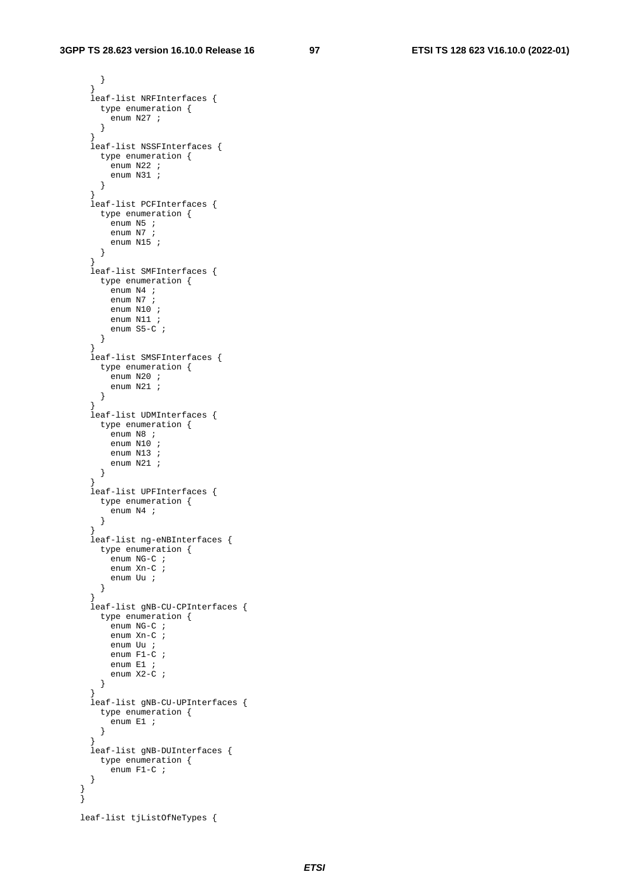```
        }
      }
      leaf-list NRFInterfaces {
        type enumeration {
          enum N27 ;
        }
      }
      leaf-list NSSFInterfaces {
        type enumeration {
          enum N22 ;
          enum N31 ;
        }
      }
      leaf-list PCFInterfaces {
        type enumeration {
          enum N5 ;
          enum N7 ;
          enum N15 ;
        }
      }
      leaf-list SMFInterfaces {
        type enumeration {
          enum N4 ;
          enum N7 ;
          enum N10 ;
          enum N11 ;
          enum S5-C ;
        }
      }
      leaf-list SMSFInterfaces {
        type enumeration {
          enum N20 ;
          enum N21 ;
        }
      }
      leaf-list UDMInterfaces {
        type enumeration {
          enum N8 ;
          enum N10 ;
          enum N13 ;
          enum N21 ;
        }
      }
      leaf-list UPFInterfaces {
        type enumeration {
          enum N4 ;
        }
      }
      leaf-list ng-eNBInterfaces {
        type enumeration {
          enum NG-C ;
          enum Xn-C ;
          enum Uu ;
        }
      }
      leaf-list gNB-CU-CPInterfaces {
        type enumeration {
          enum NG-C ;
          enum Xn-C ;
          enum Uu ;
          enum F1-C ;
          enum E1 ;
          enum X2-C ;
        }
      }
      leaf-list gNB-CU-UPInterfaces {
        type enumeration {
          enum E1 ;
        }
      }
      leaf-list gNB-DUInterfaces {
        type enumeration {
          enum F1-C ;
      }
    }
    }

    leaf-list tjListOfNeTypes {
```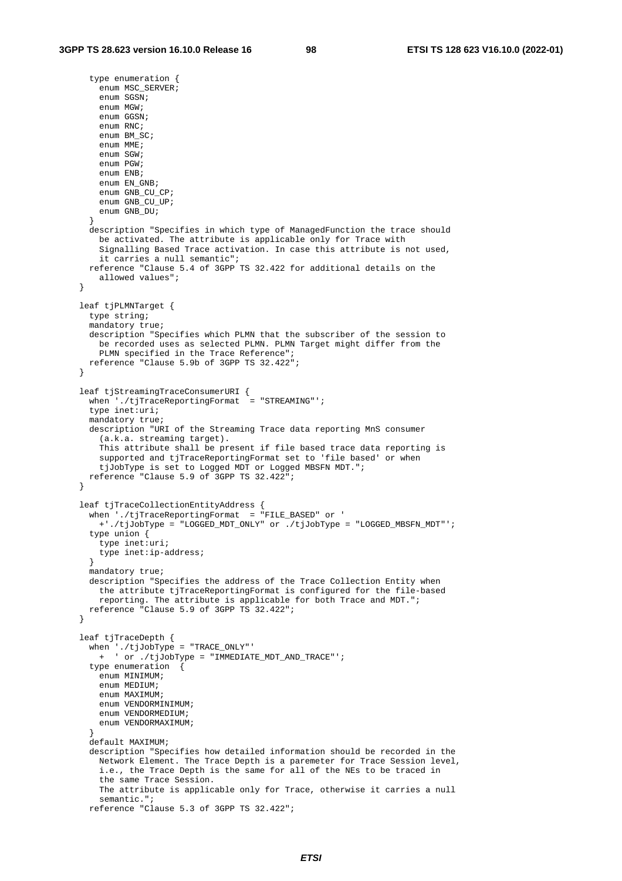```
    type enumeration {
      enum MSC_SERVER;
      enum SGSN;
      enum MGW;
      enum GGSN;
      enum RNC;
      enum BM_SC;
      enum MME;
      enum SGW;
      enum PGW;
      enum ENB;
      enum EN_GNB;
      enum GNB_CU_CP;
      enum GNB_CU_UP;
      enum GNB_DU;
    }
    description "Specifies in which type of ManagedFunction the trace should
      be activated. The attribute is applicable only for Trace with
      Signalling Based Trace activation. In case this attribute is not used,
      it carries a null semantic";
    reference "Clause 5.4 of 3GPP TS 32.422 for additional details on the
      allowed values";
  }

  leaf tjPLMNTarget {
    type string;
    mandatory true;
    description "Specifies which PLMN that the subscriber of the session to
      be recorded uses as selected PLMN. PLMN Target might differ from the
      PLMN specified in the Trace Reference";
    reference "Clause 5.9b of 3GPP TS 32.422";
  }

  leaf tjStreamingTraceConsumerURI {
    when './tjTraceReportingFormat  = "STREAMING"';
    type inet:uri;
    mandatory true;
    description "URI of the Streaming Trace data reporting MnS consumer
      (a.k.a. streaming target).
      This attribute shall be present if file based trace data reporting is
      supported and tjTraceReportingFormat set to 'file based' or when
      tjJobType is set to Logged MDT or Logged MBSFN MDT.";
    reference "Clause 5.9 of 3GPP TS 32.422";
  }

  leaf tjTraceCollectionEntityAddress {
    when './tjTraceReportingFormat  = "FILE_BASED" or '
      +'./tjJobType = "LOGGED_MDT_ONLY" or ./tjJobType = "LOGGED_MBSFN_MDT"';
    type union {
      type inet:uri;
      type inet:ip-address;
    }
    mandatory true;
    description "Specifies the address of the Trace Collection Entity when
      the attribute tjTraceReportingFormat is configured for the file-based
      reporting. The attribute is applicable for both Trace and MDT.";
    reference "Clause 5.9 of 3GPP TS 32.422";
  }

  leaf tjTraceDepth {
    when './tjJobType = "TRACE_ONLY"'
      +  ' or ./tjJobType = "IMMEDIATE_MDT_AND_TRACE"';
    type enumeration  {
      enum MINIMUM;
      enum MEDIUM;
      enum MAXIMUM;
      enum VENDORMINIMUM;
      enum VENDORMEDIUM;
      enum VENDORMAXIMUM;
    }
    default MAXIMUM;
    description "Specifies how detailed information should be recorded in the
      Network Element. The Trace Depth is a paremeter for Trace Session level,
      i.e., the Trace Depth is the same for all of the NEs to be traced in
      the same Trace Session.
      The attribute is applicable only for Trace, otherwise it carries a null
      semantic.";
    reference "Clause 5.3 of 3GPP TS 32.422";
```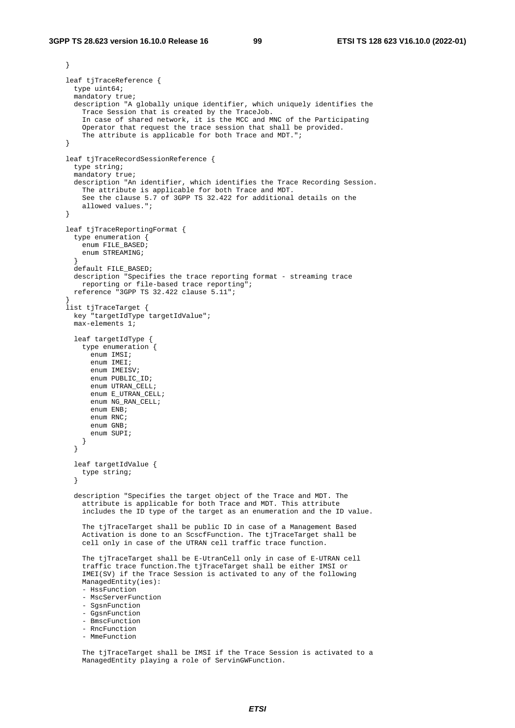```
    }

    leaf tjTraceReference {
      type uint64;
      mandatory true;
      description "A globally unique identifier, which uniquely identifies the
        Trace Session that is created by the TraceJob.
        In case of shared network, it is the MCC and MNC of the Participating
        Operator that request the trace session that shall be provided.
        The attribute is applicable for both Trace and MDT.";
    }

    leaf tjTraceRecordSessionReference {
      type string;
      mandatory true;
      description "An identifier, which identifies the Trace Recording Session.
        The attribute is applicable for both Trace and MDT.
        See the clause 5.7 of 3GPP TS 32.422 for additional details on the
        allowed values.";
    }

    leaf tjTraceReportingFormat {
      type enumeration {
        enum FILE_BASED;
        enum STREAMING;
      }
      default FILE_BASED;
      description "Specifies the trace reporting format - streaming trace
        reporting or file-based trace reporting";
      reference "3GPP TS 32.422 clause 5.11";
    }
    list tjTraceTarget {
      key "targetIdType targetIdValue";
      max-elements 1;

      leaf targetIdType {
        type enumeration {
          enum IMSI;
          enum IMEI;
          enum IMEISV;
          enum PUBLIC_ID;
          enum UTRAN_CELL;
          enum E_UTRAN_CELL;
          enum NG_RAN_CELL;
          enum ENB;
          enum RNC;
          enum GNB;
          enum SUPI;
        }
      }

      leaf targetIdValue {
        type string;
      }

      description "Specifies the target object of the Trace and MDT. The
        attribute is applicable for both Trace and MDT. This attribute
        includes the ID type of the target as an enumeration and the ID value.

        The tjTraceTarget shall be public ID in case of a Management Based
        Activation is done to an ScscfFunction. The tjTraceTarget shall be
        cell only in case of the UTRAN cell traffic trace function.

        The tjTraceTarget shall be E-UtranCell only in case of E-UTRAN cell
        traffic trace function.The tjTraceTarget shall be either IMSI or
        IMEI(SV) if the Trace Session is activated to any of the following
        ManagedEntity(ies):
        - HssFunction
        - MscServerFunction
        - SgsnFunction
        - GgsnFunction
        - BmscFunction
        - RncFunction
        - MmeFunction

        The tjTraceTarget shall be IMSI if the Trace Session is activated to a
        ManagedEntity playing a role of ServinGWFunction.
```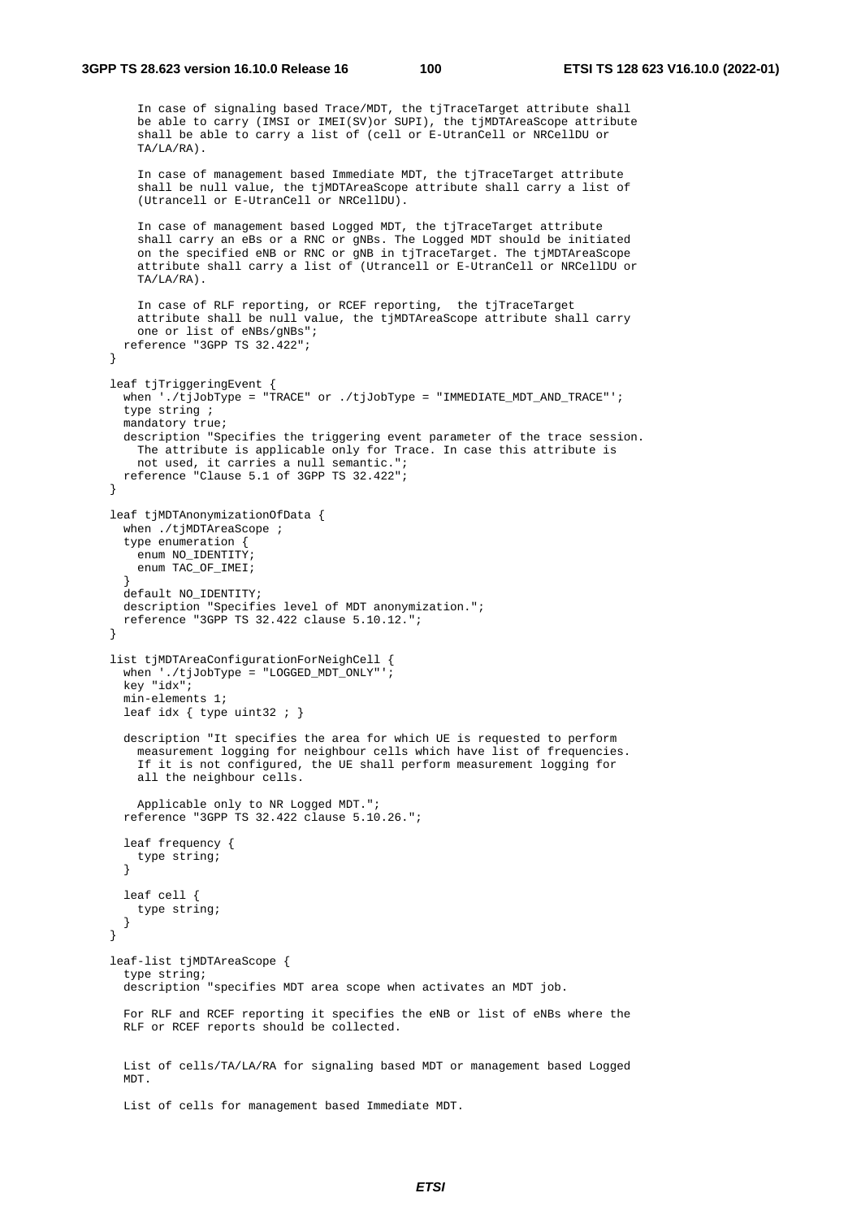```
      In case of signaling based Trace/MDT, the tjTraceTarget attribute shall
      be able to carry (IMSI or IMEI(SV)or SUPI), the tjMDTAreaScope attribute
      shall be able to carry a list of (cell or E-UtranCell or NRCellDU or
      TA/LA/RA).

      In case of management based Immediate MDT, the tjTraceTarget attribute
      shall be null value, the tjMDTAreaScope attribute shall carry a list of
      (Utrancell or E-UtranCell or NRCellDU).

      In case of management based Logged MDT, the tjTraceTarget attribute
      shall carry an eBs or a RNC or gNBs. The Logged MDT should be initiated
      on the specified eNB or RNC or gNB in tjTraceTarget. The tjMDTAreaScope
      attribute shall carry a list of (Utrancell or E-UtranCell or NRCellDU or
      TA/LA/RA).

      In case of RLF reporting, or RCEF reporting,  the tjTraceTarget
      attribute shall be null value, the tjMDTAreaScope attribute shall carry
      one or list of eNBs/gNBs";
    reference "3GPP TS 32.422";
  }

  leaf tjTriggeringEvent {
    when './tjJobType = "TRACE" or ./tjJobType = "IMMEDIATE_MDT_AND_TRACE"';
    type string ;
    mandatory true;
    description "Specifies the triggering event parameter of the trace session.
      The attribute is applicable only for Trace. In case this attribute is
      not used, it carries a null semantic.";
    reference "Clause 5.1 of 3GPP TS 32.422";
  }

  leaf tjMDTAnonymizationOfData {
    when ./tjMDTAreaScope ;
    type enumeration {
      enum NO_IDENTITY;
      enum TAC_OF_IMEI;
    }
    default NO_IDENTITY;
    description "Specifies level of MDT anonymization.";
    reference "3GPP TS 32.422 clause 5.10.12.";
  }

  list tjMDTAreaConfigurationForNeighCell {
    when './tjJobType = "LOGGED_MDT_ONLY"';
    key "idx";
    min-elements 1;
    leaf idx { type uint32 ; }

    description "It specifies the area for which UE is requested to perform
      measurement logging for neighbour cells which have list of frequencies.
      If it is not configured, the UE shall perform measurement logging for
      all the neighbour cells.

      Applicable only to NR Logged MDT.";
    reference "3GPP TS 32.422 clause 5.10.26.";

    leaf frequency {
      type string;
    }

    leaf cell {
      type string;
    }
  }

  leaf-list tjMDTAreaScope {
    type string;
    description "specifies MDT area scope when activates an MDT job.

    For RLF and RCEF reporting it specifies the eNB or list of eNBs where the
    RLF or RCEF reports should be collected.

    List of cells/TA/LA/RA for signaling based MDT or management based Logged
    MDT.

    List of cells for management based Immediate MDT.
```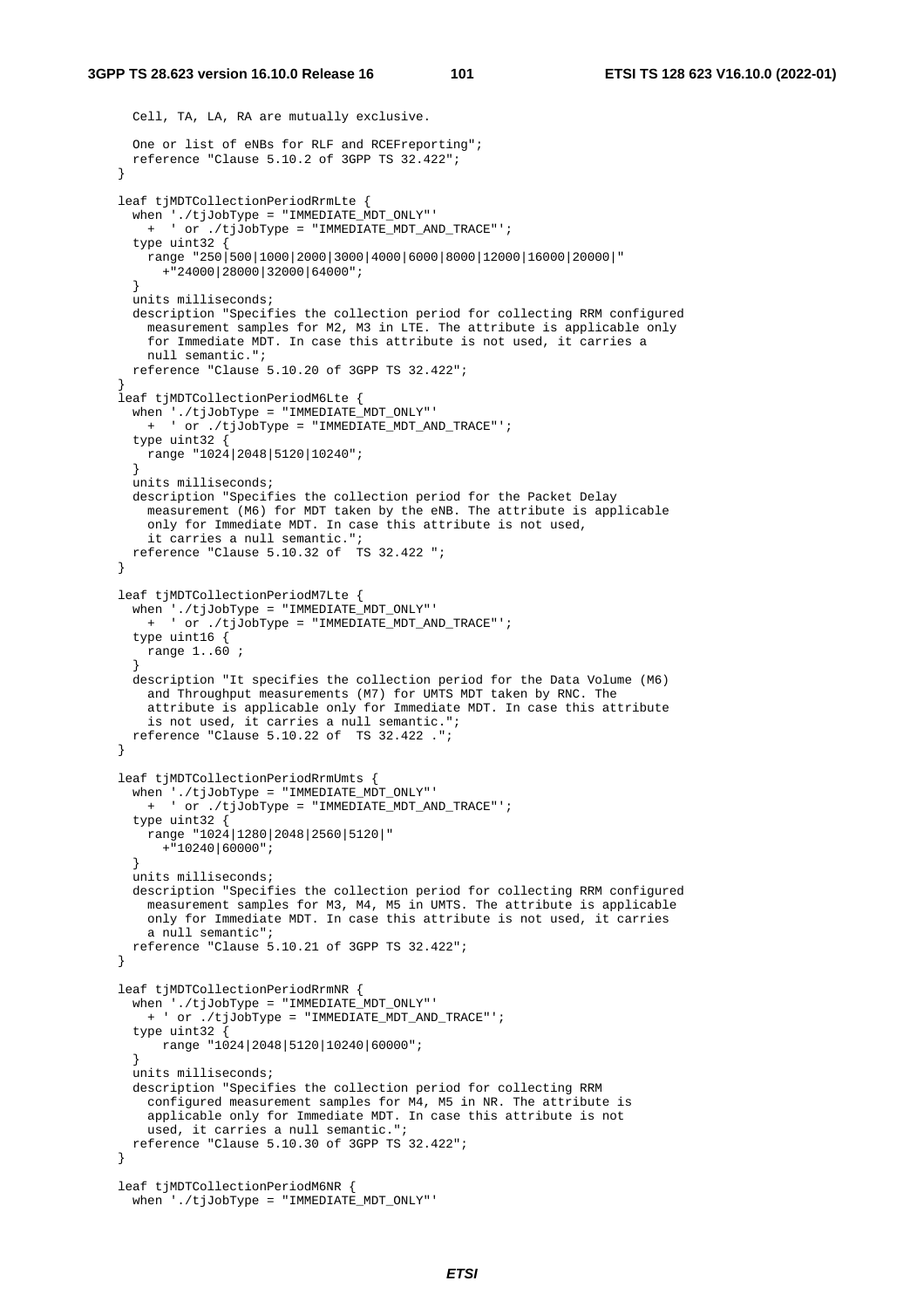```
      Cell, TA, LA, RA are mutually exclusive.

      One or list of eNBs for RLF and RCEFreporting";
      reference "Clause 5.10.2 of 3GPP TS 32.422";
    }

    leaf tjMDTCollectionPeriodRrmLte {
      when './tjJobType = "IMMEDIATE_MDT_ONLY"'
        +  ' or ./tjJobType = "IMMEDIATE_MDT_AND_TRACE"';
      type uint32 {
        range "250|500|1000|2000|3000|4000|6000|8000|12000|16000|20000|"
          +"24000|28000|32000|64000";
      }
      units milliseconds;
      description "Specifies the collection period for collecting RRM configured
        measurement samples for M2, M3 in LTE. The attribute is applicable only
        for Immediate MDT. In case this attribute is not used, it carries a
        null semantic.";
      reference "Clause 5.10.20 of 3GPP TS 32.422";
    }
    leaf tjMDTCollectionPeriodM6Lte {
      when './tjJobType = "IMMEDIATE_MDT_ONLY"'
        +  ' or ./tjJobType = "IMMEDIATE_MDT_AND_TRACE"';
      type uint32 {
        range "1024|2048|5120|10240";
      }
      units milliseconds;
      description "Specifies the collection period for the Packet Delay
        measurement (M6) for MDT taken by the eNB. The attribute is applicable
        only for Immediate MDT. In case this attribute is not used,
        it carries a null semantic.";
      reference "Clause 5.10.32 of  TS 32.422 ";
    }

    leaf tjMDTCollectionPeriodM7Lte {
      when './tjJobType = "IMMEDIATE_MDT_ONLY"'
        +  ' or ./tjJobType = "IMMEDIATE_MDT_AND_TRACE"';
      type uint16 {
        range 1..60 ;
      }
      description "It specifies the collection period for the Data Volume (M6)
        and Throughput measurements (M7) for UMTS MDT taken by RNC. The
        attribute is applicable only for Immediate MDT. In case this attribute
        is not used, it carries a null semantic.";
      reference "Clause 5.10.22 of  TS 32.422 .";
    }

    leaf tjMDTCollectionPeriodRrmUmts {
      when './tjJobType = "IMMEDIATE_MDT_ONLY"'
        +  ' or ./tjJobType = "IMMEDIATE_MDT_AND_TRACE"';
      type uint32 {
        range "1024|1280|2048|2560|5120|"
          +"10240|60000";
      }
      units milliseconds;
      description "Specifies the collection period for collecting RRM configured
        measurement samples for M3, M4, M5 in UMTS. The attribute is applicable
        only for Immediate MDT. In case this attribute is not used, it carries
        a null semantic";
      reference "Clause 5.10.21 of 3GPP TS 32.422";
    }

    leaf tjMDTCollectionPeriodRrmNR {
      when './tjJobType = "IMMEDIATE_MDT_ONLY"'
        + ' or ./tjJobType = "IMMEDIATE_MDT_AND_TRACE"';
      type uint32 {
          range "1024|2048|5120|10240|60000";
      }
      units milliseconds;
      description "Specifies the collection period for collecting RRM
        configured measurement samples for M4, M5 in NR. The attribute is
        applicable only for Immediate MDT. In case this attribute is not
        used, it carries a null semantic.";
      reference "Clause 5.10.30 of 3GPP TS 32.422";
    }

    leaf tjMDTCollectionPeriodM6NR {
      when './tjJobType = "IMMEDIATE_MDT_ONLY"'
```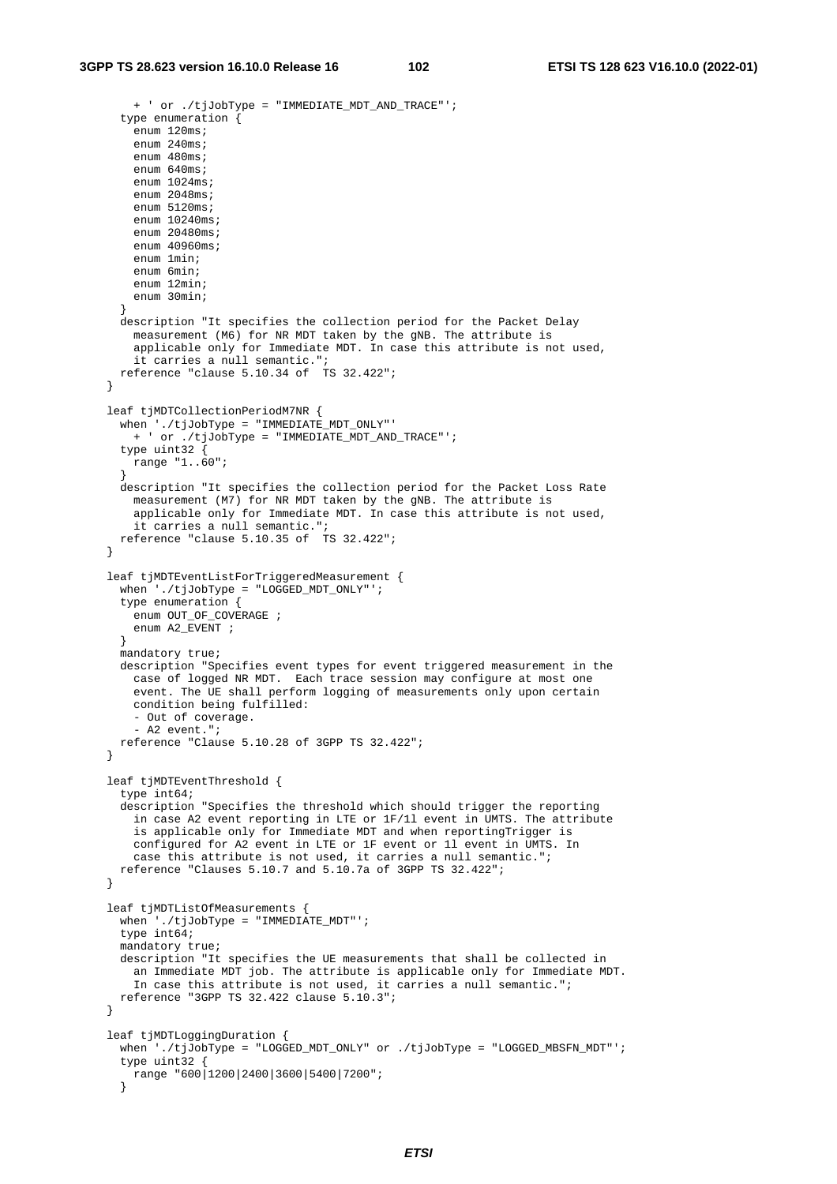```
        + ' or ./tjJobType = "IMMEDIATE_MDT_AND_TRACE"';
      type enumeration {
        enum 120ms;
        enum 240ms;
        enum 480ms;
        enum 640ms;
        enum 1024ms;
        enum 2048ms;
        enum 5120ms;
        enum 10240ms;
        enum 20480ms;
        enum 40960ms;
        enum 1min;
        enum 6min;
        enum 12min;
        enum 30min;
      }
      description "It specifies the collection period for the Packet Delay
        measurement (M6) for NR MDT taken by the gNB. The attribute is
        applicable only for Immediate MDT. In case this attribute is not used,
        it carries a null semantic.";
      reference "clause 5.10.34 of  TS 32.422";
    }

    leaf tjMDTCollectionPeriodM7NR {
      when './tjJobType = "IMMEDIATE_MDT_ONLY"'
        + ' or ./tjJobType = "IMMEDIATE_MDT_AND_TRACE"';
      type uint32 {
        range "1..60";
      }
      description "It specifies the collection period for the Packet Loss Rate
        measurement (M7) for NR MDT taken by the gNB. The attribute is
        applicable only for Immediate MDT. In case this attribute is not used,
        it carries a null semantic.";
      reference "clause 5.10.35 of  TS 32.422";
    }

    leaf tjMDTEventListForTriggeredMeasurement {
      when './tjJobType = "LOGGED_MDT_ONLY"';
      type enumeration {
        enum OUT_OF_COVERAGE ;
        enum A2_EVENT ;
      }
      mandatory true;
      description "Specifies event types for event triggered measurement in the
        case of logged NR MDT.  Each trace session may configure at most one
        event. The UE shall perform logging of measurements only upon certain
        condition being fulfilled:
        - Out of coverage.
        - A2 event.";
      reference "Clause 5.10.28 of 3GPP TS 32.422";
    }

    leaf tjMDTEventThreshold {
      type int64;
      description "Specifies the threshold which should trigger the reporting
        in case A2 event reporting in LTE or 1F/1l event in UMTS. The attribute
        is applicable only for Immediate MDT and when reportingTrigger is
        configured for A2 event in LTE or 1F event or 1l event in UMTS. In
        case this attribute is not used, it carries a null semantic.";
      reference "Clauses 5.10.7 and 5.10.7a of 3GPP TS 32.422";
    }

    leaf tjMDTListOfMeasurements {
      when './tjJobType = "IMMEDIATE_MDT"';
      type int64;
      mandatory true;
      description "It specifies the UE measurements that shall be collected in
        an Immediate MDT job. The attribute is applicable only for Immediate MDT.
        In case this attribute is not used, it carries a null semantic.";
      reference "3GPP TS 32.422 clause 5.10.3";
    }

    leaf tjMDTLoggingDuration {
      when './tjJobType = "LOGGED_MDT_ONLY" or ./tjJobType = "LOGGED_MBSFN_MDT"';
      type uint32 {
        range "600|1200|2400|3600|5400|7200";
      }
```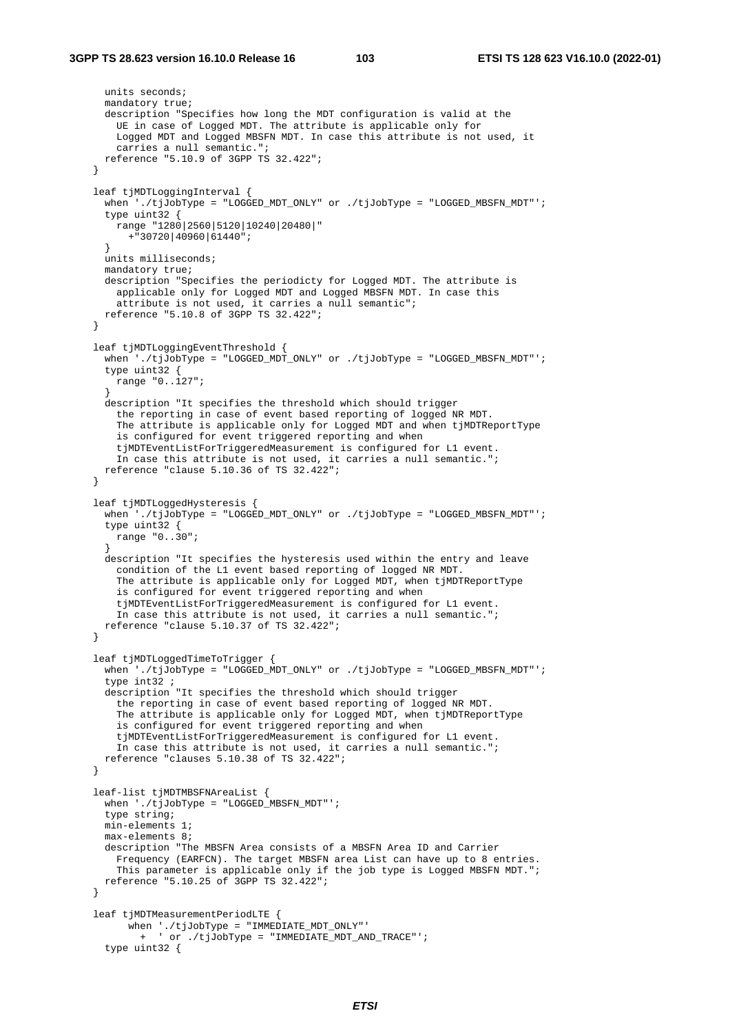```
      units seconds;
      mandatory true;
      description "Specifies how long the MDT configuration is valid at the
        UE in case of Logged MDT. The attribute is applicable only for
        Logged MDT and Logged MBSFN MDT. In case this attribute is not used, it
        carries a null semantic.";
      reference "5.10.9 of 3GPP TS 32.422";
    }

    leaf tjMDTLoggingInterval {
      when './tjJobType = "LOGGED_MDT_ONLY" or ./tjJobType = "LOGGED_MBSFN_MDT"';
      type uint32 {
        range "1280|2560|5120|10240|20480|"
          +"30720|40960|61440";
      }
      units milliseconds;
      mandatory true;
      description "Specifies the periodicty for Logged MDT. The attribute is
        applicable only for Logged MDT and Logged MBSFN MDT. In case this
        attribute is not used, it carries a null semantic";
      reference "5.10.8 of 3GPP TS 32.422";
    }

    leaf tjMDTLoggingEventThreshold {
      when './tjJobType = "LOGGED_MDT_ONLY" or ./tjJobType = "LOGGED_MBSFN_MDT"';
      type uint32 {
        range "0..127";
      }
      description "It specifies the threshold which should trigger
        the reporting in case of event based reporting of logged NR MDT.
        The attribute is applicable only for Logged MDT and when tjMDTReportType
        is configured for event triggered reporting and when
        tjMDTEventListForTriggeredMeasurement is configured for L1 event.
        In case this attribute is not used, it carries a null semantic.";
      reference "clause 5.10.36 of TS 32.422";
    }

    leaf tjMDTLoggedHysteresis {
      when './tjJobType = "LOGGED_MDT_ONLY" or ./tjJobType = "LOGGED_MBSFN_MDT"';
      type uint32 {
        range "0..30";
      }
      description "It specifies the hysteresis used within the entry and leave
        condition of the L1 event based reporting of logged NR MDT.
        The attribute is applicable only for Logged MDT, when tjMDTReportType
        is configured for event triggered reporting and when
        tjMDTEventListForTriggeredMeasurement is configured for L1 event.
        In case this attribute is not used, it carries a null semantic.";
      reference "clause 5.10.37 of TS 32.422";
    }

    leaf tjMDTLoggedTimeToTrigger {
      when './tjJobType = "LOGGED_MDT_ONLY" or ./tjJobType = "LOGGED_MBSFN_MDT"';
      type int32 ;
      description "It specifies the threshold which should trigger
        the reporting in case of event based reporting of logged NR MDT.
        The attribute is applicable only for Logged MDT, when tjMDTReportType
        is configured for event triggered reporting and when
        tjMDTEventListForTriggeredMeasurement is configured for L1 event.
        In case this attribute is not used, it carries a null semantic.";
      reference "clauses 5.10.38 of TS 32.422";
    }

    leaf-list tjMDTMBSFNAreaList {
      when './tjJobType = "LOGGED_MBSFN_MDT"';
      type string;
      min-elements 1;
      max-elements 8;
      description "The MBSFN Area consists of a MBSFN Area ID and Carrier
        Frequency (EARFCN). The target MBSFN area List can have up to 8 entries.
        This parameter is applicable only if the job type is Logged MBSFN MDT.";
      reference "5.10.25 of 3GPP TS 32.422";
    }

    leaf tjMDTMeasurementPeriodLTE {
          when './tjJobType = "IMMEDIATE_MDT_ONLY"'
            +  ' or ./tjJobType = "IMMEDIATE_MDT_AND_TRACE"';
      type uint32 {
```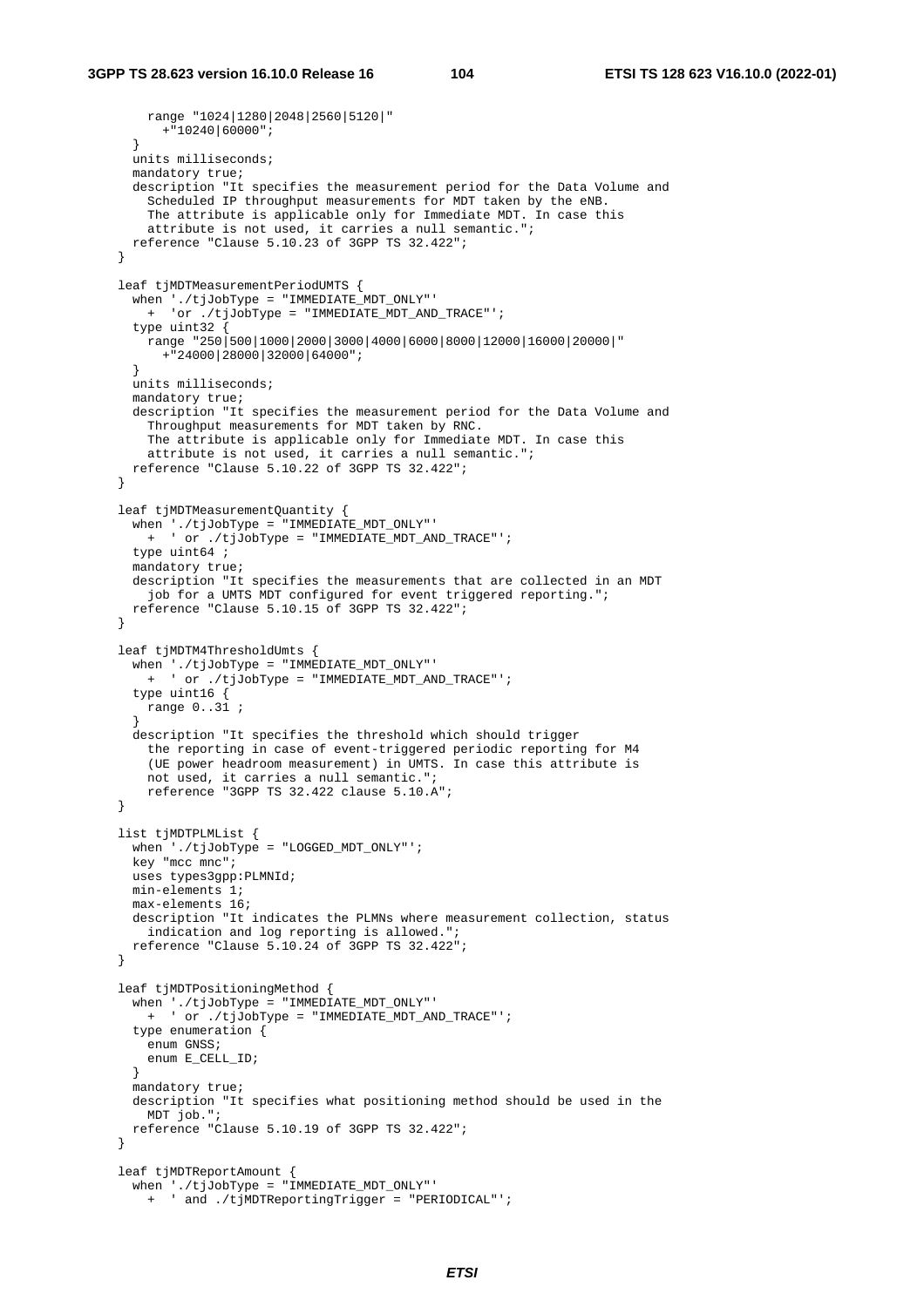```
      range "1024|1280|2048|2560|5120|"
        +"10240|60000";
    }
    units milliseconds;
    mandatory true;
    description "It specifies the measurement period for the Data Volume and
      Scheduled IP throughput measurements for MDT taken by the eNB.
      The attribute is applicable only for Immediate MDT. In case this
      attribute is not used, it carries a null semantic.";
    reference "Clause 5.10.23 of 3GPP TS 32.422";
  }

  leaf tjMDTMeasurementPeriodUMTS {
    when './tjJobType = "IMMEDIATE_MDT_ONLY"'
      +  'or ./tjJobType = "IMMEDIATE_MDT_AND_TRACE"';
    type uint32 {
      range "250|500|1000|2000|3000|4000|6000|8000|12000|16000|20000|"
        +"24000|28000|32000|64000";
    }
    units milliseconds;
    mandatory true;
    description "It specifies the measurement period for the Data Volume and
      Throughput measurements for MDT taken by RNC.
      The attribute is applicable only for Immediate MDT. In case this
      attribute is not used, it carries a null semantic.";
    reference "Clause 5.10.22 of 3GPP TS 32.422";
  }

  leaf tjMDTMeasurementQuantity {
    when './tjJobType = "IMMEDIATE_MDT_ONLY"'
      +  ' or ./tjJobType = "IMMEDIATE_MDT_AND_TRACE"';
    type uint64 ;
    mandatory true;
    description "It specifies the measurements that are collected in an MDT
      job for a UMTS MDT configured for event triggered reporting.";
    reference "Clause 5.10.15 of 3GPP TS 32.422";
  }

  leaf tjMDTM4ThresholdUmts {
    when './tjJobType = "IMMEDIATE_MDT_ONLY"'
      +  ' or ./tjJobType = "IMMEDIATE_MDT_AND_TRACE"';
    type uint16 {
      range 0..31 ;
    }
    description "It specifies the threshold which should trigger
      the reporting in case of event-triggered periodic reporting for M4
      (UE power headroom measurement) in UMTS. In case this attribute is
      not used, it carries a null semantic.";
      reference "3GPP TS 32.422 clause 5.10.A";
  }

  list tjMDTPLMList {
    when './tjJobType = "LOGGED_MDT_ONLY"';
    key "mcc mnc";
    uses types3gpp:PLMNId;
    min-elements 1;
    max-elements 16;
    description "It indicates the PLMNs where measurement collection, status
      indication and log reporting is allowed.";
    reference "Clause 5.10.24 of 3GPP TS 32.422";
  }

  leaf tjMDTPositioningMethod {
    when './tjJobType = "IMMEDIATE_MDT_ONLY"'
      +  ' or ./tjJobType = "IMMEDIATE_MDT_AND_TRACE"';
    type enumeration {
      enum GNSS;
      enum E_CELL_ID;
    }
    mandatory true;
    description "It specifies what positioning method should be used in the
      MDT job.";
    reference "Clause 5.10.19 of 3GPP TS 32.422";
  }

  leaf tjMDTReportAmount {
    when './tjJobType = "IMMEDIATE_MDT_ONLY"'
      +  ' and ./tjMDTReportingTrigger = "PERIODICAL"';
```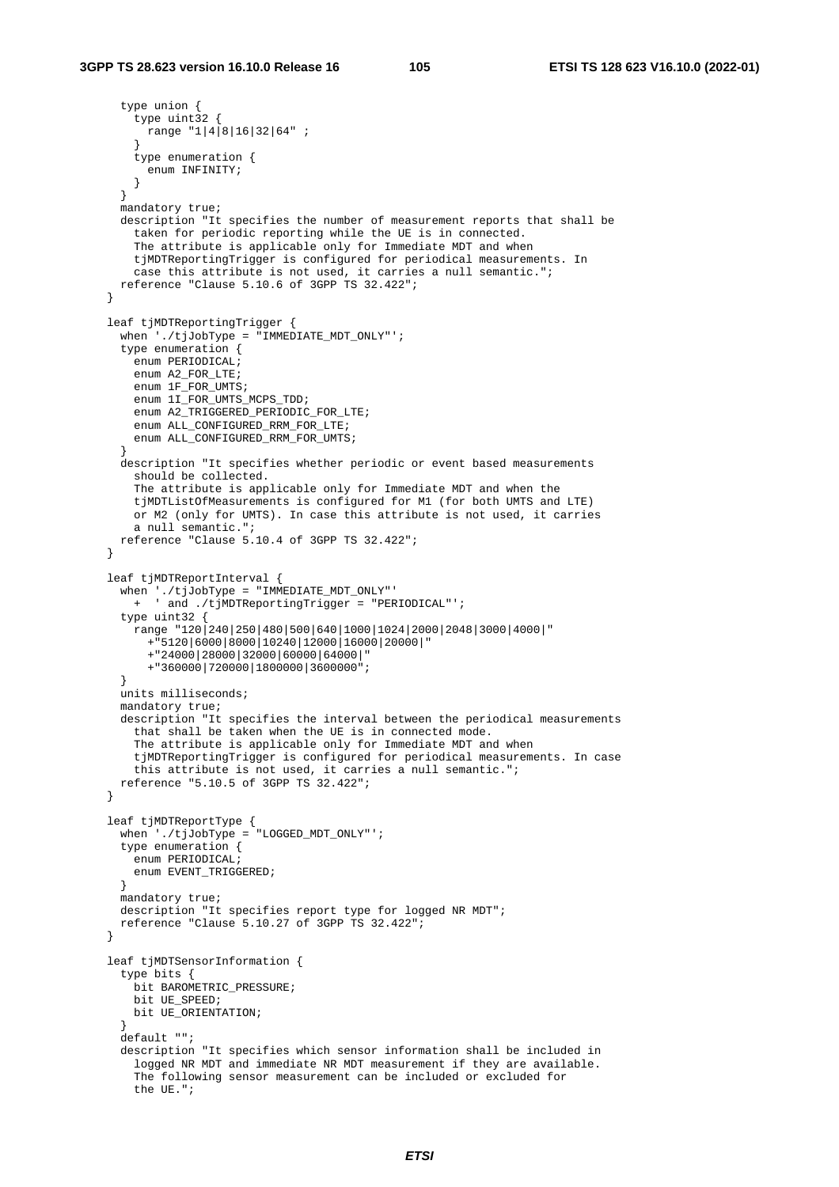```
      type union {
        type uint32 {
          range "1|4|8|16|32|64" ;
        }
        type enumeration {
          enum INFINITY;
        }
      }
      mandatory true;
      description "It specifies the number of measurement reports that shall be
        taken for periodic reporting while the UE is in connected.
        The attribute is applicable only for Immediate MDT and when
        tjMDTReportingTrigger is configured for periodical measurements. In
        case this attribute is not used, it carries a null semantic.";
      reference "Clause 5.10.6 of 3GPP TS 32.422";
    }

    leaf tjMDTReportingTrigger {
      when './tjJobType = "IMMEDIATE_MDT_ONLY"';
      type enumeration {
        enum PERIODICAL;
        enum A2_FOR_LTE;
        enum 1F_FOR_UMTS;
        enum 1I_FOR_UMTS_MCPS_TDD;
        enum A2_TRIGGERED_PERIODIC_FOR_LTE;
        enum ALL_CONFIGURED_RRM_FOR_LTE;
        enum ALL_CONFIGURED_RRM_FOR_UMTS;
      }
      description "It specifies whether periodic or event based measurements
        should be collected.
        The attribute is applicable only for Immediate MDT and when the
        tjMDTListOfMeasurements is configured for M1 (for both UMTS and LTE)
        or M2 (only for UMTS). In case this attribute is not used, it carries
        a null semantic.";
      reference "Clause 5.10.4 of 3GPP TS 32.422";
    }

    leaf tjMDTReportInterval {
      when './tjJobType = "IMMEDIATE_MDT_ONLY"'
        +  ' and ./tjMDTReportingTrigger = "PERIODICAL"';
      type uint32 {
        range "120|240|250|480|500|640|1000|1024|2000|2048|3000|4000|"
          +"5120|6000|8000|10240|12000|16000|20000|"
          +"24000|28000|32000|60000|64000|"
          +"360000|720000|1800000|3600000";
      }
      units milliseconds;
      mandatory true;
      description "It specifies the interval between the periodical measurements
        that shall be taken when the UE is in connected mode.
        The attribute is applicable only for Immediate MDT and when
        tjMDTReportingTrigger is configured for periodical measurements. In case
        this attribute is not used, it carries a null semantic.";
      reference "5.10.5 of 3GPP TS 32.422";
    }

    leaf tjMDTReportType {
      when './tjJobType = "LOGGED_MDT_ONLY"';
      type enumeration {
        enum PERIODICAL;
        enum EVENT_TRIGGERED;
      }
      mandatory true;
      description "It specifies report type for logged NR MDT";
      reference "Clause 5.10.27 of 3GPP TS 32.422";
    }

    leaf tjMDTSensorInformation {
      type bits {
        bit BAROMETRIC_PRESSURE;
        bit UE_SPEED;
        bit UE_ORIENTATION;
      }
      default "";
      description "It specifies which sensor information shall be included in
        logged NR MDT and immediate NR MDT measurement if they are available.
        The following sensor measurement can be included or excluded for
        the UE.";
```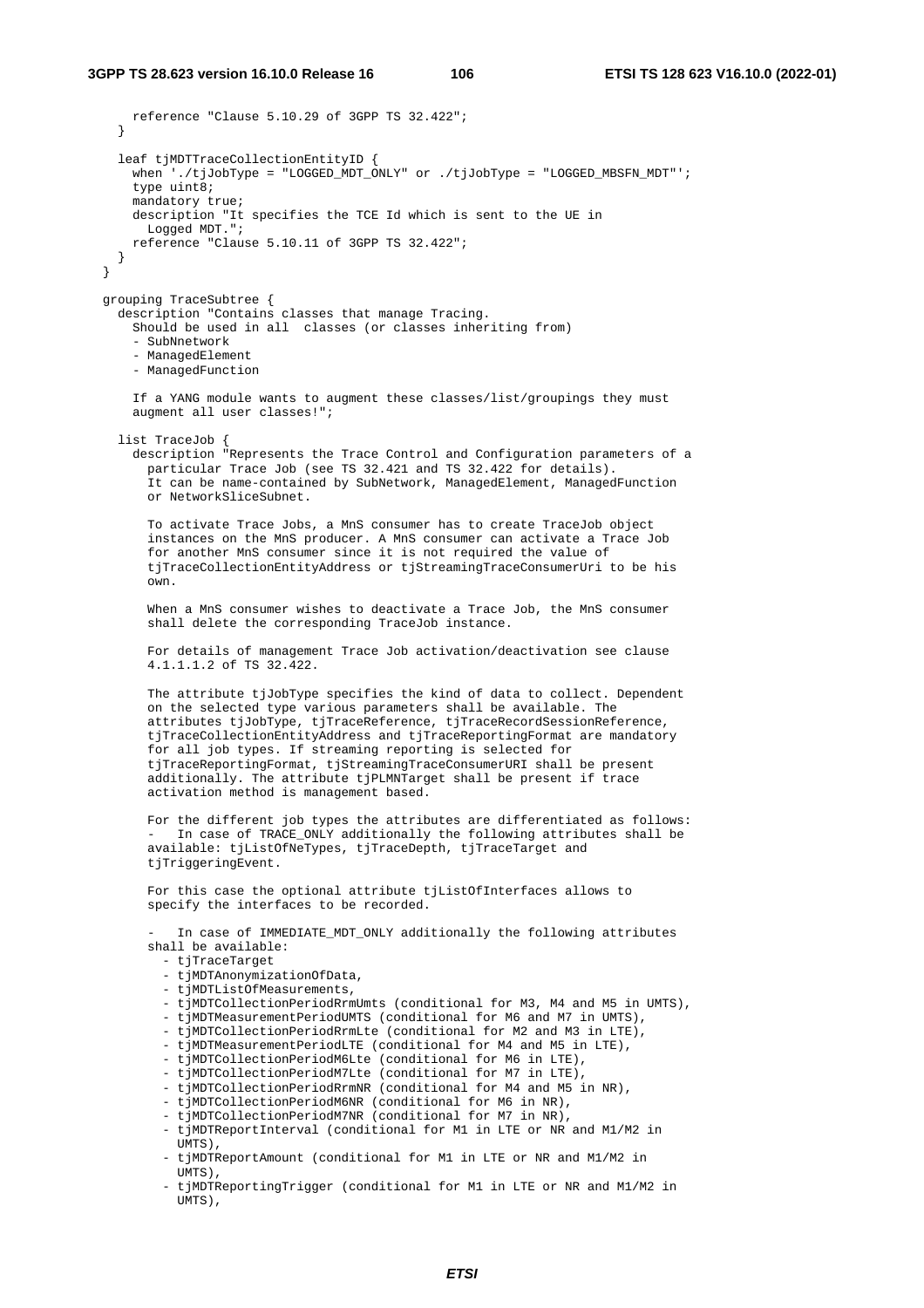```
      reference "Clause 5.10.29 of 3GPP TS 32.422";
    }

    leaf tjMDTTraceCollectionEntityID {
      when './tjJobType = "LOGGED_MDT_ONLY" or ./tjJobType = "LOGGED_MBSFN_MDT"';
      type uint8;
      mandatory true;
      description "It specifies the TCE Id which is sent to the UE in
        Logged MDT.";
      reference "Clause 5.10.11 of 3GPP TS 32.422";
    }
  }

  grouping TraceSubtree {
    description "Contains classes that manage Tracing.
      Should be used in all  classes (or classes inheriting from)
      - SubNnetwork
      - ManagedElement
      - ManagedFunction

      If a YANG module wants to augment these classes/list/groupings they must
      augment all user classes!";

    list TraceJob {
      description "Represents the Trace Control and Configuration parameters of a
        particular Trace Job (see TS 32.421 and TS 32.422 for details).
        It can be name-contained by SubNetwork, ManagedElement, ManagedFunction
        or NetworkSliceSubnet.

        To activate Trace Jobs, a MnS consumer has to create TraceJob object
        instances on the MnS producer. A MnS consumer can activate a Trace Job
        for another MnS consumer since it is not required the value of
        tjTraceCollectionEntityAddress or tjStreamingTraceConsumerUri to be his
        own.

        When a MnS consumer wishes to deactivate a Trace Job, the MnS consumer
        shall delete the corresponding TraceJob instance.

        For details of management Trace Job activation/deactivation see clause
        4.1.1.1.2 of TS 32.422.

        The attribute tjJobType specifies the kind of data to collect. Dependent
        on the selected type various parameters shall be available. The
        attributes tjJobType, tjTraceReference, tjTraceRecordSessionReference,
        tjTraceCollectionEntityAddress and tjTraceReportingFormat are mandatory
        for all job types. If streaming reporting is selected for
        tjTraceReportingFormat, tjStreamingTraceConsumerURI shall be present
        additionally. The attribute tjPLMNTarget shall be present if trace
        activation method is management based.

        For the different job types the attributes are differentiated as follows:
        -   In case of TRACE_ONLY additionally the following attributes shall be
        available: tjListOfNeTypes, tjTraceDepth, tjTraceTarget and
        tjTriggeringEvent.

        For this case the optional attribute tjListOfInterfaces allows to
        specify the interfaces to be recorded.

        -   In case of IMMEDIATE_MDT_ONLY additionally the following attributes
        shall be available:
          - tjTraceTarget
          - tjMDTAnonymizationOfData,
          - tjMDTListOfMeasurements,
          - tjMDTCollectionPeriodRrmUmts (conditional for M3, M4 and M5 in UMTS),
          - tjMDTMeasurementPeriodUMTS (conditional for M6 and M7 in UMTS),
          - tjMDTCollectionPeriodRrmLte (conditional for M2 and M3 in LTE),
          - tjMDTMeasurementPeriodLTE (conditional for M4 and M5 in LTE),
          - tjMDTCollectionPeriodM6Lte (conditional for M6 in LTE),
          - tjMDTCollectionPeriodM7Lte (conditional for M7 in LTE),
          - tjMDTCollectionPeriodRrmNR (conditional for M4 and M5 in NR),
          - tjMDTCollectionPeriodM6NR (conditional for M6 in NR),
          - tjMDTCollectionPeriodM7NR (conditional for M7 in NR),
          - tjMDTReportInterval (conditional for M1 in LTE or NR and M1/M2 in
            UMTS),
          - tjMDTReportAmount (conditional for M1 in LTE or NR and M1/M2 in
            UMTS),
          - tjMDTReportingTrigger (conditional for M1 in LTE or NR and M1/M2 in
            UMTS),
```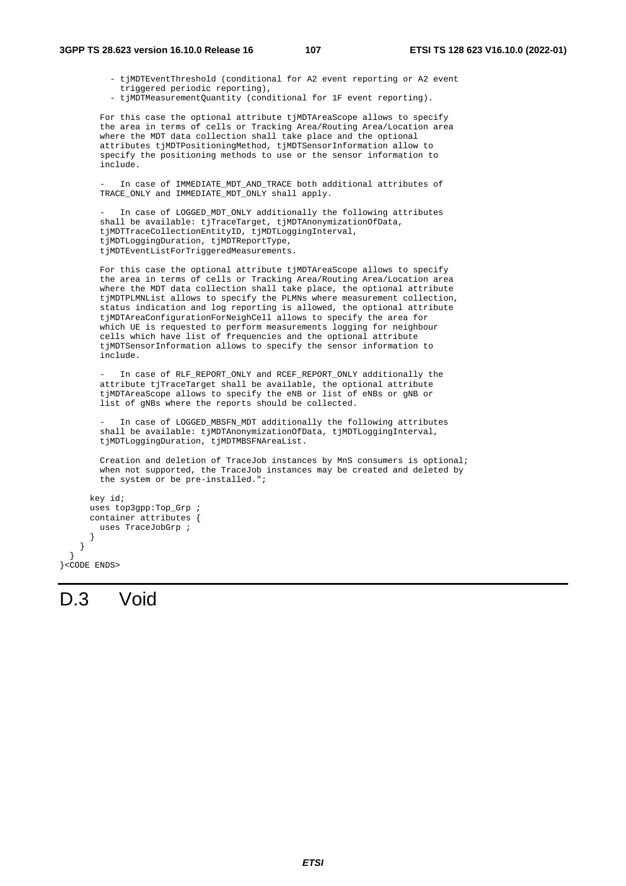```
          - tjMDTEventThreshold (conditional for A2 event reporting or A2 event
            triggered periodic reporting),
          - tjMDTMeasurementQuantity (conditional for 1F event reporting).

        For this case the optional attribute tjMDTAreaScope allows to specify
        the area in terms of cells or Tracking Area/Routing Area/Location area
        where the MDT data collection shall take place and the optional
        attributes tjMDTPositioningMethod, tjMDTSensorInformation allow to
        specify the positioning methods to use or the sensor information to
        include.

        -   In case of IMMEDIATE_MDT_AND_TRACE both additional attributes of
        TRACE_ONLY and IMMEDIATE_MDT_ONLY shall apply.

        -   In case of LOGGED_MDT_ONLY additionally the following attributes
        shall be available: tjTraceTarget, tjMDTAnonymizationOfData,
        tjMDTTraceCollectionEntityID, tjMDTLoggingInterval,
        tjMDTLoggingDuration, tjMDTReportType,
        tjMDTEventListForTriggeredMeasurements.

        For this case the optional attribute tjMDTAreaScope allows to specify
        the area in terms of cells or Tracking Area/Routing Area/Location area
        where the MDT data collection shall take place, the optional attribute
        tjMDTPLMNList allows to specify the PLMNs where measurement collection,
        status indication and log reporting is allowed, the optional attribute
        tjMDTAreaConfigurationForNeighCell allows to specify the area for
        which UE is requested to perform measurements logging for neighbour
        cells which have list of frequencies and the optional attribute
        tjMDTSensorInformation allows to specify the sensor information to
        include.

        -   In case of RLF_REPORT_ONLY and RCEF_REPORT_ONLY additionally the
        attribute tjTraceTarget shall be available, the optional attribute
        tjMDTAreaScope allows to specify the eNB or list of eNBs or gNB or
        list of gNBs where the reports should be collected.

        -   In case of LOGGED_MBSFN_MDT additionally the following attributes
        shall be available: tjMDTAnonymizationOfData, tjMDTLoggingInterval,
        tjMDTLoggingDuration, tjMDTMBSFNAreaList.

        Creation and deletion of TraceJob instances by MnS consumers is optional;
        when not supported, the TraceJob instances may be created and deleted by
        the system or be pre-installed.";

      key id;
      uses top3gpp:Top_Grp ;
      container attributes {
        uses TraceJobGrp ;
      }
    }
  }
}<CODE ENDS>
```

# D.3 Void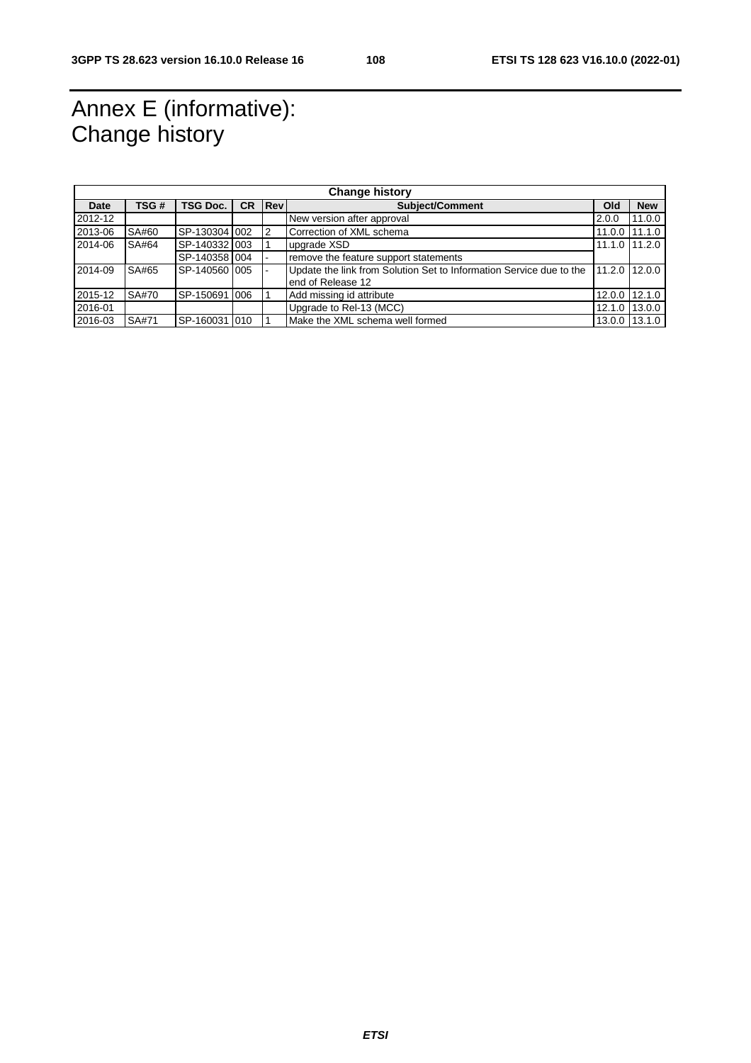# Annex E (informative): Change history

| Change history | | | | | | | |
|---|---|---|---|---|---|---|---|
| **Date** | **TSG #** | **TSG Doc.** | **CR** | **Rev** | **Subject/Comment** | **Old** | **New** |
| 2012-12 | | | | | New version after approval | 2.0.0 | 11.0.0 |
| 2013-06 | SA#60 | SP-130304 | 002 | 2 | Correction of XML schema | 11.0.0 | 11.1.0 |
| 2014-06 | SA#64 | SP-140332 | 003 | 1 | upgrade XSD | 11.1.0 | 11.2.0 |
| | | SP-140358 | 004 | - | remove the feature support statements | | |
| 2014-09 | SA#65 | SP-140560 | 005 | - | Update the link from Solution Set to Information Service due to the end of Release 12 | 11.2.0 | 12.0.0 |
| 2015-12 | SA#70 | SP-150691 | 006 | 1 | Add missing id attribute | 12.0.0 | 12.1.0 |
| 2016-01 | | | | | Upgrade to Rel-13 (MCC) | 12.1.0 | 13.0.0 |
| 2016-03 | SA#71 | SP-160031 | 010 | 1 | Make the XML schema well formed | 13.0.0 | 13.1.0 |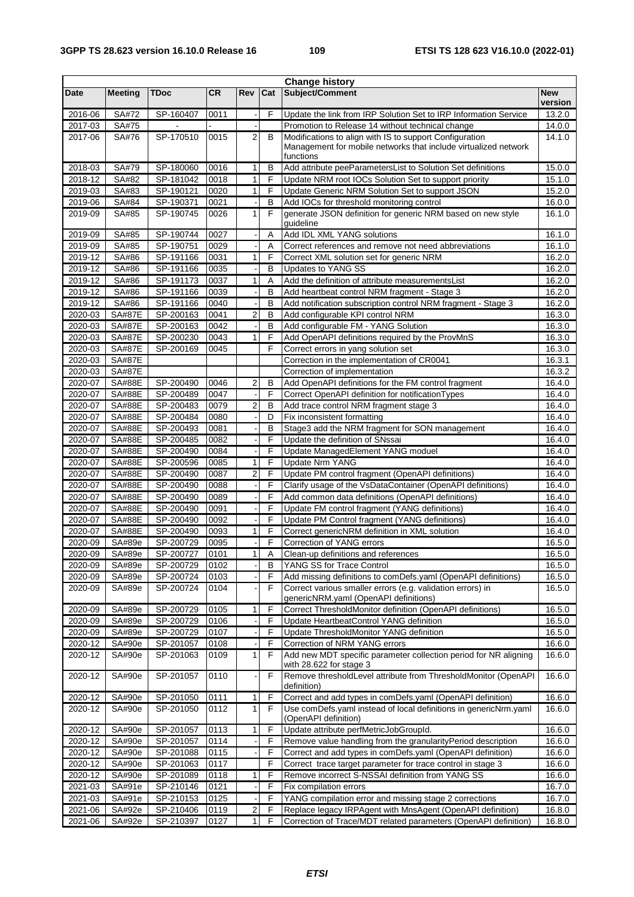| Change history | | | | | | | |
|---|---|---|---|---|---|---|---|
| **Date** | **Meeting** | **TDoc** | **CR** | **Rev** | **Cat** | **Subject/Comment** | **New version** |
| 2016-06 | SA#72 | SP-160407 | 0011 | - | F | Update the link from IRP Solution Set to IRP Information Service | 13.2.0 |
| 2017-03 | SA#75 | - | - | - | | Promotion to Release 14 without technical change | 14.0.0 |
| 2017-06 | SA#76 | SP-170510 | 0015 | 2 | B | Modifications to align with IS to support Configuration Management for mobile networks that include virtualized network functions | 14.1.0 |
| 2018-03 | SA#79 | SP-180060 | 0016 | 1 | B | Add attribute peeParametersList to Solution Set definitions | 15.0.0 |
| 2018-12 | SA#82 | SP-181042 | 0018 | 1 | F | Update NRM root IOCs Solution Set to support priority | 15.1.0 |
| 2019-03 | SA#83 | SP-190121 | 0020 | 1 | F | Update Generic NRM Solution Set to support JSON | 15.2.0 |
| 2019-06 | SA#84 | SP-190371 | 0021 | - | B | Add IOCs for threshold monitoring control | 16.0.0 |
| 2019-09 | SA#85 | SP-190745 | 0026 | 1 | F | generate JSON definition for generic NRM based on new style guideline | 16.1.0 |
| 2019-09 | SA#85 | SP-190744 | 0027 | - | A | Add IDL XML YANG solutions | 16.1.0 |
| 2019-09 | SA#85 | SP-190751 | 0029 | - | A | Correct references and remove not need abbreviations | 16.1.0 |
| 2019-12 | SA#86 | SP-191166 | 0031 | 1 | F | Correct XML solution set for generic NRM | 16.2.0 |
| 2019-12 | SA#86 | SP-191166 | 0035 | - | B | Updates to YANG SS | 16.2.0 |
| 2019-12 | SA#86 | SP-191173 | 0037 | 1 | A | Add the definition of attribute measurementsList | 16.2.0 |
| 2019-12 | SA#86 | SP-191166 | 0039 | - | B | Add heartbeat control NRM fragment - Stage 3 | 16.2.0 |
| 2019-12 | SA#86 | SP-191166 | 0040 | - | B | Add notification subscription control NRM fragment - Stage 3 | 16.2.0 |
| 2020-03 | SA#87E | SP-200163 | 0041 | 2 | B | Add configurable KPI control NRM | 16.3.0 |
| 2020-03 | SA#87E | SP-200163 | 0042 | - | B | Add configurable FM - YANG Solution | 16.3.0 |
| 2020-03 | SA#87E | SP-200230 | 0043 | 1 | F | Add OpenAPI definitions required by the ProvMnS | 16.3.0 |
| 2020-03 | SA#87E | SP-200169 | 0045 | | F | Correct errors in yang solution set | 16.3.0 |
| 2020-03 | SA#87E | | | | | Correction in the implementation of CR0041 | 16.3.1 |
| 2020-03 | SA#87E | | | | | Correction of implementation | 16.3.2 |
| 2020-07 | SA#88E | SP-200490 | 0046 | 2 | B | Add OpenAPI definitions for the FM control fragment | 16.4.0 |
| 2020-07 | SA#88E | SP-200489 | 0047 | - | F | Correct OpenAPI definition for notificationTypes | 16.4.0 |
| 2020-07 | SA#88E | SP-200483 | 0079 | 2 | B | Add trace control NRM fragment stage 3 | 16.4.0 |
| 2020-07 | SA#88E | SP-200484 | 0080 | - | D | Fix inconsistent formatting | 16.4.0 |
| 2020-07 | SA#88E | SP-200493 | 0081 | - | B | Stage3 add the NRM fragment for SON management | 16.4.0 |
| 2020-07 | SA#88E | SP-200485 | 0082 | - | F | Update the definition of SNssai | 16.4.0 |
| 2020-07 | SA#88E | SP-200490 | 0084 | - | F | Update ManagedElement YANG moduel | 16.4.0 |
| 2020-07 | SA#88E | SP-200596 | 0085 | 1 | F | Update Nrm YANG | 16.4.0 |
| 2020-07 | SA#88E | SP-200490 | 0087 | 2 | F | Update PM control fragment (OpenAPI definitions) | 16.4.0 |
| 2020-07 | SA#88E | SP-200490 | 0088 | - | F | Clarify usage of the VsDataContainer (OpenAPI definitions) | 16.4.0 |
| 2020-07 | SA#88E | SP-200490 | 0089 | - | F | Add common data definitions (OpenAPI definitions) | 16.4.0 |
| 2020-07 | SA#88E | SP-200490 | 0091 | - | F | Update FM control fragment (YANG definitions) | 16.4.0 |
| 2020-07 | SA#88E | SP-200490 | 0092 | - | F | Update PM Control fragment (YANG definitions) | 16.4.0 |
| 2020-07 | SA#88E | SP-200490 | 0093 | 1 | F | Correct genericNRM definition in XML solution | 16.4.0 |
| 2020-09 | SA#89e | SP-200729 | 0095 | - | F | Correction of YANG errors | 16.5.0 |
| 2020-09 | SA#89e | SP-200727 | 0101 | 1 | A | Clean-up definitions and references | 16.5.0 |
| 2020-09 | SA#89e | SP-200729 | 0102 | - | B | YANG SS for Trace Control | 16.5.0 |
| 2020-09 | SA#89e | SP-200724 | 0103 | - | F | Add missing definitions to comDefs.yaml (OpenAPI definitions) | 16.5.0 |
| 2020-09 | SA#89e | SP-200724 | 0104 | - | F | Correct various smaller errors (e.g. validation errors) in genericNRM.yaml (OpenAPI definitions) | 16.5.0 |
| 2020-09 | SA#89e | SP-200729 | 0105 | 1 | F | Correct ThresholdMonitor definition (OpenAPI definitions) | 16.5.0 |
| 2020-09 | SA#89e | SP-200729 | 0106 | - | F | Update HeartbeatControl YANG definition | 16.5.0 |
| 2020-09 | SA#89e | SP-200729 | 0107 | - | F | Update ThresholdMonitor YANG definition | 16.5.0 |
| 2020-12 | SA#90e | SP-201057 | 0108 | - | F | Correction of NRM YANG errors | 16.6.0 |
| 2020-12 | SA#90e | SP-201063 | 0109 | 1 | F | Add new MDT specific parameter collection period for NR aligning with 28.622 for stage 3 | 16.6.0 |
| 2020-12 | SA#90e | SP-201057 | 0110 | - | F | Remove thresholdLevel attribute from ThresholdMonitor (OpenAPI definition) | 16.6.0 |
| 2020-12 | SA#90e | SP-201050 | 0111 | 1 | F | Correct and add types in comDefs.yaml (OpenAPI definition) | 16.6.0 |
| 2020-12 | SA#90e | SP-201050 | 0112 | 1 | F | Use comDefs.yaml instead of local definitions in genericNrm.yaml (OpenAPI definition) | 16.6.0 |
| 2020-12 | SA#90e | SP-201057 | 0113 | 1 | F | Update attribute perfMetricJobGroupId. | 16.6.0 |
| 2020-12 | SA#90e | SP-201057 | 0114 | - | F | Remove value handling from the granularityPeriod description | 16.6.0 |
| 2020-12 | SA#90e | SP-201088 | 0115 | - | F | Correct and add types in comDefs.yaml (OpenAPI definition) | 16.6.0 |
| 2020-12 | SA#90e | SP-201063 | 0117 | | F | Correct trace target parameter for trace control in stage 3 | 16.6.0 |
| 2020-12 | SA#90e | SP-201089 | 0118 | 1 | F | Remove incorrect S-NSSAI definition from YANG SS | 16.6.0 |
| 2021-03 | SA#91e | SP-210146 | 0121 | - | F | Fix compilation errors | 16.7.0 |
| 2021-03 | SA#91e | SP-210153 | 0125 | - | F | YANG compilation error and missing stage 2 corrections | 16.7.0 |
| 2021-06 | SA#92e | SP-210406 | 0119 | 2 | F | Replace legacy IRPAgent with MnsAgent (OpenAPI definition) | 16.8.0 |
| 2021-06 | SA#92e | SP-210397 | 0127 | 1 | F | Correction of Trace/MDT related parameters (OpenAPI definition) | 16.8.0 |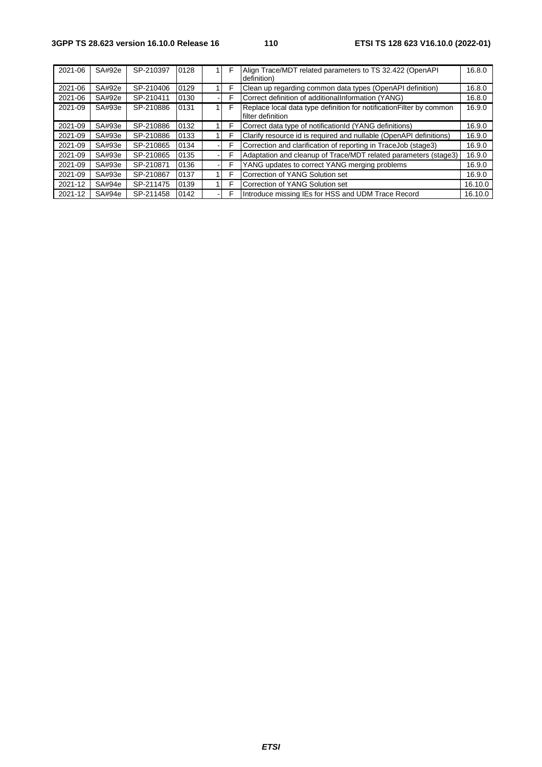| | | | | | | | |
|---|---|---|---|---|---|---|---|
| 2021-06 | SA#92e | SP-210397 | 0128 | 1 | F | Align Trace/MDT related parameters to TS 32.422 (OpenAPI definition) | 16.8.0 |
| 2021-06 | SA#92e | SP-210406 | 0129 | 1 | F | Clean up regarding common data types (OpenAPI definition) | 16.8.0 |
| 2021-06 | SA#92e | SP-210411 | 0130 | - | F | Correct definition of additionalInformation (YANG) | 16.8.0 |
| 2021-09 | SA#93e | SP-210886 | 0131 | 1 | F | Replace local data type definition for notificationFilter by common filter definition | 16.9.0 |
| 2021-09 | SA#93e | SP-210886 | 0132 | 1 | F | Correct data type of notificationId (YANG definitions) | 16.9.0 |
| 2021-09 | SA#93e | SP-210886 | 0133 | 1 | F | Clarify resource id is required and nullable (OpenAPI definitions) | 16.9.0 |
| 2021-09 | SA#93e | SP-210865 | 0134 | - | F | Correction and clarification of reporting in TraceJob (stage3) | 16.9.0 |
| 2021-09 | SA#93e | SP-210865 | 0135 | - | F | Adaptation and cleanup of Trace/MDT related parameters (stage3) | 16.9.0 |
| 2021-09 | SA#93e | SP-210871 | 0136 | - | F | YANG updates to correct YANG merging problems | 16.9.0 |
| 2021-09 | SA#93e | SP-210867 | 0137 | 1 | F | Correction of YANG Solution set | 16.9.0 |
| 2021-12 | SA#94e | SP-211475 | 0139 | 1 | F | Correction of YANG Solution set | 16.10.0 |
| 2021-12 | SA#94e | SP-211458 | 0142 | - | F | Introduce missing IEs for HSS and UDM Trace Record | 16.10.0 |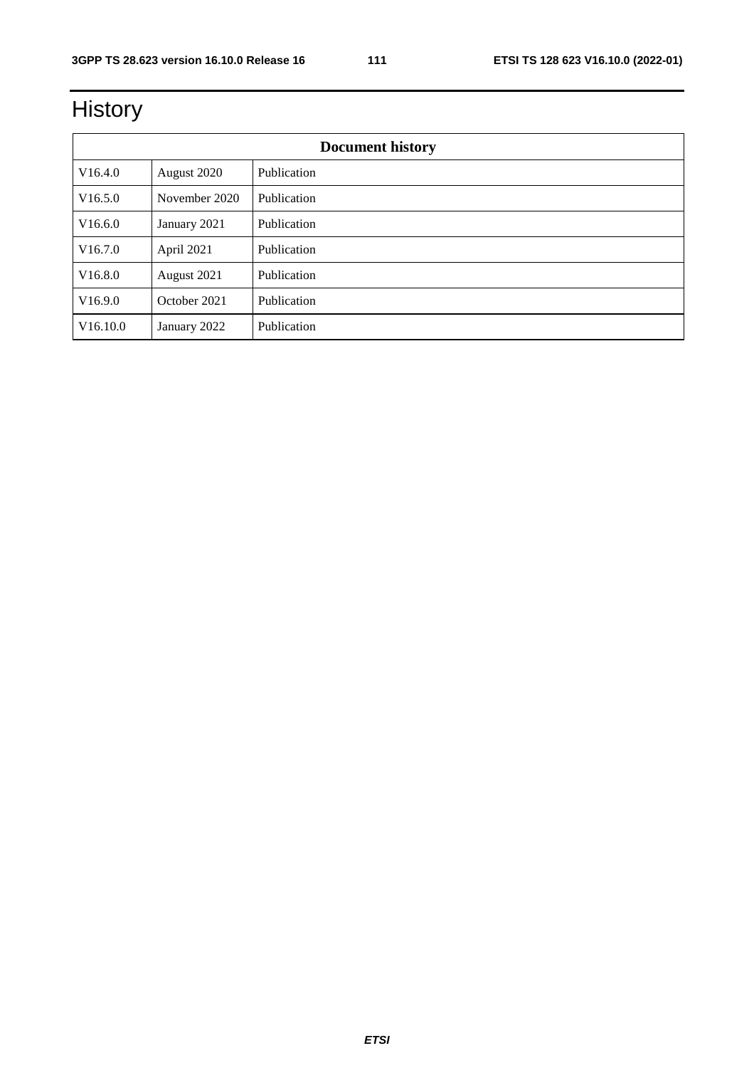# History

| Document history | | |
|---|---|---|
| V16.4.0 | August 2020 | Publication |
| V16.5.0 | November 2020 | Publication |
| V16.6.0 | January 2021 | Publication |
| V16.7.0 | April 2021 | Publication |
| V16.8.0 | August 2021 | Publication |
| V16.9.0 | October 2021 | Publication |
| V16.10.0 | January 2022 | Publication |